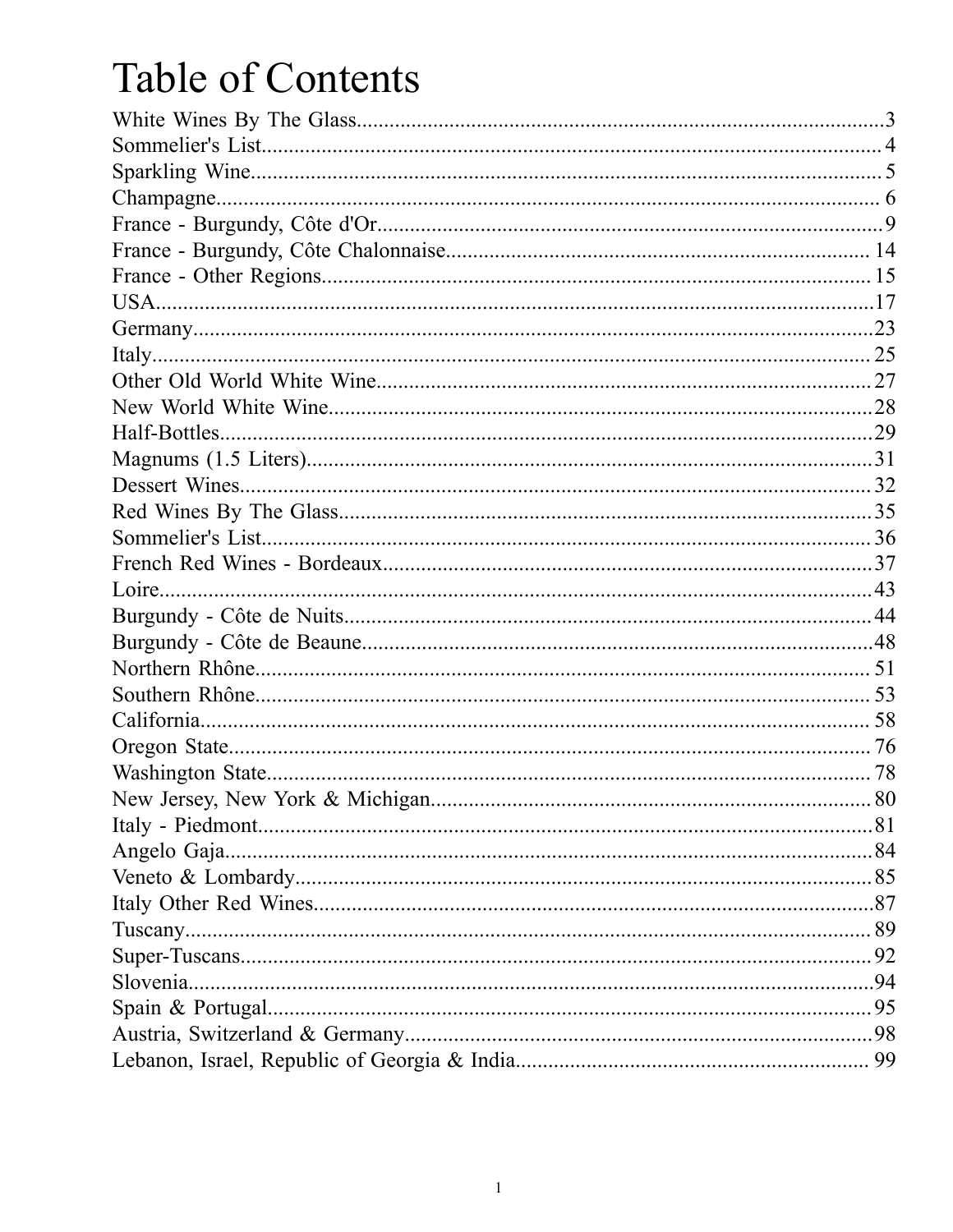# Table of Contents

White Wines By The Glass....3
Sommelier's List....4
Sparkling Wine....5
Champagne....6
France - Burgundy, Côte d'Or....9
France - Burgundy, Côte Chalonnaise....14
France - Other Regions....15
USA....17
Germany....23
Italy....25
Other Old World White Wine....27
New World White Wine....28
Half-Bottles....29
Magnums (1.5 Liters)....31
Dessert Wines....32
Red Wines By The Glass....35
Sommelier's List....36
French Red Wines - Bordeaux....37
Loire....43
Burgundy - Côte de Nuits....44
Burgundy - Côte de Beaune....48
Northern Rhône....51
Southern Rhône....53
California....58
Oregon State....76
Washington State....78
New Jersey, New York & Michigan....80
Italy - Piedmont....81
Angelo Gaja....84
Veneto & Lombardy....85
Italy Other Red Wines....87
Tuscany....89
Super-Tuscans....92
Slovenia....94
Spain & Portugal....95
Austria, Switzerland & Germany....98
Lebanon, Israel, Republic of Georgia & India....99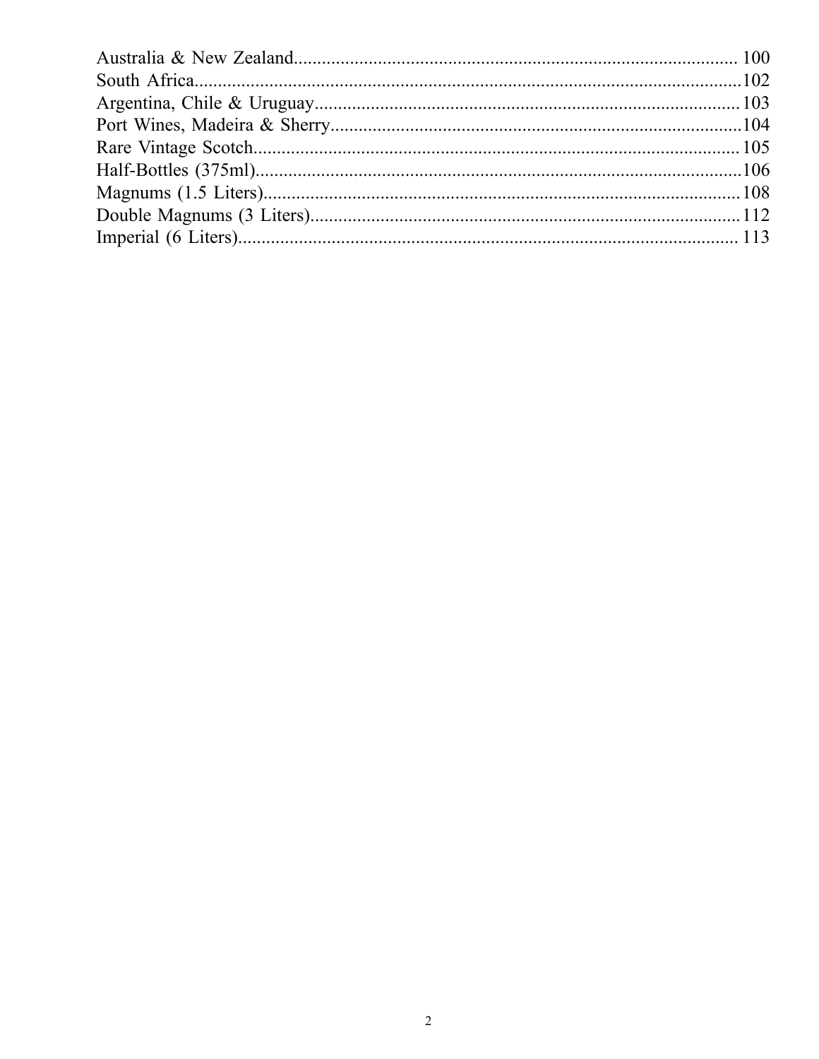Australia & New Zealand.............................................................................................. 100
South Africa......................................................................................................................102
Argentina, Chile & Uruguay..........................................................................................103
Port Wines, Madeira & Sherry......................................................................................104
Rare Vintage Scotch.......................................................................................................105
Half-Bottles (375ml)......................................................................................................106
Magnums (1.5 Liters)....................................................................................................108
Double Magnums (3 Liters)..........................................................................................112
Imperial (6 Liters)..........................................................................................................113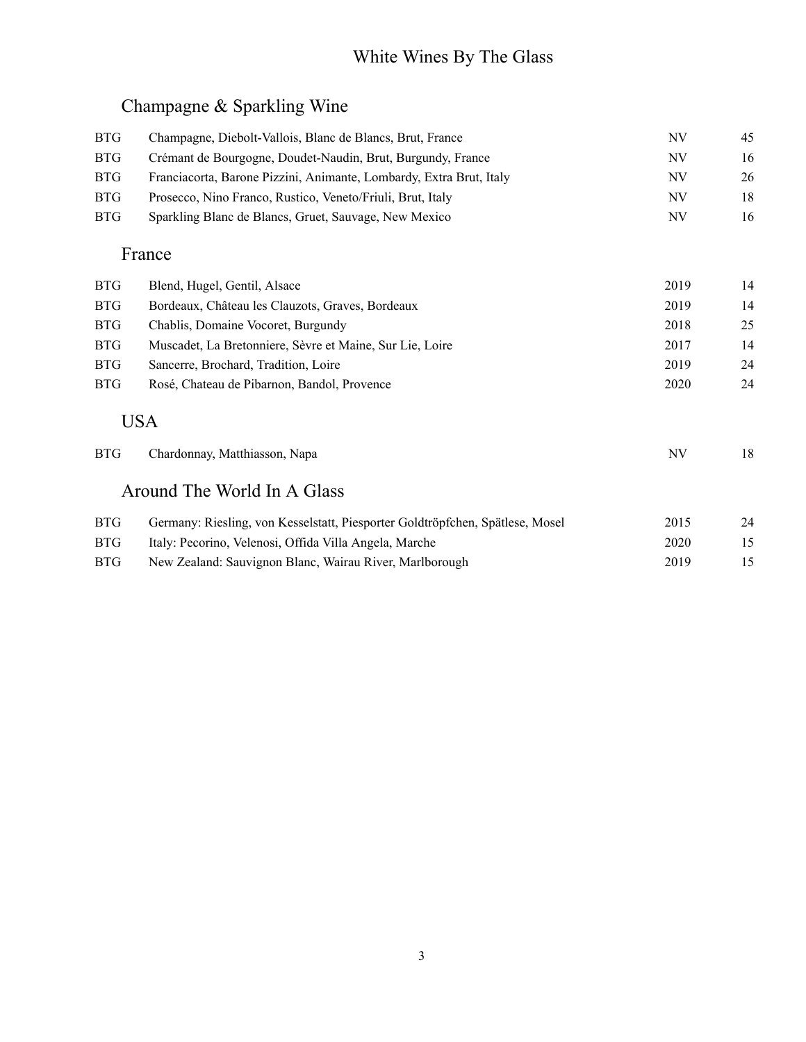# White Wines By The Glass

## Champagne & Sparkling Wine

| | | | |
|---|---|---|---|
| BTG | Champagne, Diebolt-Vallois, Blanc de Blancs, Brut, France | NV | 45 |
| BTG | Crémant de Bourgogne, Doudet-Naudin, Brut, Burgundy, France | NV | 16 |
| BTG | Franciacorta, Barone Pizzini, Animante, Lombardy, Extra Brut, Italy | NV | 26 |
| BTG | Prosecco, Nino Franco, Rustico, Veneto/Friuli, Brut, Italy | NV | 18 |
| BTG | Sparkling Blanc de Blancs, Gruet, Sauvage, New Mexico | NV | 16 |

## France

| | | | |
|---|---|---|---|
| BTG | Blend, Hugel, Gentil, Alsace | 2019 | 14 |
| BTG | Bordeaux, Château les Clauzots, Graves, Bordeaux | 2019 | 14 |
| BTG | Chablis, Domaine Vocoret, Burgundy | 2018 | 25 |
| BTG | Muscadet, La Bretonniere, Sèvre et Maine, Sur Lie, Loire | 2017 | 14 |
| BTG | Sancerre, Brochard, Tradition, Loire | 2019 | 24 |
| BTG | Rosé, Chateau de Pibarnon, Bandol, Provence | 2020 | 24 |

## USA

| | | | |
|---|---|---|---|
| BTG | Chardonnay, Matthiasson, Napa | NV | 18 |

## Around The World In A Glass

| | | | |
|---|---|---|---|
| BTG | Germany: Riesling, von Kesselstatt, Piesporter Goldtröpfchen, Spätlese, Mosel | 2015 | 24 |
| BTG | Italy: Pecorino, Velenosi, Offida Villa Angela, Marche | 2020 | 15 |
| BTG | New Zealand: Sauvignon Blanc, Wairau River, Marlborough | 2019 | 15 |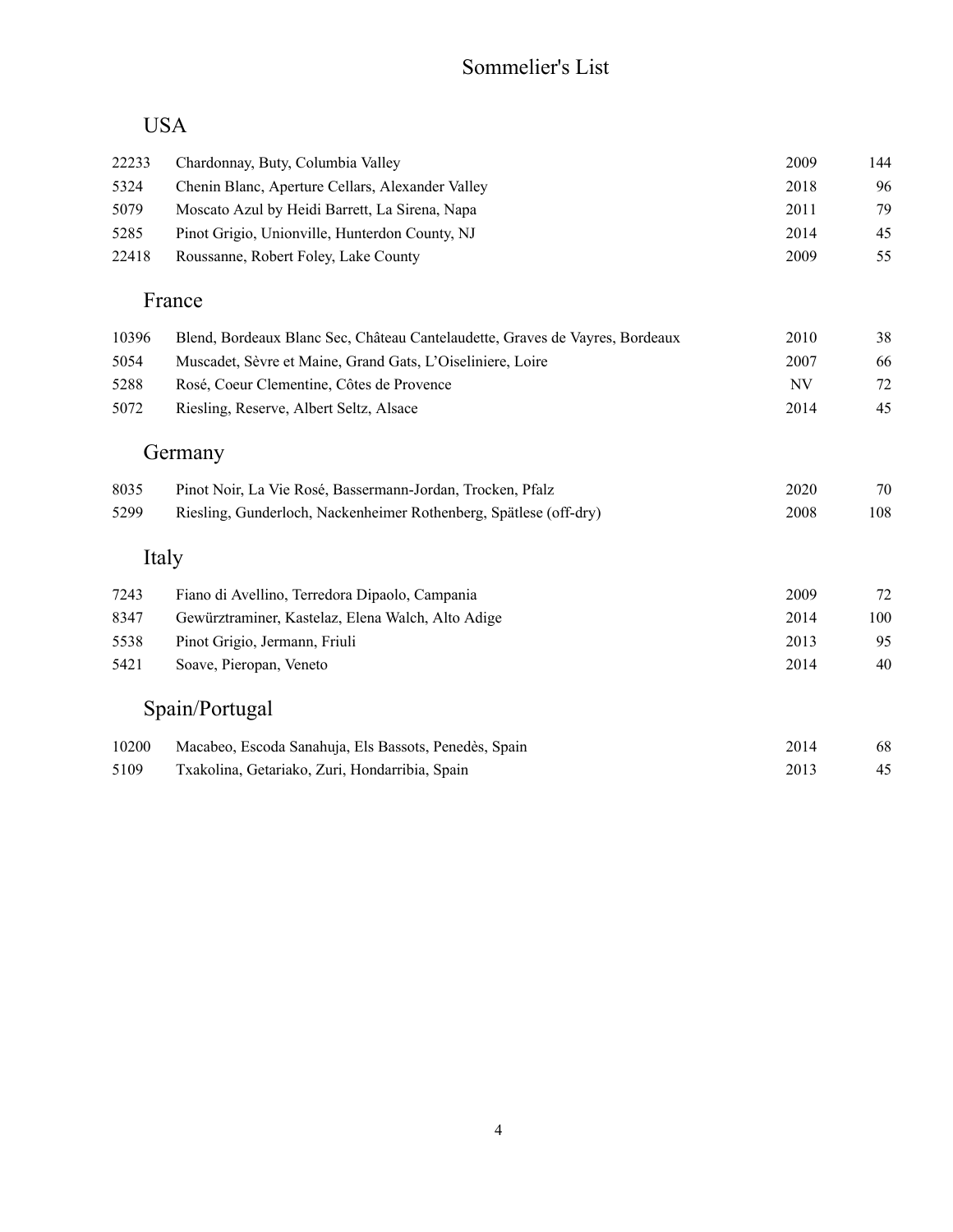# Sommelier's List

## USA

| | | | |
|---|---|---|---|
| 22233 | Chardonnay, Buty, Columbia Valley | 2009 | 144 |
| 5324 | Chenin Blanc, Aperture Cellars, Alexander Valley | 2018 | 96 |
| 5079 | Moscato Azul by Heidi Barrett, La Sirena, Napa | 2011 | 79 |
| 5285 | Pinot Grigio, Unionville, Hunterdon County, NJ | 2014 | 45 |
| 22418 | Roussanne, Robert Foley, Lake County | 2009 | 55 |

## France

| | | | |
|---|---|---|---|
| 10396 | Blend, Bordeaux Blanc Sec, Château Cantelaudette, Graves de Vayres, Bordeaux | 2010 | 38 |
| 5054 | Muscadet, Sèvre et Maine, Grand Gats, L'Oiseliniere, Loire | 2007 | 66 |
| 5288 | Rosé, Coeur Clementine, Côtes de Provence | NV | 72 |
| 5072 | Riesling, Reserve, Albert Seltz, Alsace | 2014 | 45 |

## Germany

| | | | |
|---|---|---|---|
| 8035 | Pinot Noir, La Vie Rosé, Bassermann-Jordan, Trocken, Pfalz | 2020 | 70 |
| 5299 | Riesling, Gunderloch, Nackenheimer Rothenberg, Spätlese (off-dry) | 2008 | 108 |

## Italy

| | | | |
|---|---|---|---|
| 7243 | Fiano di Avellino, Terredora Dipaolo, Campania | 2009 | 72 |
| 8347 | Gewürztraminer, Kastelaz, Elena Walch, Alto Adige | 2014 | 100 |
| 5538 | Pinot Grigio, Jermann, Friuli | 2013 | 95 |
| 5421 | Soave, Pieropan, Veneto | 2014 | 40 |

## Spain/Portugal

| | | | |
|---|---|---|---|
| 10200 | Macabeo, Escoda Sanahuja, Els Bassots, Penedès, Spain | 2014 | 68 |
| 5109 | Txakolina, Getariako, Zuri, Hondarribia, Spain | 2013 | 45 |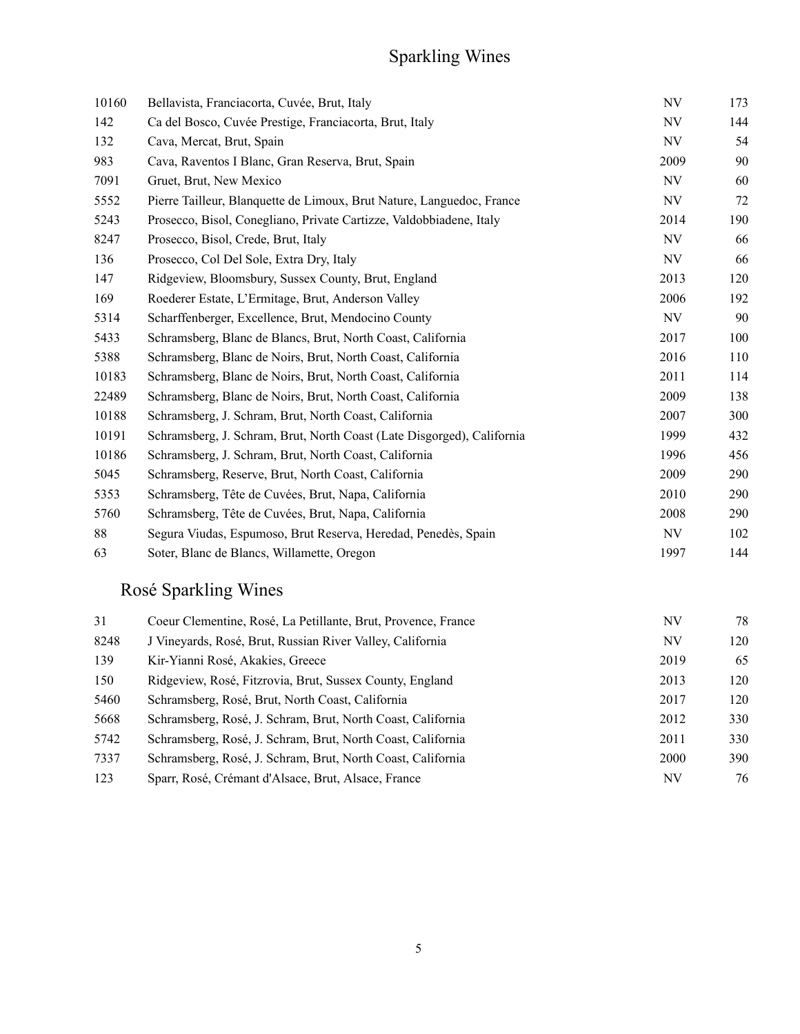# Sparkling Wines

| | | | |
|---|---|---|---|
| 10160 | Bellavista, Franciacorta, Cuvée, Brut, Italy | NV | 173 |
| 142 | Ca del Bosco, Cuvée Prestige, Franciacorta, Brut, Italy | NV | 144 |
| 132 | Cava, Mercat, Brut, Spain | NV | 54 |
| 983 | Cava, Raventos I Blanc, Gran Reserva, Brut, Spain | 2009 | 90 |
| 7091 | Gruet, Brut, New Mexico | NV | 60 |
| 5552 | Pierre Tailleur, Blanquette de Limoux, Brut Nature, Languedoc, France | NV | 72 |
| 5243 | Prosecco, Bisol, Conegliano, Private Cartizze, Valdobbiadene, Italy | 2014 | 190 |
| 8247 | Prosecco, Bisol, Crede, Brut, Italy | NV | 66 |
| 136 | Prosecco, Col Del Sole, Extra Dry, Italy | NV | 66 |
| 147 | Ridgeview, Bloomsbury, Sussex County, Brut, England | 2013 | 120 |
| 169 | Roederer Estate, L'Ermitage, Brut, Anderson Valley | 2006 | 192 |
| 5314 | Scharffenberger, Excellence, Brut, Mendocino County | NV | 90 |
| 5433 | Schramsberg, Blanc de Blancs, Brut, North Coast, California | 2017 | 100 |
| 5388 | Schramsberg, Blanc de Noirs, Brut, North Coast, California | 2016 | 110 |
| 10183 | Schramsberg, Blanc de Noirs, Brut, North Coast, California | 2011 | 114 |
| 22489 | Schramsberg, Blanc de Noirs, Brut, North Coast, California | 2009 | 138 |
| 10188 | Schramsberg, J. Schram, Brut, North Coast, California | 2007 | 300 |
| 10191 | Schramsberg, J. Schram, Brut, North Coast (Late Disgorged), California | 1999 | 432 |
| 10186 | Schramsberg, J. Schram, Brut, North Coast, California | 1996 | 456 |
| 5045 | Schramsberg, Reserve, Brut, North Coast, California | 2009 | 290 |
| 5353 | Schramsberg, Tête de Cuvées, Brut, Napa, California | 2010 | 290 |
| 5760 | Schramsberg, Tête de Cuvées, Brut, Napa, California | 2008 | 290 |
| 88 | Segura Viudas, Espumoso, Brut Reserva, Heredad, Penedès, Spain | NV | 102 |
| 63 | Soter, Blanc de Blancs, Willamette, Oregon | 1997 | 144 |

## Rosé Sparkling Wines

| | | | |
|---|---|---|---|
| 31 | Coeur Clementine, Rosé, La Petillante, Brut, Provence, France | NV | 78 |
| 8248 | J Vineyards, Rosé, Brut, Russian River Valley, California | NV | 120 |
| 139 | Kir-Yianni Rosé, Akakies, Greece | 2019 | 65 |
| 150 | Ridgeview, Rosé, Fitzrovia, Brut, Sussex County, England | 2013 | 120 |
| 5460 | Schramsberg, Rosé, Brut, North Coast, California | 2017 | 120 |
| 5668 | Schramsberg, Rosé, J. Schram, Brut, North Coast, California | 2012 | 330 |
| 5742 | Schramsberg, Rosé, J. Schram, Brut, North Coast, California | 2011 | 330 |
| 7337 | Schramsberg, Rosé, J. Schram, Brut, North Coast, California | 2000 | 390 |
| 123 | Sparr, Rosé, Crémant d'Alsace, Brut, Alsace, France | NV | 76 |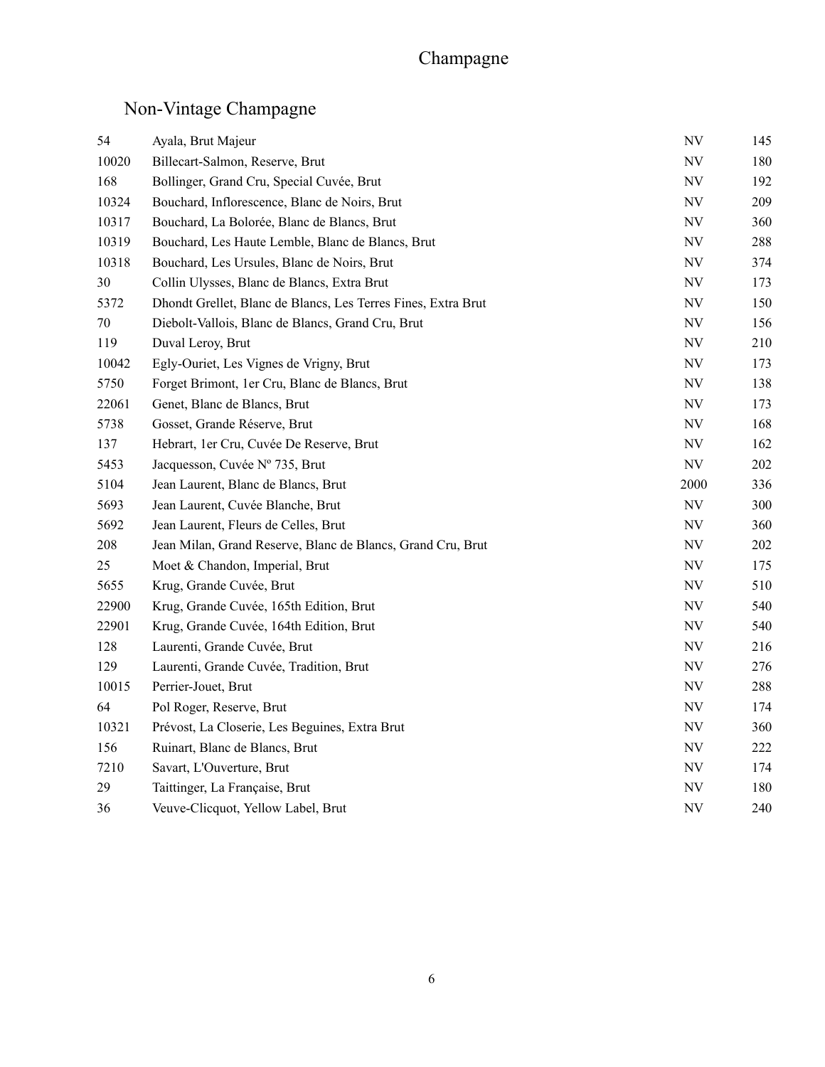# Champagne

## Non-Vintage Champagne

| | | | |
|---|---|---|---|
| 54 | Ayala, Brut Majeur | NV | 145 |
| 10020 | Billecart-Salmon, Reserve, Brut | NV | 180 |
| 168 | Bollinger, Grand Cru, Special Cuvée, Brut | NV | 192 |
| 10324 | Bouchard, Inflorescence, Blanc de Noirs, Brut | NV | 209 |
| 10317 | Bouchard, La Bolorée, Blanc de Blancs, Brut | NV | 360 |
| 10319 | Bouchard, Les Haute Lemble, Blanc de Blancs, Brut | NV | 288 |
| 10318 | Bouchard, Les Ursules, Blanc de Noirs, Brut | NV | 374 |
| 30 | Collin Ulysses, Blanc de Blancs, Extra Brut | NV | 173 |
| 5372 | Dhondt Grellet, Blanc de Blancs, Les Terres Fines, Extra Brut | NV | 150 |
| 70 | Diebolt-Vallois, Blanc de Blancs, Grand Cru, Brut | NV | 156 |
| 119 | Duval Leroy, Brut | NV | 210 |
| 10042 | Egly-Ouriet, Les Vignes de Vrigny, Brut | NV | 173 |
| 5750 | Forget Brimont, 1er Cru, Blanc de Blancs, Brut | NV | 138 |
| 22061 | Genet, Blanc de Blancs, Brut | NV | 173 |
| 5738 | Gosset, Grande Réserve, Brut | NV | 168 |
| 137 | Hebrart, 1er Cru, Cuvée De Reserve, Brut | NV | 162 |
| 5453 | Jacquesson, Cuvée Nº 735, Brut | NV | 202 |
| 5104 | Jean Laurent, Blanc de Blancs, Brut | 2000 | 336 |
| 5693 | Jean Laurent, Cuvée Blanche, Brut | NV | 300 |
| 5692 | Jean Laurent, Fleurs de Celles, Brut | NV | 360 |
| 208 | Jean Milan, Grand Reserve, Blanc de Blancs, Grand Cru, Brut | NV | 202 |
| 25 | Moet & Chandon, Imperial, Brut | NV | 175 |
| 5655 | Krug, Grande Cuvée, Brut | NV | 510 |
| 22900 | Krug, Grande Cuvée, 165th Edition, Brut | NV | 540 |
| 22901 | Krug, Grande Cuvée, 164th Edition, Brut | NV | 540 |
| 128 | Laurenti, Grande Cuvée, Brut | NV | 216 |
| 129 | Laurenti, Grande Cuvée, Tradition, Brut | NV | 276 |
| 10015 | Perrier-Jouet, Brut | NV | 288 |
| 64 | Pol Roger, Reserve, Brut | NV | 174 |
| 10321 | Prévost, La Closerie, Les Beguines, Extra Brut | NV | 360 |
| 156 | Ruinart, Blanc de Blancs, Brut | NV | 222 |
| 7210 | Savart, L'Ouverture, Brut | NV | 174 |
| 29 | Taittinger, La Française, Brut | NV | 180 |
| 36 | Veuve-Clicquot, Yellow Label, Brut | NV | 240 |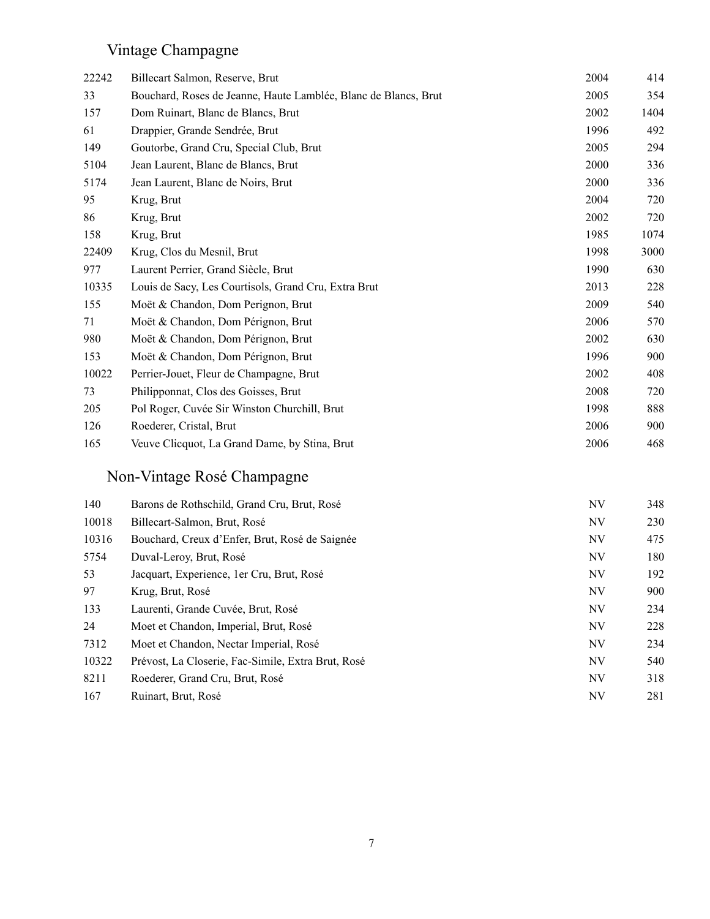## Vintage Champagne

| | | | |
|---|---|---|---|
| 22242 | Billecart Salmon, Reserve, Brut | 2004 | 414 |
| 33 | Bouchard, Roses de Jeanne, Haute Lamblée, Blanc de Blancs, Brut | 2005 | 354 |
| 157 | Dom Ruinart, Blanc de Blancs, Brut | 2002 | 1404 |
| 61 | Drappier, Grande Sendrée, Brut | 1996 | 492 |
| 149 | Goutorbe, Grand Cru, Special Club, Brut | 2005 | 294 |
| 5104 | Jean Laurent, Blanc de Blancs, Brut | 2000 | 336 |
| 5174 | Jean Laurent, Blanc de Noirs, Brut | 2000 | 336 |
| 95 | Krug, Brut | 2004 | 720 |
| 86 | Krug, Brut | 2002 | 720 |
| 158 | Krug, Brut | 1985 | 1074 |
| 22409 | Krug, Clos du Mesnil, Brut | 1998 | 3000 |
| 977 | Laurent Perrier, Grand Siècle, Brut | 1990 | 630 |
| 10335 | Louis de Sacy, Les Courtisols, Grand Cru, Extra Brut | 2013 | 228 |
| 155 | Moët & Chandon, Dom Perignon, Brut | 2009 | 540 |
| 71 | Moët & Chandon, Dom Pérignon, Brut | 2006 | 570 |
| 980 | Moët & Chandon, Dom Pérignon, Brut | 2002 | 630 |
| 153 | Moët & Chandon, Dom Pérignon, Brut | 1996 | 900 |
| 10022 | Perrier-Jouet, Fleur de Champagne, Brut | 2002 | 408 |
| 73 | Philipponnat, Clos des Goisses, Brut | 2008 | 720 |
| 205 | Pol Roger, Cuvée Sir Winston Churchill, Brut | 1998 | 888 |
| 126 | Roederer, Cristal, Brut | 2006 | 900 |
| 165 | Veuve Clicquot, La Grand Dame, by Stina, Brut | 2006 | 468 |

## Non-Vintage Rosé Champagne

| | | | |
|---|---|---|---|
| 140 | Barons de Rothschild, Grand Cru, Brut, Rosé | NV | 348 |
| 10018 | Billecart-Salmon, Brut, Rosé | NV | 230 |
| 10316 | Bouchard, Creux d'Enfer, Brut, Rosé de Saignée | NV | 475 |
| 5754 | Duval-Leroy, Brut, Rosé | NV | 180 |
| 53 | Jacquart, Experience, 1er Cru, Brut, Rosé | NV | 192 |
| 97 | Krug, Brut, Rosé | NV | 900 |
| 133 | Laurenti, Grande Cuvée, Brut, Rosé | NV | 234 |
| 24 | Moet et Chandon, Imperial, Brut, Rosé | NV | 228 |
| 7312 | Moet et Chandon, Nectar Imperial, Rosé | NV | 234 |
| 10322 | Prévost, La Closerie, Fac-Simile, Extra Brut, Rosé | NV | 540 |
| 8211 | Roederer, Grand Cru, Brut, Rosé | NV | 318 |
| 167 | Ruinart, Brut, Rosé | NV | 281 |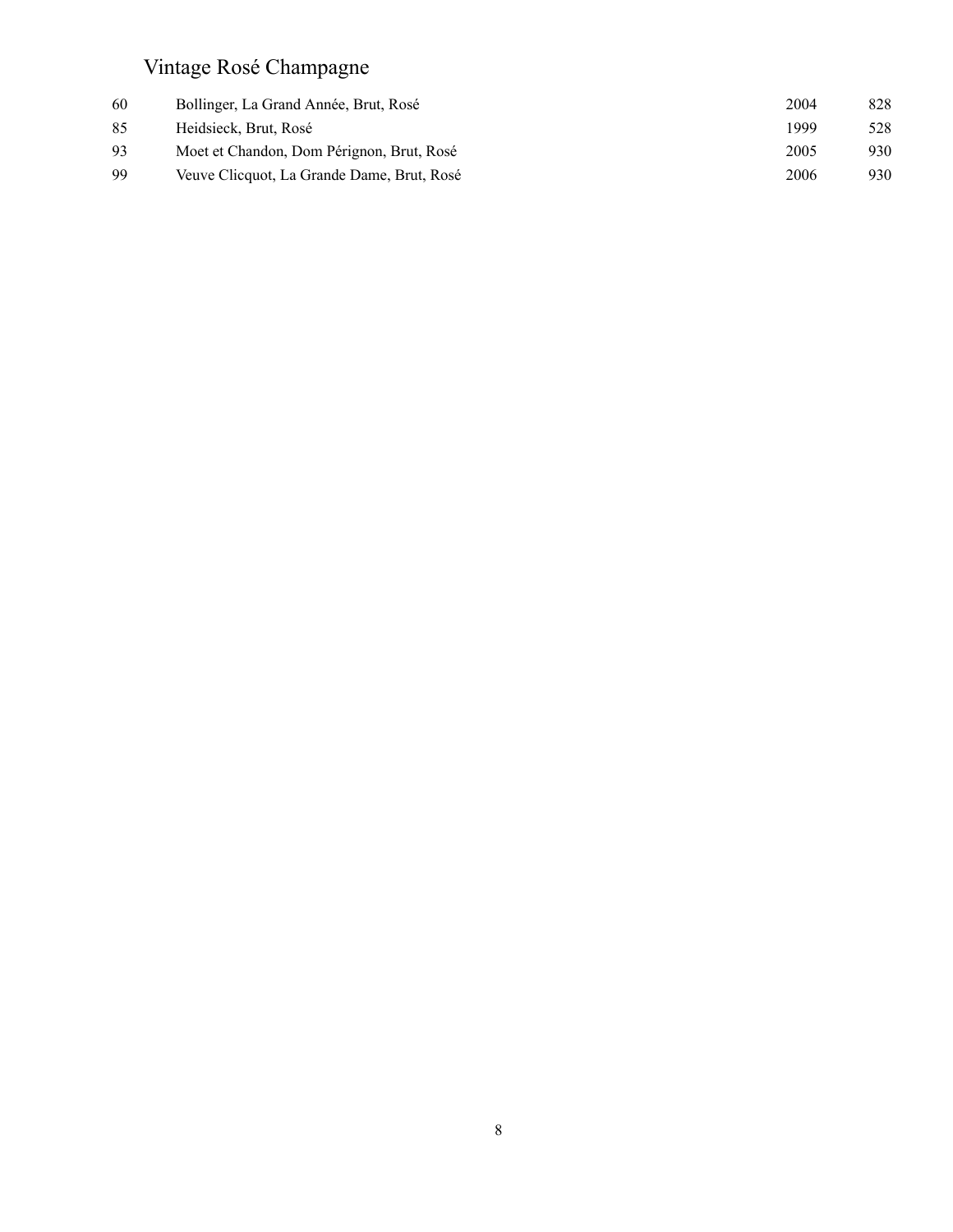## Vintage Rosé Champagne

| | | | |
|---|---|---|---|
| 60 | Bollinger, La Grand Année, Brut, Rosé | 2004 | 828 |
| 85 | Heidsieck, Brut, Rosé | 1999 | 528 |
| 93 | Moet et Chandon, Dom Pérignon, Brut, Rosé | 2005 | 930 |
| 99 | Veuve Clicquot, La Grande Dame, Brut, Rosé | 2006 | 930 |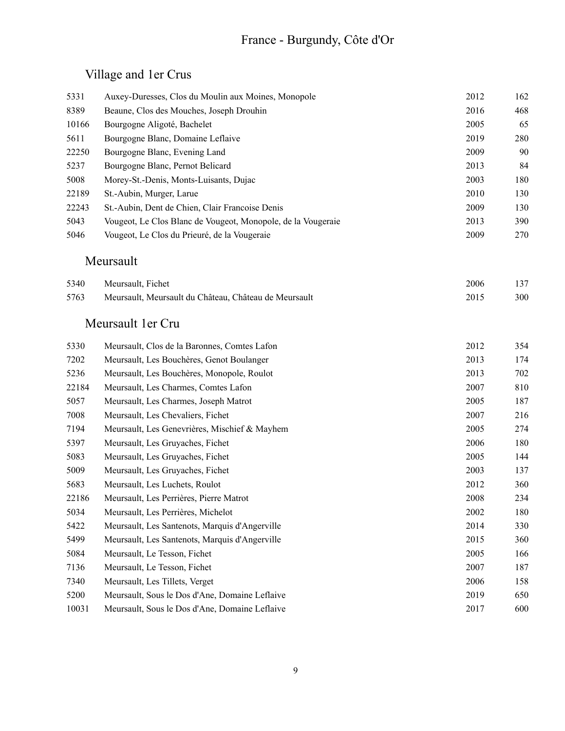# France - Burgundy, Côte d'Or

## Village and 1er Crus

| | | | |
|---|---|---|---|
| 5331 | Auxey-Duresses, Clos du Moulin aux Moines, Monopole | 2012 | 162 |
| 8389 | Beaune, Clos des Mouches, Joseph Drouhin | 2016 | 468 |
| 10166 | Bourgogne Aligoté, Bachelet | 2005 | 65 |
| 5611 | Bourgogne Blanc, Domaine Leflaive | 2019 | 280 |
| 22250 | Bourgogne Blanc, Evening Land | 2009 | 90 |
| 5237 | Bourgogne Blanc, Pernot Belicard | 2013 | 84 |
| 5008 | Morey-St.-Denis, Monts-Luisants, Dujac | 2003 | 180 |
| 22189 | St.-Aubin, Murger, Larue | 2010 | 130 |
| 22243 | St.-Aubin, Dent de Chien, Clair Francoise Denis | 2009 | 130 |
| 5043 | Vougeot, Le Clos Blanc de Vougeot, Monopole, de la Vougeraie | 2013 | 390 |
| 5046 | Vougeot, Le Clos du Prieuré, de la Vougeraie | 2009 | 270 |

## Meursault

| | | | |
|---|---|---|---|
| 5340 | Meursault, Fichet | 2006 | 137 |
| 5763 | Meursault, Meursault du Château, Château de Meursault | 2015 | 300 |

## Meursault 1er Cru

| | | | |
|---|---|---|---|
| 5330 | Meursault, Clos de la Baronnes, Comtes Lafon | 2012 | 354 |
| 7202 | Meursault, Les Bouchères, Genot Boulanger | 2013 | 174 |
| 5236 | Meursault, Les Bouchères, Monopole, Roulot | 2013 | 702 |
| 22184 | Meursault, Les Charmes, Comtes Lafon | 2007 | 810 |
| 5057 | Meursault, Les Charmes, Joseph Matrot | 2005 | 187 |
| 7008 | Meursault, Les Chevaliers, Fichet | 2007 | 216 |
| 7194 | Meursault, Les Genevrières, Mischief & Mayhem | 2005 | 274 |
| 5397 | Meursault, Les Gruyaches, Fichet | 2006 | 180 |
| 5083 | Meursault, Les Gruyaches, Fichet | 2005 | 144 |
| 5009 | Meursault, Les Gruyaches, Fichet | 2003 | 137 |
| 5683 | Meursault, Les Luchets, Roulot | 2012 | 360 |
| 22186 | Meursault, Les Perrières, Pierre Matrot | 2008 | 234 |
| 5034 | Meursault, Les Perrières, Michelot | 2002 | 180 |
| 5422 | Meursault, Les Santenots, Marquis d'Angerville | 2014 | 330 |
| 5499 | Meursault, Les Santenots, Marquis d'Angerville | 2015 | 360 |
| 5084 | Meursault, Le Tesson, Fichet | 2005 | 166 |
| 7136 | Meursault, Le Tesson, Fichet | 2007 | 187 |
| 7340 | Meursault, Les Tillets, Verget | 2006 | 158 |
| 5200 | Meursault, Sous le Dos d'Ane, Domaine Leflaive | 2019 | 650 |
| 10031 | Meursault, Sous le Dos d'Ane, Domaine Leflaive | 2017 | 600 |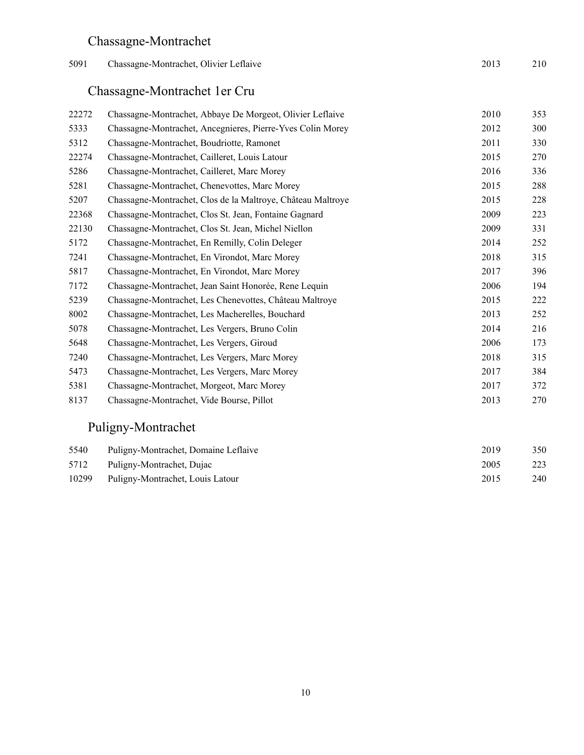## Chassagne-Montrachet

| | | | |
|---|---|---|---|
| 5091 | Chassagne-Montrachet, Olivier Leflaive | 2013 | 210 |

## Chassagne-Montrachet 1er Cru

| | | | |
|---|---|---|---|
| 22272 | Chassagne-Montrachet, Abbaye De Morgeot, Olivier Leflaive | 2010 | 353 |
| 5333 | Chassagne-Montrachet, Ancegnieres, Pierre-Yves Colin Morey | 2012 | 300 |
| 5312 | Chassagne-Montrachet, Boudriotte, Ramonet | 2011 | 330 |
| 22274 | Chassagne-Montrachet, Cailleret, Louis Latour | 2015 | 270 |
| 5286 | Chassagne-Montrachet, Cailleret, Marc Morey | 2016 | 336 |
| 5281 | Chassagne-Montrachet, Chenevottes, Marc Morey | 2015 | 288 |
| 5207 | Chassagne-Montrachet, Clos de la Maltroye, Château Maltroye | 2015 | 228 |
| 22368 | Chassagne-Montrachet, Clos St. Jean, Fontaine Gagnard | 2009 | 223 |
| 22130 | Chassagne-Montrachet, Clos St. Jean, Michel Niellon | 2009 | 331 |
| 5172 | Chassagne-Montrachet, En Remilly, Colin Deleger | 2014 | 252 |
| 7241 | Chassagne-Montrachet, En Virondot, Marc Morey | 2018 | 315 |
| 5817 | Chassagne-Montrachet, En Virondot, Marc Morey | 2017 | 396 |
| 7172 | Chassagne-Montrachet, Jean Saint Honorée, Rene Lequin | 2006 | 194 |
| 5239 | Chassagne-Montrachet, Les Chenevottes, Château Maltroye | 2015 | 222 |
| 8002 | Chassagne-Montrachet, Les Macherelles, Bouchard | 2013 | 252 |
| 5078 | Chassagne-Montrachet, Les Vergers, Bruno Colin | 2014 | 216 |
| 5648 | Chassagne-Montrachet, Les Vergers, Giroud | 2006 | 173 |
| 7240 | Chassagne-Montrachet, Les Vergers, Marc Morey | 2018 | 315 |
| 5473 | Chassagne-Montrachet, Les Vergers, Marc Morey | 2017 | 384 |
| 5381 | Chassagne-Montrachet, Morgeot, Marc Morey | 2017 | 372 |
| 8137 | Chassagne-Montrachet, Vide Bourse, Pillot | 2013 | 270 |

## Puligny-Montrachet

| | | | |
|---|---|---|---|
| 5540 | Puligny-Montrachet, Domaine Leflaive | 2019 | 350 |
| 5712 | Puligny-Montrachet, Dujac | 2005 | 223 |
| 10299 | Puligny-Montrachet, Louis Latour | 2015 | 240 |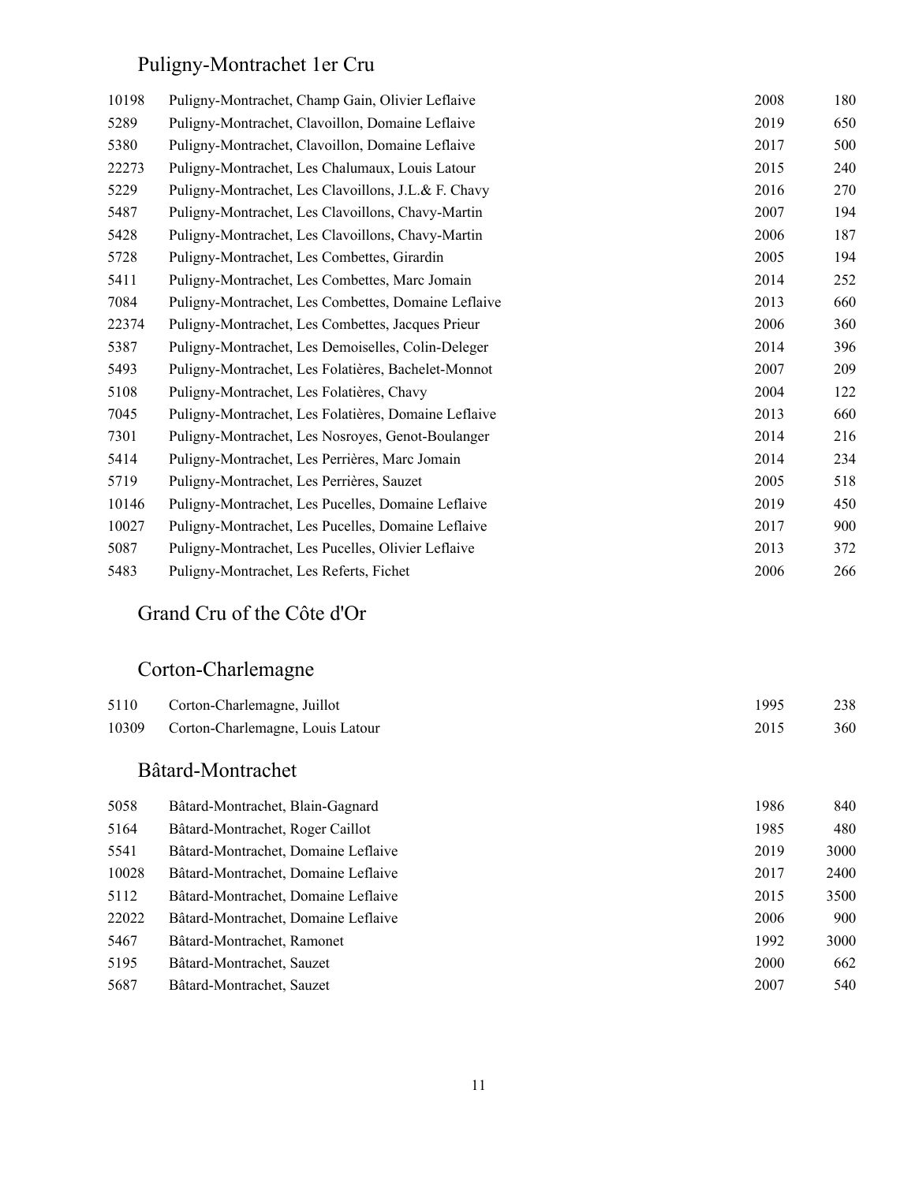## Puligny-Montrachet 1er Cru

| | | | |
|---|---|---|---|
| 10198 | Puligny-Montrachet, Champ Gain, Olivier Leflaive | 2008 | 180 |
| 5289 | Puligny-Montrachet, Clavoillon, Domaine Leflaive | 2019 | 650 |
| 5380 | Puligny-Montrachet, Clavoillon, Domaine Leflaive | 2017 | 500 |
| 22273 | Puligny-Montrachet, Les Chalumaux, Louis Latour | 2015 | 240 |
| 5229 | Puligny-Montrachet, Les Clavoillons, J.L.& F. Chavy | 2016 | 270 |
| 5487 | Puligny-Montrachet, Les Clavoillons, Chavy-Martin | 2007 | 194 |
| 5428 | Puligny-Montrachet, Les Clavoillons, Chavy-Martin | 2006 | 187 |
| 5728 | Puligny-Montrachet, Les Combettes, Girardin | 2005 | 194 |
| 5411 | Puligny-Montrachet, Les Combettes, Marc Jomain | 2014 | 252 |
| 7084 | Puligny-Montrachet, Les Combettes, Domaine Leflaive | 2013 | 660 |
| 22374 | Puligny-Montrachet, Les Combettes, Jacques Prieur | 2006 | 360 |
| 5387 | Puligny-Montrachet, Les Demoiselles, Colin-Deleger | 2014 | 396 |
| 5493 | Puligny-Montrachet, Les Folatières, Bachelet-Monnot | 2007 | 209 |
| 5108 | Puligny-Montrachet, Les Folatières, Chavy | 2004 | 122 |
| 7045 | Puligny-Montrachet, Les Folatières, Domaine Leflaive | 2013 | 660 |
| 7301 | Puligny-Montrachet, Les Nosroyes, Genot-Boulanger | 2014 | 216 |
| 5414 | Puligny-Montrachet, Les Perrières, Marc Jomain | 2014 | 234 |
| 5719 | Puligny-Montrachet, Les Perrières, Sauzet | 2005 | 518 |
| 10146 | Puligny-Montrachet, Les Pucelles, Domaine Leflaive | 2019 | 450 |
| 10027 | Puligny-Montrachet, Les Pucelles, Domaine Leflaive | 2017 | 900 |
| 5087 | Puligny-Montrachet, Les Pucelles, Olivier Leflaive | 2013 | 372 |
| 5483 | Puligny-Montrachet, Les Referts, Fichet | 2006 | 266 |

## Grand Cru of the Côte d'Or

## Corton-Charlemagne

| | | | |
|---|---|---|---|
| 5110 | Corton-Charlemagne, Juillot | 1995 | 238 |
| 10309 | Corton-Charlemagne, Louis Latour | 2015 | 360 |

## Bâtard-Montrachet

| | | | |
|---|---|---|---|
| 5058 | Bâtard-Montrachet, Blain-Gagnard | 1986 | 840 |
| 5164 | Bâtard-Montrachet, Roger Caillot | 1985 | 480 |
| 5541 | Bâtard-Montrachet, Domaine Leflaive | 2019 | 3000 |
| 10028 | Bâtard-Montrachet, Domaine Leflaive | 2017 | 2400 |
| 5112 | Bâtard-Montrachet, Domaine Leflaive | 2015 | 3500 |
| 22022 | Bâtard-Montrachet, Domaine Leflaive | 2006 | 900 |
| 5467 | Bâtard-Montrachet, Ramonet | 1992 | 3000 |
| 5195 | Bâtard-Montrachet, Sauzet | 2000 | 662 |
| 5687 | Bâtard-Montrachet, Sauzet | 2007 | 540 |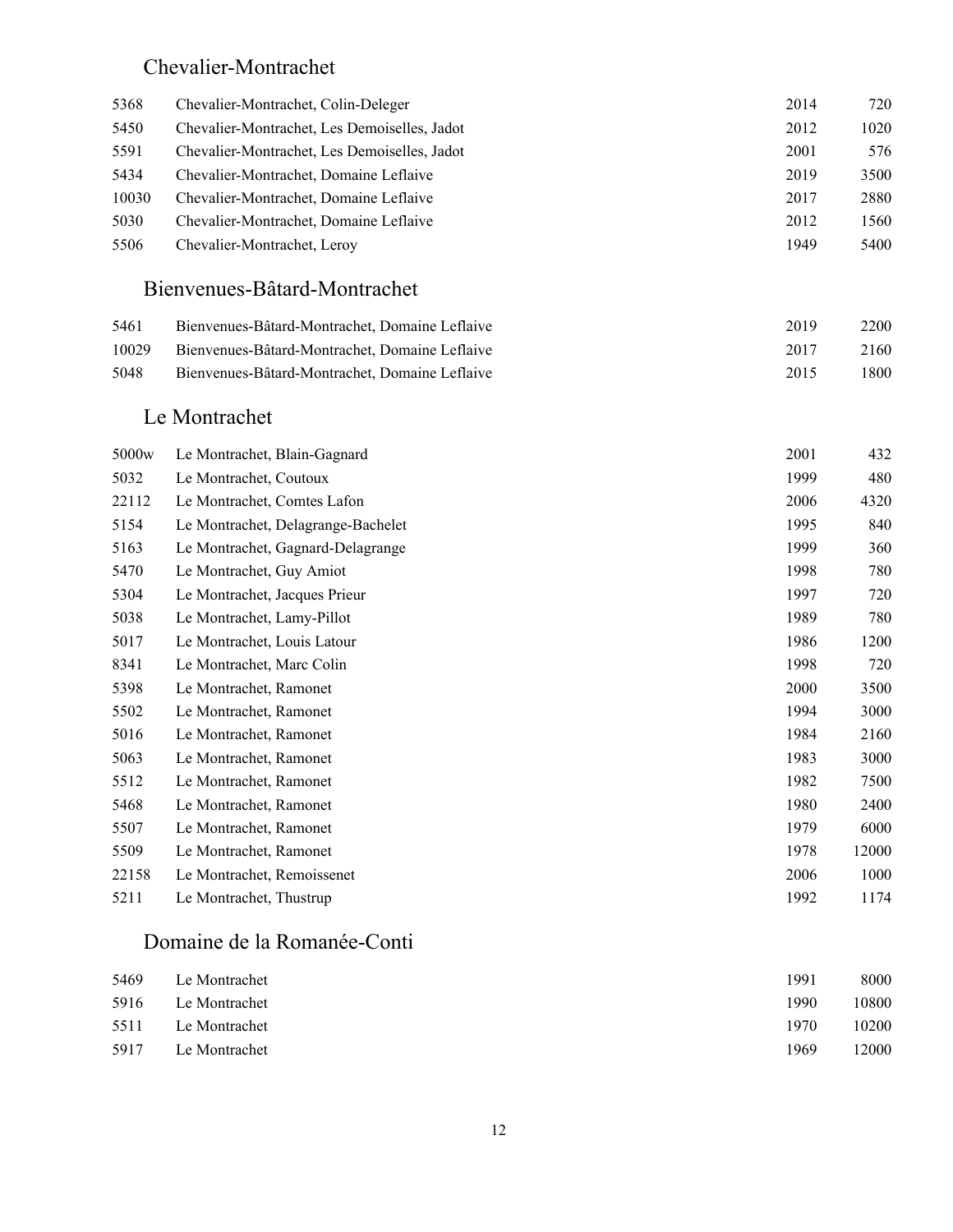## Chevalier-Montrachet

| | | | |
|---|---|---|---|
| 5368 | Chevalier-Montrachet, Colin-Deleger | 2014 | 720 |
| 5450 | Chevalier-Montrachet, Les Demoiselles, Jadot | 2012 | 1020 |
| 5591 | Chevalier-Montrachet, Les Demoiselles, Jadot | 2001 | 576 |
| 5434 | Chevalier-Montrachet, Domaine Leflaive | 2019 | 3500 |
| 10030 | Chevalier-Montrachet, Domaine Leflaive | 2017 | 2880 |
| 5030 | Chevalier-Montrachet, Domaine Leflaive | 2012 | 1560 |
| 5506 | Chevalier-Montrachet, Leroy | 1949 | 5400 |

## Bienvenues-Bâtard-Montrachet

| | | | |
|---|---|---|---|
| 5461 | Bienvenues-Bâtard-Montrachet, Domaine Leflaive | 2019 | 2200 |
| 10029 | Bienvenues-Bâtard-Montrachet, Domaine Leflaive | 2017 | 2160 |
| 5048 | Bienvenues-Bâtard-Montrachet, Domaine Leflaive | 2015 | 1800 |

## Le Montrachet

| | | | |
|---|---|---|---|
| 5000w | Le Montrachet, Blain-Gagnard | 2001 | 432 |
| 5032 | Le Montrachet, Coutoux | 1999 | 480 |
| 22112 | Le Montrachet, Comtes Lafon | 2006 | 4320 |
| 5154 | Le Montrachet, Delagrange-Bachelet | 1995 | 840 |
| 5163 | Le Montrachet, Gagnard-Delagrange | 1999 | 360 |
| 5470 | Le Montrachet, Guy Amiot | 1998 | 780 |
| 5304 | Le Montrachet, Jacques Prieur | 1997 | 720 |
| 5038 | Le Montrachet, Lamy-Pillot | 1989 | 780 |
| 5017 | Le Montrachet, Louis Latour | 1986 | 1200 |
| 8341 | Le Montrachet, Marc Colin | 1998 | 720 |
| 5398 | Le Montrachet, Ramonet | 2000 | 3500 |
| 5502 | Le Montrachet, Ramonet | 1994 | 3000 |
| 5016 | Le Montrachet, Ramonet | 1984 | 2160 |
| 5063 | Le Montrachet, Ramonet | 1983 | 3000 |
| 5512 | Le Montrachet, Ramonet | 1982 | 7500 |
| 5468 | Le Montrachet, Ramonet | 1980 | 2400 |
| 5507 | Le Montrachet, Ramonet | 1979 | 6000 |
| 5509 | Le Montrachet, Ramonet | 1978 | 12000 |
| 22158 | Le Montrachet, Remoissenet | 2006 | 1000 |
| 5211 | Le Montrachet, Thustrup | 1992 | 1174 |

## Domaine de la Romanée-Conti

| | | | |
|---|---|---|---|
| 5469 | Le Montrachet | 1991 | 8000 |
| 5916 | Le Montrachet | 1990 | 10800 |
| 5511 | Le Montrachet | 1970 | 10200 |
| 5917 | Le Montrachet | 1969 | 12000 |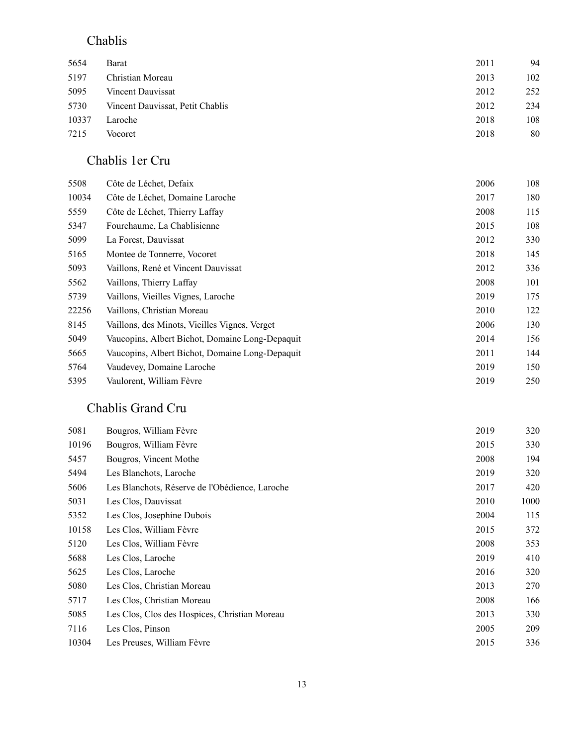## Chablis

| | | | |
|---|---|---|---|
| 5654 | Barat | 2011 | 94 |
| 5197 | Christian Moreau | 2013 | 102 |
| 5095 | Vincent Dauvissat | 2012 | 252 |
| 5730 | Vincent Dauvissat, Petit Chablis | 2012 | 234 |
| 10337 | Laroche | 2018 | 108 |
| 7215 | Vocoret | 2018 | 80 |

## Chablis 1er Cru

| | | | |
|---|---|---|---|
| 5508 | Côte de Léchet, Defaix | 2006 | 108 |
| 10034 | Côte de Léchet, Domaine Laroche | 2017 | 180 |
| 5559 | Côte de Léchet, Thierry Laffay | 2008 | 115 |
| 5347 | Fourchaume, La Chablisienne | 2015 | 108 |
| 5099 | La Forest, Dauvissat | 2012 | 330 |
| 5165 | Montee de Tonnerre, Vocoret | 2018 | 145 |
| 5093 | Vaillons, René et Vincent Dauvissat | 2012 | 336 |
| 5562 | Vaillons, Thierry Laffay | 2008 | 101 |
| 5739 | Vaillons, Vieilles Vignes, Laroche | 2019 | 175 |
| 22256 | Vaillons, Christian Moreau | 2010 | 122 |
| 8145 | Vaillons, des Minots, Vieilles Vignes, Verget | 2006 | 130 |
| 5049 | Vaucopins, Albert Bichot, Domaine Long-Depaquit | 2014 | 156 |
| 5665 | Vaucopins, Albert Bichot, Domaine Long-Depaquit | 2011 | 144 |
| 5764 | Vaudevey, Domaine Laroche | 2019 | 150 |
| 5395 | Vaulorent, William Fèvre | 2019 | 250 |

## Chablis Grand Cru

| | | | |
|---|---|---|---|
| 5081 | Bougros, William Fèvre | 2019 | 320 |
| 10196 | Bougros, William Fèvre | 2015 | 330 |
| 5457 | Bougros, Vincent Mothe | 2008 | 194 |
| 5494 | Les Blanchots, Laroche | 2019 | 320 |
| 5606 | Les Blanchots, Réserve de l'Obédience, Laroche | 2017 | 420 |
| 5031 | Les Clos, Dauvissat | 2010 | 1000 |
| 5352 | Les Clos, Josephine Dubois | 2004 | 115 |
| 10158 | Les Clos, William Fèvre | 2015 | 372 |
| 5120 | Les Clos, William Fèvre | 2008 | 353 |
| 5688 | Les Clos, Laroche | 2019 | 410 |
| 5625 | Les Clos, Laroche | 2016 | 320 |
| 5080 | Les Clos, Christian Moreau | 2013 | 270 |
| 5717 | Les Clos, Christian Moreau | 2008 | 166 |
| 5085 | Les Clos, Clos des Hospices, Christian Moreau | 2013 | 330 |
| 7116 | Les Clos, Pinson | 2005 | 209 |
| 10304 | Les Preuses, William Fèvre | 2015 | 336 |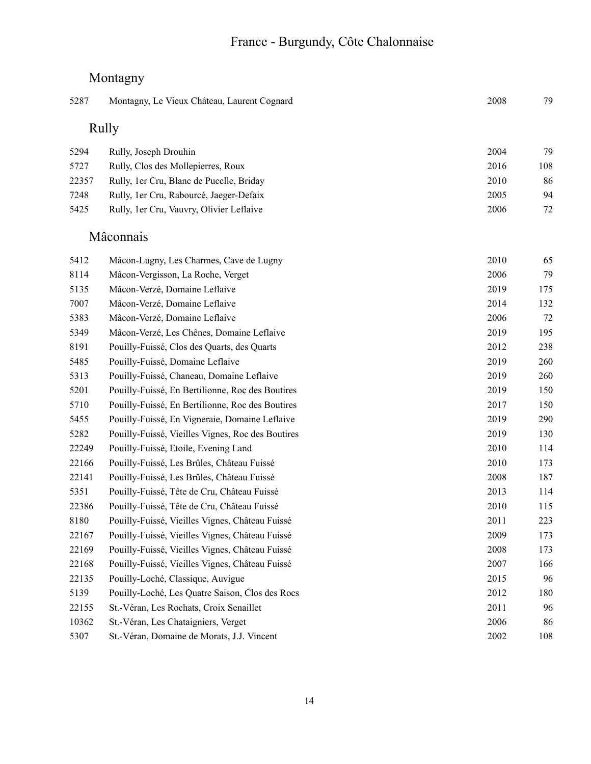# France - Burgundy, Côte Chalonnaise

## Montagny

| | | | |
|---|---|---|---|
| 5287 | Montagny, Le Vieux Château, Laurent Cognard | 2008 | 79 |

## Rully

| | | | |
|---|---|---|---|
| 5294 | Rully, Joseph Drouhin | 2004 | 79 |
| 5727 | Rully, Clos des Mollepierres, Roux | 2016 | 108 |
| 22357 | Rully, 1er Cru, Blanc de Pucelle, Briday | 2010 | 86 |
| 7248 | Rully, 1er Cru, Rabourcé, Jaeger-Defaix | 2005 | 94 |
| 5425 | Rully, 1er Cru, Vauvry, Olivier Leflaive | 2006 | 72 |

## Mâconnais

| | | | |
|---|---|---|---|
| 5412 | Mâcon-Lugny, Les Charmes, Cave de Lugny | 2010 | 65 |
| 8114 | Mâcon-Vergisson, La Roche, Verget | 2006 | 79 |
| 5135 | Mâcon-Verzé, Domaine Leflaive | 2019 | 175 |
| 7007 | Mâcon-Verzé, Domaine Leflaive | 2014 | 132 |
| 5383 | Mâcon-Verzé, Domaine Leflaive | 2006 | 72 |
| 5349 | Mâcon-Verzé, Les Chênes, Domaine Leflaive | 2019 | 195 |
| 8191 | Pouilly-Fuissé, Clos des Quarts, des Quarts | 2012 | 238 |
| 5485 | Pouilly-Fuissé, Domaine Leflaive | 2019 | 260 |
| 5313 | Pouilly-Fuissé, Chaneau, Domaine Leflaive | 2019 | 260 |
| 5201 | Pouilly-Fuissé, En Bertilionne, Roc des Boutires | 2019 | 150 |
| 5710 | Pouilly-Fuissé, En Bertilionne, Roc des Boutires | 2017 | 150 |
| 5455 | Pouilly-Fuissé, En Vigneraie, Domaine Leflaive | 2019 | 290 |
| 5282 | Pouilly-Fuissé, Vieilles Vignes, Roc des Boutires | 2019 | 130 |
| 22249 | Pouilly-Fuissé, Etoile, Evening Land | 2010 | 114 |
| 22166 | Pouilly-Fuissé, Les Brûles, Château Fuissé | 2010 | 173 |
| 22141 | Pouilly-Fuissé, Les Brûles, Château Fuissé | 2008 | 187 |
| 5351 | Pouilly-Fuissé, Tête de Cru, Château Fuissé | 2013 | 114 |
| 22386 | Pouilly-Fuissé, Tête de Cru, Château Fuissé | 2010 | 115 |
| 8180 | Pouilly-Fuissé, Vieilles Vignes, Château Fuissé | 2011 | 223 |
| 22167 | Pouilly-Fuissé, Vieilles Vignes, Château Fuissé | 2009 | 173 |
| 22169 | Pouilly-Fuissé, Vieilles Vignes, Château Fuissé | 2008 | 173 |
| 22168 | Pouilly-Fuissé, Vieilles Vignes, Château Fuissé | 2007 | 166 |
| 22135 | Pouilly-Loché, Classique, Auvigue | 2015 | 96 |
| 5139 | Pouilly-Loché, Les Quatre Saison, Clos des Rocs | 2012 | 180 |
| 22155 | St.-Véran, Les Rochats, Croix Senaillet | 2011 | 96 |
| 10362 | St.-Véran, Les Chataigniers, Verget | 2006 | 86 |
| 5307 | St.-Véran, Domaine de Morats, J.J. Vincent | 2002 | 108 |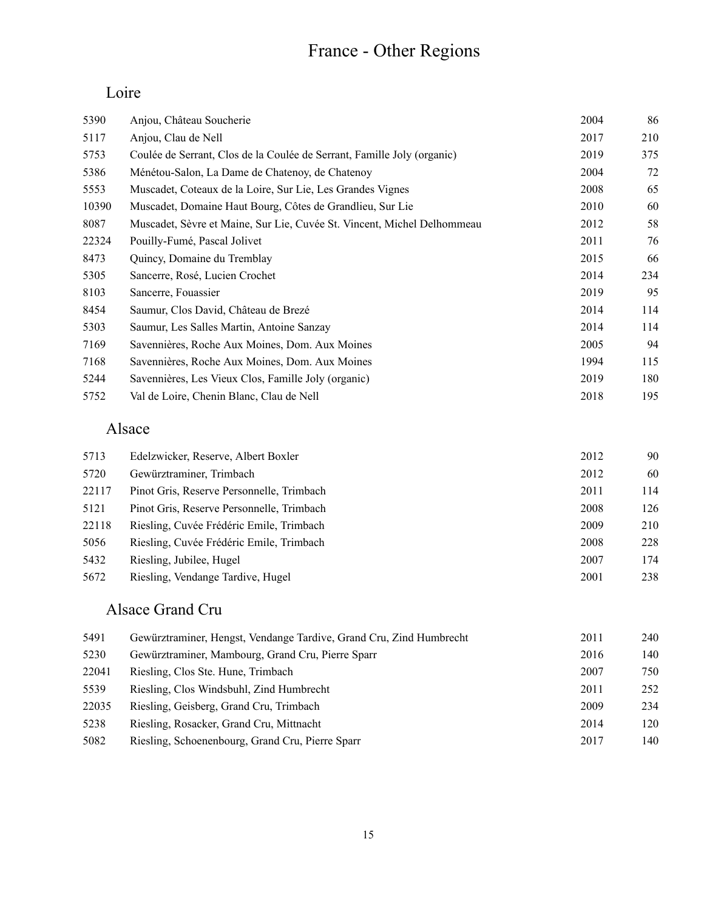# France - Other Regions

## Loire

| | | | |
|---|---|---|---|
| 5390 | Anjou, Château Soucherie | 2004 | 86 |
| 5117 | Anjou, Clau de Nell | 2017 | 210 |
| 5753 | Coulée de Serrant, Clos de la Coulée de Serrant, Famille Joly (organic) | 2019 | 375 |
| 5386 | Ménétou-Salon, La Dame de Chatenoy, de Chatenoy | 2004 | 72 |
| 5553 | Muscadet, Coteaux de la Loire, Sur Lie, Les Grandes Vignes | 2008 | 65 |
| 10390 | Muscadet, Domaine Haut Bourg, Côtes de Grandlieu, Sur Lie | 2010 | 60 |
| 8087 | Muscadet, Sèvre et Maine, Sur Lie, Cuvée St. Vincent, Michel Delhommeau | 2012 | 58 |
| 22324 | Pouilly-Fumé, Pascal Jolivet | 2011 | 76 |
| 8473 | Quincy, Domaine du Tremblay | 2015 | 66 |
| 5305 | Sancerre, Rosé, Lucien Crochet | 2014 | 234 |
| 8103 | Sancerre, Fouassier | 2019 | 95 |
| 8454 | Saumur, Clos David, Château de Brezé | 2014 | 114 |
| 5303 | Saumur, Les Salles Martin, Antoine Sanzay | 2014 | 114 |
| 7169 | Savennières, Roche Aux Moines, Dom. Aux Moines | 2005 | 94 |
| 7168 | Savennières, Roche Aux Moines, Dom. Aux Moines | 1994 | 115 |
| 5244 | Savennières, Les Vieux Clos, Famille Joly (organic) | 2019 | 180 |
| 5752 | Val de Loire, Chenin Blanc, Clau de Nell | 2018 | 195 |

## Alsace

| | | | |
|---|---|---|---|
| 5713 | Edelzwicker, Reserve, Albert Boxler | 2012 | 90 |
| 5720 | Gewürztraminer, Trimbach | 2012 | 60 |
| 22117 | Pinot Gris, Reserve Personnelle, Trimbach | 2011 | 114 |
| 5121 | Pinot Gris, Reserve Personnelle, Trimbach | 2008 | 126 |
| 22118 | Riesling, Cuvée Frédéric Emile, Trimbach | 2009 | 210 |
| 5056 | Riesling, Cuvée Frédéric Emile, Trimbach | 2008 | 228 |
| 5432 | Riesling, Jubilee, Hugel | 2007 | 174 |
| 5672 | Riesling, Vendange Tardive, Hugel | 2001 | 238 |

## Alsace Grand Cru

| | | | |
|---|---|---|---|
| 5491 | Gewürztraminer, Hengst, Vendange Tardive, Grand Cru, Zind Humbrecht | 2011 | 240 |
| 5230 | Gewürztraminer, Mambourg, Grand Cru, Pierre Sparr | 2016 | 140 |
| 22041 | Riesling, Clos Ste. Hune, Trimbach | 2007 | 750 |
| 5539 | Riesling, Clos Windsbuhl, Zind Humbrecht | 2011 | 252 |
| 22035 | Riesling, Geisberg, Grand Cru, Trimbach | 2009 | 234 |
| 5238 | Riesling, Rosacker, Grand Cru, Mittnacht | 2014 | 120 |
| 5082 | Riesling, Schoenenbourg, Grand Cru, Pierre Sparr | 2017 | 140 |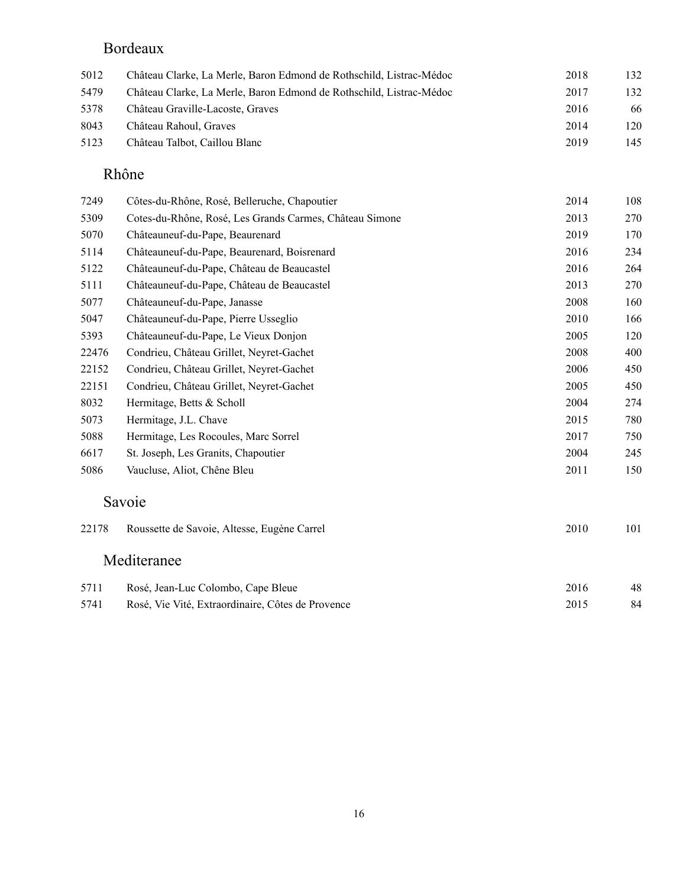## Bordeaux

| | | | |
|---|---|---|---|
| 5012 | Château Clarke, La Merle, Baron Edmond de Rothschild, Listrac-Médoc | 2018 | 132 |
| 5479 | Château Clarke, La Merle, Baron Edmond de Rothschild, Listrac-Médoc | 2017 | 132 |
| 5378 | Château Graville-Lacoste, Graves | 2016 | 66 |
| 8043 | Château Rahoul, Graves | 2014 | 120 |
| 5123 | Château Talbot, Caillou Blanc | 2019 | 145 |

## Rhône

| | | | |
|---|---|---|---|
| 7249 | Côtes-du-Rhône, Rosé, Belleruche, Chapoutier | 2014 | 108 |
| 5309 | Cotes-du-Rhône, Rosé, Les Grands Carmes, Château Simone | 2013 | 270 |
| 5070 | Châteauneuf-du-Pape, Beaurenard | 2019 | 170 |
| 5114 | Châteauneuf-du-Pape, Beaurenard, Boisrenard | 2016 | 234 |
| 5122 | Châteauneuf-du-Pape, Château de Beaucastel | 2016 | 264 |
| 5111 | Châteauneuf-du-Pape, Château de Beaucastel | 2013 | 270 |
| 5077 | Châteauneuf-du-Pape, Janasse | 2008 | 160 |
| 5047 | Châteauneuf-du-Pape, Pierre Usseglio | 2010 | 166 |
| 5393 | Châteauneuf-du-Pape, Le Vieux Donjon | 2005 | 120 |
| 22476 | Condrieu, Château Grillet, Neyret-Gachet | 2008 | 400 |
| 22152 | Condrieu, Château Grillet, Neyret-Gachet | 2006 | 450 |
| 22151 | Condrieu, Château Grillet, Neyret-Gachet | 2005 | 450 |
| 8032 | Hermitage, Betts & Scholl | 2004 | 274 |
| 5073 | Hermitage, J.L. Chave | 2015 | 780 |
| 5088 | Hermitage, Les Rocoules, Marc Sorrel | 2017 | 750 |
| 6617 | St. Joseph, Les Granits, Chapoutier | 2004 | 245 |
| 5086 | Vaucluse, Aliot, Chêne Bleu | 2011 | 150 |

## Savoie

| | | | |
|---|---|---|---|
| 22178 | Roussette de Savoie, Altesse, Eugène Carrel | 2010 | 101 |

## Mediteranee

| | | | |
|---|---|---|---|
| 5711 | Rosé, Jean-Luc Colombo, Cape Bleue | 2016 | 48 |
| 5741 | Rosé, Vie Vité, Extraordinaire, Côtes de Provence | 2015 | 84 |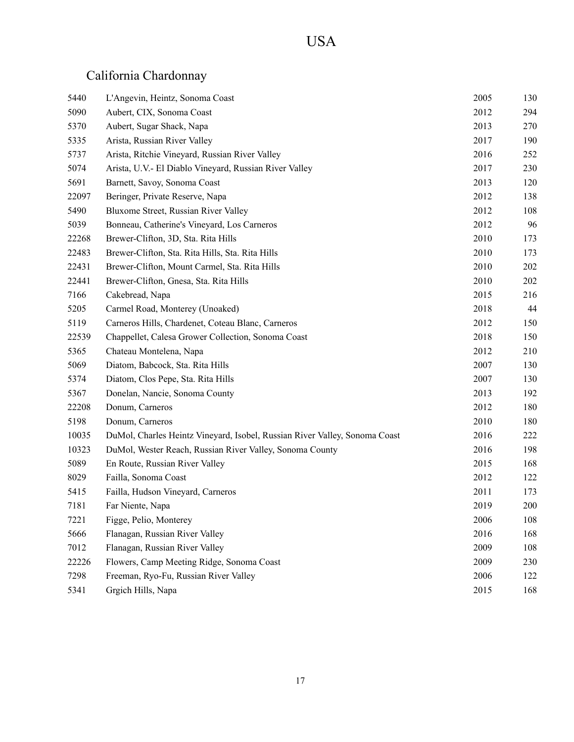# USA

## California Chardonnay

| | | | |
|---|---|---|---|
| 5440 | L'Angevin, Heintz, Sonoma Coast | 2005 | 130 |
| 5090 | Aubert, CIX, Sonoma Coast | 2012 | 294 |
| 5370 | Aubert, Sugar Shack, Napa | 2013 | 270 |
| 5335 | Arista, Russian River Valley | 2017 | 190 |
| 5737 | Arista, Ritchie Vineyard, Russian River Valley | 2016 | 252 |
| 5074 | Arista, U.V.- El Diablo Vineyard, Russian River Valley | 2017 | 230 |
| 5691 | Barnett, Savoy, Sonoma Coast | 2013 | 120 |
| 22097 | Beringer, Private Reserve, Napa | 2012 | 138 |
| 5490 | Bluxome Street, Russian River Valley | 2012 | 108 |
| 5039 | Bonneau, Catherine's Vineyard, Los Carneros | 2012 | 96 |
| 22268 | Brewer-Clifton, 3D, Sta. Rita Hills | 2010 | 173 |
| 22483 | Brewer-Clifton, Sta. Rita Hills, Sta. Rita Hills | 2010 | 173 |
| 22431 | Brewer-Clifton, Mount Carmel, Sta. Rita Hills | 2010 | 202 |
| 22441 | Brewer-Clifton, Gnesa, Sta. Rita Hills | 2010 | 202 |
| 7166 | Cakebread, Napa | 2015 | 216 |
| 5205 | Carmel Road, Monterey (Unoaked) | 2018 | 44 |
| 5119 | Carneros Hills, Chardenet, Coteau Blanc, Carneros | 2012 | 150 |
| 22539 | Chappellet, Calesa Grower Collection, Sonoma Coast | 2018 | 150 |
| 5365 | Chateau Montelena, Napa | 2012 | 210 |
| 5069 | Diatom, Babcock, Sta. Rita Hills | 2007 | 130 |
| 5374 | Diatom, Clos Pepe, Sta. Rita Hills | 2007 | 130 |
| 5367 | Donelan, Nancie, Sonoma County | 2013 | 192 |
| 22208 | Donum, Carneros | 2012 | 180 |
| 5198 | Donum, Carneros | 2010 | 180 |
| 10035 | DuMol, Charles Heintz Vineyard, Isobel, Russian River Valley, Sonoma Coast | 2016 | 222 |
| 10323 | DuMol, Wester Reach, Russian River Valley, Sonoma County | 2016 | 198 |
| 5089 | En Route, Russian River Valley | 2015 | 168 |
| 8029 | Failla, Sonoma Coast | 2012 | 122 |
| 5415 | Failla, Hudson Vineyard, Carneros | 2011 | 173 |
| 7181 | Far Niente, Napa | 2019 | 200 |
| 7221 | Figge, Pelio, Monterey | 2006 | 108 |
| 5666 | Flanagan, Russian River Valley | 2016 | 168 |
| 7012 | Flanagan, Russian River Valley | 2009 | 108 |
| 22226 | Flowers, Camp Meeting Ridge, Sonoma Coast | 2009 | 230 |
| 7298 | Freeman, Ryo-Fu, Russian River Valley | 2006 | 122 |
| 5341 | Grgich Hills, Napa | 2015 | 168 |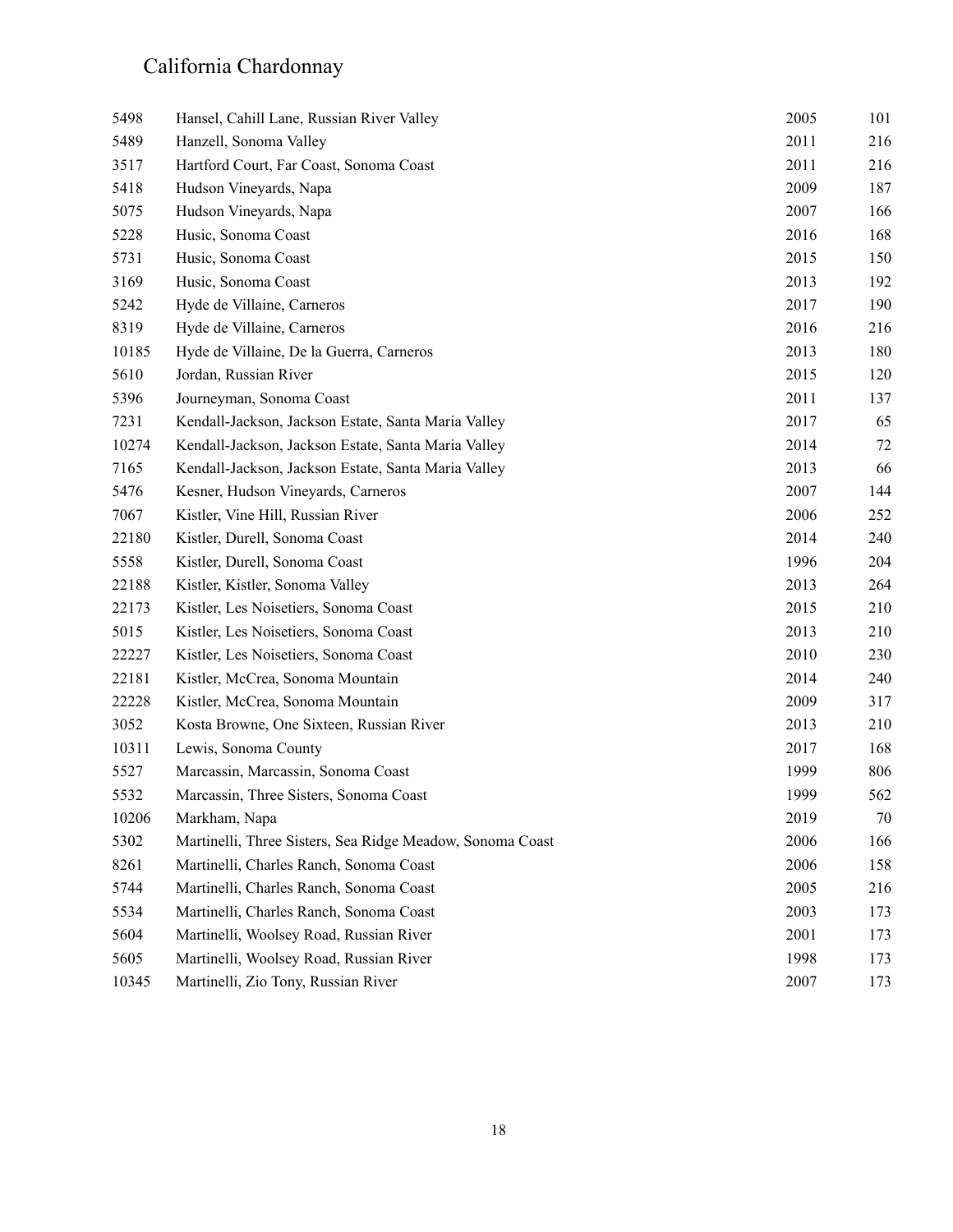# California Chardonnay

| | | | |
|---|---|---|---|
| 5498 | Hansel, Cahill Lane, Russian River Valley | 2005 | 101 |
| 5489 | Hanzell, Sonoma Valley | 2011 | 216 |
| 3517 | Hartford Court, Far Coast, Sonoma Coast | 2011 | 216 |
| 5418 | Hudson Vineyards, Napa | 2009 | 187 |
| 5075 | Hudson Vineyards, Napa | 2007 | 166 |
| 5228 | Husic, Sonoma Coast | 2016 | 168 |
| 5731 | Husic, Sonoma Coast | 2015 | 150 |
| 3169 | Husic, Sonoma Coast | 2013 | 192 |
| 5242 | Hyde de Villaine, Carneros | 2017 | 190 |
| 8319 | Hyde de Villaine, Carneros | 2016 | 216 |
| 10185 | Hyde de Villaine, De la Guerra, Carneros | 2013 | 180 |
| 5610 | Jordan, Russian River | 2015 | 120 |
| 5396 | Journeyman, Sonoma Coast | 2011 | 137 |
| 7231 | Kendall-Jackson, Jackson Estate, Santa Maria Valley | 2017 | 65 |
| 10274 | Kendall-Jackson, Jackson Estate, Santa Maria Valley | 2014 | 72 |
| 7165 | Kendall-Jackson, Jackson Estate, Santa Maria Valley | 2013 | 66 |
| 5476 | Kesner, Hudson Vineyards, Carneros | 2007 | 144 |
| 7067 | Kistler, Vine Hill, Russian River | 2006 | 252 |
| 22180 | Kistler, Durell, Sonoma Coast | 2014 | 240 |
| 5558 | Kistler, Durell, Sonoma Coast | 1996 | 204 |
| 22188 | Kistler, Kistler, Sonoma Valley | 2013 | 264 |
| 22173 | Kistler, Les Noisetiers, Sonoma Coast | 2015 | 210 |
| 5015 | Kistler, Les Noisetiers, Sonoma Coast | 2013 | 210 |
| 22227 | Kistler, Les Noisetiers, Sonoma Coast | 2010 | 230 |
| 22181 | Kistler, McCrea, Sonoma Mountain | 2014 | 240 |
| 22228 | Kistler, McCrea, Sonoma Mountain | 2009 | 317 |
| 3052 | Kosta Browne, One Sixteen, Russian River | 2013 | 210 |
| 10311 | Lewis, Sonoma County | 2017 | 168 |
| 5527 | Marcassin, Marcassin, Sonoma Coast | 1999 | 806 |
| 5532 | Marcassin, Three Sisters, Sonoma Coast | 1999 | 562 |
| 10206 | Markham, Napa | 2019 | 70 |
| 5302 | Martinelli, Three Sisters, Sea Ridge Meadow, Sonoma Coast | 2006 | 166 |
| 8261 | Martinelli, Charles Ranch, Sonoma Coast | 2006 | 158 |
| 5744 | Martinelli, Charles Ranch, Sonoma Coast | 2005 | 216 |
| 5534 | Martinelli, Charles Ranch, Sonoma Coast | 2003 | 173 |
| 5604 | Martinelli, Woolsey Road, Russian River | 2001 | 173 |
| 5605 | Martinelli, Woolsey Road, Russian River | 1998 | 173 |
| 10345 | Martinelli, Zio Tony, Russian River | 2007 | 173 |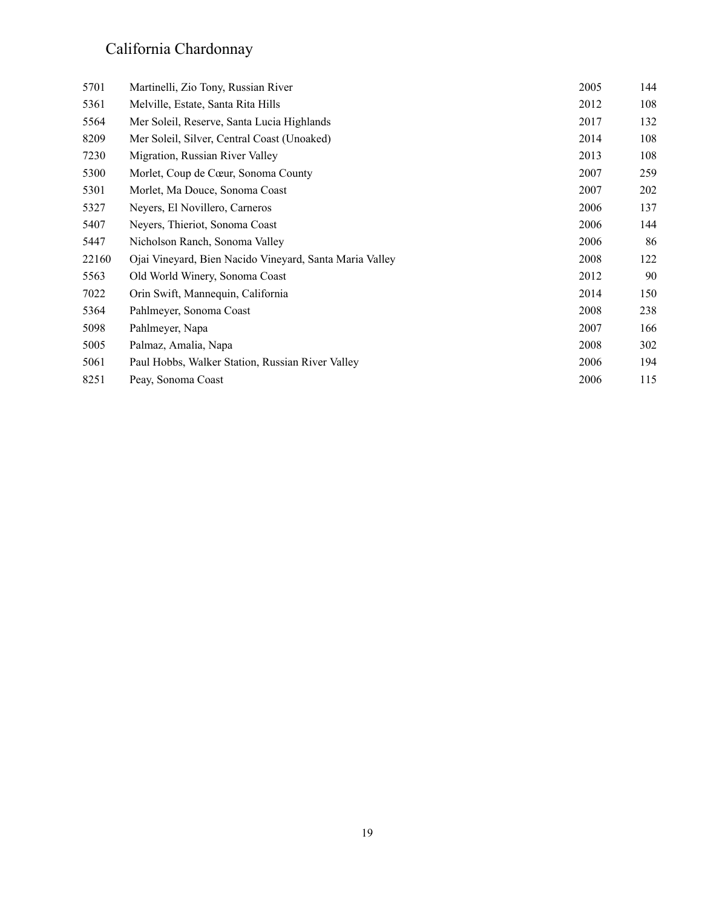# California Chardonnay

| | | | |
|---|---|---|---|
| 5701 | Martinelli, Zio Tony, Russian River | 2005 | 144 |
| 5361 | Melville, Estate, Santa Rita Hills | 2012 | 108 |
| 5564 | Mer Soleil, Reserve, Santa Lucia Highlands | 2017 | 132 |
| 8209 | Mer Soleil, Silver, Central Coast (Unoaked) | 2014 | 108 |
| 7230 | Migration, Russian River Valley | 2013 | 108 |
| 5300 | Morlet, Coup de Cœur, Sonoma County | 2007 | 259 |
| 5301 | Morlet, Ma Douce, Sonoma Coast | 2007 | 202 |
| 5327 | Neyers, El Novillero, Carneros | 2006 | 137 |
| 5407 | Neyers, Thieriot, Sonoma Coast | 2006 | 144 |
| 5447 | Nicholson Ranch, Sonoma Valley | 2006 | 86 |
| 22160 | Ojai Vineyard, Bien Nacido Vineyard, Santa Maria Valley | 2008 | 122 |
| 5563 | Old World Winery, Sonoma Coast | 2012 | 90 |
| 7022 | Orin Swift, Mannequin, California | 2014 | 150 |
| 5364 | Pahlmeyer, Sonoma Coast | 2008 | 238 |
| 5098 | Pahlmeyer, Napa | 2007 | 166 |
| 5005 | Palmaz, Amalia, Napa | 2008 | 302 |
| 5061 | Paul Hobbs, Walker Station, Russian River Valley | 2006 | 194 |
| 8251 | Peay, Sonoma Coast | 2006 | 115 |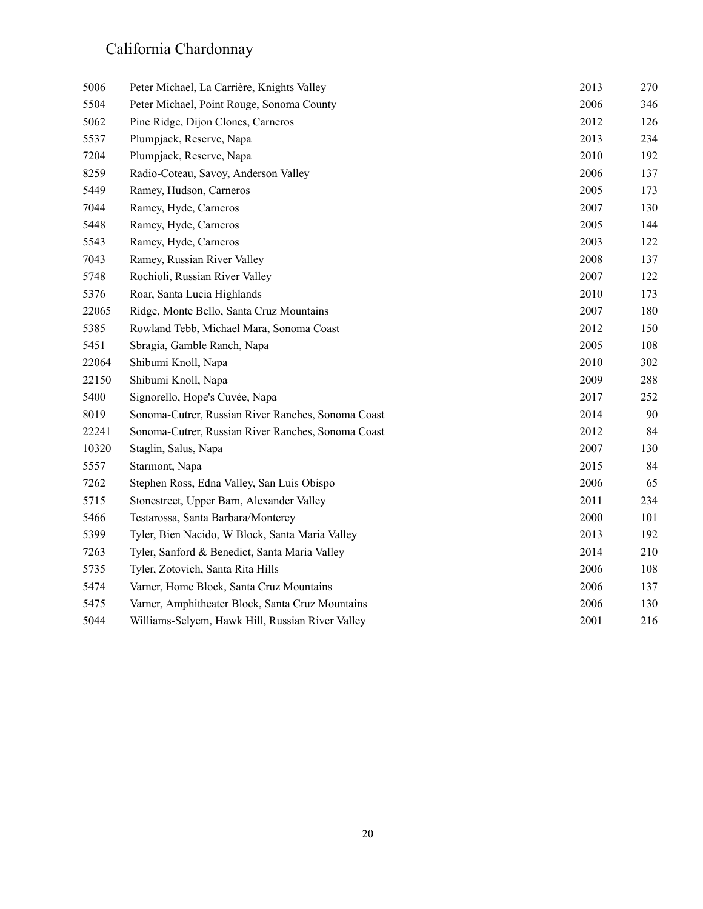# California Chardonnay

| | | | |
|---|---|---|---|
| 5006 | Peter Michael, La Carrière, Knights Valley | 2013 | 270 |
| 5504 | Peter Michael, Point Rouge, Sonoma County | 2006 | 346 |
| 5062 | Pine Ridge, Dijon Clones, Carneros | 2012 | 126 |
| 5537 | Plumpjack, Reserve, Napa | 2013 | 234 |
| 7204 | Plumpjack, Reserve, Napa | 2010 | 192 |
| 8259 | Radio-Coteau, Savoy, Anderson Valley | 2006 | 137 |
| 5449 | Ramey, Hudson, Carneros | 2005 | 173 |
| 7044 | Ramey, Hyde, Carneros | 2007 | 130 |
| 5448 | Ramey, Hyde, Carneros | 2005 | 144 |
| 5543 | Ramey, Hyde, Carneros | 2003 | 122 |
| 7043 | Ramey, Russian River Valley | 2008 | 137 |
| 5748 | Rochioli, Russian River Valley | 2007 | 122 |
| 5376 | Roar, Santa Lucia Highlands | 2010 | 173 |
| 22065 | Ridge, Monte Bello, Santa Cruz Mountains | 2007 | 180 |
| 5385 | Rowland Tebb, Michael Mara, Sonoma Coast | 2012 | 150 |
| 5451 | Sbragia, Gamble Ranch, Napa | 2005 | 108 |
| 22064 | Shibumi Knoll, Napa | 2010 | 302 |
| 22150 | Shibumi Knoll, Napa | 2009 | 288 |
| 5400 | Signorello, Hope's Cuvée, Napa | 2017 | 252 |
| 8019 | Sonoma-Cutrer, Russian River Ranches, Sonoma Coast | 2014 | 90 |
| 22241 | Sonoma-Cutrer, Russian River Ranches, Sonoma Coast | 2012 | 84 |
| 10320 | Staglin, Salus, Napa | 2007 | 130 |
| 5557 | Starmont, Napa | 2015 | 84 |
| 7262 | Stephen Ross, Edna Valley, San Luis Obispo | 2006 | 65 |
| 5715 | Stonestreet, Upper Barn, Alexander Valley | 2011 | 234 |
| 5466 | Testarossa, Santa Barbara/Monterey | 2000 | 101 |
| 5399 | Tyler, Bien Nacido, W Block, Santa Maria Valley | 2013 | 192 |
| 7263 | Tyler, Sanford & Benedict, Santa Maria Valley | 2014 | 210 |
| 5735 | Tyler, Zotovich, Santa Rita Hills | 2006 | 108 |
| 5474 | Varner, Home Block, Santa Cruz Mountains | 2006 | 137 |
| 5475 | Varner, Amphitheater Block, Santa Cruz Mountains | 2006 | 130 |
| 5044 | Williams-Selyem, Hawk Hill, Russian River Valley | 2001 | 216 |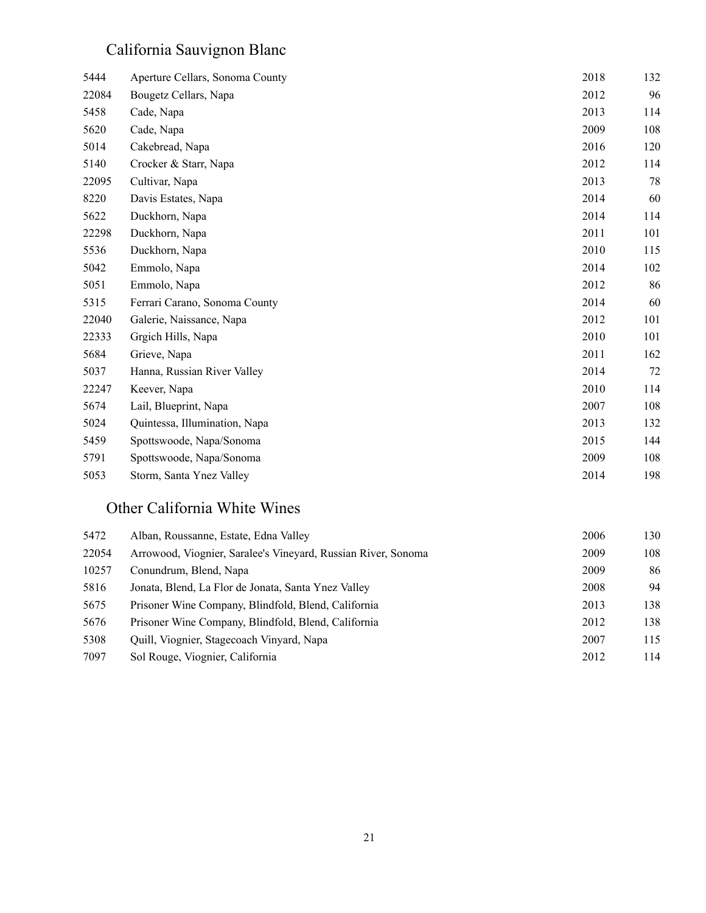## California Sauvignon Blanc

| | | | |
|---|---|---|---|
| 5444 | Aperture Cellars, Sonoma County | 2018 | 132 |
| 22084 | Bougetz Cellars, Napa | 2012 | 96 |
| 5458 | Cade, Napa | 2013 | 114 |
| 5620 | Cade, Napa | 2009 | 108 |
| 5014 | Cakebread, Napa | 2016 | 120 |
| 5140 | Crocker & Starr, Napa | 2012 | 114 |
| 22095 | Cultivar, Napa | 2013 | 78 |
| 8220 | Davis Estates, Napa | 2014 | 60 |
| 5622 | Duckhorn, Napa | 2014 | 114 |
| 22298 | Duckhorn, Napa | 2011 | 101 |
| 5536 | Duckhorn, Napa | 2010 | 115 |
| 5042 | Emmolo, Napa | 2014 | 102 |
| 5051 | Emmolo, Napa | 2012 | 86 |
| 5315 | Ferrari Carano, Sonoma County | 2014 | 60 |
| 22040 | Galerie, Naissance, Napa | 2012 | 101 |
| 22333 | Grgich Hills, Napa | 2010 | 101 |
| 5684 | Grieve, Napa | 2011 | 162 |
| 5037 | Hanna, Russian River Valley | 2014 | 72 |
| 22247 | Keever, Napa | 2010 | 114 |
| 5674 | Lail, Blueprint, Napa | 2007 | 108 |
| 5024 | Quintessa, Illumination, Napa | 2013 | 132 |
| 5459 | Spottswoode, Napa/Sonoma | 2015 | 144 |
| 5791 | Spottswoode, Napa/Sonoma | 2009 | 108 |
| 5053 | Storm, Santa Ynez Valley | 2014 | 198 |

## Other California White Wines

| | | | |
|---|---|---|---|
| 5472 | Alban, Roussanne, Estate, Edna Valley | 2006 | 130 |
| 22054 | Arrowood, Viognier, Saralee's Vineyard, Russian River, Sonoma | 2009 | 108 |
| 10257 | Conundrum, Blend, Napa | 2009 | 86 |
| 5816 | Jonata, Blend, La Flor de Jonata, Santa Ynez Valley | 2008 | 94 |
| 5675 | Prisoner Wine Company, Blindfold, Blend, California | 2013 | 138 |
| 5676 | Prisoner Wine Company, Blindfold, Blend, California | 2012 | 138 |
| 5308 | Quill, Viognier, Stagecoach Vinyard, Napa | 2007 | 115 |
| 7097 | Sol Rouge, Viognier, California | 2012 | 114 |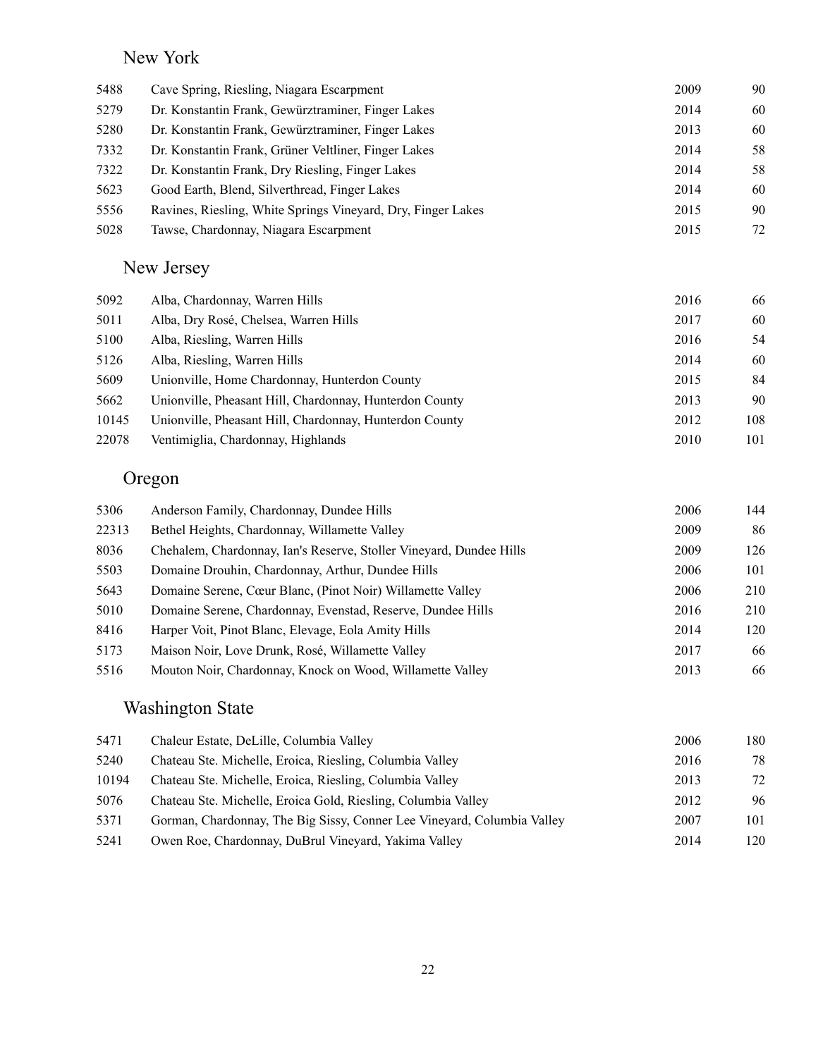## New York

| | | | |
|---|---|---|---|
| 5488 | Cave Spring, Riesling, Niagara Escarpment | 2009 | 90 |
| 5279 | Dr. Konstantin Frank, Gewürztraminer, Finger Lakes | 2014 | 60 |
| 5280 | Dr. Konstantin Frank, Gewürztraminer, Finger Lakes | 2013 | 60 |
| 7332 | Dr. Konstantin Frank, Grüner Veltliner, Finger Lakes | 2014 | 58 |
| 7322 | Dr. Konstantin Frank, Dry Riesling, Finger Lakes | 2014 | 58 |
| 5623 | Good Earth, Blend, Silverthread, Finger Lakes | 2014 | 60 |
| 5556 | Ravines, Riesling, White Springs Vineyard, Dry, Finger Lakes | 2015 | 90 |
| 5028 | Tawse, Chardonnay, Niagara Escarpment | 2015 | 72 |

## New Jersey

| | | | |
|---|---|---|---|
| 5092 | Alba, Chardonnay, Warren Hills | 2016 | 66 |
| 5011 | Alba, Dry Rosé, Chelsea, Warren Hills | 2017 | 60 |
| 5100 | Alba, Riesling, Warren Hills | 2016 | 54 |
| 5126 | Alba, Riesling, Warren Hills | 2014 | 60 |
| 5609 | Unionville, Home Chardonnay, Hunterdon County | 2015 | 84 |
| 5662 | Unionville, Pheasant Hill, Chardonnay, Hunterdon County | 2013 | 90 |
| 10145 | Unionville, Pheasant Hill, Chardonnay, Hunterdon County | 2012 | 108 |
| 22078 | Ventimiglia, Chardonnay, Highlands | 2010 | 101 |

## Oregon

| | | | |
|---|---|---|---|
| 5306 | Anderson Family, Chardonnay, Dundee Hills | 2006 | 144 |
| 22313 | Bethel Heights, Chardonnay, Willamette Valley | 2009 | 86 |
| 8036 | Chehalem, Chardonnay, Ian's Reserve, Stoller Vineyard, Dundee Hills | 2009 | 126 |
| 5503 | Domaine Drouhin, Chardonnay, Arthur, Dundee Hills | 2006 | 101 |
| 5643 | Domaine Serene, Cœur Blanc, (Pinot Noir) Willamette Valley | 2006 | 210 |
| 5010 | Domaine Serene, Chardonnay, Evenstad, Reserve, Dundee Hills | 2016 | 210 |
| 8416 | Harper Voit, Pinot Blanc, Elevage, Eola Amity Hills | 2014 | 120 |
| 5173 | Maison Noir, Love Drunk, Rosé, Willamette Valley | 2017 | 66 |
| 5516 | Mouton Noir, Chardonnay, Knock on Wood, Willamette Valley | 2013 | 66 |

## Washington State

| | | | |
|---|---|---|---|
| 5471 | Chaleur Estate, DeLille, Columbia Valley | 2006 | 180 |
| 5240 | Chateau Ste. Michelle, Eroica, Riesling, Columbia Valley | 2016 | 78 |
| 10194 | Chateau Ste. Michelle, Eroica, Riesling, Columbia Valley | 2013 | 72 |
| 5076 | Chateau Ste. Michelle, Eroica Gold, Riesling, Columbia Valley | 2012 | 96 |
| 5371 | Gorman, Chardonnay, The Big Sissy, Conner Lee Vineyard, Columbia Valley | 2007 | 101 |
| 5241 | Owen Roe, Chardonnay, DuBrul Vineyard, Yakima Valley | 2014 | 120 |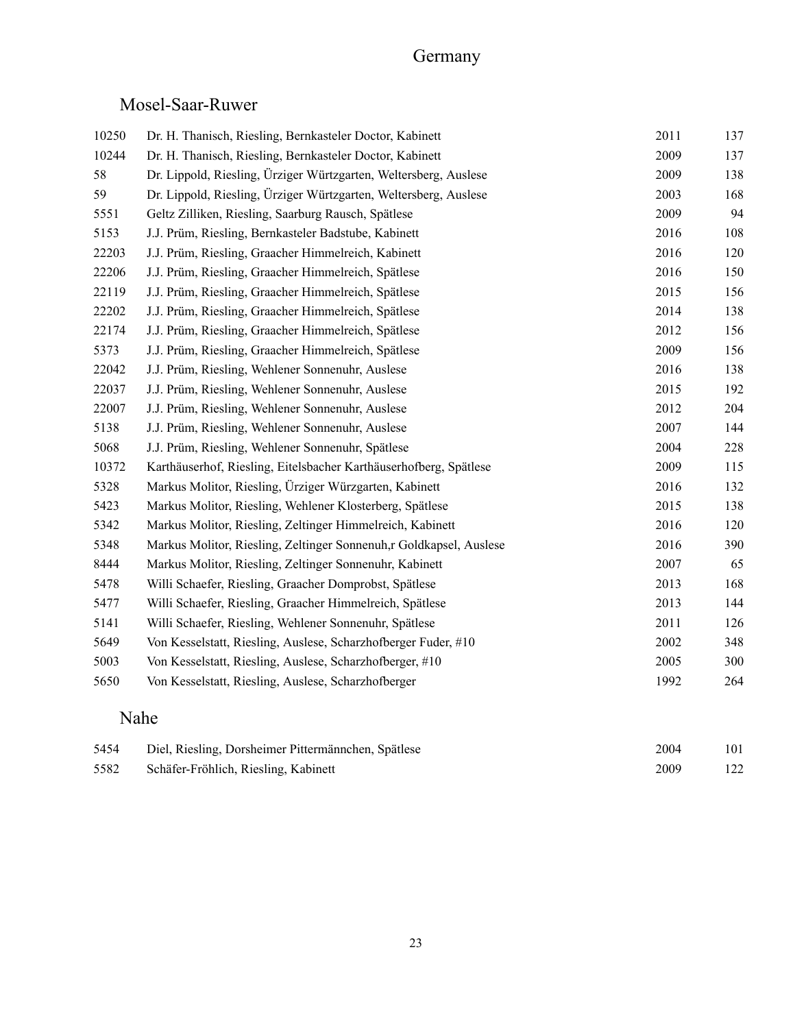# Germany

## Mosel-Saar-Ruwer

| | | | |
|---|---|---|---|
| 10250 | Dr. H. Thanisch, Riesling, Bernkasteler Doctor, Kabinett | 2011 | 137 |
| 10244 | Dr. H. Thanisch, Riesling, Bernkasteler Doctor, Kabinett | 2009 | 137 |
| 58 | Dr. Lippold, Riesling, Ürziger Würtzgarten, Weltersberg, Auslese | 2009 | 138 |
| 59 | Dr. Lippold, Riesling, Ürziger Würtzgarten, Weltersberg, Auslese | 2003 | 168 |
| 5551 | Geltz Zilliken, Riesling, Saarburg Rausch, Spätlese | 2009 | 94 |
| 5153 | J.J. Prüm, Riesling, Bernkasteler Badstube, Kabinett | 2016 | 108 |
| 22203 | J.J. Prüm, Riesling, Graacher Himmelreich, Kabinett | 2016 | 120 |
| 22206 | J.J. Prüm, Riesling, Graacher Himmelreich, Spätlese | 2016 | 150 |
| 22119 | J.J. Prüm, Riesling, Graacher Himmelreich, Spätlese | 2015 | 156 |
| 22202 | J.J. Prüm, Riesling, Graacher Himmelreich, Spätlese | 2014 | 138 |
| 22174 | J.J. Prüm, Riesling, Graacher Himmelreich, Spätlese | 2012 | 156 |
| 5373 | J.J. Prüm, Riesling, Graacher Himmelreich, Spätlese | 2009 | 156 |
| 22042 | J.J. Prüm, Riesling, Wehlener Sonnenuhr, Auslese | 2016 | 138 |
| 22037 | J.J. Prüm, Riesling, Wehlener Sonnenuhr, Auslese | 2015 | 192 |
| 22007 | J.J. Prüm, Riesling, Wehlener Sonnenuhr, Auslese | 2012 | 204 |
| 5138 | J.J. Prüm, Riesling, Wehlener Sonnenuhr, Auslese | 2007 | 144 |
| 5068 | J.J. Prüm, Riesling, Wehlener Sonnenuhr, Spätlese | 2004 | 228 |
| 10372 | Karthäuserhof, Riesling, Eitelsbacher Karthäuserhofberg, Spätlese | 2009 | 115 |
| 5328 | Markus Molitor, Riesling, Ürziger Würzgarten, Kabinett | 2016 | 132 |
| 5423 | Markus Molitor, Riesling, Wehlener Klosterberg, Spätlese | 2015 | 138 |
| 5342 | Markus Molitor, Riesling, Zeltinger Himmelreich, Kabinett | 2016 | 120 |
| 5348 | Markus Molitor, Riesling, Zeltinger Sonnenuh,r Goldkapsel, Auslese | 2016 | 390 |
| 8444 | Markus Molitor, Riesling, Zeltinger Sonnenuhr, Kabinett | 2007 | 65 |
| 5478 | Willi Schaefer, Riesling, Graacher Domprobst, Spätlese | 2013 | 168 |
| 5477 | Willi Schaefer, Riesling, Graacher Himmelreich, Spätlese | 2013 | 144 |
| 5141 | Willi Schaefer, Riesling, Wehlener Sonnenuhr, Spätlese | 2011 | 126 |
| 5649 | Von Kesselstatt, Riesling, Auslese, Scharzhofberger Fuder, #10 | 2002 | 348 |
| 5003 | Von Kesselstatt, Riesling, Auslese, Scharzhofberger, #10 | 2005 | 300 |
| 5650 | Von Kesselstatt, Riesling, Auslese, Scharzhofberger | 1992 | 264 |

## Nahe

| | | | |
|---|---|---|---|
| 5454 | Diel, Riesling, Dorsheimer Pittermännchen, Spätlese | 2004 | 101 |
| 5582 | Schäfer-Fröhlich, Riesling, Kabinett | 2009 | 122 |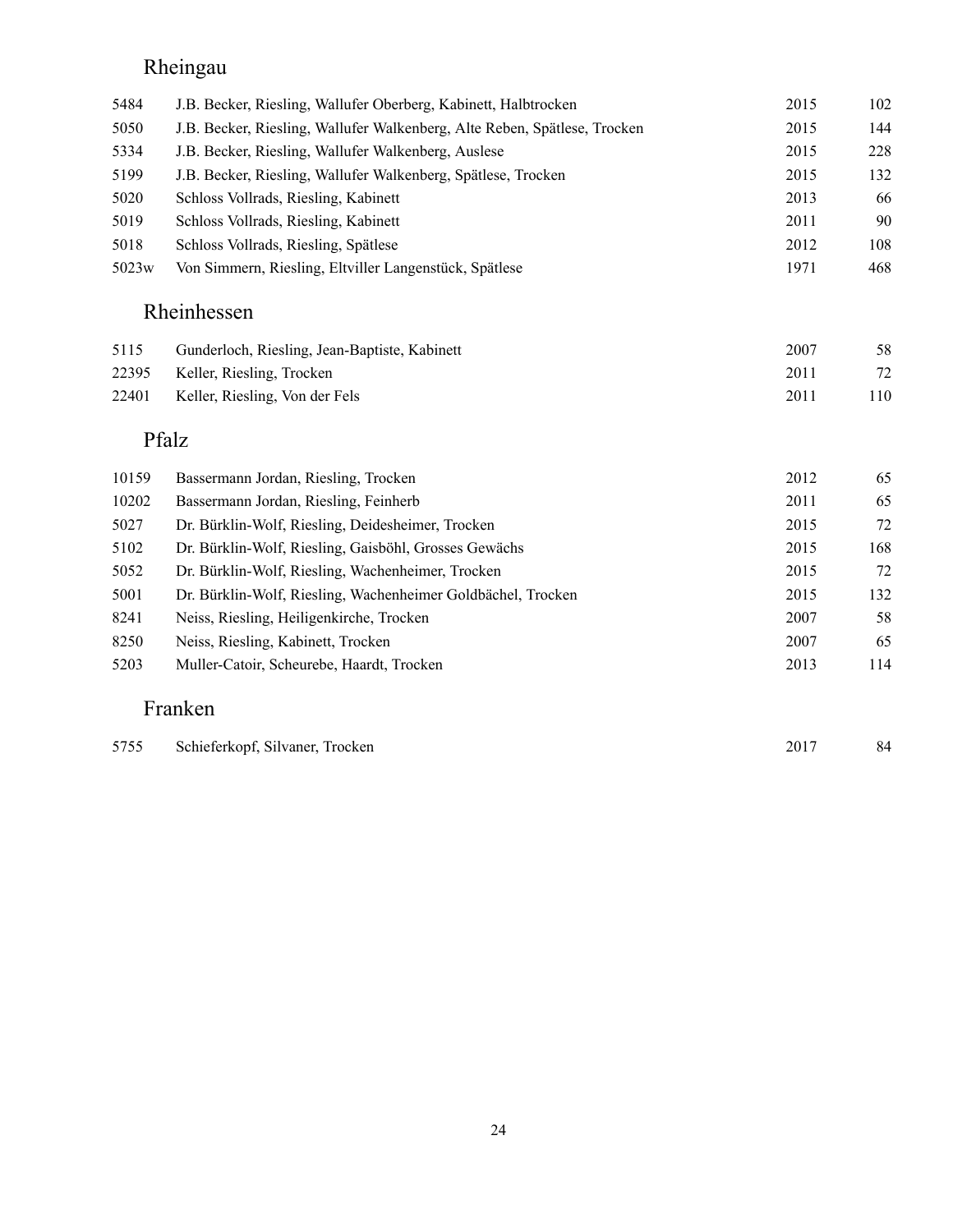## Rheingau

| | | | |
|---|---|---|---|
| 5484 | J.B. Becker, Riesling, Wallufer Oberberg, Kabinett, Halbtrocken | 2015 | 102 |
| 5050 | J.B. Becker, Riesling, Wallufer Walkenberg, Alte Reben, Spätlese, Trocken | 2015 | 144 |
| 5334 | J.B. Becker, Riesling, Wallufer Walkenberg, Auslese | 2015 | 228 |
| 5199 | J.B. Becker, Riesling, Wallufer Walkenberg, Spätlese, Trocken | 2015 | 132 |
| 5020 | Schloss Vollrads, Riesling, Kabinett | 2013 | 66 |
| 5019 | Schloss Vollrads, Riesling, Kabinett | 2011 | 90 |
| 5018 | Schloss Vollrads, Riesling, Spätlese | 2012 | 108 |
| 5023w | Von Simmern, Riesling, Eltviller Langenstück, Spätlese | 1971 | 468 |

## Rheinhessen

| | | | |
|---|---|---|---|
| 5115 | Gunderloch, Riesling, Jean-Baptiste, Kabinett | 2007 | 58 |
| 22395 | Keller, Riesling, Trocken | 2011 | 72 |
| 22401 | Keller, Riesling, Von der Fels | 2011 | 110 |

## Pfalz

| | | | |
|---|---|---|---|
| 10159 | Bassermann Jordan, Riesling, Trocken | 2012 | 65 |
| 10202 | Bassermann Jordan, Riesling, Feinherb | 2011 | 65 |
| 5027 | Dr. Bürklin-Wolf, Riesling, Deidesheimer, Trocken | 2015 | 72 |
| 5102 | Dr. Bürklin-Wolf, Riesling, Gaisböhl, Grosses Gewächs | 2015 | 168 |
| 5052 | Dr. Bürklin-Wolf, Riesling, Wachenheimer, Trocken | 2015 | 72 |
| 5001 | Dr. Bürklin-Wolf, Riesling, Wachenheimer Goldbächel, Trocken | 2015 | 132 |
| 8241 | Neiss, Riesling, Heiligenkirche, Trocken | 2007 | 58 |
| 8250 | Neiss, Riesling, Kabinett, Trocken | 2007 | 65 |
| 5203 | Muller-Catoir, Scheurebe, Haardt, Trocken | 2013 | 114 |

## Franken

| | | | |
|---|---|---|---|
| 5755 | Schieferkopf, Silvaner, Trocken | 2017 | 84 |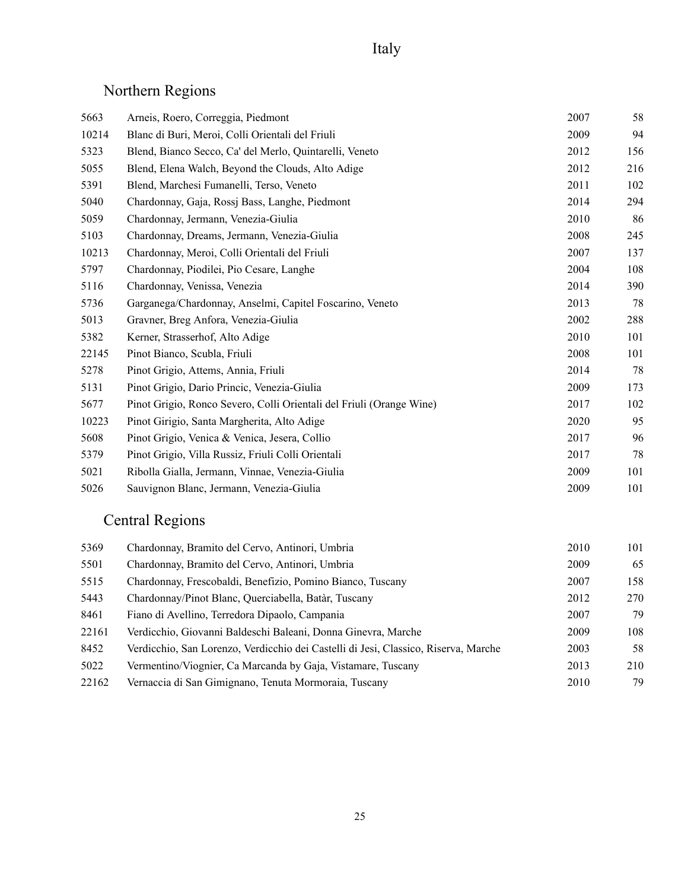# Italy

## Northern Regions

| | | | |
|---|---|---|---|
| 5663 | Arneis, Roero, Correggia, Piedmont | 2007 | 58 |
| 10214 | Blanc di Buri, Meroi, Colli Orientali del Friuli | 2009 | 94 |
| 5323 | Blend, Bianco Secco, Ca' del Merlo, Quintarelli, Veneto | 2012 | 156 |
| 5055 | Blend, Elena Walch, Beyond the Clouds, Alto Adige | 2012 | 216 |
| 5391 | Blend, Marchesi Fumanelli, Terso, Veneto | 2011 | 102 |
| 5040 | Chardonnay, Gaja, Rossj Bass, Langhe, Piedmont | 2014 | 294 |
| 5059 | Chardonnay, Jermann, Venezia-Giulia | 2010 | 86 |
| 5103 | Chardonnay, Dreams, Jermann, Venezia-Giulia | 2008 | 245 |
| 10213 | Chardonnay, Meroi, Colli Orientali del Friuli | 2007 | 137 |
| 5797 | Chardonnay, Piodilei, Pio Cesare, Langhe | 2004 | 108 |
| 5116 | Chardonnay, Venissa, Venezia | 2014 | 390 |
| 5736 | Garganega/Chardonnay, Anselmi, Capitel Foscarino, Veneto | 2013 | 78 |
| 5013 | Gravner, Breg Anfora, Venezia-Giulia | 2002 | 288 |
| 5382 | Kerner, Strasserhof, Alto Adige | 2010 | 101 |
| 22145 | Pinot Bianco, Scubla, Friuli | 2008 | 101 |
| 5278 | Pinot Grigio, Attems, Annia, Friuli | 2014 | 78 |
| 5131 | Pinot Grigio, Dario Princic, Venezia-Giulia | 2009 | 173 |
| 5677 | Pinot Grigio, Ronco Severo, Colli Orientali del Friuli (Orange Wine) | 2017 | 102 |
| 10223 | Pinot Girigio, Santa Margherita, Alto Adige | 2020 | 95 |
| 5608 | Pinot Grigio, Venica & Venica, Jesera, Collio | 2017 | 96 |
| 5379 | Pinot Grigio, Villa Russiz, Friuli Colli Orientali | 2017 | 78 |
| 5021 | Ribolla Gialla, Jermann, Vinnae, Venezia-Giulia | 2009 | 101 |
| 5026 | Sauvignon Blanc, Jermann, Venezia-Giulia | 2009 | 101 |

## Central Regions

| | | | |
|---|---|---|---|
| 5369 | Chardonnay, Bramito del Cervo, Antinori, Umbria | 2010 | 101 |
| 5501 | Chardonnay, Bramito del Cervo, Antinori, Umbria | 2009 | 65 |
| 5515 | Chardonnay, Frescobaldi, Benefizio, Pomino Bianco, Tuscany | 2007 | 158 |
| 5443 | Chardonnay/Pinot Blanc, Querciabella, Batàr, Tuscany | 2012 | 270 |
| 8461 | Fiano di Avellino, Terredora Dipaolo, Campania | 2007 | 79 |
| 22161 | Verdicchio, Giovanni Baldeschi Baleani, Donna Ginevra, Marche | 2009 | 108 |
| 8452 | Verdicchio, San Lorenzo, Verdicchio dei Castelli di Jesi, Classico, Riserva, Marche | 2003 | 58 |
| 5022 | Vermentino/Viognier, Ca Marcanda by Gaja, Vistamare, Tuscany | 2013 | 210 |
| 22162 | Vernaccia di San Gimignano, Tenuta Mormoraia, Tuscany | 2010 | 79 |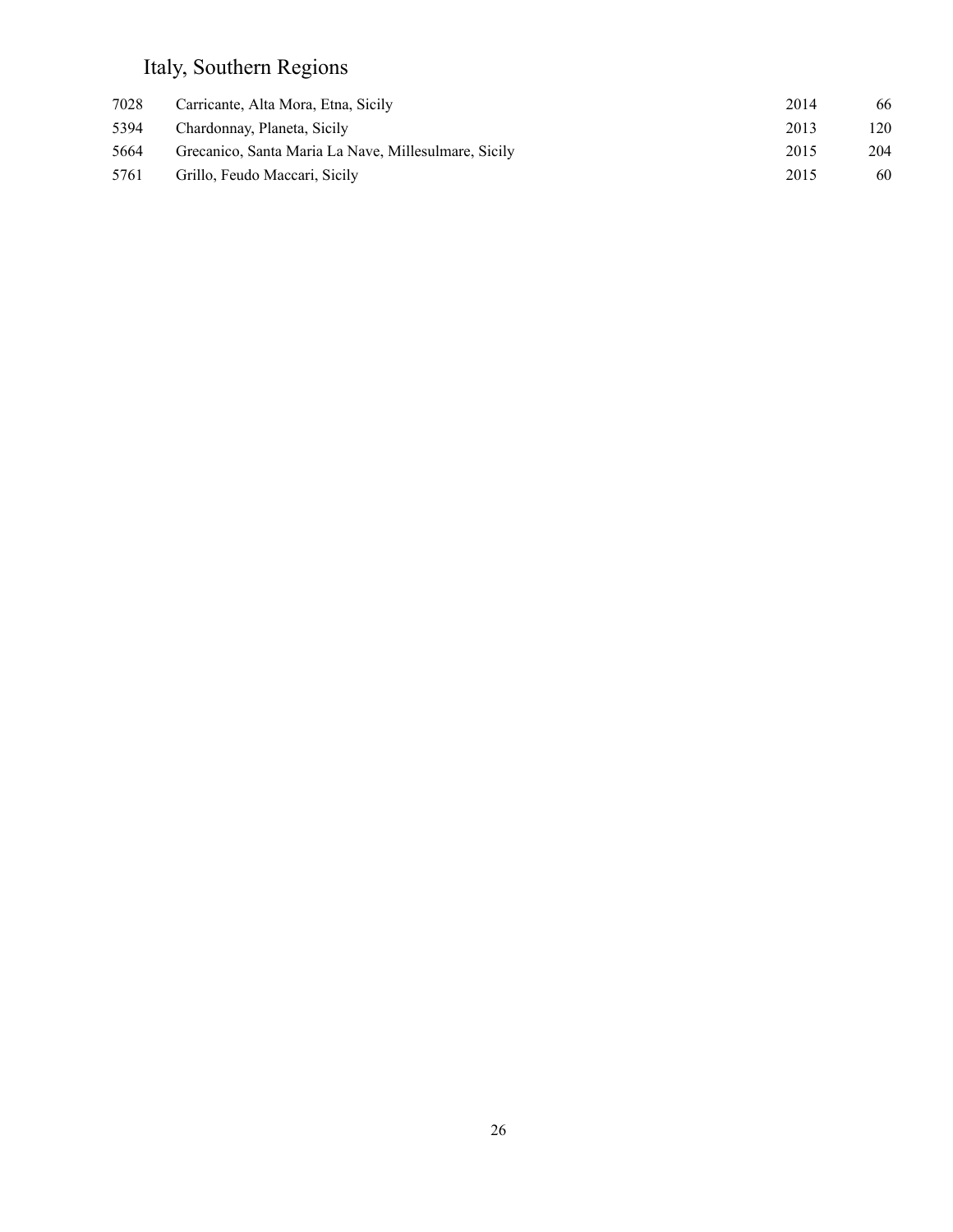## Italy, Southern Regions

| | | | |
|---|---|---|---|
| 7028 | Carricante, Alta Mora, Etna, Sicily | 2014 | 66 |
| 5394 | Chardonnay, Planeta, Sicily | 2013 | 120 |
| 5664 | Grecanico, Santa Maria La Nave, Millesulmare, Sicily | 2015 | 204 |
| 5761 | Grillo, Feudo Maccari, Sicily | 2015 | 60 |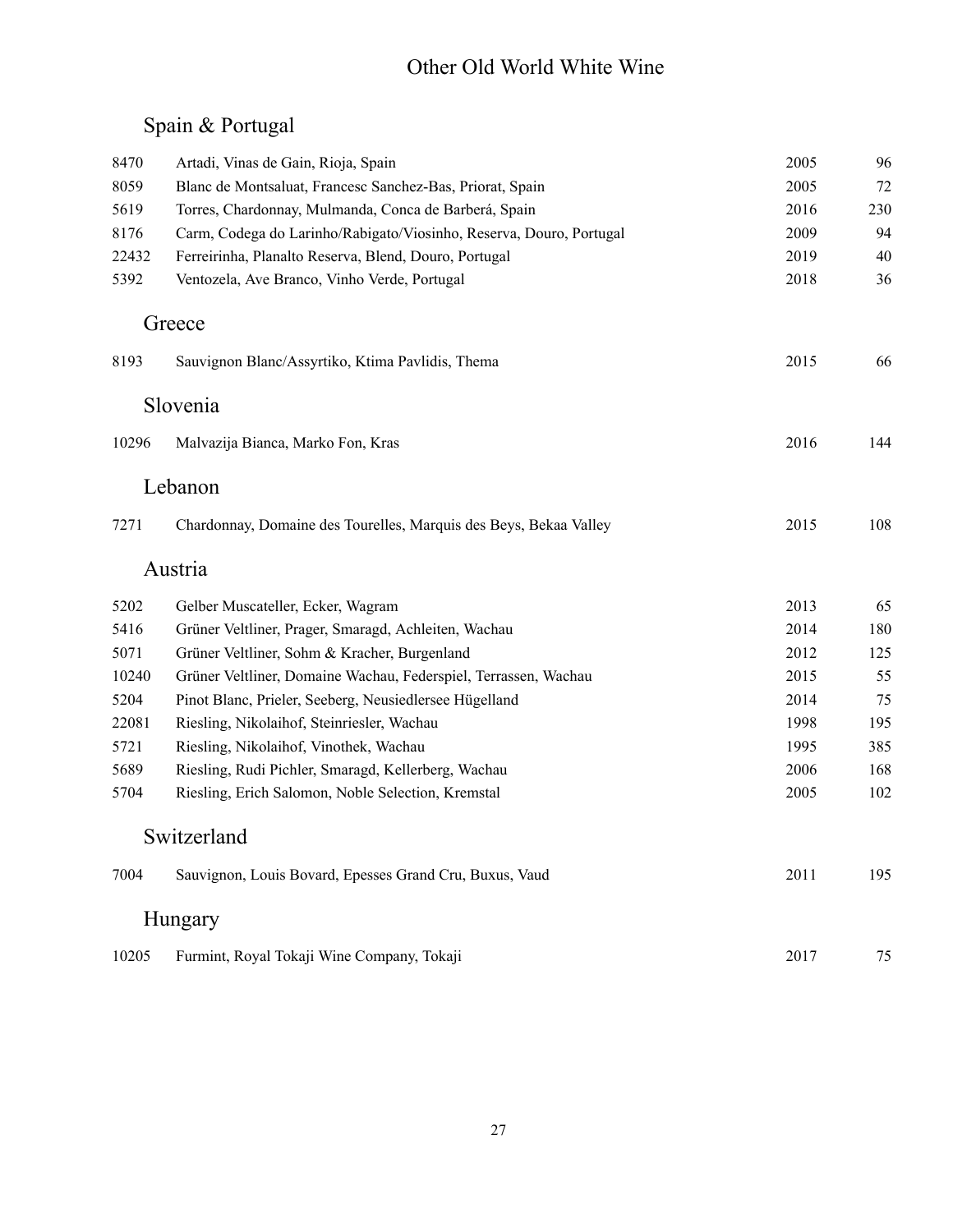# Other Old World White Wine

## Spain & Portugal

| | | | |
|---|---|---|---|
| 8470 | Artadi, Vinas de Gain, Rioja, Spain | 2005 | 96 |
| 8059 | Blanc de Montsaluat, Francesc Sanchez-Bas, Priorat, Spain | 2005 | 72 |
| 5619 | Torres, Chardonnay, Mulmanda, Conca de Barberá, Spain | 2016 | 230 |
| 8176 | Carm, Codega do Larinho/Rabigato/Viosinho, Reserva, Douro, Portugal | 2009 | 94 |
| 22432 | Ferreirinha, Planalto Reserva, Blend, Douro, Portugal | 2019 | 40 |
| 5392 | Ventozela, Ave Branco, Vinho Verde, Portugal | 2018 | 36 |

## Greece

| | | | |
|---|---|---|---|
| 8193 | Sauvignon Blanc/Assyrtiko, Ktima Pavlidis, Thema | 2015 | 66 |

## Slovenia

| | | | |
|---|---|---|---|
| 10296 | Malvazija Bianca, Marko Fon, Kras | 2016 | 144 |

## Lebanon

| | | | |
|---|---|---|---|
| 7271 | Chardonnay, Domaine des Tourelles, Marquis des Beys, Bekaa Valley | 2015 | 108 |

## Austria

| | | | |
|---|---|---|---|
| 5202 | Gelber Muscateller, Ecker, Wagram | 2013 | 65 |
| 5416 | Grüner Veltliner, Prager, Smaragd, Achleiten, Wachau | 2014 | 180 |
| 5071 | Grüner Veltliner, Sohm & Kracher, Burgenland | 2012 | 125 |
| 10240 | Grüner Veltliner, Domaine Wachau, Federspiel, Terrassen, Wachau | 2015 | 55 |
| 5204 | Pinot Blanc, Prieler, Seeberg, Neusiedlersee Hügelland | 2014 | 75 |
| 22081 | Riesling, Nikolaihof, Steinriesler, Wachau | 1998 | 195 |
| 5721 | Riesling, Nikolaihof, Vinothek, Wachau | 1995 | 385 |
| 5689 | Riesling, Rudi Pichler, Smaragd, Kellerberg, Wachau | 2006 | 168 |
| 5704 | Riesling, Erich Salomon, Noble Selection, Kremstal | 2005 | 102 |

## Switzerland

| | | | |
|---|---|---|---|
| 7004 | Sauvignon, Louis Bovard, Epesses Grand Cru, Buxus, Vaud | 2011 | 195 |

## Hungary

| | | | |
|---|---|---|---|
| 10205 | Furmint, Royal Tokaji Wine Company, Tokaji | 2017 | 75 |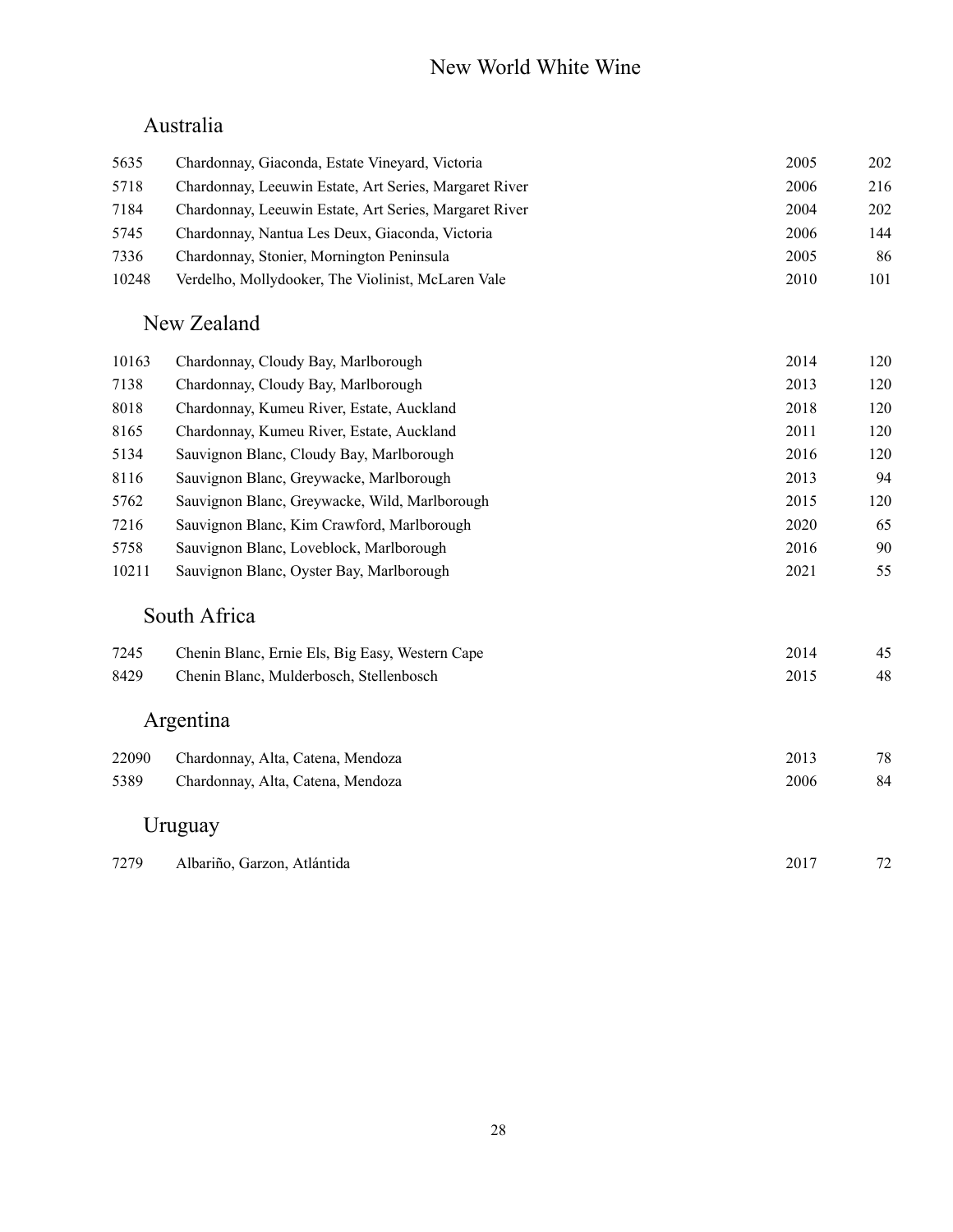# New World White Wine

## Australia

| | | | |
|---|---|---|---|
| 5635 | Chardonnay, Giaconda, Estate Vineyard, Victoria | 2005 | 202 |
| 5718 | Chardonnay, Leeuwin Estate, Art Series, Margaret River | 2006 | 216 |
| 7184 | Chardonnay, Leeuwin Estate, Art Series, Margaret River | 2004 | 202 |
| 5745 | Chardonnay, Nantua Les Deux, Giaconda, Victoria | 2006 | 144 |
| 7336 | Chardonnay, Stonier, Mornington Peninsula | 2005 | 86 |
| 10248 | Verdelho, Mollydooker, The Violinist, McLaren Vale | 2010 | 101 |

## New Zealand

| | | | |
|---|---|---|---|
| 10163 | Chardonnay, Cloudy Bay, Marlborough | 2014 | 120 |
| 7138 | Chardonnay, Cloudy Bay, Marlborough | 2013 | 120 |
| 8018 | Chardonnay, Kumeu River, Estate, Auckland | 2018 | 120 |
| 8165 | Chardonnay, Kumeu River, Estate, Auckland | 2011 | 120 |
| 5134 | Sauvignon Blanc, Cloudy Bay, Marlborough | 2016 | 120 |
| 8116 | Sauvignon Blanc, Greywacke, Marlborough | 2013 | 94 |
| 5762 | Sauvignon Blanc, Greywacke, Wild, Marlborough | 2015 | 120 |
| 7216 | Sauvignon Blanc, Kim Crawford, Marlborough | 2020 | 65 |
| 5758 | Sauvignon Blanc, Loveblock, Marlborough | 2016 | 90 |
| 10211 | Sauvignon Blanc, Oyster Bay, Marlborough | 2021 | 55 |

## South Africa

| | | | |
|---|---|---|---|
| 7245 | Chenin Blanc, Ernie Els, Big Easy, Western Cape | 2014 | 45 |
| 8429 | Chenin Blanc, Mulderbosch, Stellenbosch | 2015 | 48 |

## Argentina

| | | | |
|---|---|---|---|
| 22090 | Chardonnay, Alta, Catena, Mendoza | 2013 | 78 |
| 5389 | Chardonnay, Alta, Catena, Mendoza | 2006 | 84 |

## Uruguay

| | | | |
|---|---|---|---|
| 7279 | Albariño, Garzon, Atlántida | 2017 | 72 |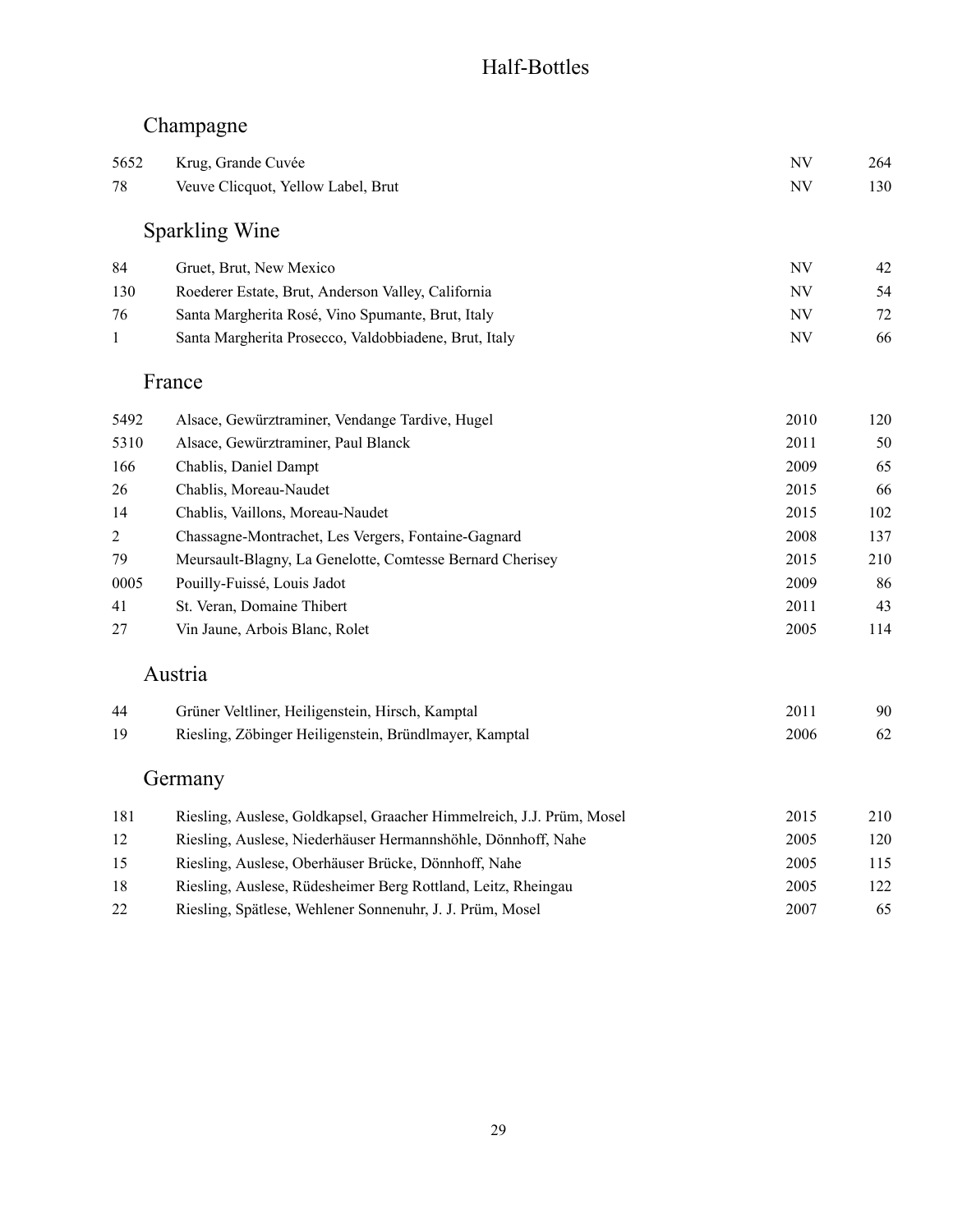# Half-Bottles

## Champagne

| | | | |
|---|---|---|---|
| 5652 | Krug, Grande Cuvée | NV | 264 |
| 78 | Veuve Clicquot, Yellow Label, Brut | NV | 130 |

## Sparkling Wine

| | | | |
|---|---|---|---|
| 84 | Gruet, Brut, New Mexico | NV | 42 |
| 130 | Roederer Estate, Brut, Anderson Valley, California | NV | 54 |
| 76 | Santa Margherita Rosé, Vino Spumante, Brut, Italy | NV | 72 |
| 1 | Santa Margherita Prosecco, Valdobbiadene, Brut, Italy | NV | 66 |

## France

| | | | |
|---|---|---|---|
| 5492 | Alsace, Gewürztraminer, Vendange Tardive, Hugel | 2010 | 120 |
| 5310 | Alsace, Gewürztraminer, Paul Blanck | 2011 | 50 |
| 166 | Chablis, Daniel Dampt | 2009 | 65 |
| 26 | Chablis, Moreau-Naudet | 2015 | 66 |
| 14 | Chablis, Vaillons, Moreau-Naudet | 2015 | 102 |
| 2 | Chassagne-Montrachet, Les Vergers, Fontaine-Gagnard | 2008 | 137 |
| 79 | Meursault-Blagny, La Genelotte, Comtesse Bernard Cherisey | 2015 | 210 |
| 0005 | Pouilly-Fuissé, Louis Jadot | 2009 | 86 |
| 41 | St. Veran, Domaine Thibert | 2011 | 43 |
| 27 | Vin Jaune, Arbois Blanc, Rolet | 2005 | 114 |

## Austria

| | | | |
|---|---|---|---|
| 44 | Grüner Veltliner, Heiligenstein, Hirsch, Kamptal | 2011 | 90 |
| 19 | Riesling, Zöbinger Heiligenstein, Bründlmayer, Kamptal | 2006 | 62 |

## Germany

| | | | |
|---|---|---|---|
| 181 | Riesling, Auslese, Goldkapsel, Graacher Himmelreich, J.J. Prüm, Mosel | 2015 | 210 |
| 12 | Riesling, Auslese, Niederhäuser Hermannshöhle, Dönnhoff, Nahe | 2005 | 120 |
| 15 | Riesling, Auslese, Oberhäuser Brücke, Dönnhoff, Nahe | 2005 | 115 |
| 18 | Riesling, Auslese, Rüdesheimer Berg Rottland, Leitz, Rheingau | 2005 | 122 |
| 22 | Riesling, Spätlese, Wehlener Sonnenuhr, J. J. Prüm, Mosel | 2007 | 65 |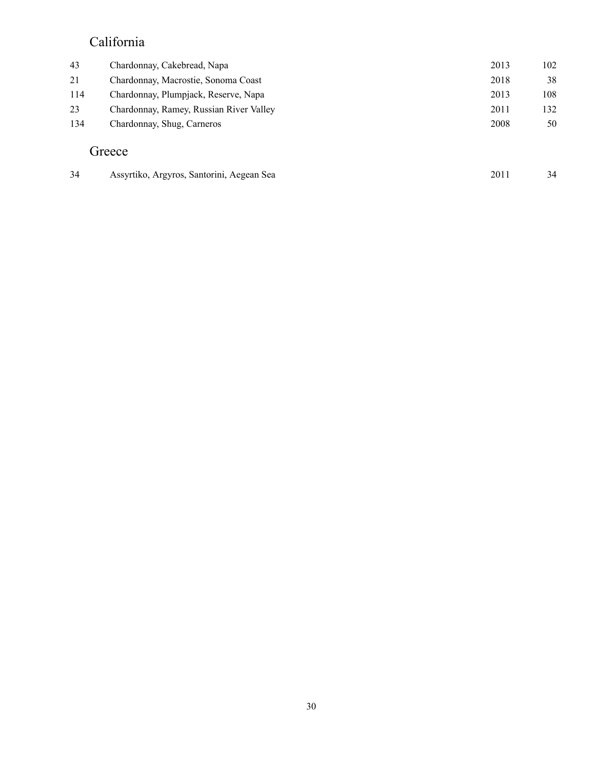## California

| | | | |
|---|---|---|---|
| 43 | Chardonnay, Cakebread, Napa | 2013 | 102 |
| 21 | Chardonnay, Macrostie, Sonoma Coast | 2018 | 38 |
| 114 | Chardonnay, Plumpjack, Reserve, Napa | 2013 | 108 |
| 23 | Chardonnay, Ramey, Russian River Valley | 2011 | 132 |
| 134 | Chardonnay, Shug, Carneros | 2008 | 50 |

## Greece

| | | | |
|---|---|---|---|
| 34 | Assyrtiko, Argyros, Santorini, Aegean Sea | 2011 | 34 |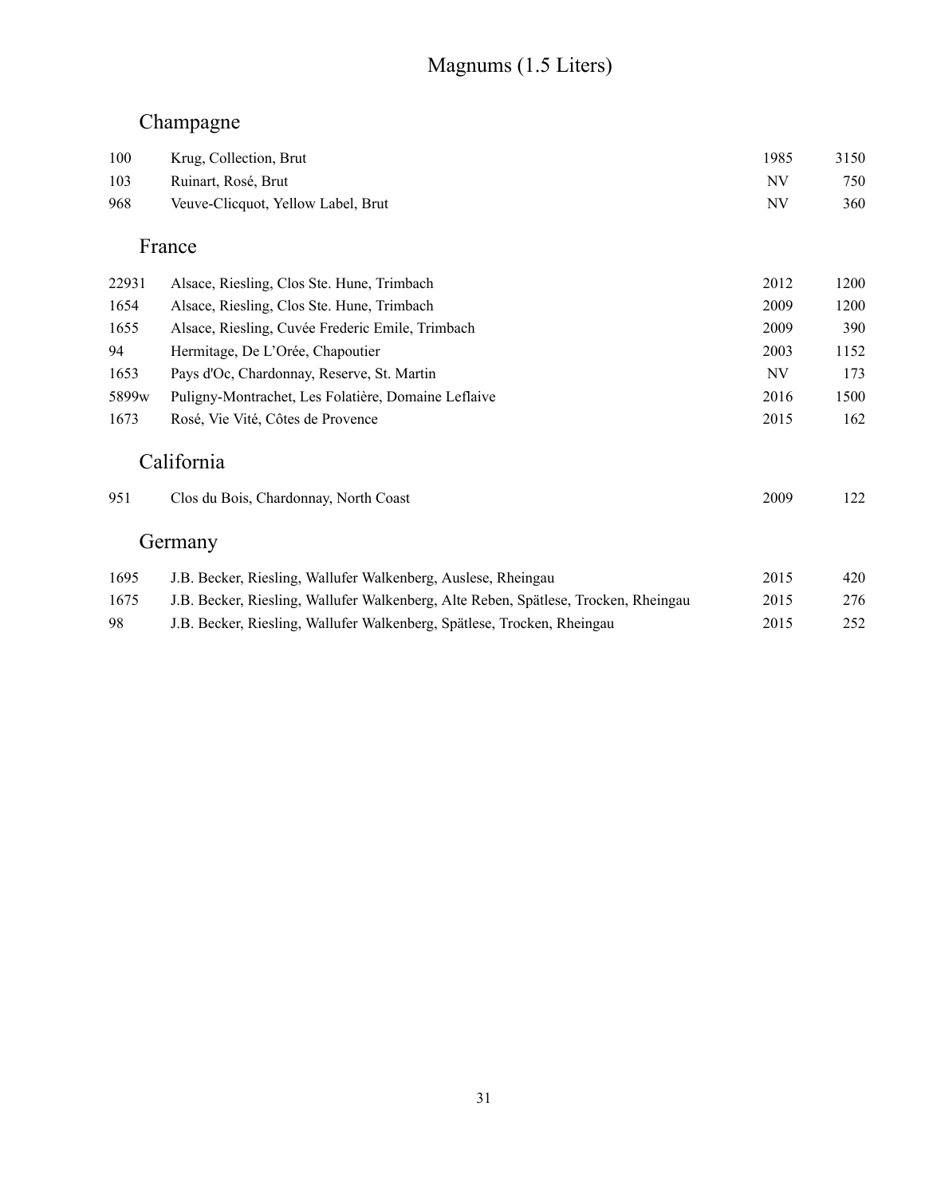# Magnums (1.5 Liters)

## Champagne

| | | | |
|---|---|---|---|
| 100 | Krug, Collection, Brut | 1985 | 3150 |
| 103 | Ruinart, Rosé, Brut | NV | 750 |
| 968 | Veuve-Clicquot, Yellow Label, Brut | NV | 360 |

## France

| | | | |
|---|---|---|---|
| 22931 | Alsace, Riesling, Clos Ste. Hune, Trimbach | 2012 | 1200 |
| 1654 | Alsace, Riesling, Clos Ste. Hune, Trimbach | 2009 | 1200 |
| 1655 | Alsace, Riesling, Cuvée Frederic Emile, Trimbach | 2009 | 390 |
| 94 | Hermitage, De L'Orée, Chapoutier | 2003 | 1152 |
| 1653 | Pays d'Oc, Chardonnay, Reserve, St. Martin | NV | 173 |
| 5899w | Puligny-Montrachet, Les Folatière, Domaine Leflaive | 2016 | 1500 |
| 1673 | Rosé, Vie Vité, Côtes de Provence | 2015 | 162 |

## California

| | | | |
|---|---|---|---|
| 951 | Clos du Bois, Chardonnay, North Coast | 2009 | 122 |

## Germany

| | | | |
|---|---|---|---|
| 1695 | J.B. Becker, Riesling, Wallufer Walkenberg, Auslese, Rheingau | 2015 | 420 |
| 1675 | J.B. Becker, Riesling, Wallufer Walkenberg, Alte Reben, Spätlese, Trocken, Rheingau | 2015 | 276 |
| 98 | J.B. Becker, Riesling, Wallufer Walkenberg, Spätlese, Trocken, Rheingau | 2015 | 252 |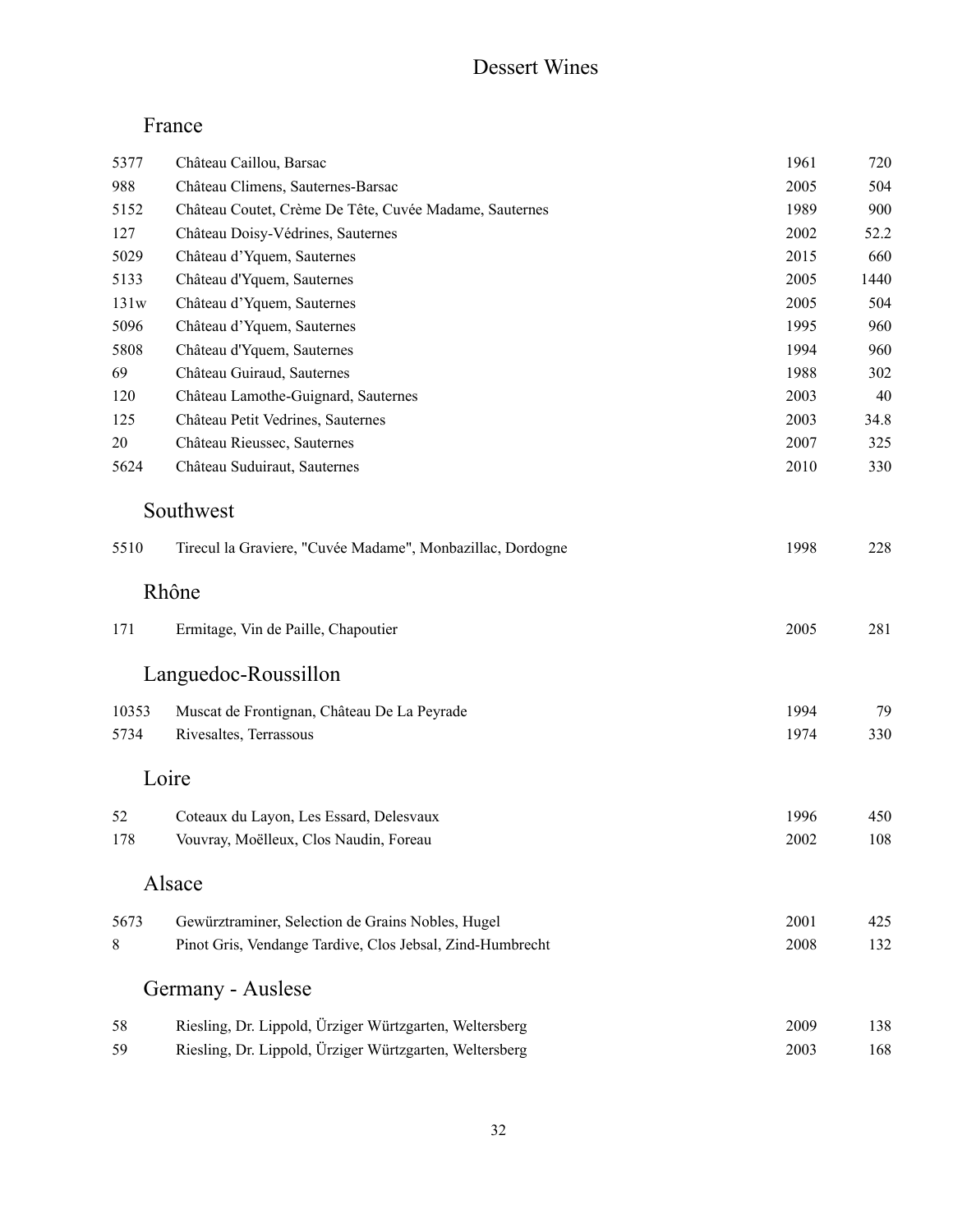# Dessert Wines

## France

| | | | |
|---|---|---|---|
| 5377 | Château Caillou, Barsac | 1961 | 720 |
| 988 | Château Climens, Sauternes-Barsac | 2005 | 504 |
| 5152 | Château Coutet, Crème De Tête, Cuvée Madame, Sauternes | 1989 | 900 |
| 127 | Château Doisy-Védrines, Sauternes | 2002 | 52.2 |
| 5029 | Château d'Yquem, Sauternes | 2015 | 660 |
| 5133 | Château d'Yquem, Sauternes | 2005 | 1440 |
| 131w | Château d'Yquem, Sauternes | 2005 | 504 |
| 5096 | Château d'Yquem, Sauternes | 1995 | 960 |
| 5808 | Château d'Yquem, Sauternes | 1994 | 960 |
| 69 | Château Guiraud, Sauternes | 1988 | 302 |
| 120 | Château Lamothe-Guignard, Sauternes | 2003 | 40 |
| 125 | Château Petit Vedrines, Sauternes | 2003 | 34.8 |
| 20 | Château Rieussec, Sauternes | 2007 | 325 |
| 5624 | Château Suduiraut, Sauternes | 2010 | 330 |

## Southwest

| | | | |
|---|---|---|---|
| 5510 | Tirecul la Graviere, "Cuvée Madame", Monbazillac, Dordogne | 1998 | 228 |

## Rhône

| | | | |
|---|---|---|---|
| 171 | Ermitage, Vin de Paille, Chapoutier | 2005 | 281 |

## Languedoc-Roussillon

| | | | |
|---|---|---|---|
| 10353 | Muscat de Frontignan, Château De La Peyrade | 1994 | 79 |
| 5734 | Rivesaltes, Terrassous | 1974 | 330 |

## Loire

| | | | |
|---|---|---|---|
| 52 | Coteaux du Layon, Les Essard, Delesvaux | 1996 | 450 |
| 178 | Vouvray, Moëlleux, Clos Naudin, Foreau | 2002 | 108 |

## Alsace

| | | | |
|---|---|---|---|
| 5673 | Gewürztraminer, Selection de Grains Nobles, Hugel | 2001 | 425 |
| 8 | Pinot Gris, Vendange Tardive, Clos Jebsal, Zind-Humbrecht | 2008 | 132 |

## Germany - Auslese

| | | | |
|---|---|---|---|
| 58 | Riesling, Dr. Lippold, Ürziger Würtzgarten, Weltersberg | 2009 | 138 |
| 59 | Riesling, Dr. Lippold, Ürziger Würtzgarten, Weltersberg | 2003 | 168 |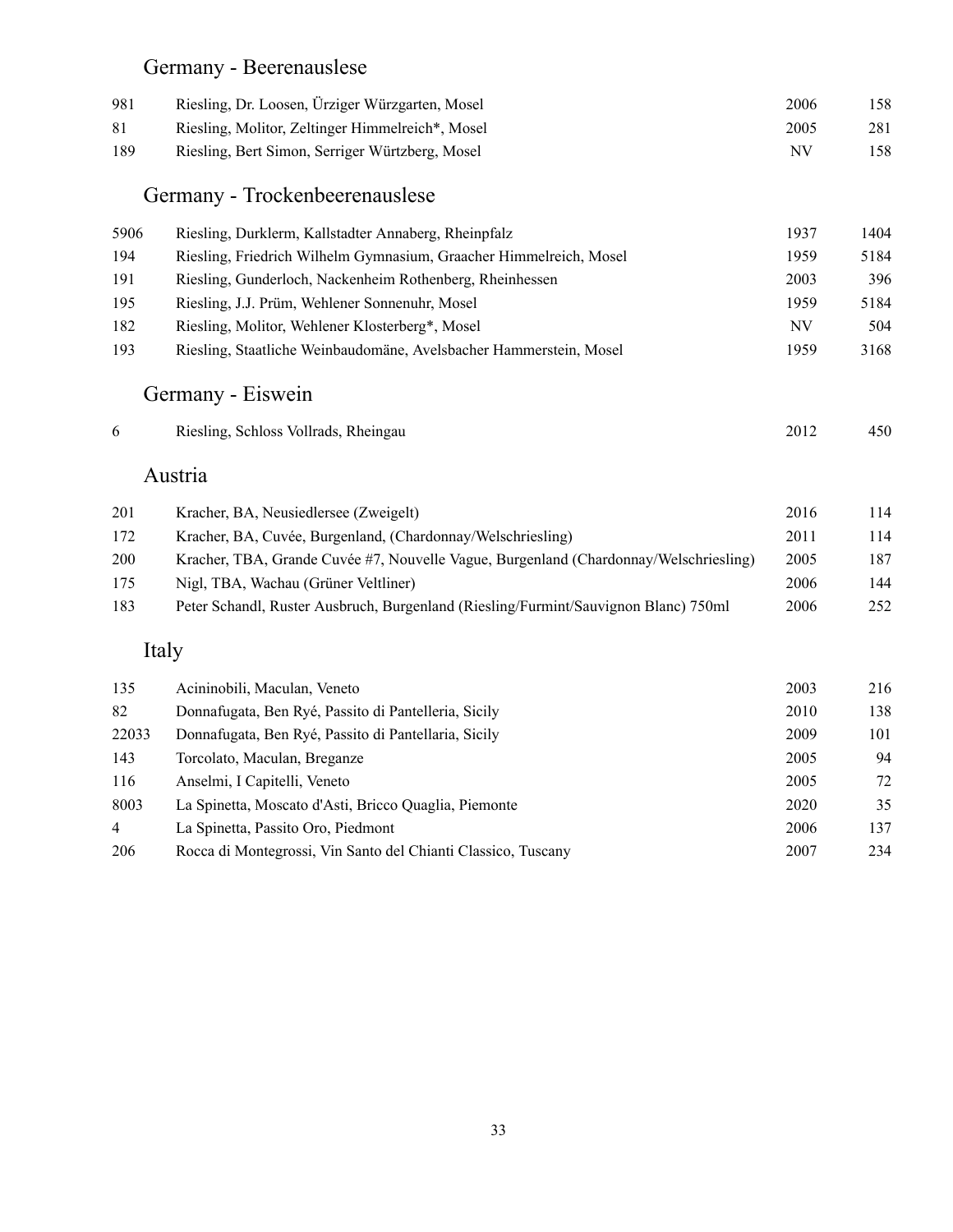## Germany - Beerenauslese

| | | | |
|---|---|---|---|
| 981 | Riesling, Dr. Loosen, Ürziger Würzgarten, Mosel | 2006 | 158 |
| 81 | Riesling, Molitor, Zeltinger Himmelreich*, Mosel | 2005 | 281 |
| 189 | Riesling, Bert Simon, Serriger Würtzberg, Mosel | NV | 158 |

## Germany - Trockenbeerenauslese

| | | | |
|---|---|---|---|
| 5906 | Riesling, Durklerm, Kallstadter Annaberg, Rheinpfalz | 1937 | 1404 |
| 194 | Riesling, Friedrich Wilhelm Gymnasium, Graacher Himmelreich, Mosel | 1959 | 5184 |
| 191 | Riesling, Gunderloch, Nackenheim Rothenberg, Rheinhessen | 2003 | 396 |
| 195 | Riesling, J.J. Prüm, Wehlener Sonnenuhr, Mosel | 1959 | 5184 |
| 182 | Riesling, Molitor, Wehlener Klosterberg*, Mosel | NV | 504 |
| 193 | Riesling, Staatliche Weinbaudomäne, Avelsbacher Hammerstein, Mosel | 1959 | 3168 |

## Germany - Eiswein

| | | | |
|---|---|---|---|
| 6 | Riesling, Schloss Vollrads, Rheingau | 2012 | 450 |

## Austria

| | | | |
|---|---|---|---|
| 201 | Kracher, BA, Neusiedlersee (Zweigelt) | 2016 | 114 |
| 172 | Kracher, BA, Cuvée, Burgenland, (Chardonnay/Welschriesling) | 2011 | 114 |
| 200 | Kracher, TBA, Grande Cuvée #7, Nouvelle Vague, Burgenland (Chardonnay/Welschriesling) | 2005 | 187 |
| 175 | Nigl, TBA, Wachau (Grüner Veltliner) | 2006 | 144 |
| 183 | Peter Schandl, Ruster Ausbruch, Burgenland (Riesling/Furmint/Sauvignon Blanc) 750ml | 2006 | 252 |

## Italy

| | | | |
|---|---|---|---|
| 135 | Acininobili, Maculan, Veneto | 2003 | 216 |
| 82 | Donnafugata, Ben Ryé, Passito di Pantelleria, Sicily | 2010 | 138 |
| 22033 | Donnafugata, Ben Ryé, Passito di Pantellaria, Sicily | 2009 | 101 |
| 143 | Torcolato, Maculan, Breganze | 2005 | 94 |
| 116 | Anselmi, I Capitelli, Veneto | 2005 | 72 |
| 8003 | La Spinetta, Moscato d'Asti, Bricco Quaglia, Piemonte | 2020 | 35 |
| 4 | La Spinetta, Passito Oro, Piedmont | 2006 | 137 |
| 206 | Rocca di Montegrossi, Vin Santo del Chianti Classico, Tuscany | 2007 | 234 |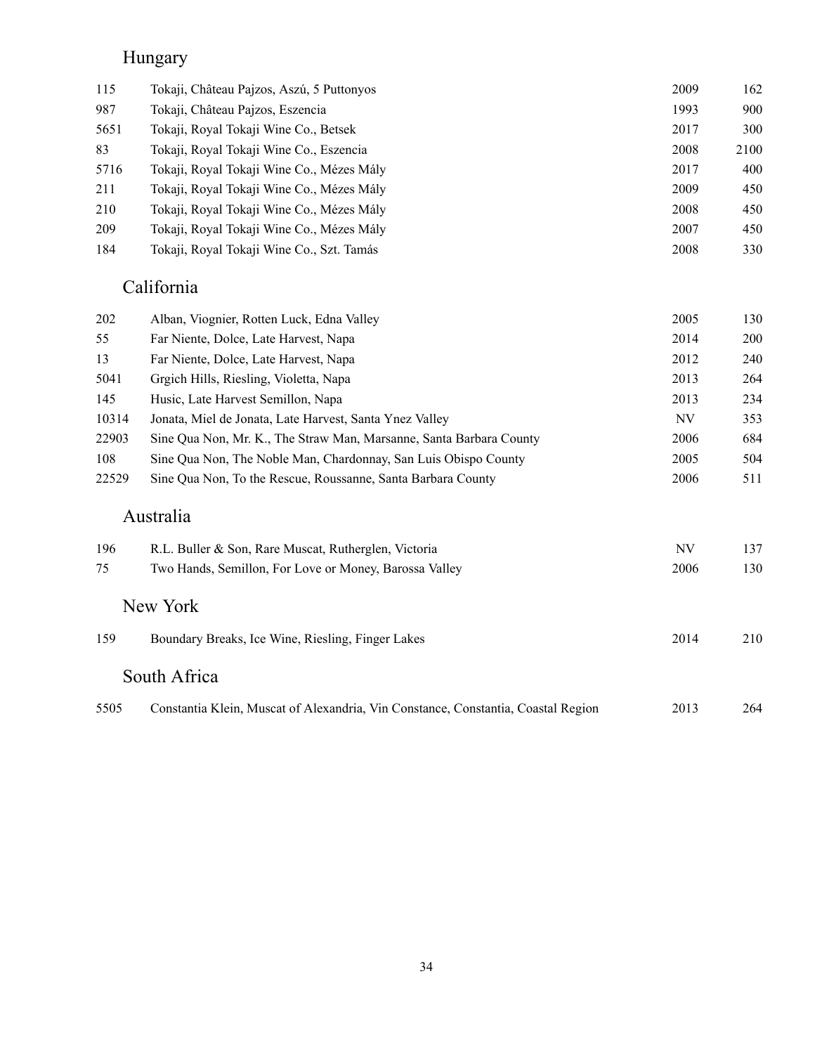## Hungary

| | | | |
|---|---|---|---|
| 115 | Tokaji, Château Pajzos, Aszú, 5 Puttonyos | 2009 | 162 |
| 987 | Tokaji, Château Pajzos, Eszencia | 1993 | 900 |
| 5651 | Tokaji, Royal Tokaji Wine Co., Betsek | 2017 | 300 |
| 83 | Tokaji, Royal Tokaji Wine Co., Eszencia | 2008 | 2100 |
| 5716 | Tokaji, Royal Tokaji Wine Co., Mézes Mály | 2017 | 400 |
| 211 | Tokaji, Royal Tokaji Wine Co., Mézes Mály | 2009 | 450 |
| 210 | Tokaji, Royal Tokaji Wine Co., Mézes Mály | 2008 | 450 |
| 209 | Tokaji, Royal Tokaji Wine Co., Mézes Mály | 2007 | 450 |
| 184 | Tokaji, Royal Tokaji Wine Co., Szt. Tamás | 2008 | 330 |

## California

| | | | |
|---|---|---|---|
| 202 | Alban, Viognier, Rotten Luck, Edna Valley | 2005 | 130 |
| 55 | Far Niente, Dolce, Late Harvest, Napa | 2014 | 200 |
| 13 | Far Niente, Dolce, Late Harvest, Napa | 2012 | 240 |
| 5041 | Grgich Hills, Riesling, Violetta, Napa | 2013 | 264 |
| 145 | Husic, Late Harvest Semillon, Napa | 2013 | 234 |
| 10314 | Jonata, Miel de Jonata, Late Harvest, Santa Ynez Valley | NV | 353 |
| 22903 | Sine Qua Non, Mr. K., The Straw Man, Marsanne, Santa Barbara County | 2006 | 684 |
| 108 | Sine Qua Non, The Noble Man, Chardonnay, San Luis Obispo County | 2005 | 504 |
| 22529 | Sine Qua Non, To the Rescue, Roussanne, Santa Barbara County | 2006 | 511 |

## Australia

| | | | |
|---|---|---|---|
| 196 | R.L. Buller & Son, Rare Muscat, Rutherglen, Victoria | NV | 137 |
| 75 | Two Hands, Semillon, For Love or Money, Barossa Valley | 2006 | 130 |

## New York

| | | | |
|---|---|---|---|
| 159 | Boundary Breaks, Ice Wine, Riesling, Finger Lakes | 2014 | 210 |

## South Africa

| | | | |
|---|---|---|---|
| 5505 | Constantia Klein, Muscat of Alexandria, Vin Constance, Constantia, Coastal Region | 2013 | 264 |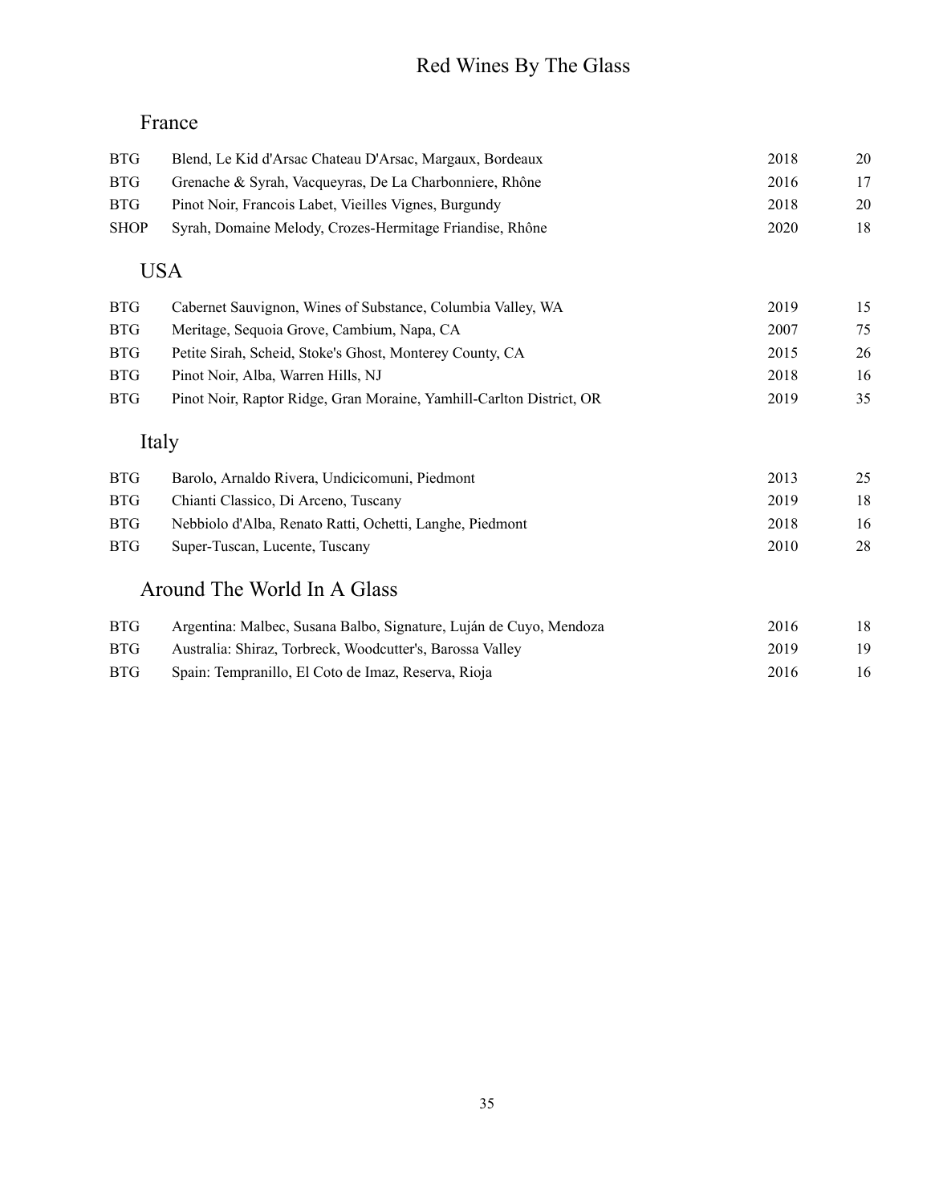# Red Wines By The Glass

## France

| | | | |
|---|---|---|---|
| BTG | Blend, Le Kid d'Arsac Chateau D'Arsac, Margaux, Bordeaux | 2018 | 20 |
| BTG | Grenache & Syrah, Vacqueyras, De La Charbonniere, Rhône | 2016 | 17 |
| BTG | Pinot Noir, Francois Labet, Vieilles Vignes, Burgundy | 2018 | 20 |
| SHOP | Syrah, Domaine Melody, Crozes-Hermitage Friandise, Rhône | 2020 | 18 |

## USA

| | | | |
|---|---|---|---|
| BTG | Cabernet Sauvignon, Wines of Substance, Columbia Valley, WA | 2019 | 15 |
| BTG | Meritage, Sequoia Grove, Cambium, Napa, CA | 2007 | 75 |
| BTG | Petite Sirah, Scheid, Stoke's Ghost, Monterey County, CA | 2015 | 26 |
| BTG | Pinot Noir, Alba, Warren Hills, NJ | 2018 | 16 |
| BTG | Pinot Noir, Raptor Ridge, Gran Moraine, Yamhill-Carlton District, OR | 2019 | 35 |

## Italy

| | | | |
|---|---|---|---|
| BTG | Barolo, Arnaldo Rivera, Undicicomuni, Piedmont | 2013 | 25 |
| BTG | Chianti Classico, Di Arceno, Tuscany | 2019 | 18 |
| BTG | Nebbiolo d'Alba, Renato Ratti, Ochetti, Langhe, Piedmont | 2018 | 16 |
| BTG | Super-Tuscan, Lucente, Tuscany | 2010 | 28 |

## Around The World In A Glass

| | | | |
|---|---|---|---|
| BTG | Argentina: Malbec, Susana Balbo, Signature, Luján de Cuyo, Mendoza | 2016 | 18 |
| BTG | Australia: Shiraz, Torbreck, Woodcutter's, Barossa Valley | 2019 | 19 |
| BTG | Spain: Tempranillo, El Coto de Imaz, Reserva, Rioja | 2016 | 16 |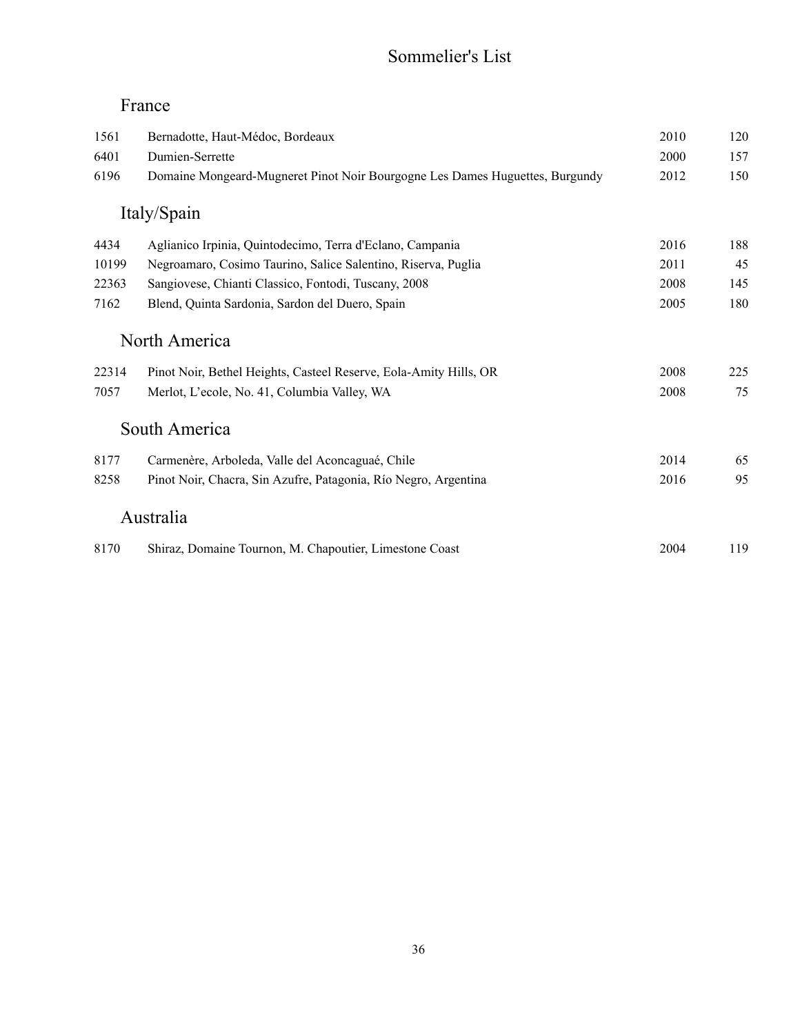# Sommelier's List

## France

| | | | |
|---|---|---|---|
| 1561 | Bernadotte, Haut-Médoc, Bordeaux | 2010 | 120 |
| 6401 | Dumien-Serrette | 2000 | 157 |
| 6196 | Domaine Mongeard-Mugneret Pinot Noir Bourgogne Les Dames Huguettes, Burgundy | 2012 | 150 |

## Italy/Spain

| | | | |
|---|---|---|---|
| 4434 | Aglianico Irpinia, Quintodecimo, Terra d'Eclano, Campania | 2016 | 188 |
| 10199 | Negroamaro, Cosimo Taurino, Salice Salentino, Riserva, Puglia | 2011 | 45 |
| 22363 | Sangiovese, Chianti Classico, Fontodi, Tuscany, 2008 | 2008 | 145 |
| 7162 | Blend, Quinta Sardonia, Sardon del Duero, Spain | 2005 | 180 |

## North America

| | | | |
|---|---|---|---|
| 22314 | Pinot Noir, Bethel Heights, Casteel Reserve, Eola-Amity Hills, OR | 2008 | 225 |
| 7057 | Merlot, L'ecole, No. 41, Columbia Valley, WA | 2008 | 75 |

## South America

| | | | |
|---|---|---|---|
| 8177 | Carmenère, Arboleda, Valle del Aconcaguaé, Chile | 2014 | 65 |
| 8258 | Pinot Noir, Chacra, Sin Azufre, Patagonia, Río Negro, Argentina | 2016 | 95 |

## Australia

| | | | |
|---|---|---|---|
| 8170 | Shiraz, Domaine Tournon, M. Chapoutier, Limestone Coast | 2004 | 119 |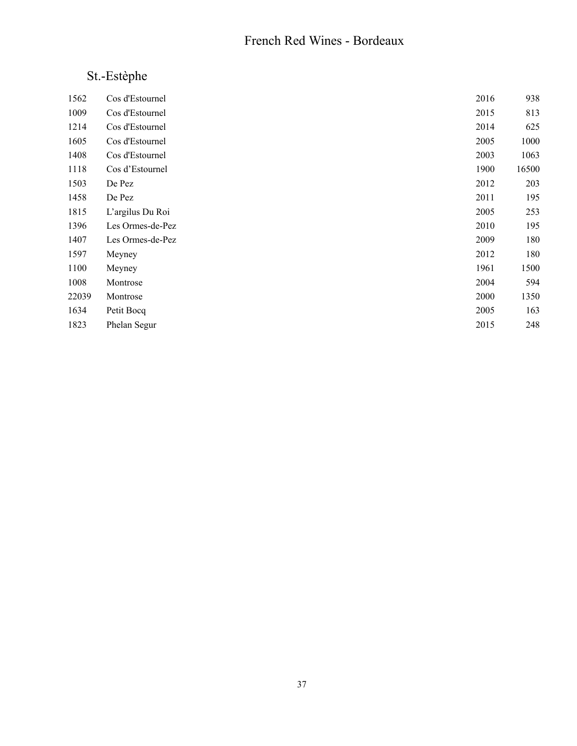# French Red Wines - Bordeaux

## St.-Estèphe

| | | | |
|---|---|---|---|
| 1562 | Cos d'Estournel | 2016 | 938 |
| 1009 | Cos d'Estournel | 2015 | 813 |
| 1214 | Cos d'Estournel | 2014 | 625 |
| 1605 | Cos d'Estournel | 2005 | 1000 |
| 1408 | Cos d'Estournel | 2003 | 1063 |
| 1118 | Cos d’Estournel | 1900 | 16500 |
| 1503 | De Pez | 2012 | 203 |
| 1458 | De Pez | 2011 | 195 |
| 1815 | L’argilus Du Roi | 2005 | 253 |
| 1396 | Les Ormes-de-Pez | 2010 | 195 |
| 1407 | Les Ormes-de-Pez | 2009 | 180 |
| 1597 | Meyney | 2012 | 180 |
| 1100 | Meyney | 1961 | 1500 |
| 1008 | Montrose | 2004 | 594 |
| 22039 | Montrose | 2000 | 1350 |
| 1634 | Petit Bocq | 2005 | 163 |
| 1823 | Phelan Segur | 2015 | 248 |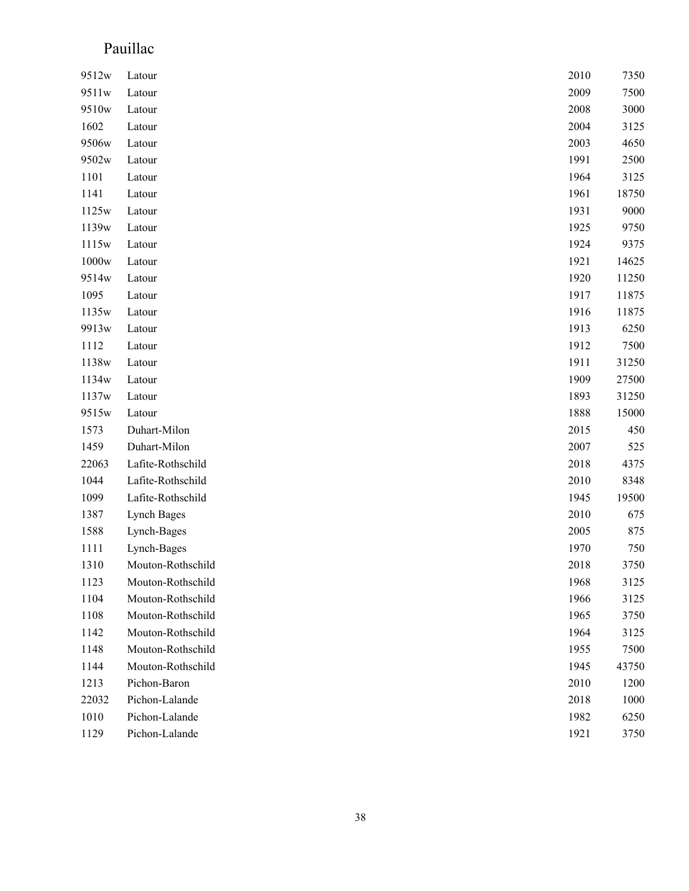## Pauillac

| | | | |
|---|---|---|---|
| 9512w | Latour | 2010 | 7350 |
| 9511w | Latour | 2009 | 7500 |
| 9510w | Latour | 2008 | 3000 |
| 1602 | Latour | 2004 | 3125 |
| 9506w | Latour | 2003 | 4650 |
| 9502w | Latour | 1991 | 2500 |
| 1101 | Latour | 1964 | 3125 |
| 1141 | Latour | 1961 | 18750 |
| 1125w | Latour | 1931 | 9000 |
| 1139w | Latour | 1925 | 9750 |
| 1115w | Latour | 1924 | 9375 |
| 1000w | Latour | 1921 | 14625 |
| 9514w | Latour | 1920 | 11250 |
| 1095 | Latour | 1917 | 11875 |
| 1135w | Latour | 1916 | 11875 |
| 9913w | Latour | 1913 | 6250 |
| 1112 | Latour | 1912 | 7500 |
| 1138w | Latour | 1911 | 31250 |
| 1134w | Latour | 1909 | 27500 |
| 1137w | Latour | 1893 | 31250 |
| 9515w | Latour | 1888 | 15000 |
| 1573 | Duhart-Milon | 2015 | 450 |
| 1459 | Duhart-Milon | 2007 | 525 |
| 22063 | Lafite-Rothschild | 2018 | 4375 |
| 1044 | Lafite-Rothschild | 2010 | 8348 |
| 1099 | Lafite-Rothschild | 1945 | 19500 |
| 1387 | Lynch Bages | 2010 | 675 |
| 1588 | Lynch-Bages | 2005 | 875 |
| 1111 | Lynch-Bages | 1970 | 750 |
| 1310 | Mouton-Rothschild | 2018 | 3750 |
| 1123 | Mouton-Rothschild | 1968 | 3125 |
| 1104 | Mouton-Rothschild | 1966 | 3125 |
| 1108 | Mouton-Rothschild | 1965 | 3750 |
| 1142 | Mouton-Rothschild | 1964 | 3125 |
| 1148 | Mouton-Rothschild | 1955 | 7500 |
| 1144 | Mouton-Rothschild | 1945 | 43750 |
| 1213 | Pichon-Baron | 2010 | 1200 |
| 22032 | Pichon-Lalande | 2018 | 1000 |
| 1010 | Pichon-Lalande | 1982 | 6250 |
| 1129 | Pichon-Lalande | 1921 | 3750 |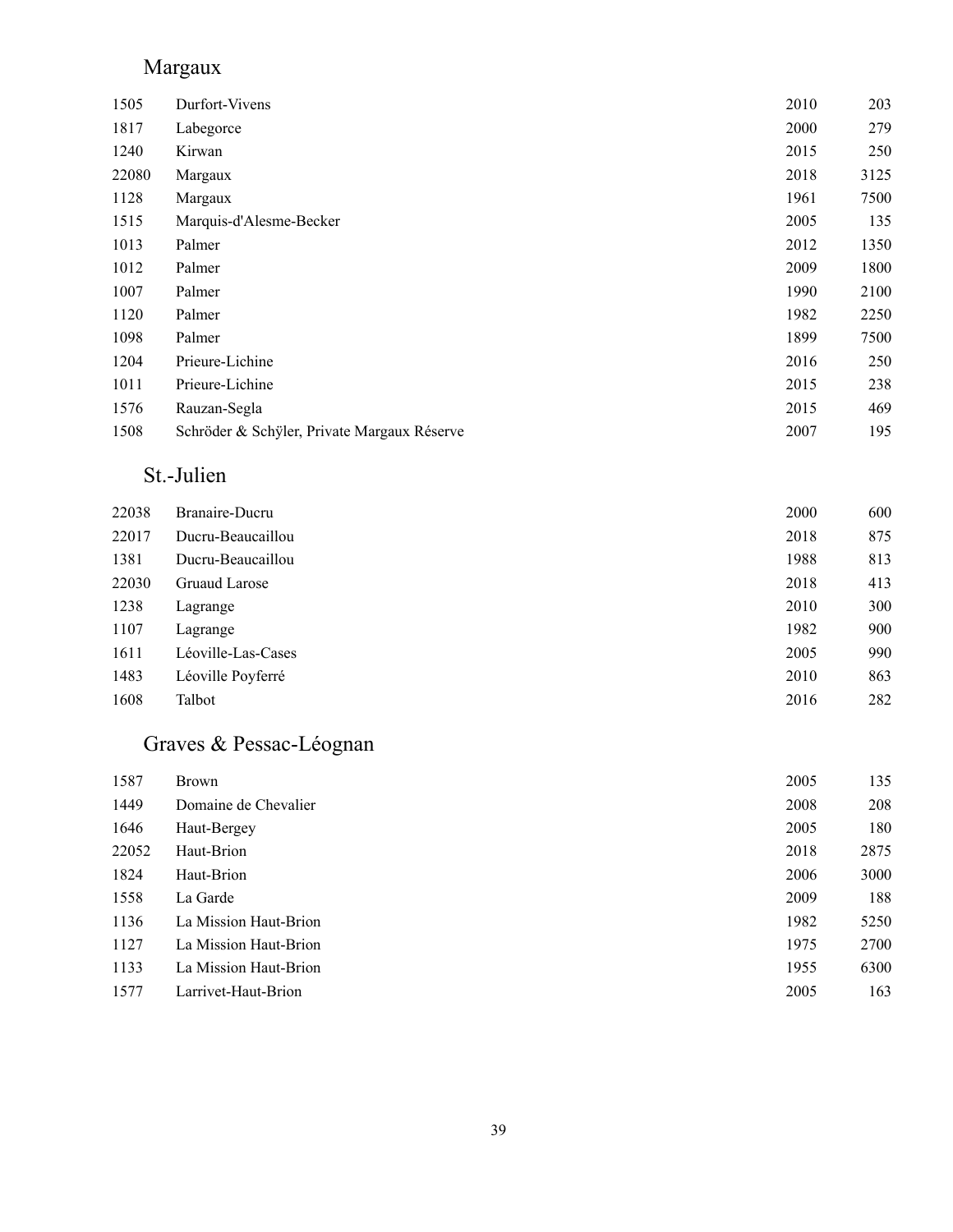## Margaux

| | | | |
|---|---|---|---|
| 1505 | Durfort-Vivens | 2010 | 203 |
| 1817 | Labegorce | 2000 | 279 |
| 1240 | Kirwan | 2015 | 250 |
| 22080 | Margaux | 2018 | 3125 |
| 1128 | Margaux | 1961 | 7500 |
| 1515 | Marquis-d'Alesme-Becker | 2005 | 135 |
| 1013 | Palmer | 2012 | 1350 |
| 1012 | Palmer | 2009 | 1800 |
| 1007 | Palmer | 1990 | 2100 |
| 1120 | Palmer | 1982 | 2250 |
| 1098 | Palmer | 1899 | 7500 |
| 1204 | Prieure-Lichine | 2016 | 250 |
| 1011 | Prieure-Lichine | 2015 | 238 |
| 1576 | Rauzan-Segla | 2015 | 469 |
| 1508 | Schröder & Schÿler, Private Margaux Réserve | 2007 | 195 |

## St.-Julien

| | | | |
|---|---|---|---|
| 22038 | Branaire-Ducru | 2000 | 600 |
| 22017 | Ducru-Beaucaillou | 2018 | 875 |
| 1381 | Ducru-Beaucaillou | 1988 | 813 |
| 22030 | Gruaud Larose | 2018 | 413 |
| 1238 | Lagrange | 2010 | 300 |
| 1107 | Lagrange | 1982 | 900 |
| 1611 | Léoville-Las-Cases | 2005 | 990 |
| 1483 | Léoville Poyferré | 2010 | 863 |
| 1608 | Talbot | 2016 | 282 |

## Graves & Pessac-Léognan

| | | | |
|---|---|---|---|
| 1587 | Brown | 2005 | 135 |
| 1449 | Domaine de Chevalier | 2008 | 208 |
| 1646 | Haut-Bergey | 2005 | 180 |
| 22052 | Haut-Brion | 2018 | 2875 |
| 1824 | Haut-Brion | 2006 | 3000 |
| 1558 | La Garde | 2009 | 188 |
| 1136 | La Mission Haut-Brion | 1982 | 5250 |
| 1127 | La Mission Haut-Brion | 1975 | 2700 |
| 1133 | La Mission Haut-Brion | 1955 | 6300 |
| 1577 | Larrivet-Haut-Brion | 2005 | 163 |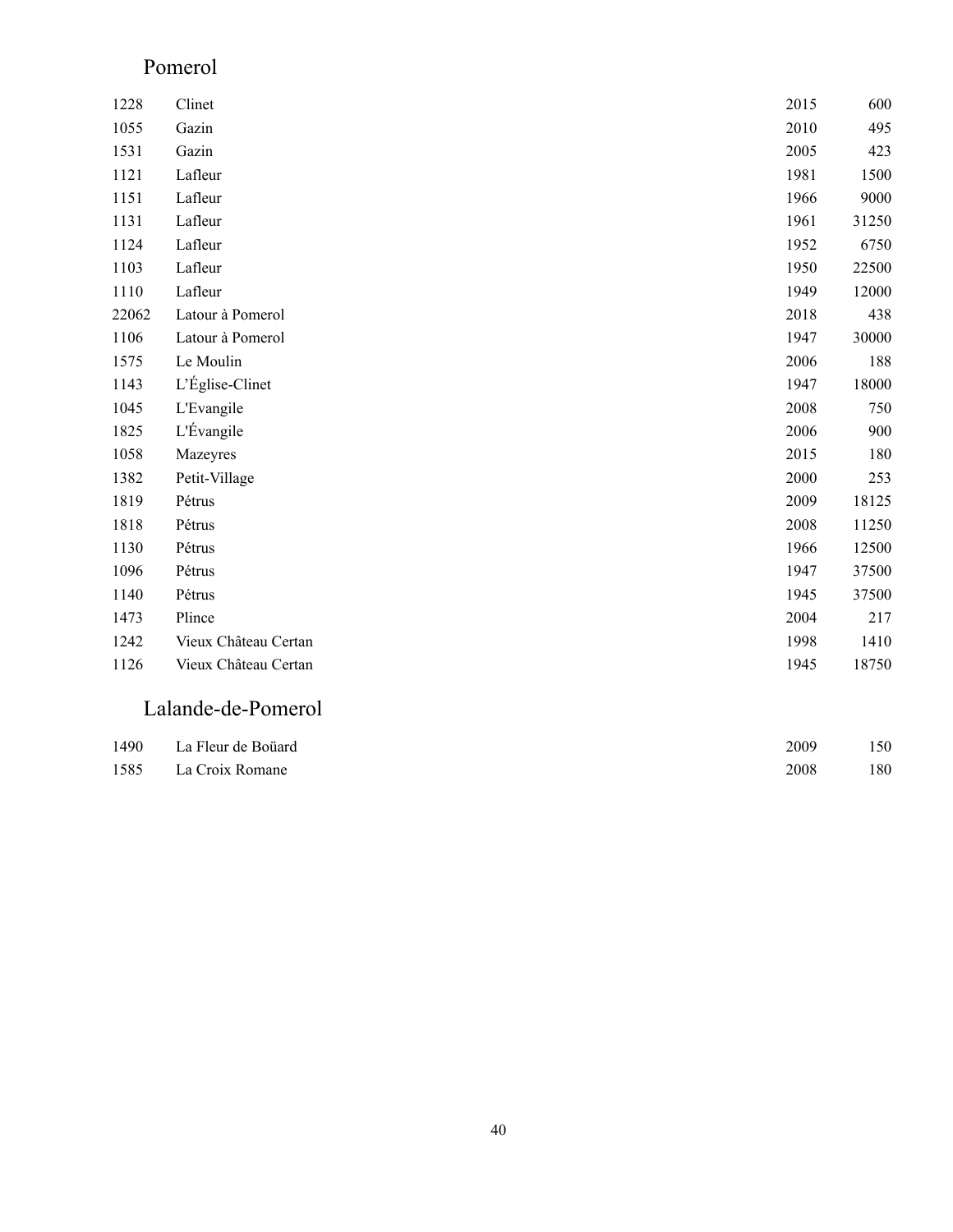## Pomerol

| | | | |
|---|---|---|---|
| 1228 | Clinet | 2015 | 600 |
| 1055 | Gazin | 2010 | 495 |
| 1531 | Gazin | 2005 | 423 |
| 1121 | Lafleur | 1981 | 1500 |
| 1151 | Lafleur | 1966 | 9000 |
| 1131 | Lafleur | 1961 | 31250 |
| 1124 | Lafleur | 1952 | 6750 |
| 1103 | Lafleur | 1950 | 22500 |
| 1110 | Lafleur | 1949 | 12000 |
| 22062 | Latour à Pomerol | 2018 | 438 |
| 1106 | Latour à Pomerol | 1947 | 30000 |
| 1575 | Le Moulin | 2006 | 188 |
| 1143 | L'Église-Clinet | 1947 | 18000 |
| 1045 | L'Evangile | 2008 | 750 |
| 1825 | L'Évangile | 2006 | 900 |
| 1058 | Mazeyres | 2015 | 180 |
| 1382 | Petit-Village | 2000 | 253 |
| 1819 | Pétrus | 2009 | 18125 |
| 1818 | Pétrus | 2008 | 11250 |
| 1130 | Pétrus | 1966 | 12500 |
| 1096 | Pétrus | 1947 | 37500 |
| 1140 | Pétrus | 1945 | 37500 |
| 1473 | Plince | 2004 | 217 |
| 1242 | Vieux Château Certan | 1998 | 1410 |
| 1126 | Vieux Château Certan | 1945 | 18750 |

## Lalande-de-Pomerol

| | | | |
|---|---|---|---|
| 1490 | La Fleur de Boüard | 2009 | 150 |
| 1585 | La Croix Romane | 2008 | 180 |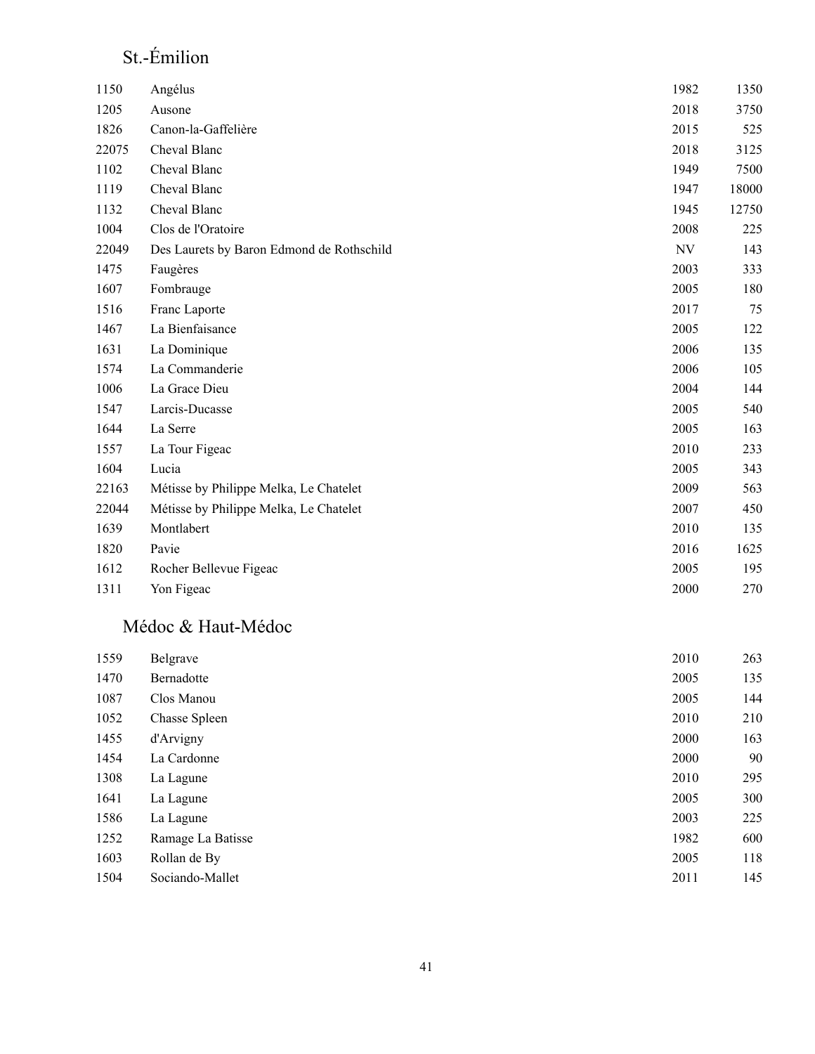## St.-Émilion

| | | | |
|---|---|---|---|
| 1150 | Angélus | 1982 | 1350 |
| 1205 | Ausone | 2018 | 3750 |
| 1826 | Canon-la-Gaffelière | 2015 | 525 |
| 22075 | Cheval Blanc | 2018 | 3125 |
| 1102 | Cheval Blanc | 1949 | 7500 |
| 1119 | Cheval Blanc | 1947 | 18000 |
| 1132 | Cheval Blanc | 1945 | 12750 |
| 1004 | Clos de l'Oratoire | 2008 | 225 |
| 22049 | Des Laurets by Baron Edmond de Rothschild | NV | 143 |
| 1475 | Faugères | 2003 | 333 |
| 1607 | Fombrauge | 2005 | 180 |
| 1516 | Franc Laporte | 2017 | 75 |
| 1467 | La Bienfaisance | 2005 | 122 |
| 1631 | La Dominique | 2006 | 135 |
| 1574 | La Commanderie | 2006 | 105 |
| 1006 | La Grace Dieu | 2004 | 144 |
| 1547 | Larcis-Ducasse | 2005 | 540 |
| 1644 | La Serre | 2005 | 163 |
| 1557 | La Tour Figeac | 2010 | 233 |
| 1604 | Lucia | 2005 | 343 |
| 22163 | Métisse by Philippe Melka, Le Chatelet | 2009 | 563 |
| 22044 | Métisse by Philippe Melka, Le Chatelet | 2007 | 450 |
| 1639 | Montlabert | 2010 | 135 |
| 1820 | Pavie | 2016 | 1625 |
| 1612 | Rocher Bellevue Figeac | 2005 | 195 |
| 1311 | Yon Figeac | 2000 | 270 |

## Médoc & Haut-Médoc

| | | | |
|---|---|---|---|
| 1559 | Belgrave | 2010 | 263 |
| 1470 | Bernadotte | 2005 | 135 |
| 1087 | Clos Manou | 2005 | 144 |
| 1052 | Chasse Spleen | 2010 | 210 |
| 1455 | d'Arvigny | 2000 | 163 |
| 1454 | La Cardonne | 2000 | 90 |
| 1308 | La Lagune | 2010 | 295 |
| 1641 | La Lagune | 2005 | 300 |
| 1586 | La Lagune | 2003 | 225 |
| 1252 | Ramage La Batisse | 1982 | 600 |
| 1603 | Rollan de By | 2005 | 118 |
| 1504 | Sociando-Mallet | 2011 | 145 |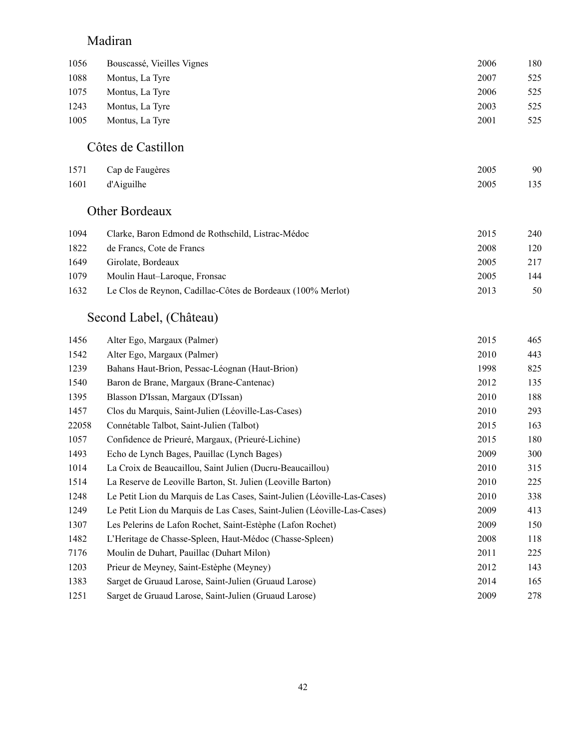## Madiran

| | | | |
|---|---|---|---|
| 1056 | Bouscassé, Vieilles Vignes | 2006 | 180 |
| 1088 | Montus, La Tyre | 2007 | 525 |
| 1075 | Montus, La Tyre | 2006 | 525 |
| 1243 | Montus, La Tyre | 2003 | 525 |
| 1005 | Montus, La Tyre | 2001 | 525 |

## Côtes de Castillon

| | | | |
|---|---|---|---|
| 1571 | Cap de Faugères | 2005 | 90 |
| 1601 | d'Aiguilhe | 2005 | 135 |

## Other Bordeaux

| | | | |
|---|---|---|---|
| 1094 | Clarke, Baron Edmond de Rothschild, Listrac-Médoc | 2015 | 240 |
| 1822 | de Francs, Cote de Francs | 2008 | 120 |
| 1649 | Girolate, Bordeaux | 2005 | 217 |
| 1079 | Moulin Haut–Laroque, Fronsac | 2005 | 144 |
| 1632 | Le Clos de Reynon, Cadillac-Côtes de Bordeaux (100% Merlot) | 2013 | 50 |

## Second Label, (Château)

| | | | |
|---|---|---|---|
| 1456 | Alter Ego, Margaux (Palmer) | 2015 | 465 |
| 1542 | Alter Ego, Margaux (Palmer) | 2010 | 443 |
| 1239 | Bahans Haut-Brion, Pessac-Léognan (Haut-Brion) | 1998 | 825 |
| 1540 | Baron de Brane, Margaux (Brane-Cantenac) | 2012 | 135 |
| 1395 | Blasson D'Issan, Margaux (D'Issan) | 2010 | 188 |
| 1457 | Clos du Marquis, Saint-Julien (Léoville-Las-Cases) | 2010 | 293 |
| 22058 | Connétable Talbot, Saint-Julien (Talbot) | 2015 | 163 |
| 1057 | Confidence de Prieuré, Margaux, (Prieuré-Lichine) | 2015 | 180 |
| 1493 | Echo de Lynch Bages, Pauillac (Lynch Bages) | 2009 | 300 |
| 1014 | La Croix de Beaucaillou, Saint Julien (Ducru-Beaucaillou) | 2010 | 315 |
| 1514 | La Reserve de Leoville Barton, St. Julien (Leoville Barton) | 2010 | 225 |
| 1248 | Le Petit Lion du Marquis de Las Cases, Saint-Julien (Léoville-Las-Cases) | 2010 | 338 |
| 1249 | Le Petit Lion du Marquis de Las Cases, Saint-Julien (Léoville-Las-Cases) | 2009 | 413 |
| 1307 | Les Pelerins de Lafon Rochet, Saint-Estèphe (Lafon Rochet) | 2009 | 150 |
| 1482 | L'Heritage de Chasse-Spleen, Haut-Médoc (Chasse-Spleen) | 2008 | 118 |
| 7176 | Moulin de Duhart, Pauillac (Duhart Milon) | 2011 | 225 |
| 1203 | Prieur de Meyney, Saint-Estèphe (Meyney) | 2012 | 143 |
| 1383 | Sarget de Gruaud Larose, Saint-Julien (Gruaud Larose) | 2014 | 165 |
| 1251 | Sarget de Gruaud Larose, Saint-Julien (Gruaud Larose) | 2009 | 278 |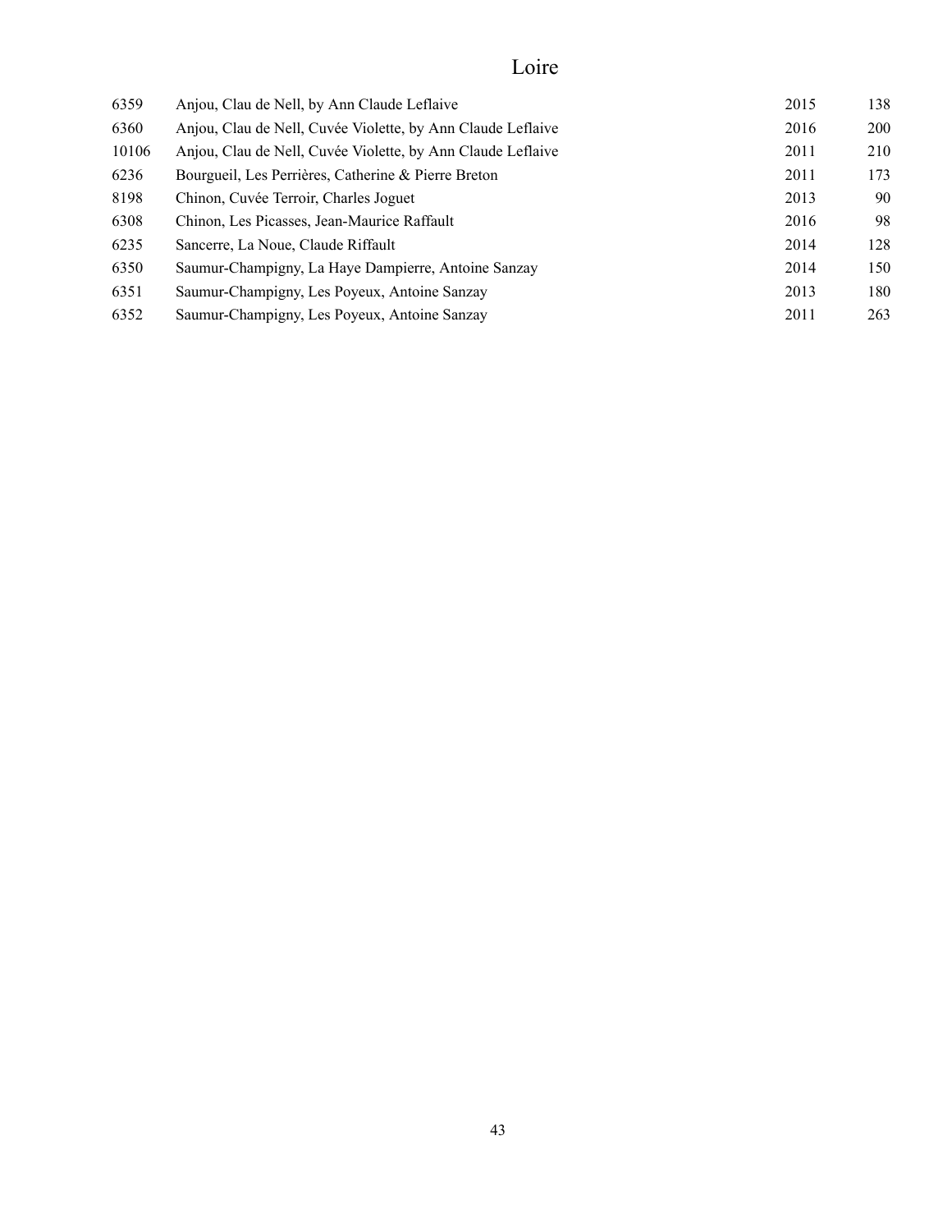# Loire

| | | | |
|---|---|---|---|
| 6359 | Anjou, Clau de Nell, by Ann Claude Leflaive | 2015 | 138 |
| 6360 | Anjou, Clau de Nell, Cuvée Violette, by Ann Claude Leflaive | 2016 | 200 |
| 10106 | Anjou, Clau de Nell, Cuvée Violette, by Ann Claude Leflaive | 2011 | 210 |
| 6236 | Bourgueil, Les Perrières, Catherine & Pierre Breton | 2011 | 173 |
| 8198 | Chinon, Cuvée Terroir, Charles Joguet | 2013 | 90 |
| 6308 | Chinon, Les Picasses, Jean-Maurice Raffault | 2016 | 98 |
| 6235 | Sancerre, La Noue, Claude Riffault | 2014 | 128 |
| 6350 | Saumur-Champigny, La Haye Dampierre, Antoine Sanzay | 2014 | 150 |
| 6351 | Saumur-Champigny, Les Poyeux, Antoine Sanzay | 2013 | 180 |
| 6352 | Saumur-Champigny, Les Poyeux, Antoine Sanzay | 2011 | 263 |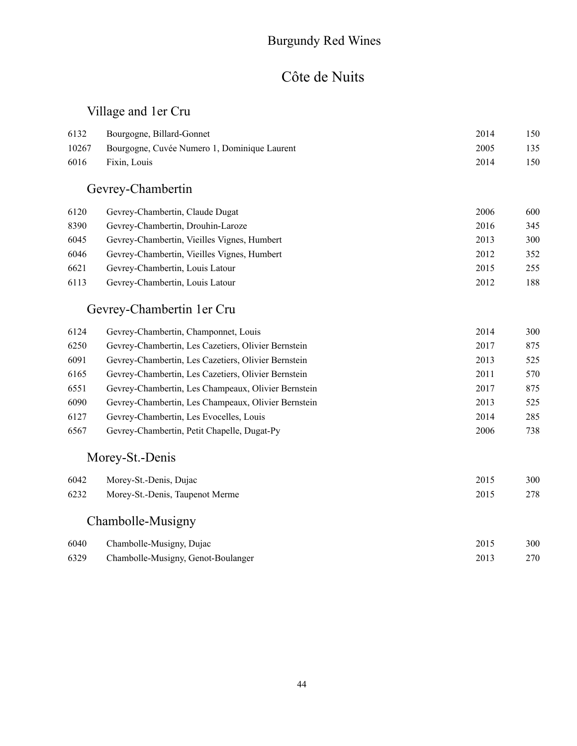# Burgundy Red Wines

## Côte de Nuits

### Village and 1er Cru

| | | | |
|---|---|---|---|
| 6132 | Bourgogne, Billard-Gonnet | 2014 | 150 |
| 10267 | Bourgogne, Cuvée Numero 1, Dominique Laurent | 2005 | 135 |
| 6016 | Fixin, Louis | 2014 | 150 |

### Gevrey-Chambertin

| | | | |
|---|---|---|---|
| 6120 | Gevrey-Chambertin, Claude Dugat | 2006 | 600 |
| 8390 | Gevrey-Chambertin, Drouhin-Laroze | 2016 | 345 |
| 6045 | Gevrey-Chambertin, Vieilles Vignes, Humbert | 2013 | 300 |
| 6046 | Gevrey-Chambertin, Vieilles Vignes, Humbert | 2012 | 352 |
| 6621 | Gevrey-Chambertin, Louis Latour | 2015 | 255 |
| 6113 | Gevrey-Chambertin, Louis Latour | 2012 | 188 |

### Gevrey-Chambertin 1er Cru

| | | | |
|---|---|---|---|
| 6124 | Gevrey-Chambertin, Champonnet, Louis | 2014 | 300 |
| 6250 | Gevrey-Chambertin, Les Cazetiers, Olivier Bernstein | 2017 | 875 |
| 6091 | Gevrey-Chambertin, Les Cazetiers, Olivier Bernstein | 2013 | 525 |
| 6165 | Gevrey-Chambertin, Les Cazetiers, Olivier Bernstein | 2011 | 570 |
| 6551 | Gevrey-Chambertin, Les Champeaux, Olivier Bernstein | 2017 | 875 |
| 6090 | Gevrey-Chambertin, Les Champeaux, Olivier Bernstein | 2013 | 525 |
| 6127 | Gevrey-Chambertin, Les Evocelles, Louis | 2014 | 285 |
| 6567 | Gevrey-Chambertin, Petit Chapelle, Dugat-Py | 2006 | 738 |

### Morey-St.-Denis

| | | | |
|---|---|---|---|
| 6042 | Morey-St.-Denis, Dujac | 2015 | 300 |
| 6232 | Morey-St.-Denis, Taupenot Merme | 2015 | 278 |

### Chambolle-Musigny

| | | | |
|---|---|---|---|
| 6040 | Chambolle-Musigny, Dujac | 2015 | 300 |
| 6329 | Chambolle-Musigny, Genot-Boulanger | 2013 | 270 |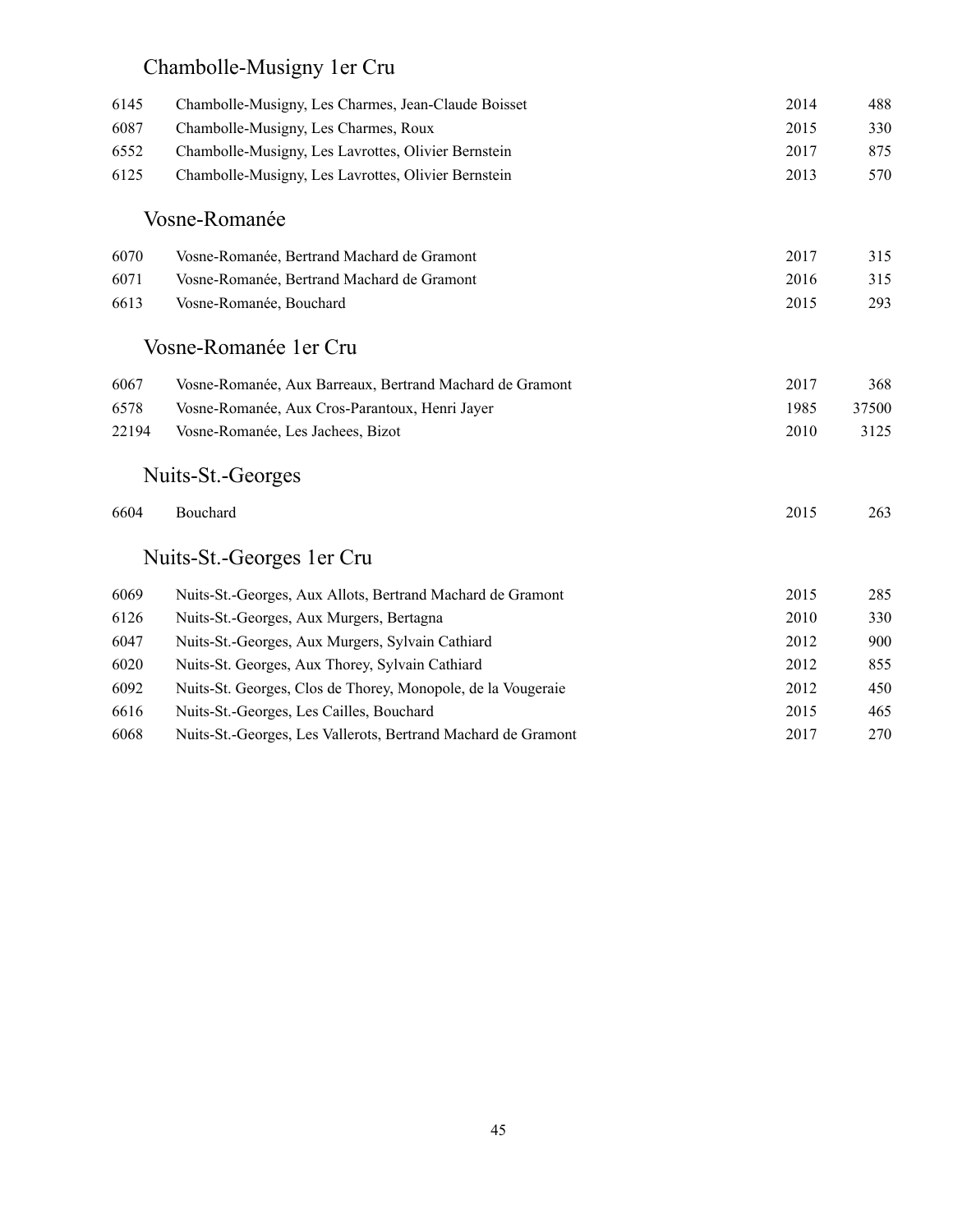## Chambolle-Musigny 1er Cru

| | | | |
|---|---|---|---|
| 6145 | Chambolle-Musigny, Les Charmes, Jean-Claude Boisset | 2014 | 488 |
| 6087 | Chambolle-Musigny, Les Charmes, Roux | 2015 | 330 |
| 6552 | Chambolle-Musigny, Les Lavrottes, Olivier Bernstein | 2017 | 875 |
| 6125 | Chambolle-Musigny, Les Lavrottes, Olivier Bernstein | 2013 | 570 |

## Vosne-Romanée

| | | | |
|---|---|---|---|
| 6070 | Vosne-Romanée, Bertrand Machard de Gramont | 2017 | 315 |
| 6071 | Vosne-Romanée, Bertrand Machard de Gramont | 2016 | 315 |
| 6613 | Vosne-Romanée, Bouchard | 2015 | 293 |

## Vosne-Romanée 1er Cru

| | | | |
|---|---|---|---|
| 6067 | Vosne-Romanée, Aux Barreaux, Bertrand Machard de Gramont | 2017 | 368 |
| 6578 | Vosne-Romanée, Aux Cros-Parantoux, Henri Jayer | 1985 | 37500 |
| 22194 | Vosne-Romanée, Les Jachees, Bizot | 2010 | 3125 |

## Nuits-St.-Georges

| | | | |
|---|---|---|---|
| 6604 | Bouchard | 2015 | 263 |

## Nuits-St.-Georges 1er Cru

| | | | |
|---|---|---|---|
| 6069 | Nuits-St.-Georges, Aux Allots, Bertrand Machard de Gramont | 2015 | 285 |
| 6126 | Nuits-St.-Georges, Aux Murgers, Bertagna | 2010 | 330 |
| 6047 | Nuits-St.-Georges, Aux Murgers, Sylvain Cathiard | 2012 | 900 |
| 6020 | Nuits-St. Georges, Aux Thorey, Sylvain Cathiard | 2012 | 855 |
| 6092 | Nuits-St. Georges, Clos de Thorey, Monopole, de la Vougeraie | 2012 | 450 |
| 6616 | Nuits-St.-Georges, Les Cailles, Bouchard | 2015 | 465 |
| 6068 | Nuits-St.-Georges, Les Vallerots, Bertrand Machard de Gramont | 2017 | 270 |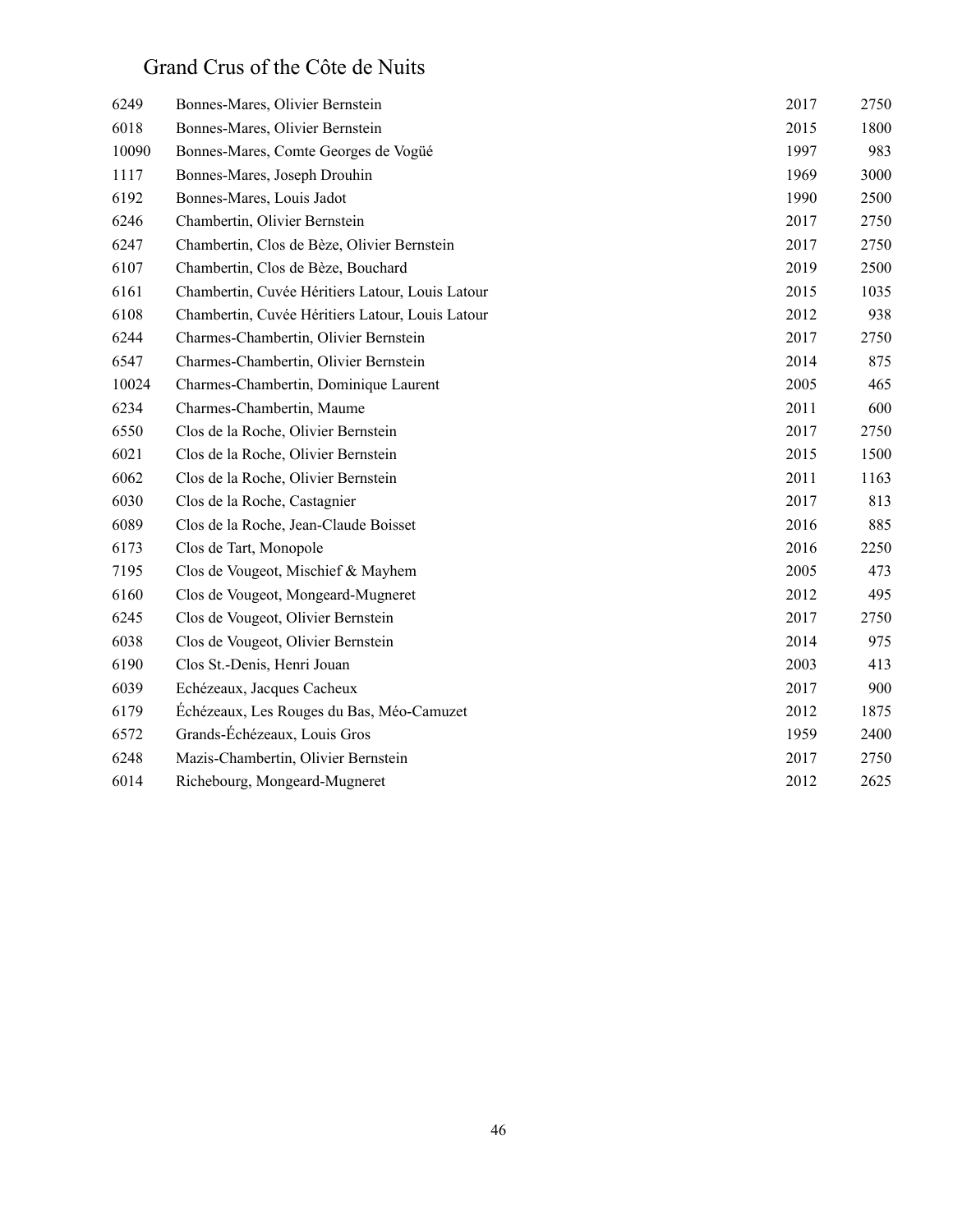# Grand Crus of the Côte de Nuits

| | | | |
|---|---|---|---|
| 6249 | Bonnes-Mares, Olivier Bernstein | 2017 | 2750 |
| 6018 | Bonnes-Mares, Olivier Bernstein | 2015 | 1800 |
| 10090 | Bonnes-Mares, Comte Georges de Vogüé | 1997 | 983 |
| 1117 | Bonnes-Mares, Joseph Drouhin | 1969 | 3000 |
| 6192 | Bonnes-Mares, Louis Jadot | 1990 | 2500 |
| 6246 | Chambertin, Olivier Bernstein | 2017 | 2750 |
| 6247 | Chambertin, Clos de Bèze, Olivier Bernstein | 2017 | 2750 |
| 6107 | Chambertin, Clos de Bèze, Bouchard | 2019 | 2500 |
| 6161 | Chambertin, Cuvée Héritiers Latour, Louis Latour | 2015 | 1035 |
| 6108 | Chambertin, Cuvée Héritiers Latour, Louis Latour | 2012 | 938 |
| 6244 | Charmes-Chambertin, Olivier Bernstein | 2017 | 2750 |
| 6547 | Charmes-Chambertin, Olivier Bernstein | 2014 | 875 |
| 10024 | Charmes-Chambertin, Dominique Laurent | 2005 | 465 |
| 6234 | Charmes-Chambertin, Maume | 2011 | 600 |
| 6550 | Clos de la Roche, Olivier Bernstein | 2017 | 2750 |
| 6021 | Clos de la Roche, Olivier Bernstein | 2015 | 1500 |
| 6062 | Clos de la Roche, Olivier Bernstein | 2011 | 1163 |
| 6030 | Clos de la Roche, Castagnier | 2017 | 813 |
| 6089 | Clos de la Roche, Jean-Claude Boisset | 2016 | 885 |
| 6173 | Clos de Tart, Monopole | 2016 | 2250 |
| 7195 | Clos de Vougeot, Mischief & Mayhem | 2005 | 473 |
| 6160 | Clos de Vougeot, Mongeard-Mugneret | 2012 | 495 |
| 6245 | Clos de Vougeot, Olivier Bernstein | 2017 | 2750 |
| 6038 | Clos de Vougeot, Olivier Bernstein | 2014 | 975 |
| 6190 | Clos St.-Denis, Henri Jouan | 2003 | 413 |
| 6039 | Echézeaux, Jacques Cacheux | 2017 | 900 |
| 6179 | Échézeaux, Les Rouges du Bas, Méo-Camuzet | 2012 | 1875 |
| 6572 | Grands-Échézeaux, Louis Gros | 1959 | 2400 |
| 6248 | Mazis-Chambertin, Olivier Bernstein | 2017 | 2750 |
| 6014 | Richebourg, Mongeard-Mugneret | 2012 | 2625 |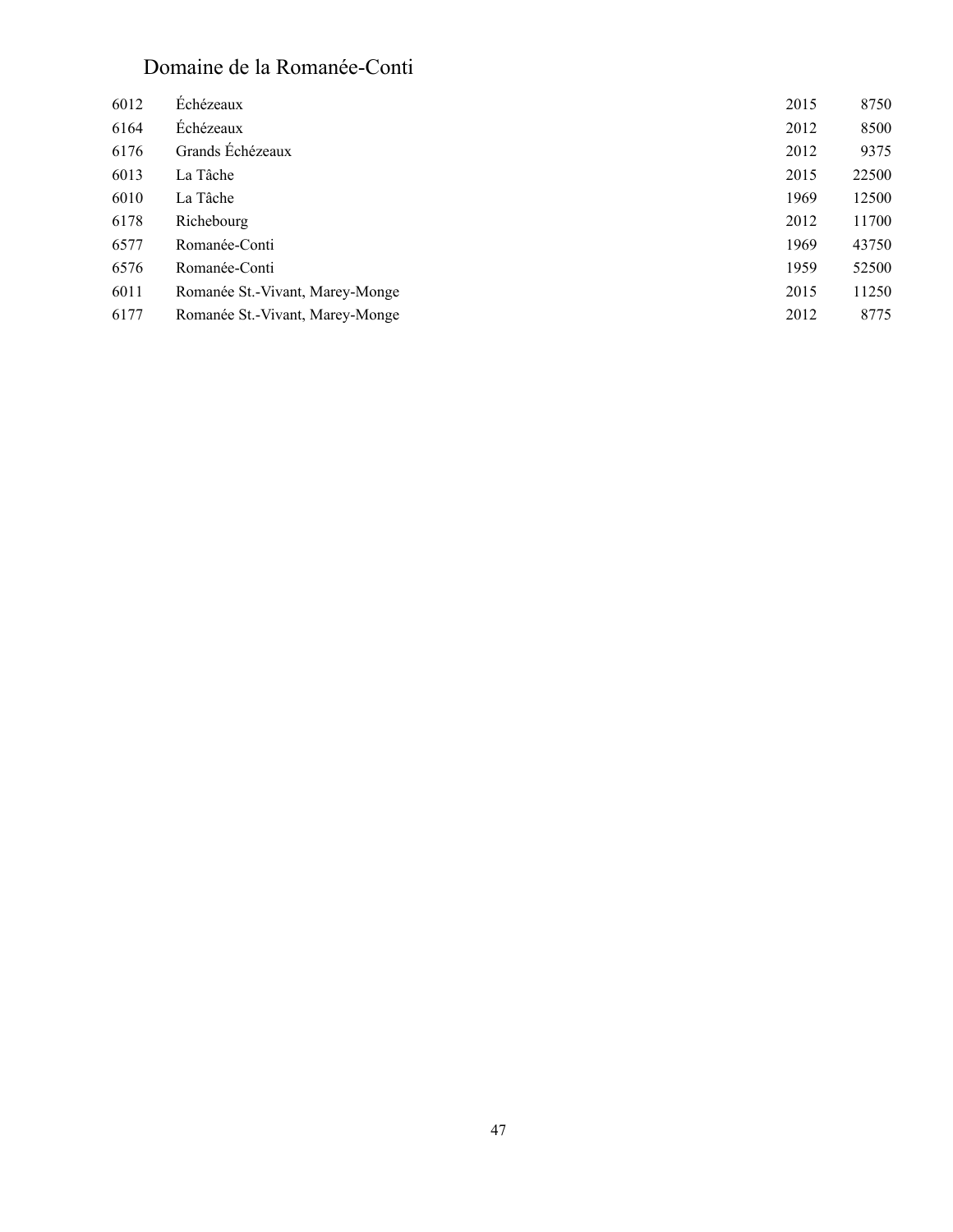## Domaine de la Romanée-Conti

| | | | |
|---|---|---|---|
| 6012 | Échézeaux | 2015 | 8750 |
| 6164 | Échézeaux | 2012 | 8500 |
| 6176 | Grands Échézeaux | 2012 | 9375 |
| 6013 | La Tâche | 2015 | 22500 |
| 6010 | La Tâche | 1969 | 12500 |
| 6178 | Richebourg | 2012 | 11700 |
| 6577 | Romanée-Conti | 1969 | 43750 |
| 6576 | Romanée-Conti | 1959 | 52500 |
| 6011 | Romanée St.-Vivant, Marey-Monge | 2015 | 11250 |
| 6177 | Romanée St.-Vivant, Marey-Monge | 2012 | 8775 |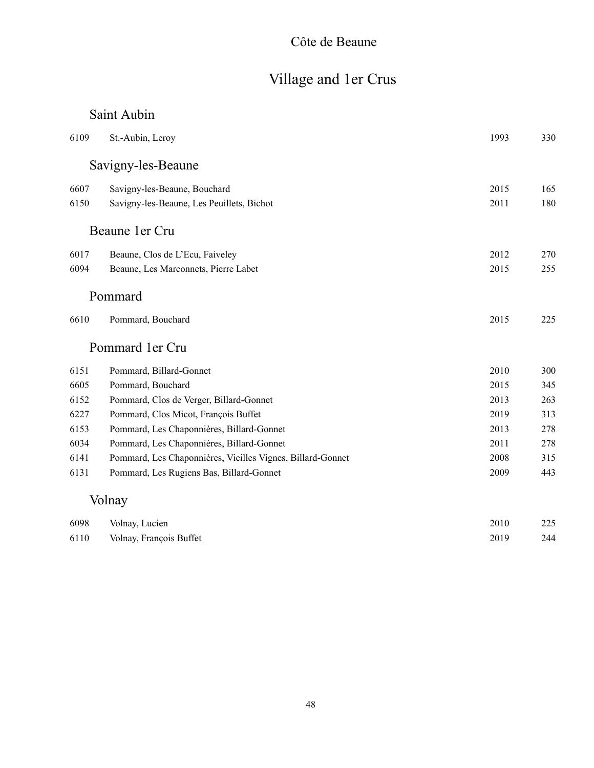# Côte de Beaune

## Village and 1er Crus

### Saint Aubin

| | | | |
|---|---|---|---|
| 6109 | St.-Aubin, Leroy | 1993 | 330 |

### Savigny-les-Beaune

| | | | |
|---|---|---|---|
| 6607 | Savigny-les-Beaune, Bouchard | 2015 | 165 |
| 6150 | Savigny-les-Beaune, Les Peuillets, Bichot | 2011 | 180 |

### Beaune 1er Cru

| | | | |
|---|---|---|---|
| 6017 | Beaune, Clos de L'Ecu, Faiveley | 2012 | 270 |
| 6094 | Beaune, Les Marconnets, Pierre Labet | 2015 | 255 |

### Pommard

| | | | |
|---|---|---|---|
| 6610 | Pommard, Bouchard | 2015 | 225 |

### Pommard 1er Cru

| | | | |
|---|---|---|---|
| 6151 | Pommard, Billard-Gonnet | 2010 | 300 |
| 6605 | Pommard, Bouchard | 2015 | 345 |
| 6152 | Pommard, Clos de Verger, Billard-Gonnet | 2013 | 263 |
| 6227 | Pommard, Clos Micot, François Buffet | 2019 | 313 |
| 6153 | Pommard, Les Chaponnières, Billard-Gonnet | 2013 | 278 |
| 6034 | Pommard, Les Chaponnières, Billard-Gonnet | 2011 | 278 |
| 6141 | Pommard, Les Chaponnières, Vieilles Vignes, Billard-Gonnet | 2008 | 315 |
| 6131 | Pommard, Les Rugiens Bas, Billard-Gonnet | 2009 | 443 |

### Volnay

| | | | |
|---|---|---|---|
| 6098 | Volnay, Lucien | 2010 | 225 |
| 6110 | Volnay, François Buffet | 2019 | 244 |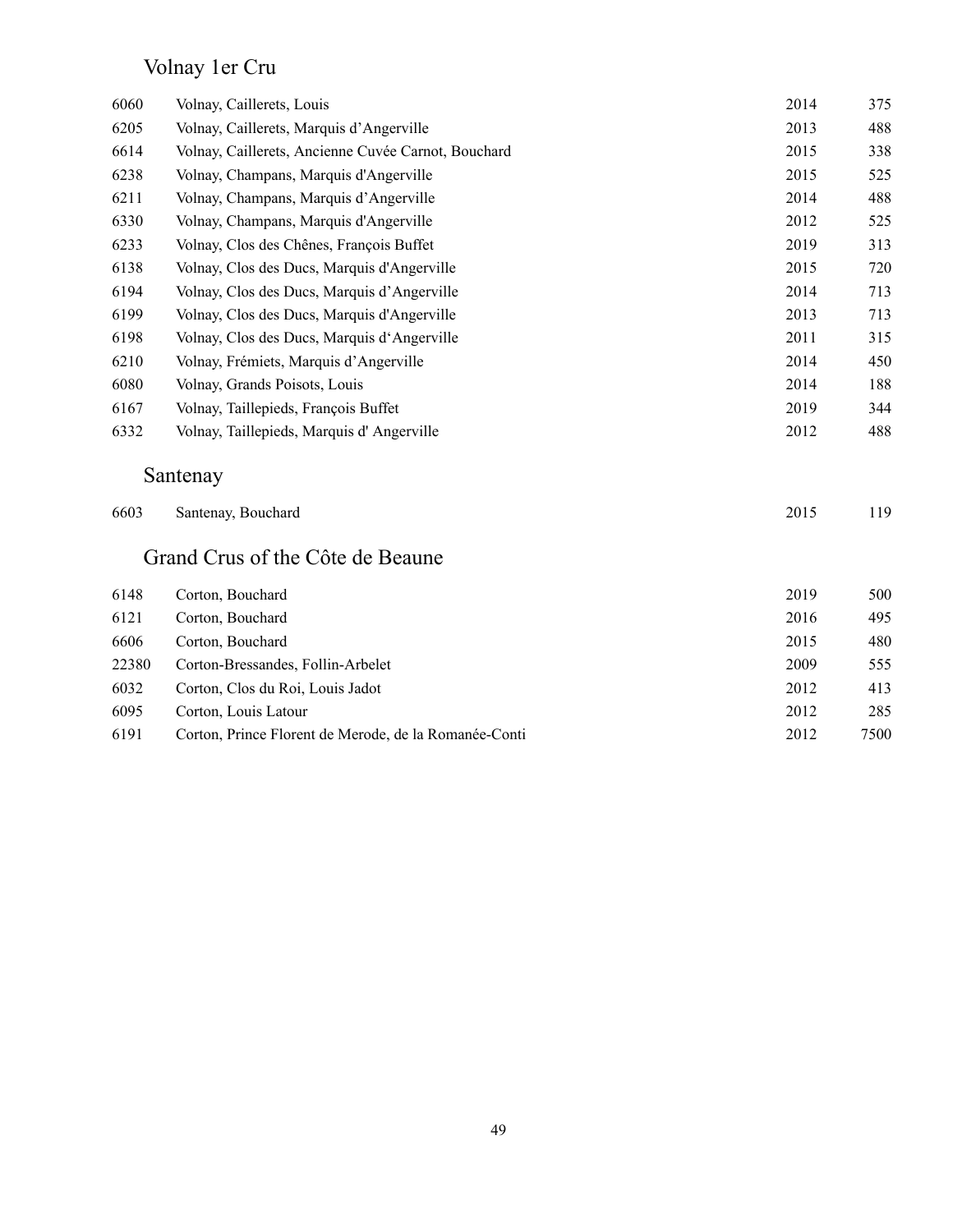## Volnay 1er Cru

| | | | |
|---|---|---|---|
| 6060 | Volnay, Caillerets, Louis | 2014 | 375 |
| 6205 | Volnay, Caillerets, Marquis d'Angerville | 2013 | 488 |
| 6614 | Volnay, Caillerets, Ancienne Cuvée Carnot, Bouchard | 2015 | 338 |
| 6238 | Volnay, Champans, Marquis d'Angerville | 2015 | 525 |
| 6211 | Volnay, Champans, Marquis d'Angerville | 2014 | 488 |
| 6330 | Volnay, Champans, Marquis d'Angerville | 2012 | 525 |
| 6233 | Volnay, Clos des Chênes, François Buffet | 2019 | 313 |
| 6138 | Volnay, Clos des Ducs, Marquis d'Angerville | 2015 | 720 |
| 6194 | Volnay, Clos des Ducs, Marquis d'Angerville | 2014 | 713 |
| 6199 | Volnay, Clos des Ducs, Marquis d'Angerville | 2013 | 713 |
| 6198 | Volnay, Clos des Ducs, Marquis d'Angerville | 2011 | 315 |
| 6210 | Volnay, Frémiets, Marquis d'Angerville | 2014 | 450 |
| 6080 | Volnay, Grands Poisots, Louis | 2014 | 188 |
| 6167 | Volnay, Taillepieds, François Buffet | 2019 | 344 |
| 6332 | Volnay, Taillepieds, Marquis d' Angerville | 2012 | 488 |

## Santenay

| | | | |
|---|---|---|---|
| 6603 | Santenay, Bouchard | 2015 | 119 |

## Grand Crus of the Côte de Beaune

| | | | |
|---|---|---|---|
| 6148 | Corton, Bouchard | 2019 | 500 |
| 6121 | Corton, Bouchard | 2016 | 495 |
| 6606 | Corton, Bouchard | 2015 | 480 |
| 22380 | Corton-Bressandes, Follin-Arbelet | 2009 | 555 |
| 6032 | Corton, Clos du Roi, Louis Jadot | 2012 | 413 |
| 6095 | Corton, Louis Latour | 2012 | 285 |
| 6191 | Corton, Prince Florent de Merode, de la Romanée-Conti | 2012 | 7500 |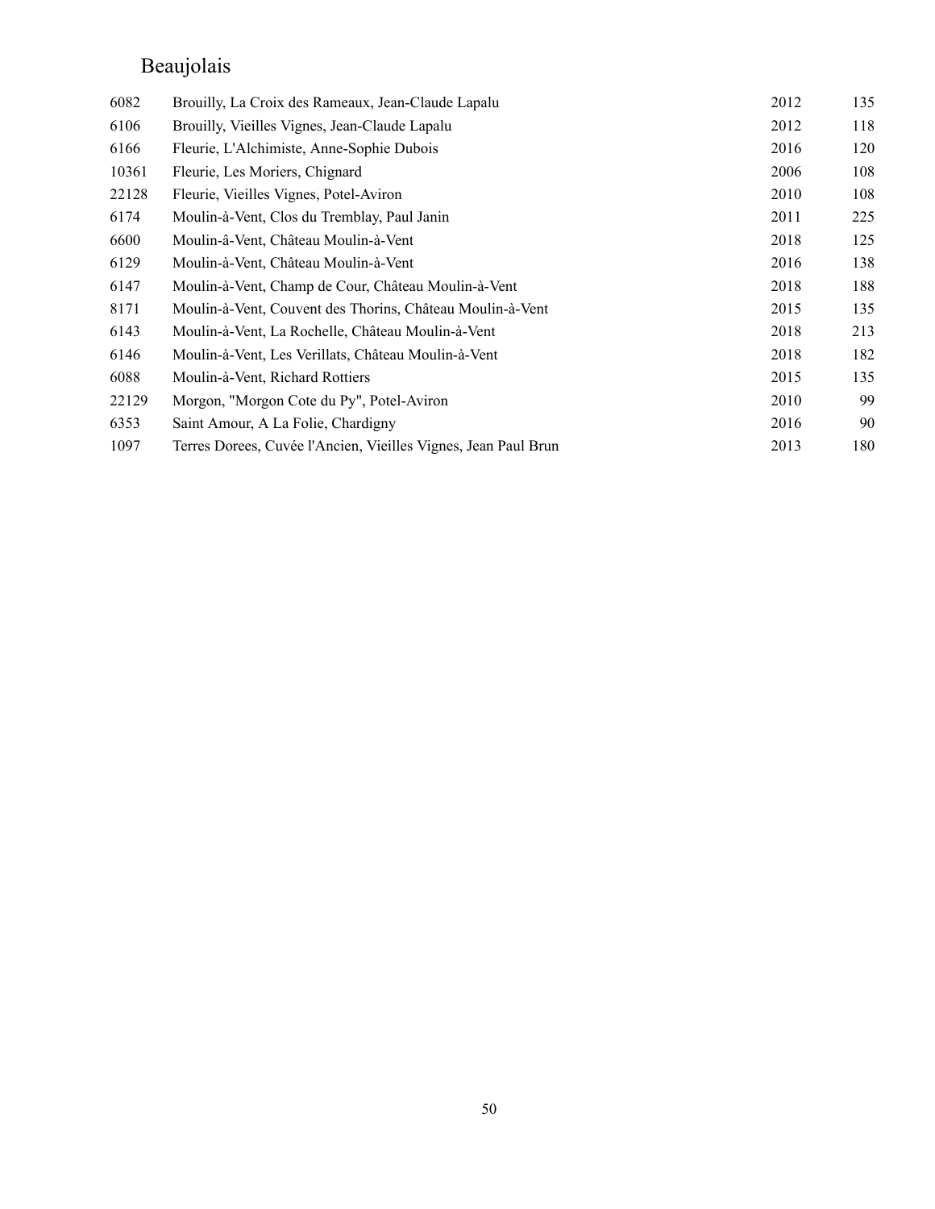# Beaujolais

| | | | |
|---|---|---|---|
| 6082 | Brouilly, La Croix des Rameaux, Jean-Claude Lapalu | 2012 | 135 |
| 6106 | Brouilly, Vieilles Vignes, Jean-Claude Lapalu | 2012 | 118 |
| 6166 | Fleurie, L'Alchimiste, Anne-Sophie Dubois | 2016 | 120 |
| 10361 | Fleurie, Les Moriers, Chignard | 2006 | 108 |
| 22128 | Fleurie, Vieilles Vignes, Potel-Aviron | 2010 | 108 |
| 6174 | Moulin-à-Vent, Clos du Tremblay, Paul Janin | 2011 | 225 |
| 6600 | Moulin-â-Vent, Château Moulin-à-Vent | 2018 | 125 |
| 6129 | Moulin-à-Vent, Château Moulin-à-Vent | 2016 | 138 |
| 6147 | Moulin-à-Vent, Champ de Cour, Château Moulin-à-Vent | 2018 | 188 |
| 8171 | Moulin-à-Vent, Couvent des Thorins, Château Moulin-à-Vent | 2015 | 135 |
| 6143 | Moulin-à-Vent, La Rochelle, Château Moulin-à-Vent | 2018 | 213 |
| 6146 | Moulin-à-Vent, Les Verillats, Château Moulin-à-Vent | 2018 | 182 |
| 6088 | Moulin-à-Vent, Richard Rottiers | 2015 | 135 |
| 22129 | Morgon, "Morgon Cote du Py", Potel-Aviron | 2010 | 99 |
| 6353 | Saint Amour, A La Folie, Chardigny | 2016 | 90 |
| 1097 | Terres Dorees, Cuvée l'Ancien, Vieilles Vignes, Jean Paul Brun | 2013 | 180 |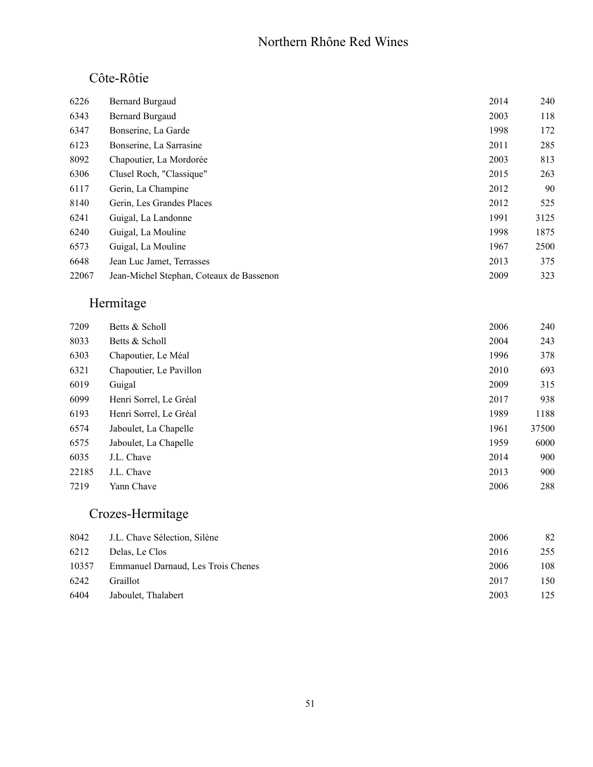# Northern Rhône Red Wines

## Côte-Rôtie

| | | | |
|---|---|---|---|
| 6226 | Bernard Burgaud | 2014 | 240 |
| 6343 | Bernard Burgaud | 2003 | 118 |
| 6347 | Bonserine, La Garde | 1998 | 172 |
| 6123 | Bonserine, La Sarrasine | 2011 | 285 |
| 8092 | Chapoutier, La Mordorée | 2003 | 813 |
| 6306 | Clusel Roch, "Classique" | 2015 | 263 |
| 6117 | Gerin, La Champine | 2012 | 90 |
| 8140 | Gerin, Les Grandes Places | 2012 | 525 |
| 6241 | Guigal, La Landonne | 1991 | 3125 |
| 6240 | Guigal, La Mouline | 1998 | 1875 |
| 6573 | Guigal, La Mouline | 1967 | 2500 |
| 6648 | Jean Luc Jamet, Terrasses | 2013 | 375 |
| 22067 | Jean-Michel Stephan, Coteaux de Bassenon | 2009 | 323 |

## Hermitage

| | | | |
|---|---|---|---|
| 7209 | Betts & Scholl | 2006 | 240 |
| 8033 | Betts & Scholl | 2004 | 243 |
| 6303 | Chapoutier, Le Méal | 1996 | 378 |
| 6321 | Chapoutier, Le Pavillon | 2010 | 693 |
| 6019 | Guigal | 2009 | 315 |
| 6099 | Henri Sorrel, Le Gréal | 2017 | 938 |
| 6193 | Henri Sorrel, Le Gréal | 1989 | 1188 |
| 6574 | Jaboulet, La Chapelle | 1961 | 37500 |
| 6575 | Jaboulet, La Chapelle | 1959 | 6000 |
| 6035 | J.L. Chave | 2014 | 900 |
| 22185 | J.L. Chave | 2013 | 900 |
| 7219 | Yann Chave | 2006 | 288 |

## Crozes-Hermitage

| | | | |
|---|---|---|---|
| 8042 | J.L. Chave Sélection, Silène | 2006 | 82 |
| 6212 | Delas, Le Clos | 2016 | 255 |
| 10357 | Emmanuel Darnaud, Les Trois Chenes | 2006 | 108 |
| 6242 | Graillot | 2017 | 150 |
| 6404 | Jaboulet, Thalabert | 2003 | 125 |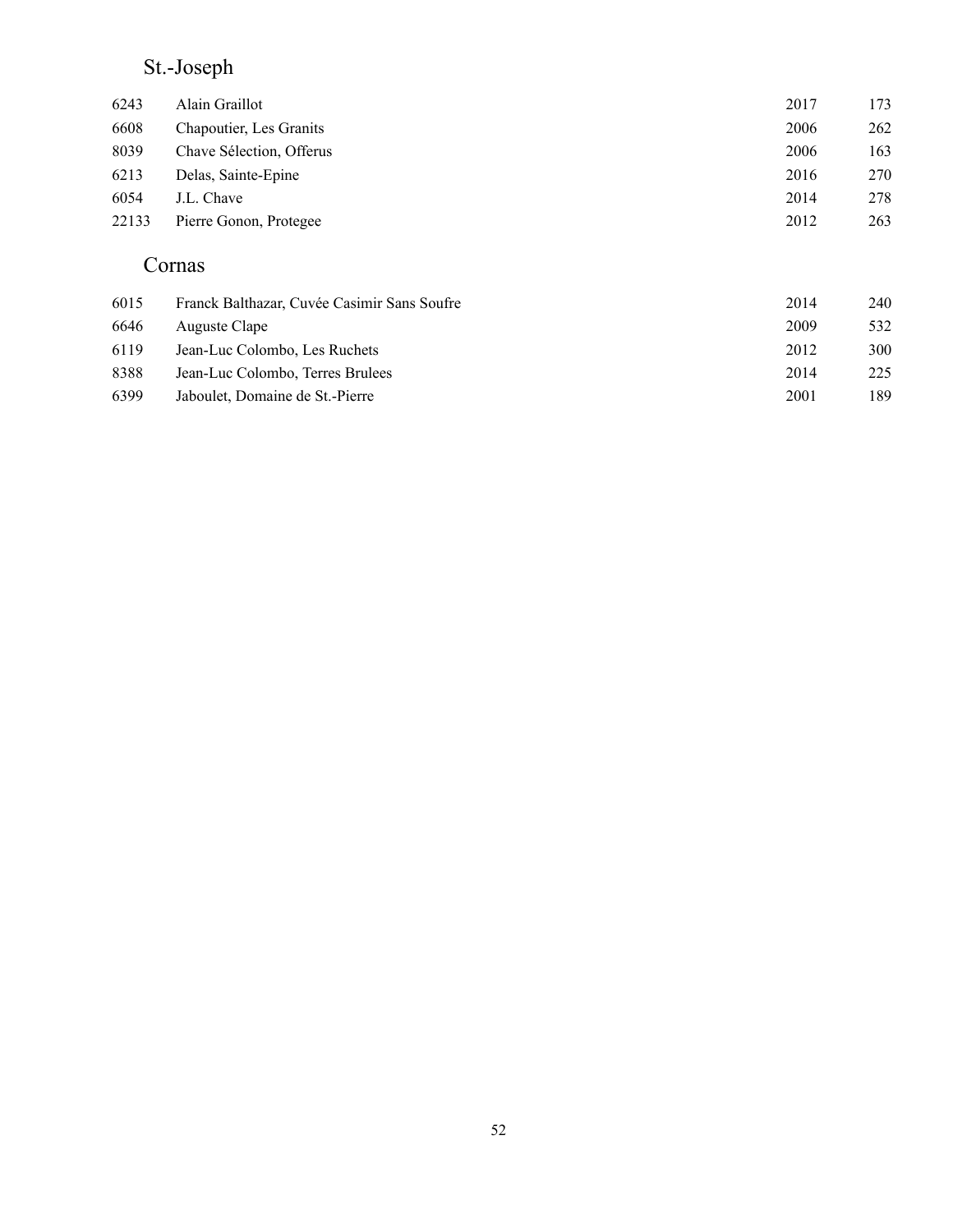## St.-Joseph

| | | | |
|---|---|---|---|
| 6243 | Alain Graillot | 2017 | 173 |
| 6608 | Chapoutier, Les Granits | 2006 | 262 |
| 8039 | Chave Sélection, Offerus | 2006 | 163 |
| 6213 | Delas, Sainte-Epine | 2016 | 270 |
| 6054 | J.L. Chave | 2014 | 278 |
| 22133 | Pierre Gonon, Protegee | 2012 | 263 |

## Cornas

| | | | |
|---|---|---|---|
| 6015 | Franck Balthazar, Cuvée Casimir Sans Soufre | 2014 | 240 |
| 6646 | Auguste Clape | 2009 | 532 |
| 6119 | Jean-Luc Colombo, Les Ruchets | 2012 | 300 |
| 8388 | Jean-Luc Colombo, Terres Brulees | 2014 | 225 |
| 6399 | Jaboulet, Domaine de St.-Pierre | 2001 | 189 |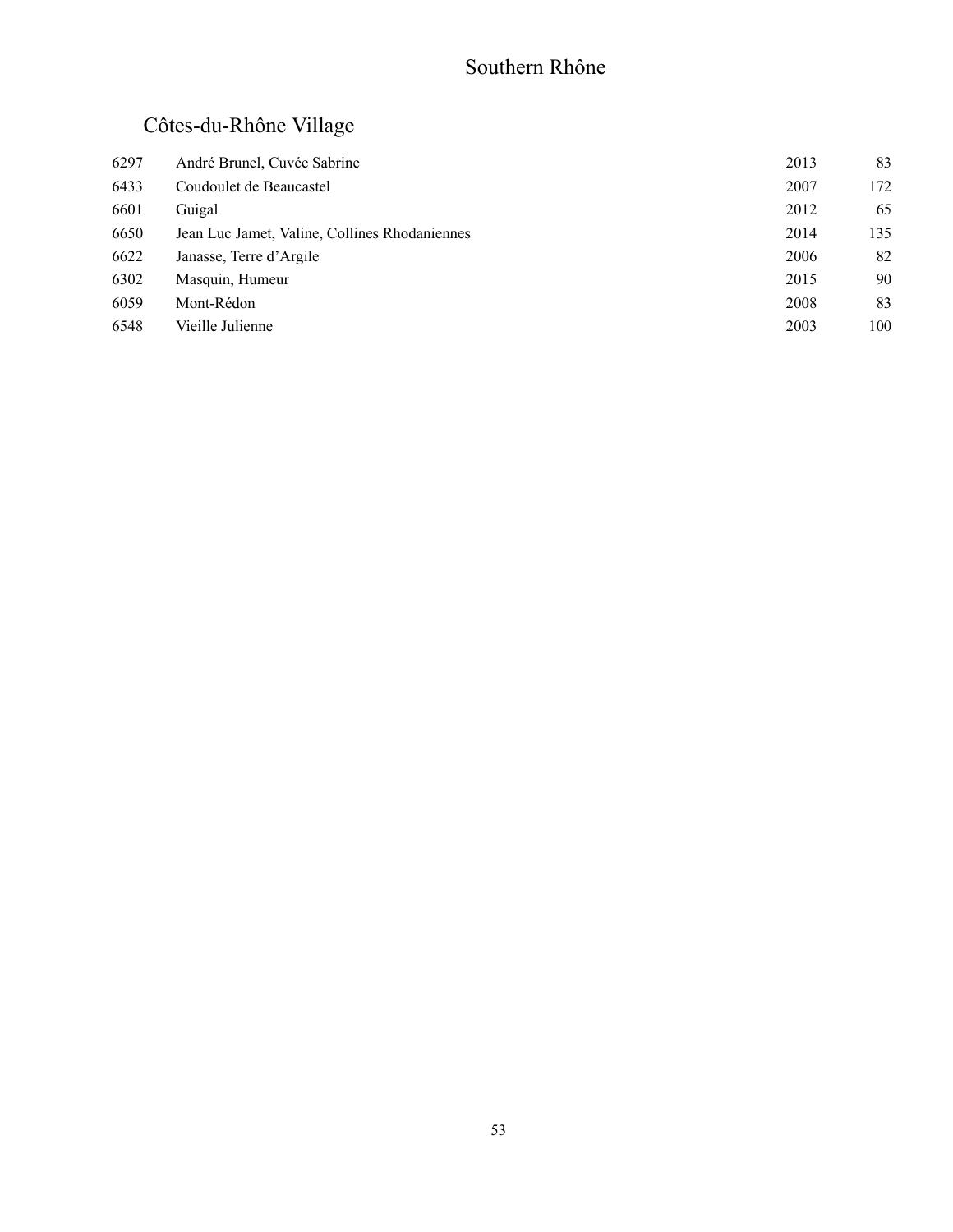# Southern Rhône

## Côtes-du-Rhône Village

| | | | |
|---|---|---|---|
| 6297 | André Brunel, Cuvée Sabrine | 2013 | 83 |
| 6433 | Coudoulet de Beaucastel | 2007 | 172 |
| 6601 | Guigal | 2012 | 65 |
| 6650 | Jean Luc Jamet, Valine, Collines Rhodaniennes | 2014 | 135 |
| 6622 | Janasse, Terre d'Argile | 2006 | 82 |
| 6302 | Masquin, Humeur | 2015 | 90 |
| 6059 | Mont-Rédon | 2008 | 83 |
| 6548 | Vieille Julienne | 2003 | 100 |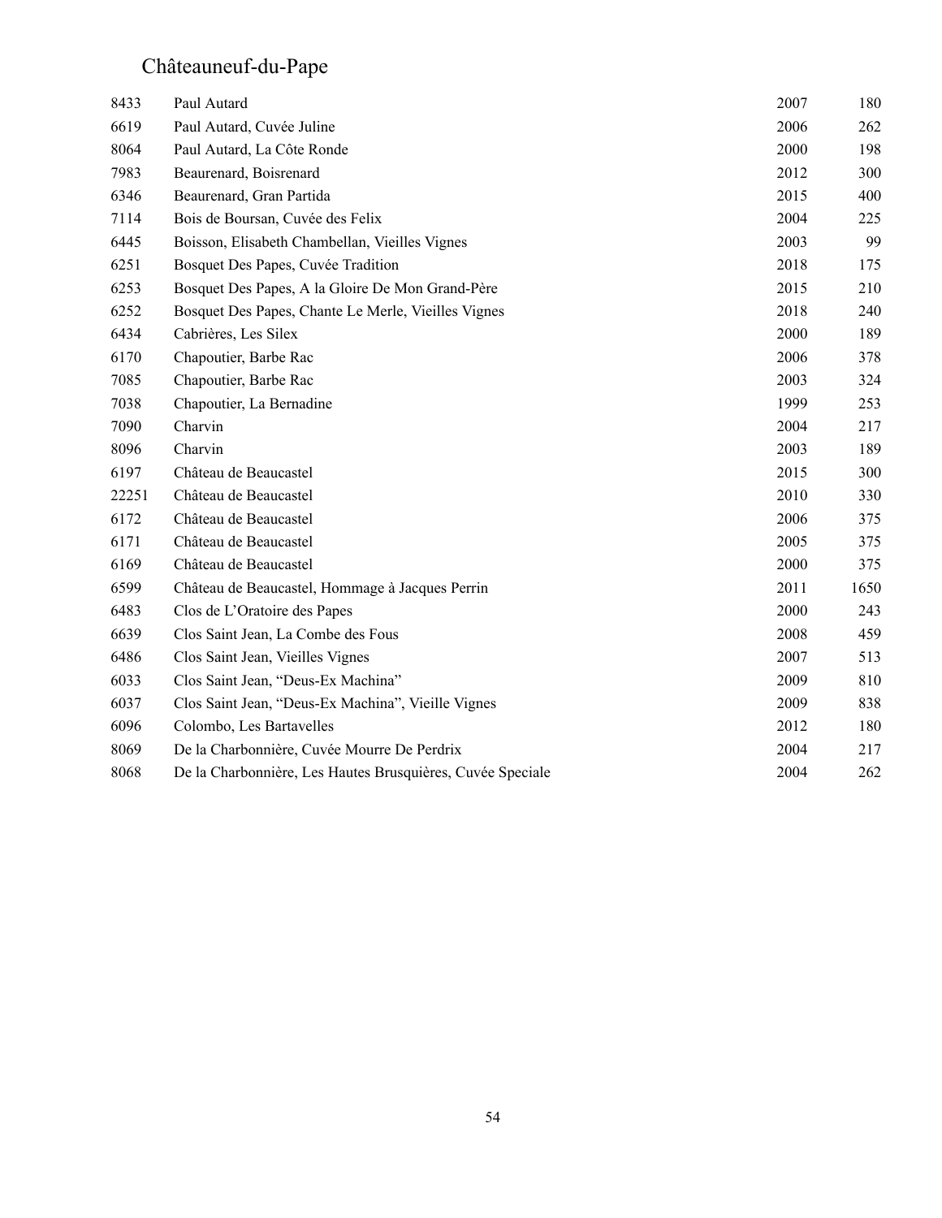# Châteauneuf-du-Pape

| | | | |
|---|---|---|---|
| 8433 | Paul Autard | 2007 | 180 |
| 6619 | Paul Autard, Cuvée Juline | 2006 | 262 |
| 8064 | Paul Autard, La Côte Ronde | 2000 | 198 |
| 7983 | Beaurenard, Boisrenard | 2012 | 300 |
| 6346 | Beaurenard, Gran Partida | 2015 | 400 |
| 7114 | Bois de Boursan, Cuvée des Felix | 2004 | 225 |
| 6445 | Boisson, Elisabeth Chambellan, Vieilles Vignes | 2003 | 99 |
| 6251 | Bosquet Des Papes, Cuvée Tradition | 2018 | 175 |
| 6253 | Bosquet Des Papes, A la Gloire De Mon Grand-Père | 2015 | 210 |
| 6252 | Bosquet Des Papes, Chante Le Merle, Vieilles Vignes | 2018 | 240 |
| 6434 | Cabrières, Les Silex | 2000 | 189 |
| 6170 | Chapoutier, Barbe Rac | 2006 | 378 |
| 7085 | Chapoutier, Barbe Rac | 2003 | 324 |
| 7038 | Chapoutier, La Bernadine | 1999 | 253 |
| 7090 | Charvin | 2004 | 217 |
| 8096 | Charvin | 2003 | 189 |
| 6197 | Château de Beaucastel | 2015 | 300 |
| 22251 | Château de Beaucastel | 2010 | 330 |
| 6172 | Château de Beaucastel | 2006 | 375 |
| 6171 | Château de Beaucastel | 2005 | 375 |
| 6169 | Château de Beaucastel | 2000 | 375 |
| 6599 | Château de Beaucastel, Hommage à Jacques Perrin | 2011 | 1650 |
| 6483 | Clos de L'Oratoire des Papes | 2000 | 243 |
| 6639 | Clos Saint Jean, La Combe des Fous | 2008 | 459 |
| 6486 | Clos Saint Jean, Vieilles Vignes | 2007 | 513 |
| 6033 | Clos Saint Jean, "Deus-Ex Machina" | 2009 | 810 |
| 6037 | Clos Saint Jean, "Deus-Ex Machina", Vieille Vignes | 2009 | 838 |
| 6096 | Colombo, Les Bartavelles | 2012 | 180 |
| 8069 | De la Charbonnière, Cuvée Mourre De Perdrix | 2004 | 217 |
| 8068 | De la Charbonnière, Les Hautes Brusquières, Cuvée Speciale | 2004 | 262 |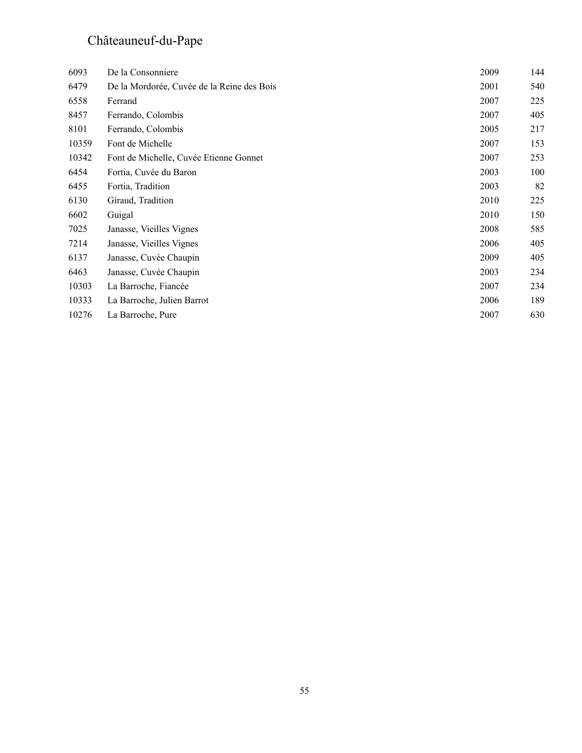# Châteauneuf-du-Pape

| | | | |
|---|---|---|---|
| 6093 | De la Consonniere | 2009 | 144 |
| 6479 | De la Mordorée, Cuvée de la Reine des Bois | 2001 | 540 |
| 6558 | Ferrand | 2007 | 225 |
| 8457 | Ferrando, Colombis | 2007 | 405 |
| 8101 | Ferrando, Colombis | 2005 | 217 |
| 10359 | Font de Michelle | 2007 | 153 |
| 10342 | Font de Michelle, Cuvée Etienne Gonnet | 2007 | 253 |
| 6454 | Fortia, Cuvée du Baron | 2003 | 100 |
| 6455 | Fortia, Tradition | 2003 | 82 |
| 6130 | Giraud, Tradition | 2010 | 225 |
| 6602 | Guigal | 2010 | 150 |
| 7025 | Janasse, Vieilles Vignes | 2008 | 585 |
| 7214 | Janasse, Vieilles Vignes | 2006 | 405 |
| 6137 | Janasse, Cuvée Chaupin | 2009 | 405 |
| 6463 | Janasse, Cuvée Chaupin | 2003 | 234 |
| 10303 | La Barroche, Fiancée | 2007 | 234 |
| 10333 | La Barroche, Julien Barrot | 2006 | 189 |
| 10276 | La Barroche, Pure | 2007 | 630 |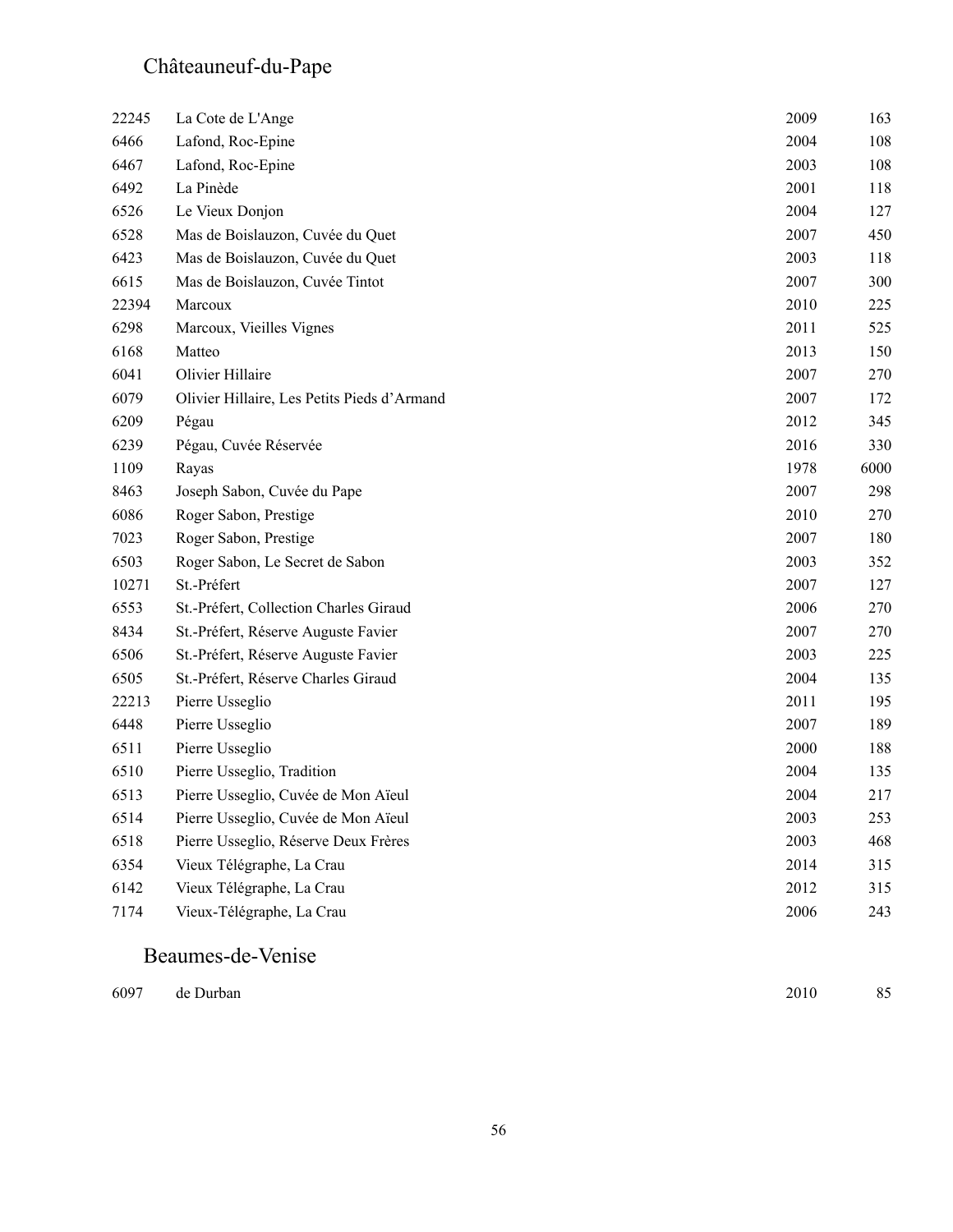## Châteauneuf-du-Pape

| | | | |
|---|---|---|---|
| 22245 | La Cote de L'Ange | 2009 | 163 |
| 6466 | Lafond, Roc-Epine | 2004 | 108 |
| 6467 | Lafond, Roc-Epine | 2003 | 108 |
| 6492 | La Pinède | 2001 | 118 |
| 6526 | Le Vieux Donjon | 2004 | 127 |
| 6528 | Mas de Boislauzon, Cuvée du Quet | 2007 | 450 |
| 6423 | Mas de Boislauzon, Cuvée du Quet | 2003 | 118 |
| 6615 | Mas de Boislauzon, Cuvée Tintot | 2007 | 300 |
| 22394 | Marcoux | 2010 | 225 |
| 6298 | Marcoux, Vieilles Vignes | 2011 | 525 |
| 6168 | Matteo | 2013 | 150 |
| 6041 | Olivier Hillaire | 2007 | 270 |
| 6079 | Olivier Hillaire, Les Petits Pieds d'Armand | 2007 | 172 |
| 6209 | Pégau | 2012 | 345 |
| 6239 | Pégau, Cuvée Réservée | 2016 | 330 |
| 1109 | Rayas | 1978 | 6000 |
| 8463 | Joseph Sabon, Cuvée du Pape | 2007 | 298 |
| 6086 | Roger Sabon, Prestige | 2010 | 270 |
| 7023 | Roger Sabon, Prestige | 2007 | 180 |
| 6503 | Roger Sabon, Le Secret de Sabon | 2003 | 352 |
| 10271 | St.-Préfert | 2007 | 127 |
| 6553 | St.-Préfert, Collection Charles Giraud | 2006 | 270 |
| 8434 | St.-Préfert, Réserve Auguste Favier | 2007 | 270 |
| 6506 | St.-Préfert, Réserve Auguste Favier | 2003 | 225 |
| 6505 | St.-Préfert, Réserve Charles Giraud | 2004 | 135 |
| 22213 | Pierre Usseglio | 2011 | 195 |
| 6448 | Pierre Usseglio | 2007 | 189 |
| 6511 | Pierre Usseglio | 2000 | 188 |
| 6510 | Pierre Usseglio, Tradition | 2004 | 135 |
| 6513 | Pierre Usseglio, Cuvée de Mon Aïeul | 2004 | 217 |
| 6514 | Pierre Usseglio, Cuvée de Mon Aïeul | 2003 | 253 |
| 6518 | Pierre Usseglio, Réserve Deux Frères | 2003 | 468 |
| 6354 | Vieux Télégraphe, La Crau | 2014 | 315 |
| 6142 | Vieux Télégraphe, La Crau | 2012 | 315 |
| 7174 | Vieux-Télégraphe, La Crau | 2006 | 243 |

## Beaumes-de-Venise

| | | | |
|---|---|---|---|
| 6097 | de Durban | 2010 | 85 |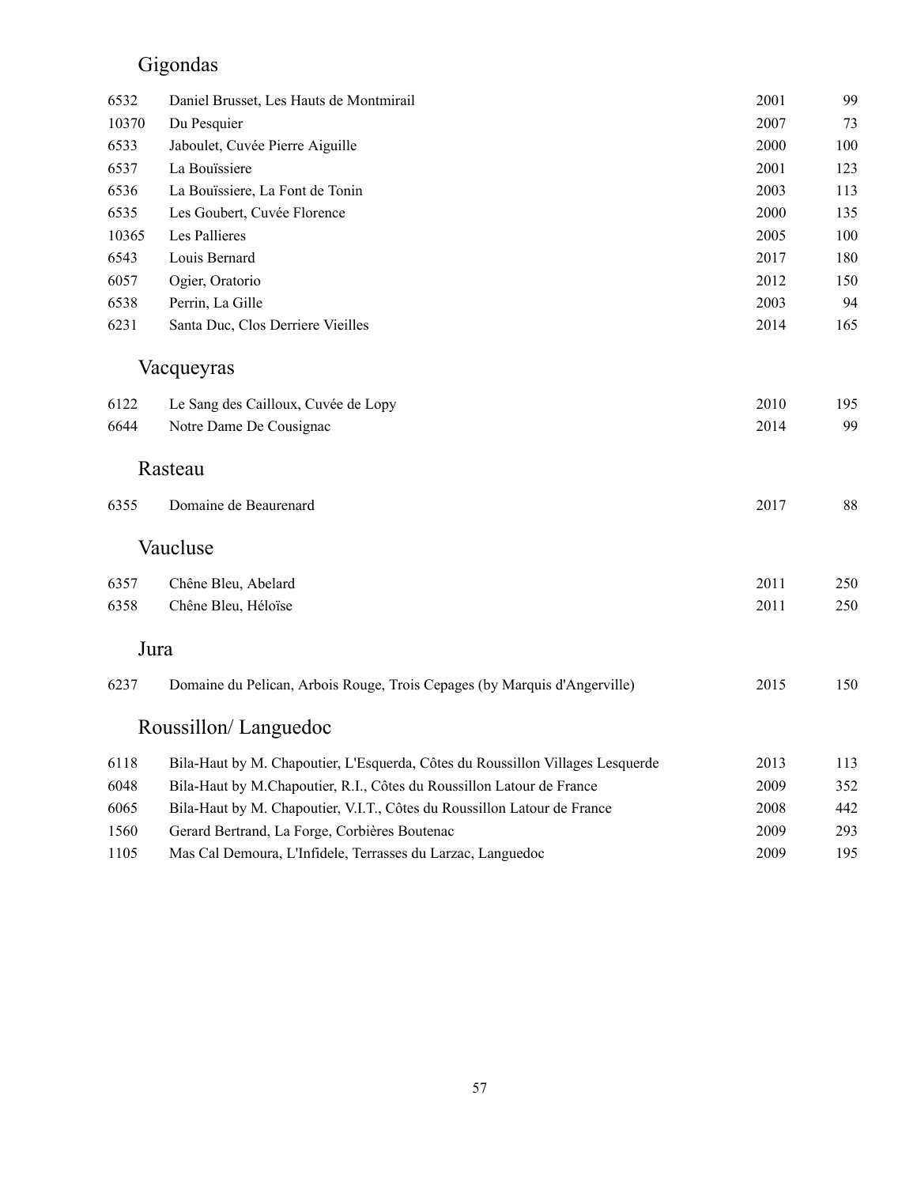## Gigondas

| | | | |
|---|---|---|---|
| 6532 | Daniel Brusset, Les Hauts de Montmirail | 2001 | 99 |
| 10370 | Du Pesquier | 2007 | 73 |
| 6533 | Jaboulet, Cuvée Pierre Aiguille | 2000 | 100 |
| 6537 | La Bouïssiere | 2001 | 123 |
| 6536 | La Bouïssiere, La Font de Tonin | 2003 | 113 |
| 6535 | Les Goubert, Cuvée Florence | 2000 | 135 |
| 10365 | Les Pallieres | 2005 | 100 |
| 6543 | Louis Bernard | 2017 | 180 |
| 6057 | Ogier, Oratorio | 2012 | 150 |
| 6538 | Perrin, La Gille | 2003 | 94 |
| 6231 | Santa Duc, Clos Derriere Vieilles | 2014 | 165 |

## Vacqueyras

| | | | |
|---|---|---|---|
| 6122 | Le Sang des Cailloux, Cuvée de Lopy | 2010 | 195 |
| 6644 | Notre Dame De Cousignac | 2014 | 99 |

## Rasteau

| | | | |
|---|---|---|---|
| 6355 | Domaine de Beaurenard | 2017 | 88 |

## Vaucluse

| | | | |
|---|---|---|---|
| 6357 | Chêne Bleu, Abelard | 2011 | 250 |
| 6358 | Chêne Bleu, Héloïse | 2011 | 250 |

## Jura

| | | | |
|---|---|---|---|
| 6237 | Domaine du Pelican, Arbois Rouge, Trois Cepages (by Marquis d'Angerville) | 2015 | 150 |

## Roussillon/ Languedoc

| | | | |
|---|---|---|---|
| 6118 | Bila-Haut by M. Chapoutier, L'Esquerda, Côtes du Roussillon Villages Lesquerde | 2013 | 113 |
| 6048 | Bila-Haut by M.Chapoutier, R.I., Côtes du Roussillon Latour de France | 2009 | 352 |
| 6065 | Bila-Haut by M. Chapoutier, V.I.T., Côtes du Roussillon Latour de France | 2008 | 442 |
| 1560 | Gerard Bertrand, La Forge, Corbières Boutenac | 2009 | 293 |
| 1105 | Mas Cal Demoura, L'Infidele, Terrasses du Larzac, Languedoc | 2009 | 195 |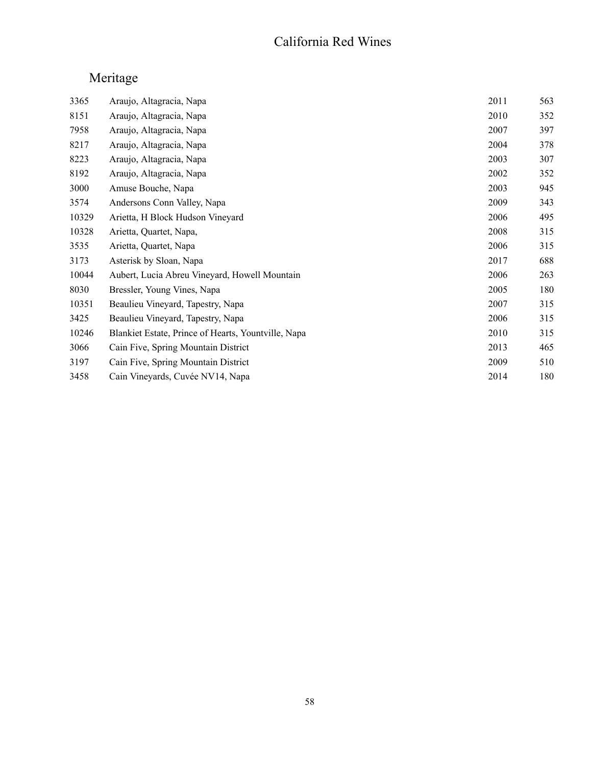# California Red Wines

## Meritage

| | | | |
|---|---|---|---|
| 3365 | Araujo, Altagracia, Napa | 2011 | 563 |
| 8151 | Araujo, Altagracia, Napa | 2010 | 352 |
| 7958 | Araujo, Altagracia, Napa | 2007 | 397 |
| 8217 | Araujo, Altagracia, Napa | 2004 | 378 |
| 8223 | Araujo, Altagracia, Napa | 2003 | 307 |
| 8192 | Araujo, Altagracia, Napa | 2002 | 352 |
| 3000 | Amuse Bouche, Napa | 2003 | 945 |
| 3574 | Andersons Conn Valley, Napa | 2009 | 343 |
| 10329 | Arietta, H Block Hudson Vineyard | 2006 | 495 |
| 10328 | Arietta, Quartet, Napa, | 2008 | 315 |
| 3535 | Arietta, Quartet, Napa | 2006 | 315 |
| 3173 | Asterisk by Sloan, Napa | 2017 | 688 |
| 10044 | Aubert, Lucia Abreu Vineyard, Howell Mountain | 2006 | 263 |
| 8030 | Bressler, Young Vines, Napa | 2005 | 180 |
| 10351 | Beaulieu Vineyard, Tapestry, Napa | 2007 | 315 |
| 3425 | Beaulieu Vineyard, Tapestry, Napa | 2006 | 315 |
| 10246 | Blankiet Estate, Prince of Hearts, Yountville, Napa | 2010 | 315 |
| 3066 | Cain Five, Spring Mountain District | 2013 | 465 |
| 3197 | Cain Five, Spring Mountain District | 2009 | 510 |
| 3458 | Cain Vineyards, Cuvée NV14, Napa | 2014 | 180 |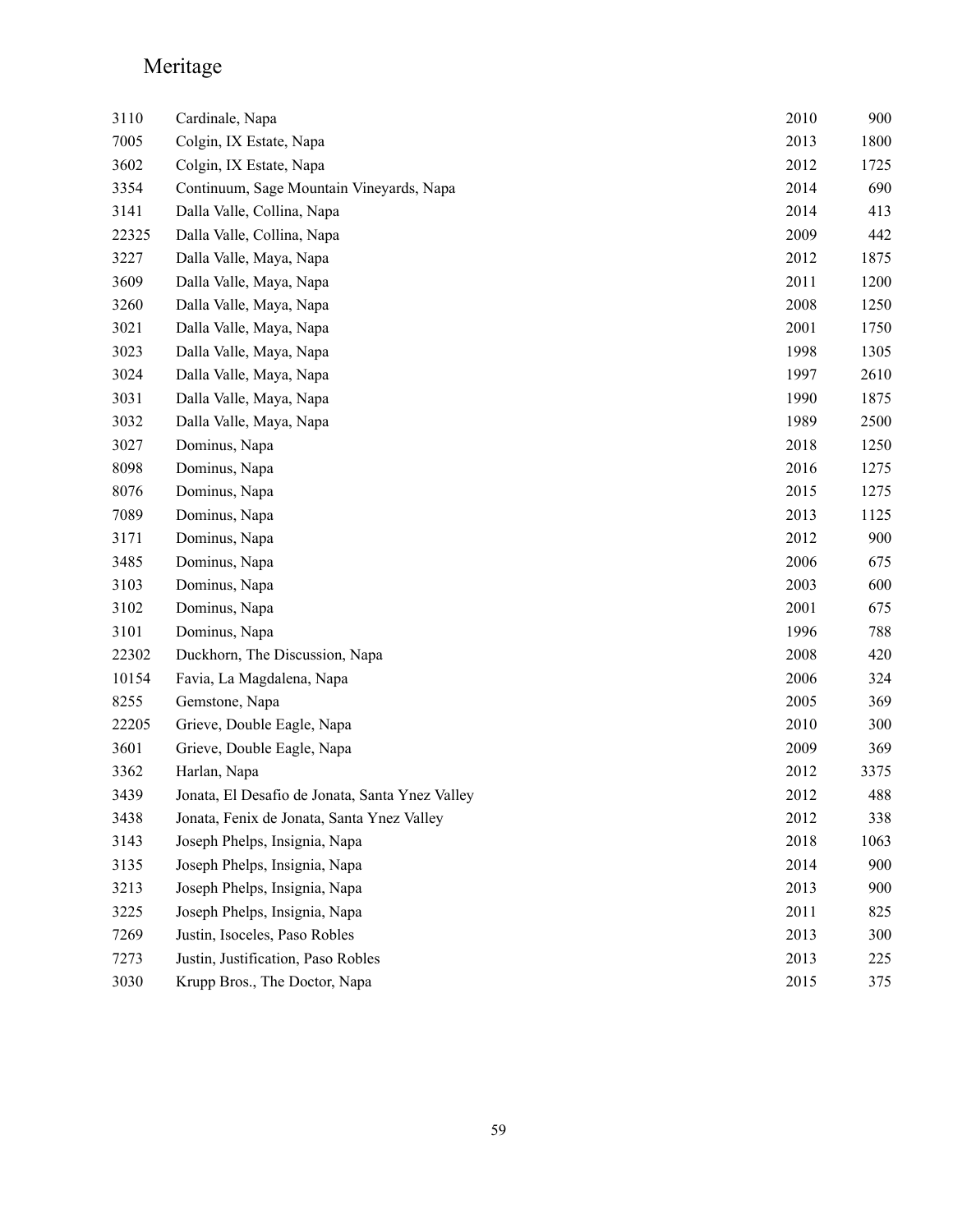# Meritage

| | | | |
|---|---|---|---|
| 3110 | Cardinale, Napa | 2010 | 900 |
| 7005 | Colgin, IX Estate, Napa | 2013 | 1800 |
| 3602 | Colgin, IX Estate, Napa | 2012 | 1725 |
| 3354 | Continuum, Sage Mountain Vineyards, Napa | 2014 | 690 |
| 3141 | Dalla Valle, Collina, Napa | 2014 | 413 |
| 22325 | Dalla Valle, Collina, Napa | 2009 | 442 |
| 3227 | Dalla Valle, Maya, Napa | 2012 | 1875 |
| 3609 | Dalla Valle, Maya, Napa | 2011 | 1200 |
| 3260 | Dalla Valle, Maya, Napa | 2008 | 1250 |
| 3021 | Dalla Valle, Maya, Napa | 2001 | 1750 |
| 3023 | Dalla Valle, Maya, Napa | 1998 | 1305 |
| 3024 | Dalla Valle, Maya, Napa | 1997 | 2610 |
| 3031 | Dalla Valle, Maya, Napa | 1990 | 1875 |
| 3032 | Dalla Valle, Maya, Napa | 1989 | 2500 |
| 3027 | Dominus, Napa | 2018 | 1250 |
| 8098 | Dominus, Napa | 2016 | 1275 |
| 8076 | Dominus, Napa | 2015 | 1275 |
| 7089 | Dominus, Napa | 2013 | 1125 |
| 3171 | Dominus, Napa | 2012 | 900 |
| 3485 | Dominus, Napa | 2006 | 675 |
| 3103 | Dominus, Napa | 2003 | 600 |
| 3102 | Dominus, Napa | 2001 | 675 |
| 3101 | Dominus, Napa | 1996 | 788 |
| 22302 | Duckhorn, The Discussion, Napa | 2008 | 420 |
| 10154 | Favia, La Magdalena, Napa | 2006 | 324 |
| 8255 | Gemstone, Napa | 2005 | 369 |
| 22205 | Grieve, Double Eagle, Napa | 2010 | 300 |
| 3601 | Grieve, Double Eagle, Napa | 2009 | 369 |
| 3362 | Harlan, Napa | 2012 | 3375 |
| 3439 | Jonata, El Desafio de Jonata, Santa Ynez Valley | 2012 | 488 |
| 3438 | Jonata, Fenix de Jonata, Santa Ynez Valley | 2012 | 338 |
| 3143 | Joseph Phelps, Insignia, Napa | 2018 | 1063 |
| 3135 | Joseph Phelps, Insignia, Napa | 2014 | 900 |
| 3213 | Joseph Phelps, Insignia, Napa | 2013 | 900 |
| 3225 | Joseph Phelps, Insignia, Napa | 2011 | 825 |
| 7269 | Justin, Isoceles, Paso Robles | 2013 | 300 |
| 7273 | Justin, Justification, Paso Robles | 2013 | 225 |
| 3030 | Krupp Bros., The Doctor, Napa | 2015 | 375 |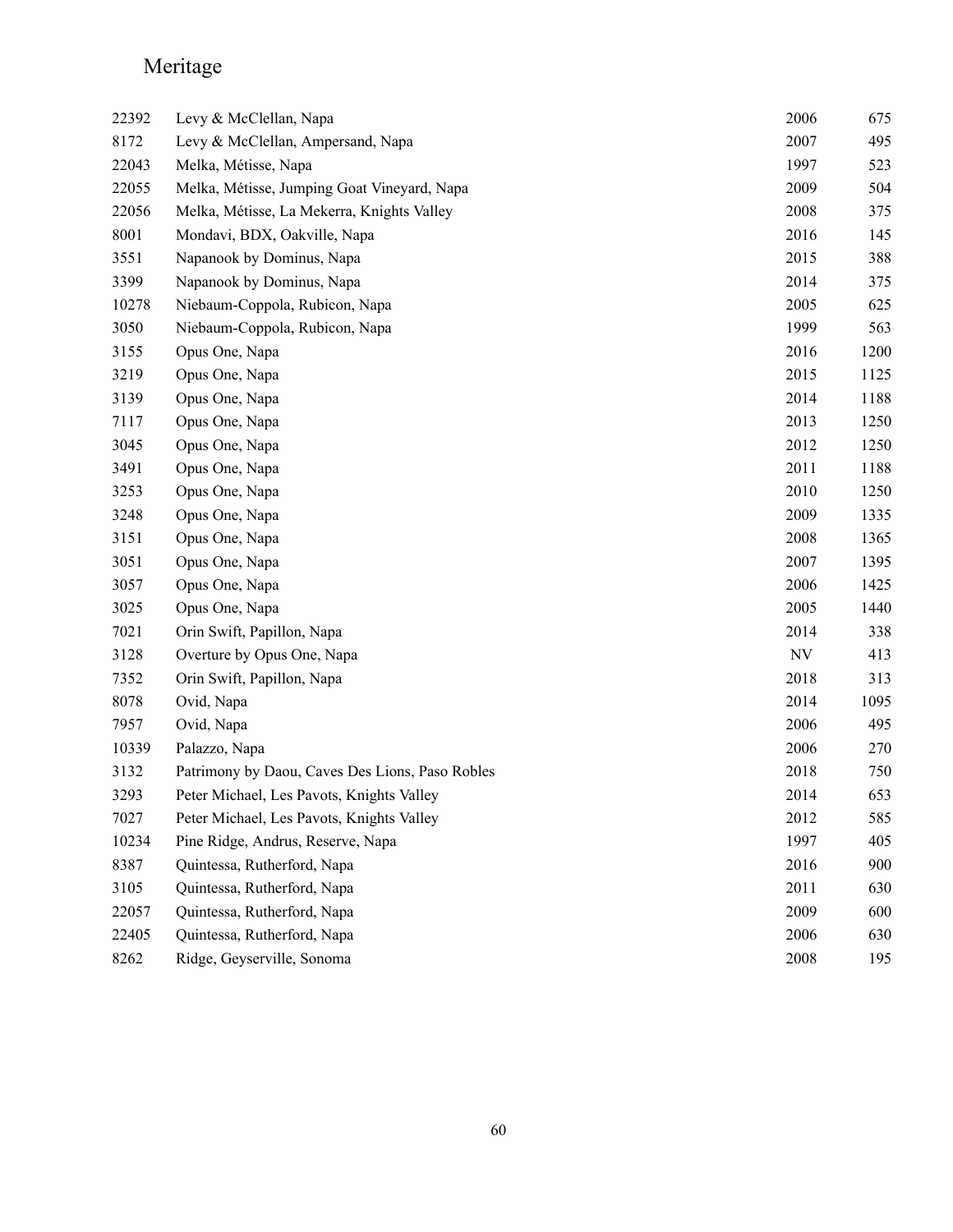# Meritage

| | | | |
|---|---|---|---|
| 22392 | Levy & McClellan, Napa | 2006 | 675 |
| 8172 | Levy & McClellan, Ampersand, Napa | 2007 | 495 |
| 22043 | Melka, Métisse, Napa | 1997 | 523 |
| 22055 | Melka, Métisse, Jumping Goat Vineyard, Napa | 2009 | 504 |
| 22056 | Melka, Métisse, La Mekerra, Knights Valley | 2008 | 375 |
| 8001 | Mondavi, BDX, Oakville, Napa | 2016 | 145 |
| 3551 | Napanook by Dominus, Napa | 2015 | 388 |
| 3399 | Napanook by Dominus, Napa | 2014 | 375 |
| 10278 | Niebaum-Coppola, Rubicon, Napa | 2005 | 625 |
| 3050 | Niebaum-Coppola, Rubicon, Napa | 1999 | 563 |
| 3155 | Opus One, Napa | 2016 | 1200 |
| 3219 | Opus One, Napa | 2015 | 1125 |
| 3139 | Opus One, Napa | 2014 | 1188 |
| 7117 | Opus One, Napa | 2013 | 1250 |
| 3045 | Opus One, Napa | 2012 | 1250 |
| 3491 | Opus One, Napa | 2011 | 1188 |
| 3253 | Opus One, Napa | 2010 | 1250 |
| 3248 | Opus One, Napa | 2009 | 1335 |
| 3151 | Opus One, Napa | 2008 | 1365 |
| 3051 | Opus One, Napa | 2007 | 1395 |
| 3057 | Opus One, Napa | 2006 | 1425 |
| 3025 | Opus One, Napa | 2005 | 1440 |
| 7021 | Orin Swift, Papillon, Napa | 2014 | 338 |
| 3128 | Overture by Opus One, Napa | NV | 413 |
| 7352 | Orin Swift, Papillon, Napa | 2018 | 313 |
| 8078 | Ovid, Napa | 2014 | 1095 |
| 7957 | Ovid, Napa | 2006 | 495 |
| 10339 | Palazzo, Napa | 2006 | 270 |
| 3132 | Patrimony by Daou, Caves Des Lions, Paso Robles | 2018 | 750 |
| 3293 | Peter Michael, Les Pavots, Knights Valley | 2014 | 653 |
| 7027 | Peter Michael, Les Pavots, Knights Valley | 2012 | 585 |
| 10234 | Pine Ridge, Andrus, Reserve, Napa | 1997 | 405 |
| 8387 | Quintessa, Rutherford, Napa | 2016 | 900 |
| 3105 | Quintessa, Rutherford, Napa | 2011 | 630 |
| 22057 | Quintessa, Rutherford, Napa | 2009 | 600 |
| 22405 | Quintessa, Rutherford, Napa | 2006 | 630 |
| 8262 | Ridge, Geyserville, Sonoma | 2008 | 195 |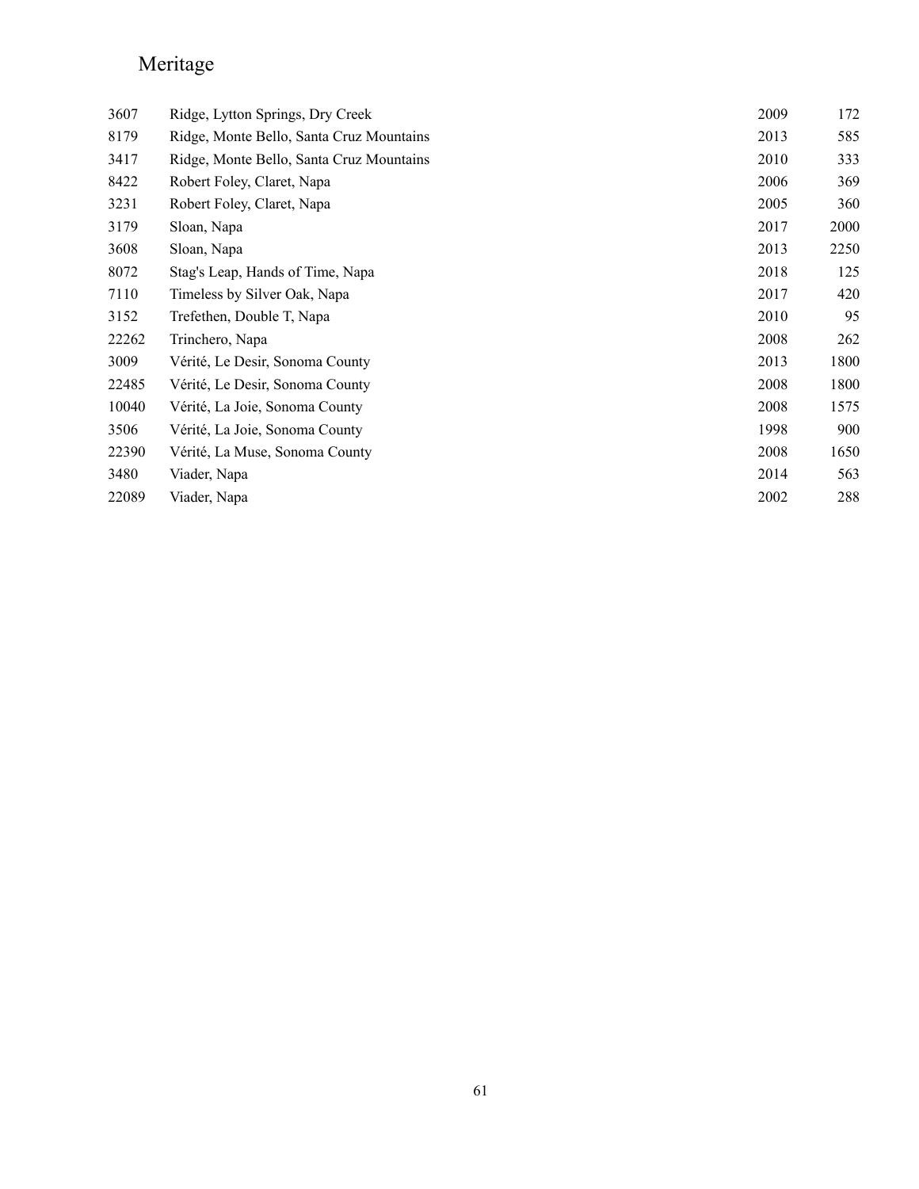# Meritage

| | | | |
|---|---|---|---|
| 3607 | Ridge, Lytton Springs, Dry Creek | 2009 | 172 |
| 8179 | Ridge, Monte Bello, Santa Cruz Mountains | 2013 | 585 |
| 3417 | Ridge, Monte Bello, Santa Cruz Mountains | 2010 | 333 |
| 8422 | Robert Foley, Claret, Napa | 2006 | 369 |
| 3231 | Robert Foley, Claret, Napa | 2005 | 360 |
| 3179 | Sloan, Napa | 2017 | 2000 |
| 3608 | Sloan, Napa | 2013 | 2250 |
| 8072 | Stag's Leap, Hands of Time, Napa | 2018 | 125 |
| 7110 | Timeless by Silver Oak, Napa | 2017 | 420 |
| 3152 | Trefethen, Double T, Napa | 2010 | 95 |
| 22262 | Trinchero, Napa | 2008 | 262 |
| 3009 | Vérité, Le Desir, Sonoma County | 2013 | 1800 |
| 22485 | Vérité, Le Desir, Sonoma County | 2008 | 1800 |
| 10040 | Vérité, La Joie, Sonoma County | 2008 | 1575 |
| 3506 | Vérité, La Joie, Sonoma County | 1998 | 900 |
| 22390 | Vérité, La Muse, Sonoma County | 2008 | 1650 |
| 3480 | Viader, Napa | 2014 | 563 |
| 22089 | Viader, Napa | 2002 | 288 |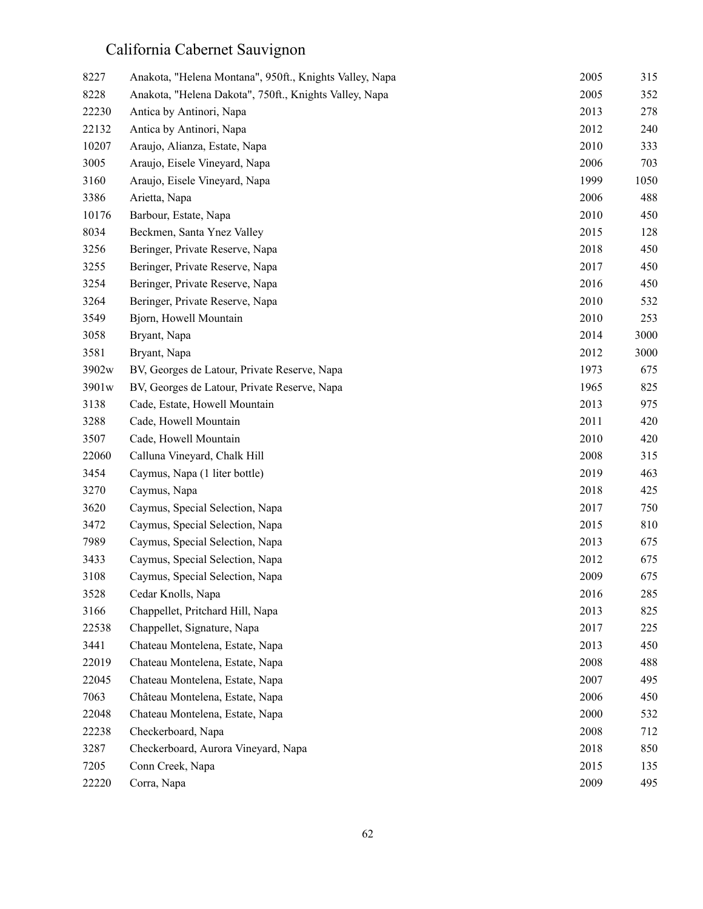# California Cabernet Sauvignon

| | | | |
|---|---|---|---|
| 8227 | Anakota, "Helena Montana", 950ft., Knights Valley, Napa | 2005 | 315 |
| 8228 | Anakota, "Helena Dakota", 750ft., Knights Valley, Napa | 2005 | 352 |
| 22230 | Antica by Antinori, Napa | 2013 | 278 |
| 22132 | Antica by Antinori, Napa | 2012 | 240 |
| 10207 | Araujo, Alianza, Estate, Napa | 2010 | 333 |
| 3005 | Araujo, Eisele Vineyard, Napa | 2006 | 703 |
| 3160 | Araujo, Eisele Vineyard, Napa | 1999 | 1050 |
| 3386 | Arietta, Napa | 2006 | 488 |
| 10176 | Barbour, Estate, Napa | 2010 | 450 |
| 8034 | Beckmen, Santa Ynez Valley | 2015 | 128 |
| 3256 | Beringer, Private Reserve, Napa | 2018 | 450 |
| 3255 | Beringer, Private Reserve, Napa | 2017 | 450 |
| 3254 | Beringer, Private Reserve, Napa | 2016 | 450 |
| 3264 | Beringer, Private Reserve, Napa | 2010 | 532 |
| 3549 | Bjorn, Howell Mountain | 2010 | 253 |
| 3058 | Bryant, Napa | 2014 | 3000 |
| 3581 | Bryant, Napa | 2012 | 3000 |
| 3902w | BV, Georges de Latour, Private Reserve, Napa | 1973 | 675 |
| 3901w | BV, Georges de Latour, Private Reserve, Napa | 1965 | 825 |
| 3138 | Cade, Estate, Howell Mountain | 2013 | 975 |
| 3288 | Cade, Howell Mountain | 2011 | 420 |
| 3507 | Cade, Howell Mountain | 2010 | 420 |
| 22060 | Calluna Vineyard, Chalk Hill | 2008 | 315 |
| 3454 | Caymus, Napa (1 liter bottle) | 2019 | 463 |
| 3270 | Caymus, Napa | 2018 | 425 |
| 3620 | Caymus, Special Selection, Napa | 2017 | 750 |
| 3472 | Caymus, Special Selection, Napa | 2015 | 810 |
| 7989 | Caymus, Special Selection, Napa | 2013 | 675 |
| 3433 | Caymus, Special Selection, Napa | 2012 | 675 |
| 3108 | Caymus, Special Selection, Napa | 2009 | 675 |
| 3528 | Cedar Knolls, Napa | 2016 | 285 |
| 3166 | Chappellet, Pritchard Hill, Napa | 2013 | 825 |
| 22538 | Chappellet, Signature, Napa | 2017 | 225 |
| 3441 | Chateau Montelena, Estate, Napa | 2013 | 450 |
| 22019 | Chateau Montelena, Estate, Napa | 2008 | 488 |
| 22045 | Chateau Montelena, Estate, Napa | 2007 | 495 |
| 7063 | Château Montelena, Estate, Napa | 2006 | 450 |
| 22048 | Chateau Montelena, Estate, Napa | 2000 | 532 |
| 22238 | Checkerboard, Napa | 2008 | 712 |
| 3287 | Checkerboard, Aurora Vineyard, Napa | 2018 | 850 |
| 7205 | Conn Creek, Napa | 2015 | 135 |
| 22220 | Corra, Napa | 2009 | 495 |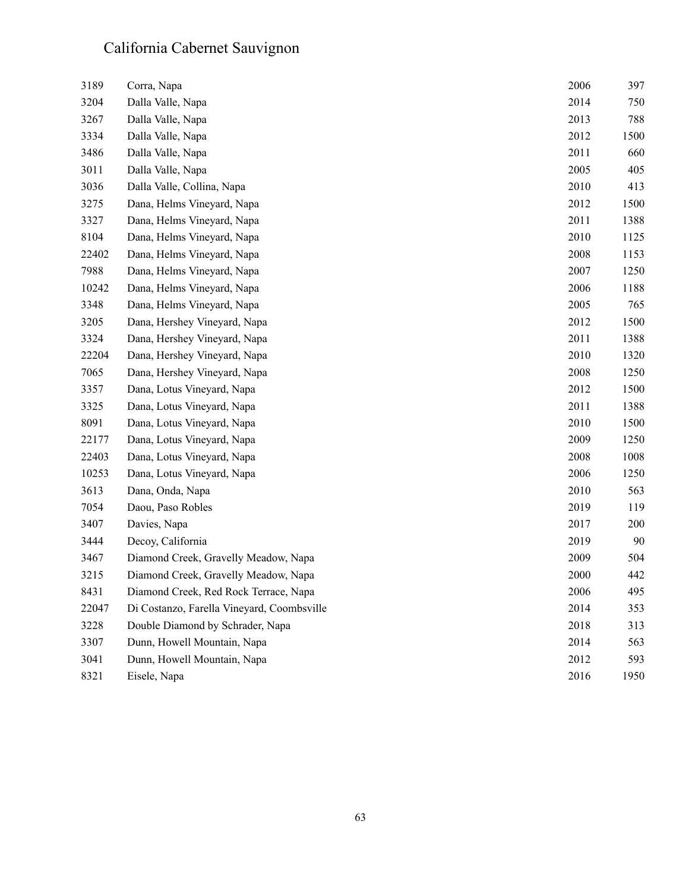# California Cabernet Sauvignon

| | | | |
|---|---|---|---|
| 3189 | Corra, Napa | 2006 | 397 |
| 3204 | Dalla Valle, Napa | 2014 | 750 |
| 3267 | Dalla Valle, Napa | 2013 | 788 |
| 3334 | Dalla Valle, Napa | 2012 | 1500 |
| 3486 | Dalla Valle, Napa | 2011 | 660 |
| 3011 | Dalla Valle, Napa | 2005 | 405 |
| 3036 | Dalla Valle, Collina, Napa | 2010 | 413 |
| 3275 | Dana, Helms Vineyard, Napa | 2012 | 1500 |
| 3327 | Dana, Helms Vineyard, Napa | 2011 | 1388 |
| 8104 | Dana, Helms Vineyard, Napa | 2010 | 1125 |
| 22402 | Dana, Helms Vineyard, Napa | 2008 | 1153 |
| 7988 | Dana, Helms Vineyard, Napa | 2007 | 1250 |
| 10242 | Dana, Helms Vineyard, Napa | 2006 | 1188 |
| 3348 | Dana, Helms Vineyard, Napa | 2005 | 765 |
| 3205 | Dana, Hershey Vineyard, Napa | 2012 | 1500 |
| 3324 | Dana, Hershey Vineyard, Napa | 2011 | 1388 |
| 22204 | Dana, Hershey Vineyard, Napa | 2010 | 1320 |
| 7065 | Dana, Hershey Vineyard, Napa | 2008 | 1250 |
| 3357 | Dana, Lotus Vineyard, Napa | 2012 | 1500 |
| 3325 | Dana, Lotus Vineyard, Napa | 2011 | 1388 |
| 8091 | Dana, Lotus Vineyard, Napa | 2010 | 1500 |
| 22177 | Dana, Lotus Vineyard, Napa | 2009 | 1250 |
| 22403 | Dana, Lotus Vineyard, Napa | 2008 | 1008 |
| 10253 | Dana, Lotus Vineyard, Napa | 2006 | 1250 |
| 3613 | Dana, Onda, Napa | 2010 | 563 |
| 7054 | Daou, Paso Robles | 2019 | 119 |
| 3407 | Davies, Napa | 2017 | 200 |
| 3444 | Decoy, California | 2019 | 90 |
| 3467 | Diamond Creek, Gravelly Meadow, Napa | 2009 | 504 |
| 3215 | Diamond Creek, Gravelly Meadow, Napa | 2000 | 442 |
| 8431 | Diamond Creek, Red Rock Terrace, Napa | 2006 | 495 |
| 22047 | Di Costanzo, Farella Vineyard, Coombsville | 2014 | 353 |
| 3228 | Double Diamond by Schrader, Napa | 2018 | 313 |
| 3307 | Dunn, Howell Mountain, Napa | 2014 | 563 |
| 3041 | Dunn, Howell Mountain, Napa | 2012 | 593 |
| 8321 | Eisele, Napa | 2016 | 1950 |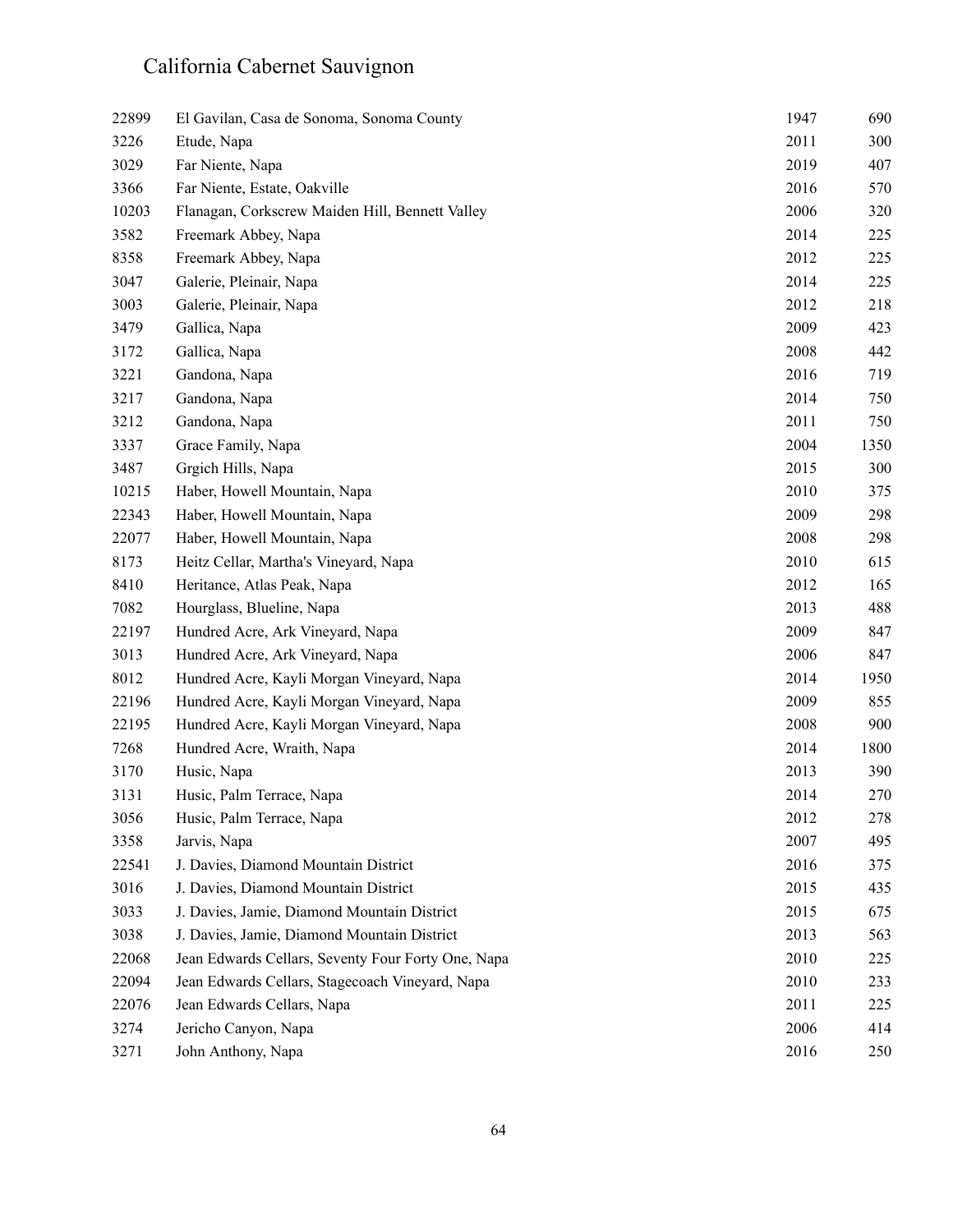# California Cabernet Sauvignon

| | | | |
|---|---|---|---|
| 22899 | El Gavilan, Casa de Sonoma, Sonoma County | 1947 | 690 |
| 3226 | Etude, Napa | 2011 | 300 |
| 3029 | Far Niente, Napa | 2019 | 407 |
| 3366 | Far Niente, Estate, Oakville | 2016 | 570 |
| 10203 | Flanagan, Corkscrew Maiden Hill, Bennett Valley | 2006 | 320 |
| 3582 | Freemark Abbey, Napa | 2014 | 225 |
| 8358 | Freemark Abbey, Napa | 2012 | 225 |
| 3047 | Galerie, Pleinair, Napa | 2014 | 225 |
| 3003 | Galerie, Pleinair, Napa | 2012 | 218 |
| 3479 | Gallica, Napa | 2009 | 423 |
| 3172 | Gallica, Napa | 2008 | 442 |
| 3221 | Gandona, Napa | 2016 | 719 |
| 3217 | Gandona, Napa | 2014 | 750 |
| 3212 | Gandona, Napa | 2011 | 750 |
| 3337 | Grace Family, Napa | 2004 | 1350 |
| 3487 | Grgich Hills, Napa | 2015 | 300 |
| 10215 | Haber, Howell Mountain, Napa | 2010 | 375 |
| 22343 | Haber, Howell Mountain, Napa | 2009 | 298 |
| 22077 | Haber, Howell Mountain, Napa | 2008 | 298 |
| 8173 | Heitz Cellar, Martha's Vineyard, Napa | 2010 | 615 |
| 8410 | Heritance, Atlas Peak, Napa | 2012 | 165 |
| 7082 | Hourglass, Blueline, Napa | 2013 | 488 |
| 22197 | Hundred Acre, Ark Vineyard, Napa | 2009 | 847 |
| 3013 | Hundred Acre, Ark Vineyard, Napa | 2006 | 847 |
| 8012 | Hundred Acre, Kayli Morgan Vineyard, Napa | 2014 | 1950 |
| 22196 | Hundred Acre, Kayli Morgan Vineyard, Napa | 2009 | 855 |
| 22195 | Hundred Acre, Kayli Morgan Vineyard, Napa | 2008 | 900 |
| 7268 | Hundred Acre, Wraith, Napa | 2014 | 1800 |
| 3170 | Husic, Napa | 2013 | 390 |
| 3131 | Husic, Palm Terrace, Napa | 2014 | 270 |
| 3056 | Husic, Palm Terrace, Napa | 2012 | 278 |
| 3358 | Jarvis, Napa | 2007 | 495 |
| 22541 | J. Davies, Diamond Mountain District | 2016 | 375 |
| 3016 | J. Davies, Diamond Mountain District | 2015 | 435 |
| 3033 | J. Davies, Jamie, Diamond Mountain District | 2015 | 675 |
| 3038 | J. Davies, Jamie, Diamond Mountain District | 2013 | 563 |
| 22068 | Jean Edwards Cellars, Seventy Four Forty One, Napa | 2010 | 225 |
| 22094 | Jean Edwards Cellars, Stagecoach Vineyard, Napa | 2010 | 233 |
| 22076 | Jean Edwards Cellars, Napa | 2011 | 225 |
| 3274 | Jericho Canyon, Napa | 2006 | 414 |
| 3271 | John Anthony, Napa | 2016 | 250 |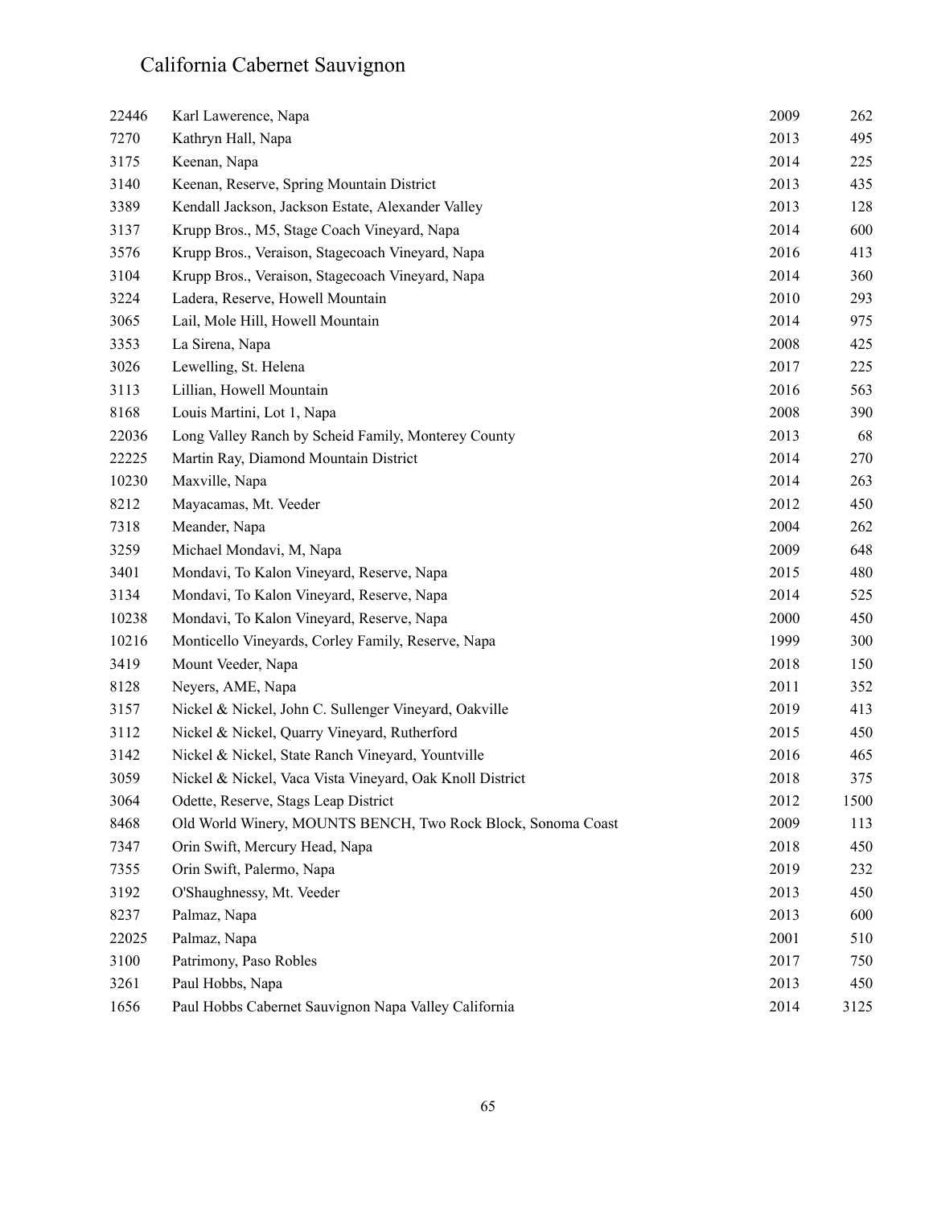# California Cabernet Sauvignon

| | | | |
|---|---|---|---|
| 22446 | Karl Lawerence, Napa | 2009 | 262 |
| 7270 | Kathryn Hall, Napa | 2013 | 495 |
| 3175 | Keenan, Napa | 2014 | 225 |
| 3140 | Keenan, Reserve, Spring Mountain District | 2013 | 435 |
| 3389 | Kendall Jackson, Jackson Estate, Alexander Valley | 2013 | 128 |
| 3137 | Krupp Bros., M5, Stage Coach Vineyard, Napa | 2014 | 600 |
| 3576 | Krupp Bros., Veraison, Stagecoach Vineyard, Napa | 2016 | 413 |
| 3104 | Krupp Bros., Veraison, Stagecoach Vineyard, Napa | 2014 | 360 |
| 3224 | Ladera, Reserve, Howell Mountain | 2010 | 293 |
| 3065 | Lail, Mole Hill, Howell Mountain | 2014 | 975 |
| 3353 | La Sirena, Napa | 2008 | 425 |
| 3026 | Lewelling, St. Helena | 2017 | 225 |
| 3113 | Lillian, Howell Mountain | 2016 | 563 |
| 8168 | Louis Martini, Lot 1, Napa | 2008 | 390 |
| 22036 | Long Valley Ranch by Scheid Family, Monterey County | 2013 | 68 |
| 22225 | Martin Ray, Diamond Mountain District | 2014 | 270 |
| 10230 | Maxville, Napa | 2014 | 263 |
| 8212 | Mayacamas, Mt. Veeder | 2012 | 450 |
| 7318 | Meander, Napa | 2004 | 262 |
| 3259 | Michael Mondavi, M, Napa | 2009 | 648 |
| 3401 | Mondavi, To Kalon Vineyard, Reserve, Napa | 2015 | 480 |
| 3134 | Mondavi, To Kalon Vineyard, Reserve, Napa | 2014 | 525 |
| 10238 | Mondavi, To Kalon Vineyard, Reserve, Napa | 2000 | 450 |
| 10216 | Monticello Vineyards, Corley Family, Reserve, Napa | 1999 | 300 |
| 3419 | Mount Veeder, Napa | 2018 | 150 |
| 8128 | Neyers, AME, Napa | 2011 | 352 |
| 3157 | Nickel & Nickel, John C. Sullenger Vineyard, Oakville | 2019 | 413 |
| 3112 | Nickel & Nickel, Quarry Vineyard, Rutherford | 2015 | 450 |
| 3142 | Nickel & Nickel, State Ranch Vineyard, Yountville | 2016 | 465 |
| 3059 | Nickel & Nickel, Vaca Vista Vineyard, Oak Knoll District | 2018 | 375 |
| 3064 | Odette, Reserve, Stags Leap District | 2012 | 1500 |
| 8468 | Old World Winery, MOUNTS BENCH, Two Rock Block, Sonoma Coast | 2009 | 113 |
| 7347 | Orin Swift, Mercury Head, Napa | 2018 | 450 |
| 7355 | Orin Swift, Palermo, Napa | 2019 | 232 |
| 3192 | O'Shaughnessy, Mt. Veeder | 2013 | 450 |
| 8237 | Palmaz, Napa | 2013 | 600 |
| 22025 | Palmaz, Napa | 2001 | 510 |
| 3100 | Patrimony, Paso Robles | 2017 | 750 |
| 3261 | Paul Hobbs, Napa | 2013 | 450 |
| 1656 | Paul Hobbs Cabernet Sauvignon Napa Valley California | 2014 | 3125 |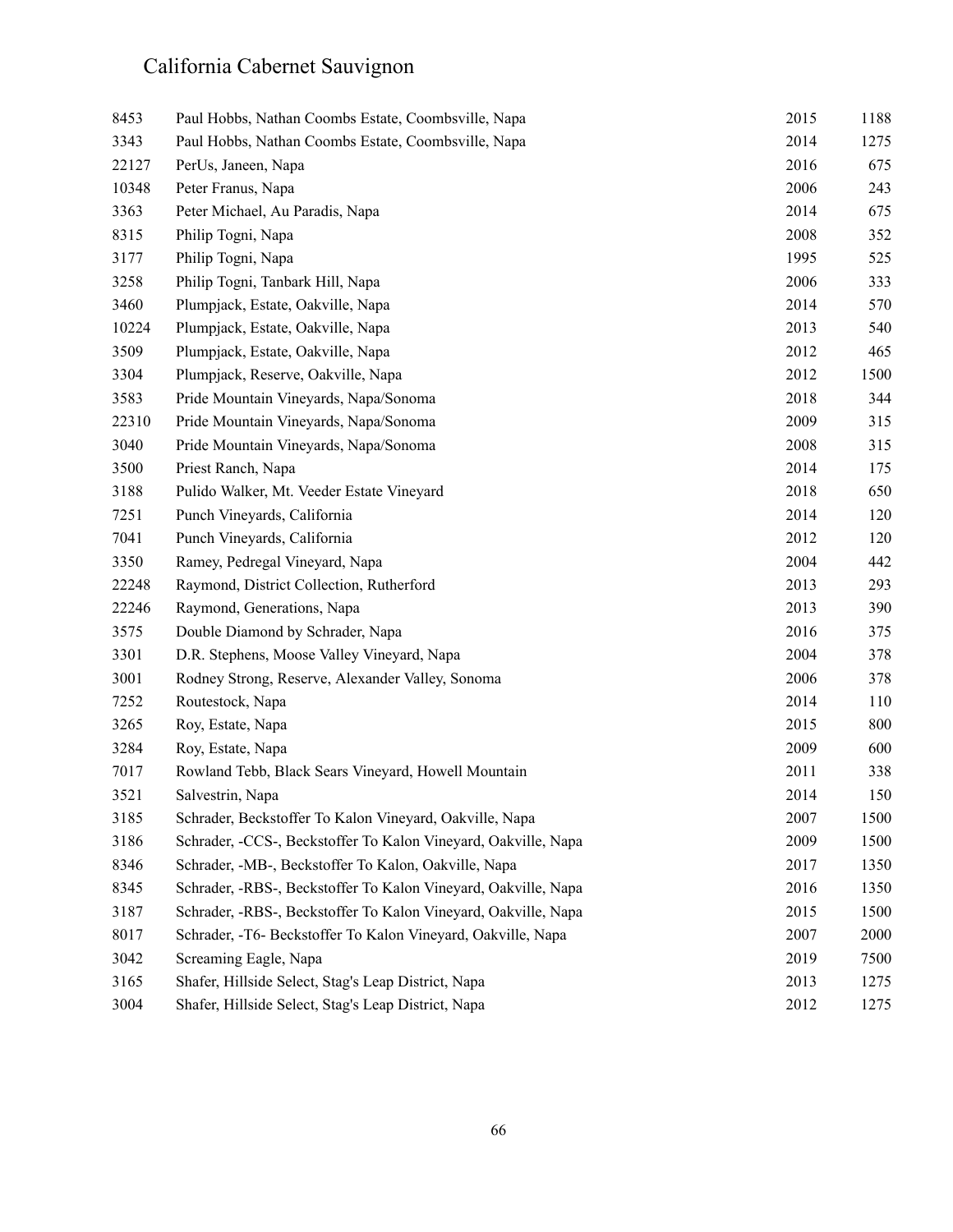# California Cabernet Sauvignon

| | | | |
|---|---|---|---|
| 8453 | Paul Hobbs, Nathan Coombs Estate, Coombsville, Napa | 2015 | 1188 |
| 3343 | Paul Hobbs, Nathan Coombs Estate, Coombsville, Napa | 2014 | 1275 |
| 22127 | PerUs, Janeen, Napa | 2016 | 675 |
| 10348 | Peter Franus, Napa | 2006 | 243 |
| 3363 | Peter Michael, Au Paradis, Napa | 2014 | 675 |
| 8315 | Philip Togni, Napa | 2008 | 352 |
| 3177 | Philip Togni, Napa | 1995 | 525 |
| 3258 | Philip Togni, Tanbark Hill, Napa | 2006 | 333 |
| 3460 | Plumpjack, Estate, Oakville, Napa | 2014 | 570 |
| 10224 | Plumpjack, Estate, Oakville, Napa | 2013 | 540 |
| 3509 | Plumpjack, Estate, Oakville, Napa | 2012 | 465 |
| 3304 | Plumpjack, Reserve, Oakville, Napa | 2012 | 1500 |
| 3583 | Pride Mountain Vineyards, Napa/Sonoma | 2018 | 344 |
| 22310 | Pride Mountain Vineyards, Napa/Sonoma | 2009 | 315 |
| 3040 | Pride Mountain Vineyards, Napa/Sonoma | 2008 | 315 |
| 3500 | Priest Ranch, Napa | 2014 | 175 |
| 3188 | Pulido Walker, Mt. Veeder Estate Vineyard | 2018 | 650 |
| 7251 | Punch Vineyards, California | 2014 | 120 |
| 7041 | Punch Vineyards, California | 2012 | 120 |
| 3350 | Ramey, Pedregal Vineyard, Napa | 2004 | 442 |
| 22248 | Raymond, District Collection, Rutherford | 2013 | 293 |
| 22246 | Raymond, Generations, Napa | 2013 | 390 |
| 3575 | Double Diamond by Schrader, Napa | 2016 | 375 |
| 3301 | D.R. Stephens, Moose Valley Vineyard, Napa | 2004 | 378 |
| 3001 | Rodney Strong, Reserve, Alexander Valley, Sonoma | 2006 | 378 |
| 7252 | Routestock, Napa | 2014 | 110 |
| 3265 | Roy, Estate, Napa | 2015 | 800 |
| 3284 | Roy, Estate, Napa | 2009 | 600 |
| 7017 | Rowland Tebb, Black Sears Vineyard, Howell Mountain | 2011 | 338 |
| 3521 | Salvestrin, Napa | 2014 | 150 |
| 3185 | Schrader, Beckstoffer To Kalon Vineyard, Oakville, Napa | 2007 | 1500 |
| 3186 | Schrader, -CCS-, Beckstoffer To Kalon Vineyard, Oakville, Napa | 2009 | 1500 |
| 8346 | Schrader, -MB-, Beckstoffer To Kalon, Oakville, Napa | 2017 | 1350 |
| 8345 | Schrader, -RBS-, Beckstoffer To Kalon Vineyard, Oakville, Napa | 2016 | 1350 |
| 3187 | Schrader, -RBS-, Beckstoffer To Kalon Vineyard, Oakville, Napa | 2015 | 1500 |
| 8017 | Schrader, -T6- Beckstoffer To Kalon Vineyard, Oakville, Napa | 2007 | 2000 |
| 3042 | Screaming Eagle, Napa | 2019 | 7500 |
| 3165 | Shafer, Hillside Select, Stag's Leap District, Napa | 2013 | 1275 |
| 3004 | Shafer, Hillside Select, Stag's Leap District, Napa | 2012 | 1275 |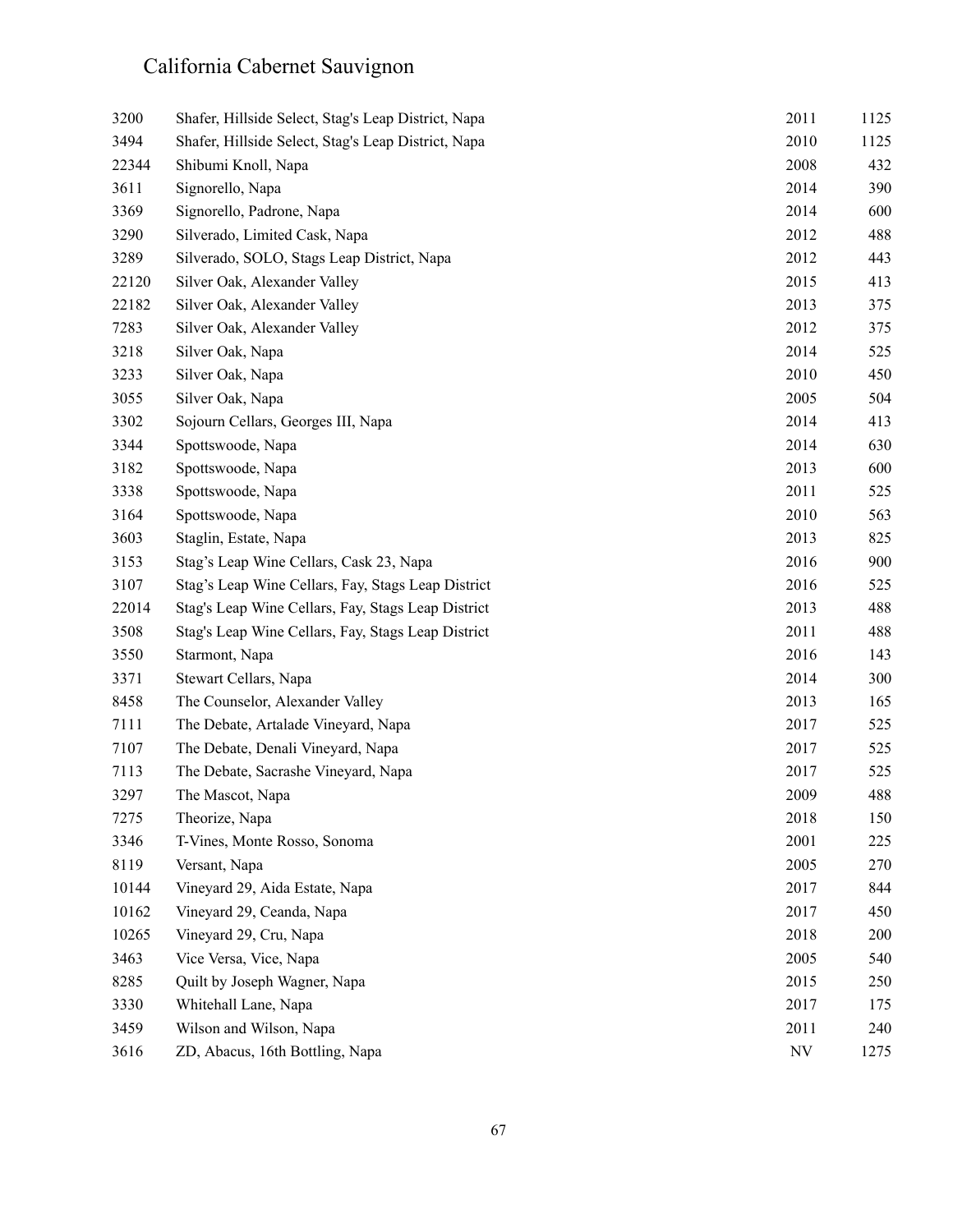# California Cabernet Sauvignon

| | | | |
|---|---|---|---|
| 3200 | Shafer, Hillside Select, Stag's Leap District, Napa | 2011 | 1125 |
| 3494 | Shafer, Hillside Select, Stag's Leap District, Napa | 2010 | 1125 |
| 22344 | Shibumi Knoll, Napa | 2008 | 432 |
| 3611 | Signorello, Napa | 2014 | 390 |
| 3369 | Signorello, Padrone, Napa | 2014 | 600 |
| 3290 | Silverado, Limited Cask, Napa | 2012 | 488 |
| 3289 | Silverado, SOLO, Stags Leap District, Napa | 2012 | 443 |
| 22120 | Silver Oak, Alexander Valley | 2015 | 413 |
| 22182 | Silver Oak, Alexander Valley | 2013 | 375 |
| 7283 | Silver Oak, Alexander Valley | 2012 | 375 |
| 3218 | Silver Oak, Napa | 2014 | 525 |
| 3233 | Silver Oak, Napa | 2010 | 450 |
| 3055 | Silver Oak, Napa | 2005 | 504 |
| 3302 | Sojourn Cellars, Georges III, Napa | 2014 | 413 |
| 3344 | Spottswoode, Napa | 2014 | 630 |
| 3182 | Spottswoode, Napa | 2013 | 600 |
| 3338 | Spottswoode, Napa | 2011 | 525 |
| 3164 | Spottswoode, Napa | 2010 | 563 |
| 3603 | Staglin, Estate, Napa | 2013 | 825 |
| 3153 | Stag's Leap Wine Cellars, Cask 23, Napa | 2016 | 900 |
| 3107 | Stag's Leap Wine Cellars, Fay, Stags Leap District | 2016 | 525 |
| 22014 | Stag's Leap Wine Cellars, Fay, Stags Leap District | 2013 | 488 |
| 3508 | Stag's Leap Wine Cellars, Fay, Stags Leap District | 2011 | 488 |
| 3550 | Starmont, Napa | 2016 | 143 |
| 3371 | Stewart Cellars, Napa | 2014 | 300 |
| 8458 | The Counselor, Alexander Valley | 2013 | 165 |
| 7111 | The Debate, Artalade Vineyard, Napa | 2017 | 525 |
| 7107 | The Debate, Denali Vineyard, Napa | 2017 | 525 |
| 7113 | The Debate, Sacrashe Vineyard, Napa | 2017 | 525 |
| 3297 | The Mascot, Napa | 2009 | 488 |
| 7275 | Theorize, Napa | 2018 | 150 |
| 3346 | T-Vines, Monte Rosso, Sonoma | 2001 | 225 |
| 8119 | Versant, Napa | 2005 | 270 |
| 10144 | Vineyard 29, Aida Estate, Napa | 2017 | 844 |
| 10162 | Vineyard 29, Ceanda, Napa | 2017 | 450 |
| 10265 | Vineyard 29, Cru, Napa | 2018 | 200 |
| 3463 | Vice Versa, Vice, Napa | 2005 | 540 |
| 8285 | Quilt by Joseph Wagner, Napa | 2015 | 250 |
| 3330 | Whitehall Lane, Napa | 2017 | 175 |
| 3459 | Wilson and Wilson, Napa | 2011 | 240 |
| 3616 | ZD, Abacus, 16th Bottling, Napa | NV | 1275 |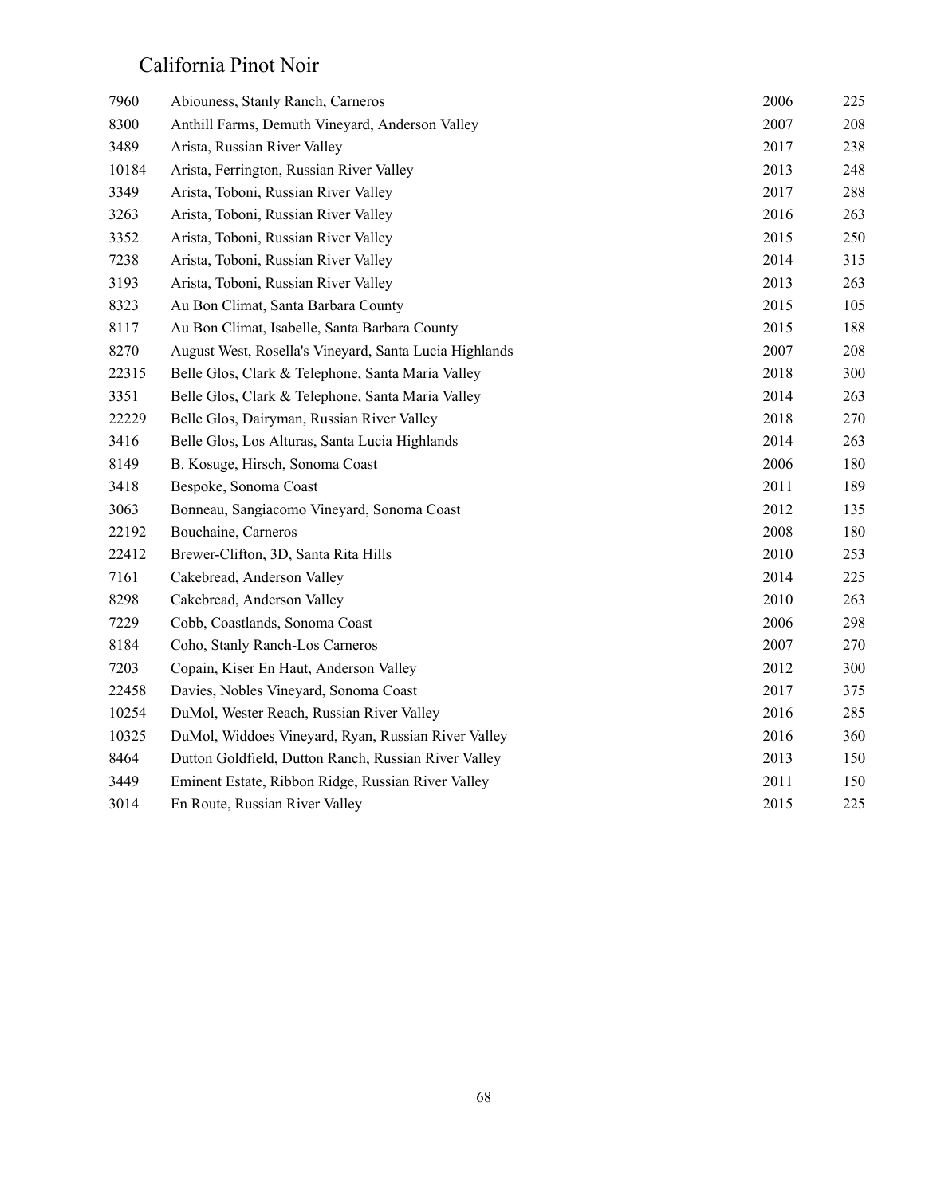## California Pinot Noir

| | | | |
|---|---|---|---|
| 7960 | Abiouness, Stanly Ranch, Carneros | 2006 | 225 |
| 8300 | Anthill Farms, Demuth Vineyard, Anderson Valley | 2007 | 208 |
| 3489 | Arista, Russian River Valley | 2017 | 238 |
| 10184 | Arista, Ferrington, Russian River Valley | 2013 | 248 |
| 3349 | Arista, Toboni, Russian River Valley | 2017 | 288 |
| 3263 | Arista, Toboni, Russian River Valley | 2016 | 263 |
| 3352 | Arista, Toboni, Russian River Valley | 2015 | 250 |
| 7238 | Arista, Toboni, Russian River Valley | 2014 | 315 |
| 3193 | Arista, Toboni, Russian River Valley | 2013 | 263 |
| 8323 | Au Bon Climat, Santa Barbara County | 2015 | 105 |
| 8117 | Au Bon Climat, Isabelle, Santa Barbara County | 2015 | 188 |
| 8270 | August West, Rosella's Vineyard, Santa Lucia Highlands | 2007 | 208 |
| 22315 | Belle Glos, Clark & Telephone, Santa Maria Valley | 2018 | 300 |
| 3351 | Belle Glos, Clark & Telephone, Santa Maria Valley | 2014 | 263 |
| 22229 | Belle Glos, Dairyman, Russian River Valley | 2018 | 270 |
| 3416 | Belle Glos, Los Alturas, Santa Lucia Highlands | 2014 | 263 |
| 8149 | B. Kosuge, Hirsch, Sonoma Coast | 2006 | 180 |
| 3418 | Bespoke, Sonoma Coast | 2011 | 189 |
| 3063 | Bonneau, Sangiacomo Vineyard, Sonoma Coast | 2012 | 135 |
| 22192 | Bouchaine, Carneros | 2008 | 180 |
| 22412 | Brewer-Clifton, 3D, Santa Rita Hills | 2010 | 253 |
| 7161 | Cakebread, Anderson Valley | 2014 | 225 |
| 8298 | Cakebread, Anderson Valley | 2010 | 263 |
| 7229 | Cobb, Coastlands, Sonoma Coast | 2006 | 298 |
| 8184 | Coho, Stanly Ranch-Los Carneros | 2007 | 270 |
| 7203 | Copain, Kiser En Haut, Anderson Valley | 2012 | 300 |
| 22458 | Davies, Nobles Vineyard, Sonoma Coast | 2017 | 375 |
| 10254 | DuMol, Wester Reach, Russian River Valley | 2016 | 285 |
| 10325 | DuMol, Widdoes Vineyard, Ryan, Russian River Valley | 2016 | 360 |
| 8464 | Dutton Goldfield, Dutton Ranch, Russian River Valley | 2013 | 150 |
| 3449 | Eminent Estate, Ribbon Ridge, Russian River Valley | 2011 | 150 |
| 3014 | En Route, Russian River Valley | 2015 | 225 |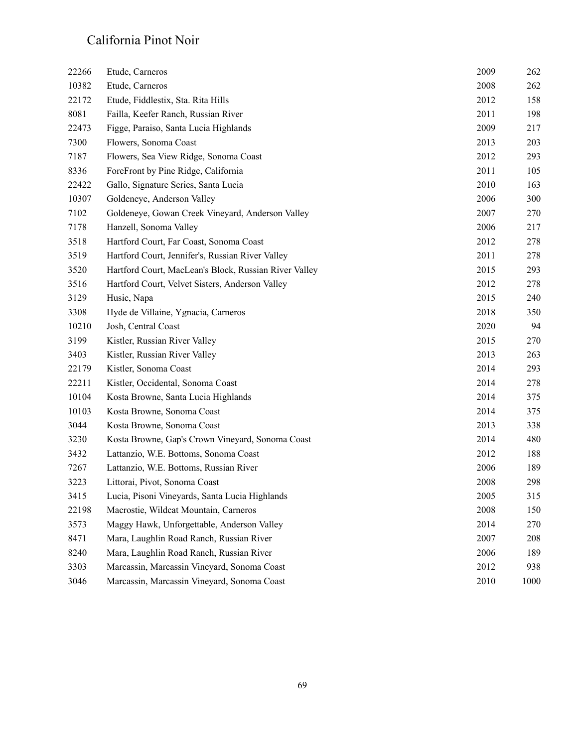# California Pinot Noir

| | | | |
|---|---|---|---|
| 22266 | Etude, Carneros | 2009 | 262 |
| 10382 | Etude, Carneros | 2008 | 262 |
| 22172 | Etude, Fiddlestix, Sta. Rita Hills | 2012 | 158 |
| 8081 | Failla, Keefer Ranch, Russian River | 2011 | 198 |
| 22473 | Figge, Paraiso, Santa Lucia Highlands | 2009 | 217 |
| 7300 | Flowers, Sonoma Coast | 2013 | 203 |
| 7187 | Flowers, Sea View Ridge, Sonoma Coast | 2012 | 293 |
| 8336 | ForeFront by Pine Ridge, California | 2011 | 105 |
| 22422 | Gallo, Signature Series, Santa Lucia | 2010 | 163 |
| 10307 | Goldeneye, Anderson Valley | 2006 | 300 |
| 7102 | Goldeneye, Gowan Creek Vineyard, Anderson Valley | 2007 | 270 |
| 7178 | Hanzell, Sonoma Valley | 2006 | 217 |
| 3518 | Hartford Court, Far Coast, Sonoma Coast | 2012 | 278 |
| 3519 | Hartford Court, Jennifer's, Russian River Valley | 2011 | 278 |
| 3520 | Hartford Court, MacLean's Block, Russian River Valley | 2015 | 293 |
| 3516 | Hartford Court, Velvet Sisters, Anderson Valley | 2012 | 278 |
| 3129 | Husic, Napa | 2015 | 240 |
| 3308 | Hyde de Villaine, Ygnacia, Carneros | 2018 | 350 |
| 10210 | Josh, Central Coast | 2020 | 94 |
| 3199 | Kistler, Russian River Valley | 2015 | 270 |
| 3403 | Kistler, Russian River Valley | 2013 | 263 |
| 22179 | Kistler, Sonoma Coast | 2014 | 293 |
| 22211 | Kistler, Occidental, Sonoma Coast | 2014 | 278 |
| 10104 | Kosta Browne, Santa Lucia Highlands | 2014 | 375 |
| 10103 | Kosta Browne, Sonoma Coast | 2014 | 375 |
| 3044 | Kosta Browne, Sonoma Coast | 2013 | 338 |
| 3230 | Kosta Browne, Gap's Crown Vineyard, Sonoma Coast | 2014 | 480 |
| 3432 | Lattanzio, W.E. Bottoms, Sonoma Coast | 2012 | 188 |
| 7267 | Lattanzio, W.E. Bottoms, Russian River | 2006 | 189 |
| 3223 | Littorai, Pivot, Sonoma Coast | 2008 | 298 |
| 3415 | Lucia, Pisoni Vineyards, Santa Lucia Highlands | 2005 | 315 |
| 22198 | Macrostie, Wildcat Mountain, Carneros | 2008 | 150 |
| 3573 | Maggy Hawk, Unforgettable, Anderson Valley | 2014 | 270 |
| 8471 | Mara, Laughlin Road Ranch, Russian River | 2007 | 208 |
| 8240 | Mara, Laughlin Road Ranch, Russian River | 2006 | 189 |
| 3303 | Marcassin, Marcassin Vineyard, Sonoma Coast | 2012 | 938 |
| 3046 | Marcassin, Marcassin Vineyard, Sonoma Coast | 2010 | 1000 |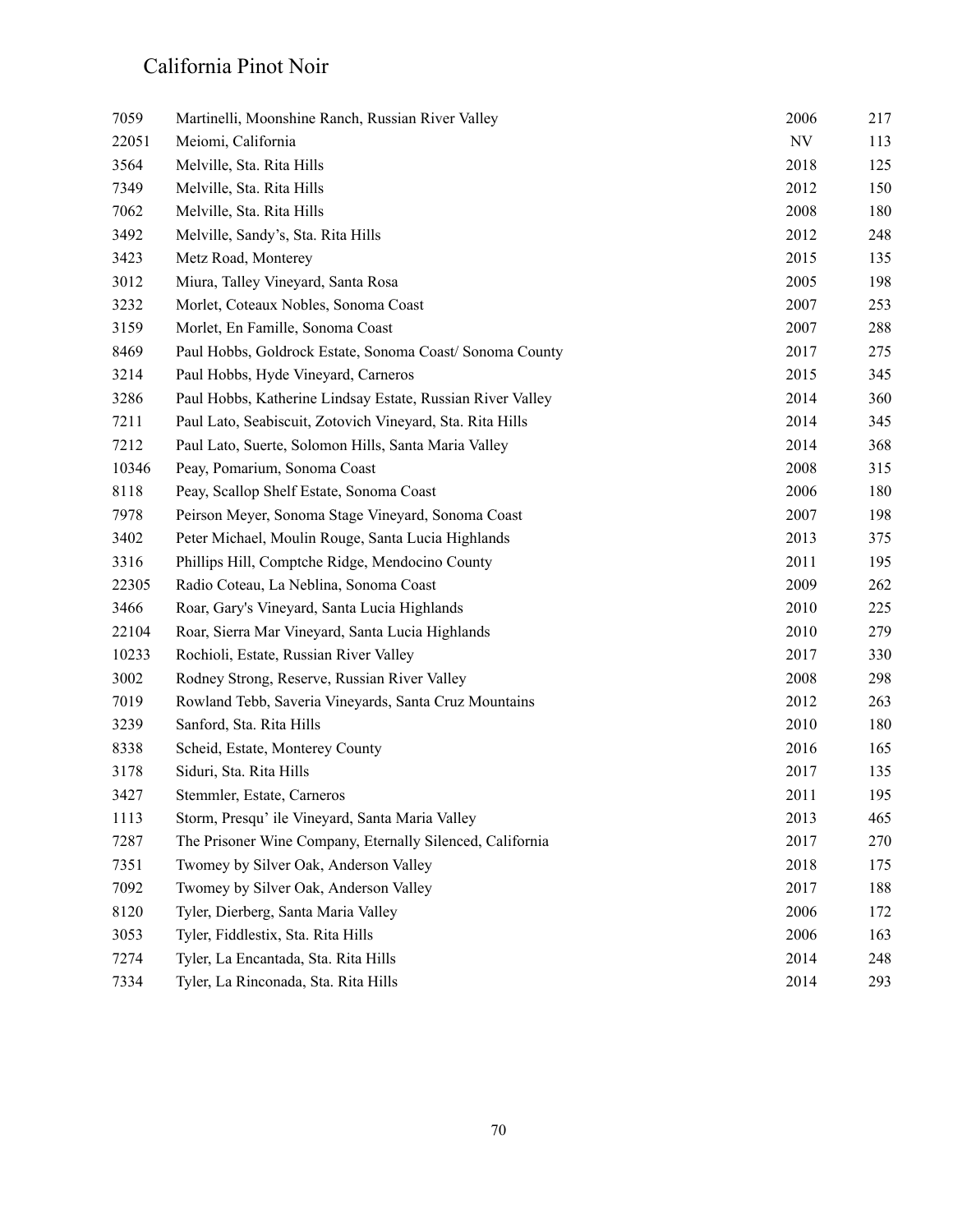# California Pinot Noir

| | | | |
|---|---|---|---|
| 7059 | Martinelli, Moonshine Ranch, Russian River Valley | 2006 | 217 |
| 22051 | Meiomi, California | NV | 113 |
| 3564 | Melville, Sta. Rita Hills | 2018 | 125 |
| 7349 | Melville, Sta. Rita Hills | 2012 | 150 |
| 7062 | Melville, Sta. Rita Hills | 2008 | 180 |
| 3492 | Melville, Sandy's, Sta. Rita Hills | 2012 | 248 |
| 3423 | Metz Road, Monterey | 2015 | 135 |
| 3012 | Miura, Talley Vineyard, Santa Rosa | 2005 | 198 |
| 3232 | Morlet, Coteaux Nobles, Sonoma Coast | 2007 | 253 |
| 3159 | Morlet, En Famille, Sonoma Coast | 2007 | 288 |
| 8469 | Paul Hobbs, Goldrock Estate, Sonoma Coast/ Sonoma County | 2017 | 275 |
| 3214 | Paul Hobbs, Hyde Vineyard, Carneros | 2015 | 345 |
| 3286 | Paul Hobbs, Katherine Lindsay Estate, Russian River Valley | 2014 | 360 |
| 7211 | Paul Lato, Seabiscuit, Zotovich Vineyard, Sta. Rita Hills | 2014 | 345 |
| 7212 | Paul Lato, Suerte, Solomon Hills, Santa Maria Valley | 2014 | 368 |
| 10346 | Peay, Pomarium, Sonoma Coast | 2008 | 315 |
| 8118 | Peay, Scallop Shelf Estate, Sonoma Coast | 2006 | 180 |
| 7978 | Peirson Meyer, Sonoma Stage Vineyard, Sonoma Coast | 2007 | 198 |
| 3402 | Peter Michael, Moulin Rouge, Santa Lucia Highlands | 2013 | 375 |
| 3316 | Phillips Hill, Comptche Ridge, Mendocino County | 2011 | 195 |
| 22305 | Radio Coteau, La Neblina, Sonoma Coast | 2009 | 262 |
| 3466 | Roar, Gary's Vineyard, Santa Lucia Highlands | 2010 | 225 |
| 22104 | Roar, Sierra Mar Vineyard, Santa Lucia Highlands | 2010 | 279 |
| 10233 | Rochioli, Estate, Russian River Valley | 2017 | 330 |
| 3002 | Rodney Strong, Reserve, Russian River Valley | 2008 | 298 |
| 7019 | Rowland Tebb, Saveria Vineyards, Santa Cruz Mountains | 2012 | 263 |
| 3239 | Sanford, Sta. Rita Hills | 2010 | 180 |
| 8338 | Scheid, Estate, Monterey County | 2016 | 165 |
| 3178 | Siduri, Sta. Rita Hills | 2017 | 135 |
| 3427 | Stemmler, Estate, Carneros | 2011 | 195 |
| 1113 | Storm, Presqu' ile Vineyard, Santa Maria Valley | 2013 | 465 |
| 7287 | The Prisoner Wine Company, Eternally Silenced, California | 2017 | 270 |
| 7351 | Twomey by Silver Oak, Anderson Valley | 2018 | 175 |
| 7092 | Twomey by Silver Oak, Anderson Valley | 2017 | 188 |
| 8120 | Tyler, Dierberg, Santa Maria Valley | 2006 | 172 |
| 3053 | Tyler, Fiddlestix, Sta. Rita Hills | 2006 | 163 |
| 7274 | Tyler, La Encantada, Sta. Rita Hills | 2014 | 248 |
| 7334 | Tyler, La Rinconada, Sta. Rita Hills | 2014 | 293 |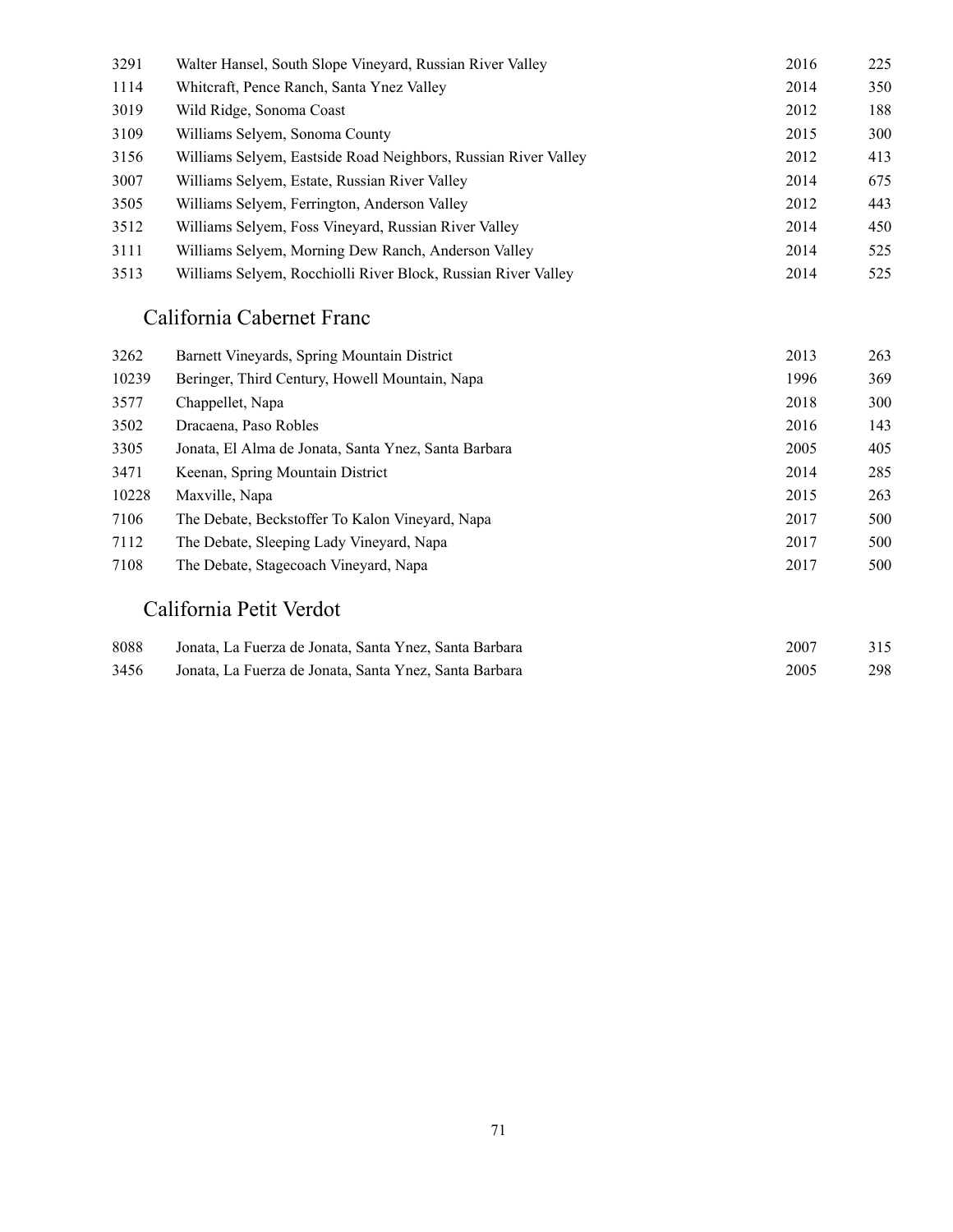| | | | |
|---|---|---|---|
| 3291 | Walter Hansel, South Slope Vineyard, Russian River Valley | 2016 | 225 |
| 1114 | Whitcraft, Pence Ranch, Santa Ynez Valley | 2014 | 350 |
| 3019 | Wild Ridge, Sonoma Coast | 2012 | 188 |
| 3109 | Williams Selyem, Sonoma County | 2015 | 300 |
| 3156 | Williams Selyem, Eastside Road Neighbors, Russian River Valley | 2012 | 413 |
| 3007 | Williams Selyem, Estate, Russian River Valley | 2014 | 675 |
| 3505 | Williams Selyem, Ferrington, Anderson Valley | 2012 | 443 |
| 3512 | Williams Selyem, Foss Vineyard, Russian River Valley | 2014 | 450 |
| 3111 | Williams Selyem, Morning Dew Ranch, Anderson Valley | 2014 | 525 |
| 3513 | Williams Selyem, Rocchiolli River Block, Russian River Valley | 2014 | 525 |

## California Cabernet Franc

| | | | |
|---|---|---|---|
| 3262 | Barnett Vineyards, Spring Mountain District | 2013 | 263 |
| 10239 | Beringer, Third Century, Howell Mountain, Napa | 1996 | 369 |
| 3577 | Chappellet, Napa | 2018 | 300 |
| 3502 | Dracaena, Paso Robles | 2016 | 143 |
| 3305 | Jonata, El Alma de Jonata, Santa Ynez, Santa Barbara | 2005 | 405 |
| 3471 | Keenan, Spring Mountain District | 2014 | 285 |
| 10228 | Maxville, Napa | 2015 | 263 |
| 7106 | The Debate, Beckstoffer To Kalon Vineyard, Napa | 2017 | 500 |
| 7112 | The Debate, Sleeping Lady Vineyard, Napa | 2017 | 500 |
| 7108 | The Debate, Stagecoach Vineyard, Napa | 2017 | 500 |

## California Petit Verdot

| | | | |
|---|---|---|---|
| 8088 | Jonata, La Fuerza de Jonata, Santa Ynez, Santa Barbara | 2007 | 315 |
| 3456 | Jonata, La Fuerza de Jonata, Santa Ynez, Santa Barbara | 2005 | 298 |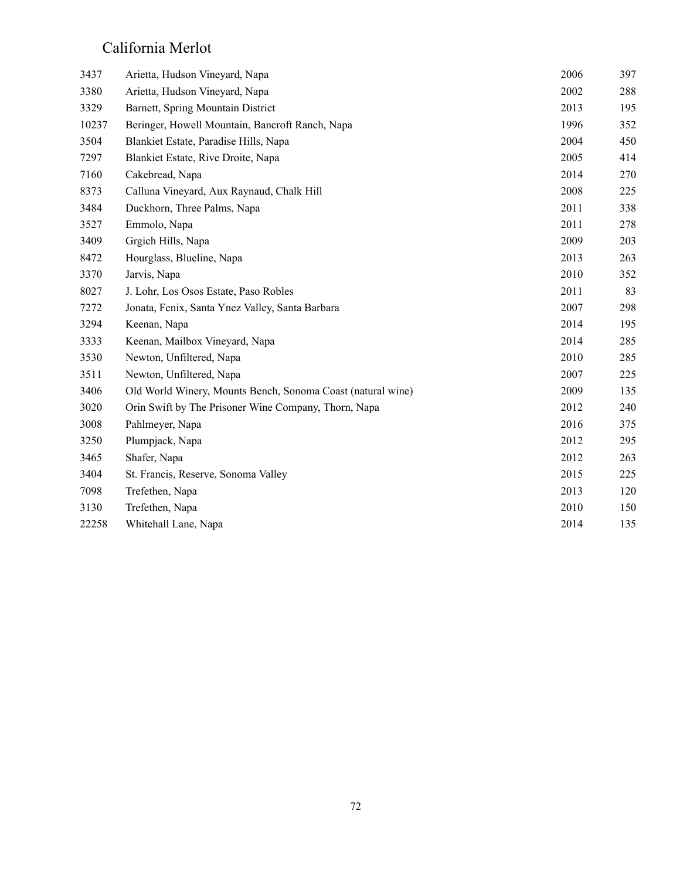# California Merlot

| | | | |
|---|---|---|---|
| 3437 | Arietta, Hudson Vineyard, Napa | 2006 | 397 |
| 3380 | Arietta, Hudson Vineyard, Napa | 2002 | 288 |
| 3329 | Barnett, Spring Mountain District | 2013 | 195 |
| 10237 | Beringer, Howell Mountain, Bancroft Ranch, Napa | 1996 | 352 |
| 3504 | Blankiet Estate, Paradise Hills, Napa | 2004 | 450 |
| 7297 | Blankiet Estate, Rive Droite, Napa | 2005 | 414 |
| 7160 | Cakebread, Napa | 2014 | 270 |
| 8373 | Calluna Vineyard, Aux Raynaud, Chalk Hill | 2008 | 225 |
| 3484 | Duckhorn, Three Palms, Napa | 2011 | 338 |
| 3527 | Emmolo, Napa | 2011 | 278 |
| 3409 | Grgich Hills, Napa | 2009 | 203 |
| 8472 | Hourglass, Blueline, Napa | 2013 | 263 |
| 3370 | Jarvis, Napa | 2010 | 352 |
| 8027 | J. Lohr, Los Osos Estate, Paso Robles | 2011 | 83 |
| 7272 | Jonata, Fenix, Santa Ynez Valley, Santa Barbara | 2007 | 298 |
| 3294 | Keenan, Napa | 2014 | 195 |
| 3333 | Keenan, Mailbox Vineyard, Napa | 2014 | 285 |
| 3530 | Newton, Unfiltered, Napa | 2010 | 285 |
| 3511 | Newton, Unfiltered, Napa | 2007 | 225 |
| 3406 | Old World Winery, Mounts Bench, Sonoma Coast (natural wine) | 2009 | 135 |
| 3020 | Orin Swift by The Prisoner Wine Company, Thorn, Napa | 2012 | 240 |
| 3008 | Pahlmeyer, Napa | 2016 | 375 |
| 3250 | Plumpjack, Napa | 2012 | 295 |
| 3465 | Shafer, Napa | 2012 | 263 |
| 3404 | St. Francis, Reserve, Sonoma Valley | 2015 | 225 |
| 7098 | Trefethen, Napa | 2013 | 120 |
| 3130 | Trefethen, Napa | 2010 | 150 |
| 22258 | Whitehall Lane, Napa | 2014 | 135 |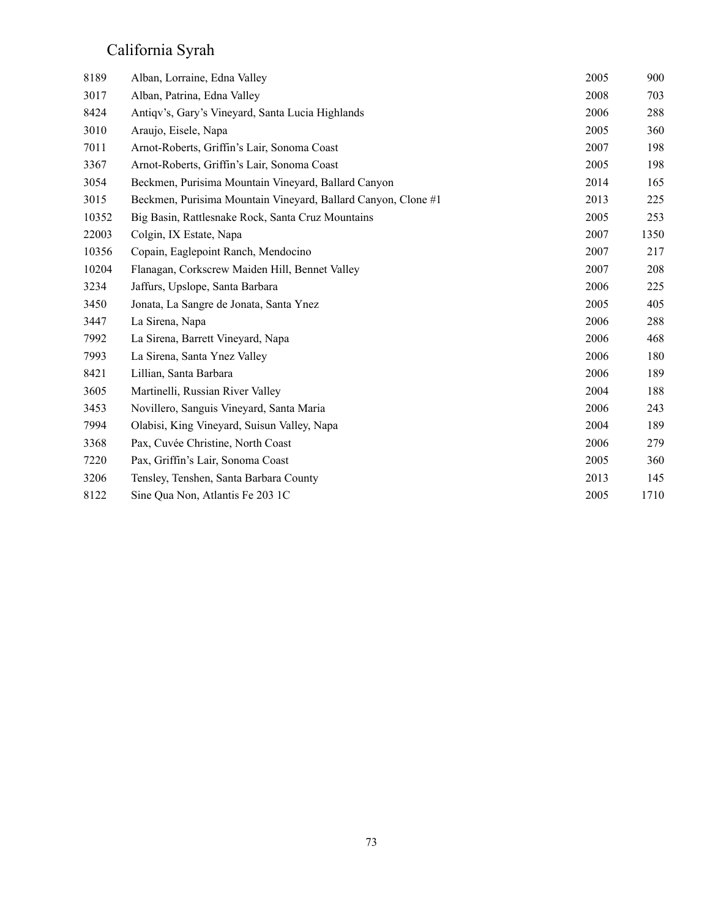# California Syrah

| | | | |
|---|---|---|---|
| 8189 | Alban, Lorraine, Edna Valley | 2005 | 900 |
| 3017 | Alban, Patrina, Edna Valley | 2008 | 703 |
| 8424 | Antiqv's, Gary's Vineyard, Santa Lucia Highlands | 2006 | 288 |
| 3010 | Araujo, Eisele, Napa | 2005 | 360 |
| 7011 | Arnot-Roberts, Griffin's Lair, Sonoma Coast | 2007 | 198 |
| 3367 | Arnot-Roberts, Griffin's Lair, Sonoma Coast | 2005 | 198 |
| 3054 | Beckmen, Purisima Mountain Vineyard, Ballard Canyon | 2014 | 165 |
| 3015 | Beckmen, Purisima Mountain Vineyard, Ballard Canyon, Clone #1 | 2013 | 225 |
| 10352 | Big Basin, Rattlesnake Rock, Santa Cruz Mountains | 2005 | 253 |
| 22003 | Colgin, IX Estate, Napa | 2007 | 1350 |
| 10356 | Copain, Eaglepoint Ranch, Mendocino | 2007 | 217 |
| 10204 | Flanagan, Corkscrew Maiden Hill, Bennet Valley | 2007 | 208 |
| 3234 | Jaffurs, Upslope, Santa Barbara | 2006 | 225 |
| 3450 | Jonata, La Sangre de Jonata, Santa Ynez | 2005 | 405 |
| 3447 | La Sirena, Napa | 2006 | 288 |
| 7992 | La Sirena, Barrett Vineyard, Napa | 2006 | 468 |
| 7993 | La Sirena, Santa Ynez Valley | 2006 | 180 |
| 8421 | Lillian, Santa Barbara | 2006 | 189 |
| 3605 | Martinelli, Russian River Valley | 2004 | 188 |
| 3453 | Novillero, Sanguis Vineyard, Santa Maria | 2006 | 243 |
| 7994 | Olabisi, King Vineyard, Suisun Valley, Napa | 2004 | 189 |
| 3368 | Pax, Cuvée Christine, North Coast | 2006 | 279 |
| 7220 | Pax, Griffin's Lair, Sonoma Coast | 2005 | 360 |
| 3206 | Tensley, Tenshen, Santa Barbara County | 2013 | 145 |
| 8122 | Sine Qua Non, Atlantis Fe 203 1C | 2005 | 1710 |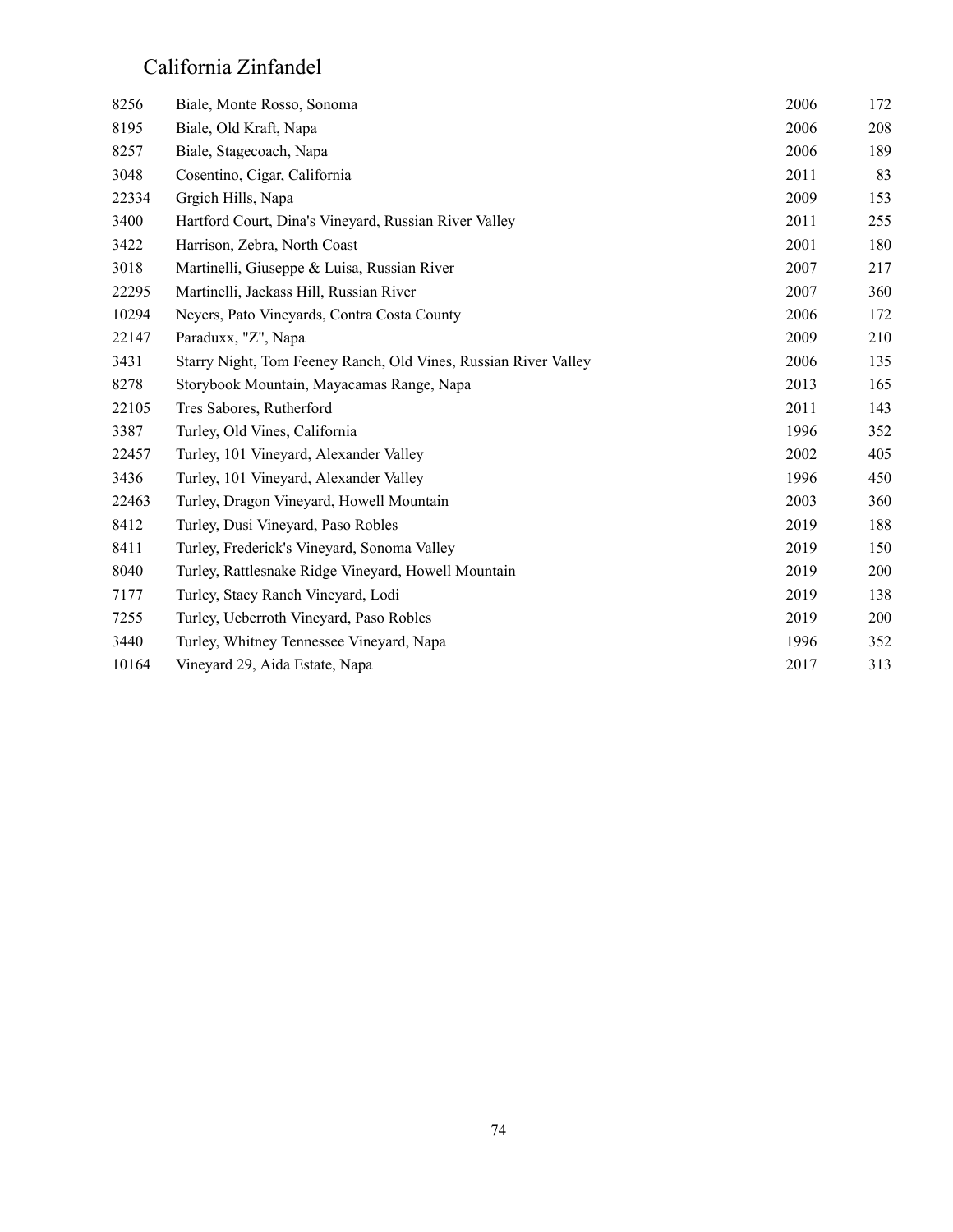# California Zinfandel

| | | | |
|---|---|---|---|
| 8256 | Biale, Monte Rosso, Sonoma | 2006 | 172 |
| 8195 | Biale, Old Kraft, Napa | 2006 | 208 |
| 8257 | Biale, Stagecoach, Napa | 2006 | 189 |
| 3048 | Cosentino, Cigar, California | 2011 | 83 |
| 22334 | Grgich Hills, Napa | 2009 | 153 |
| 3400 | Hartford Court, Dina's Vineyard, Russian River Valley | 2011 | 255 |
| 3422 | Harrison, Zebra, North Coast | 2001 | 180 |
| 3018 | Martinelli, Giuseppe & Luisa, Russian River | 2007 | 217 |
| 22295 | Martinelli, Jackass Hill, Russian River | 2007 | 360 |
| 10294 | Neyers, Pato Vineyards, Contra Costa County | 2006 | 172 |
| 22147 | Paraduxx, "Z", Napa | 2009 | 210 |
| 3431 | Starry Night, Tom Feeney Ranch, Old Vines, Russian River Valley | 2006 | 135 |
| 8278 | Storybook Mountain, Mayacamas Range, Napa | 2013 | 165 |
| 22105 | Tres Sabores, Rutherford | 2011 | 143 |
| 3387 | Turley, Old Vines, California | 1996 | 352 |
| 22457 | Turley, 101 Vineyard, Alexander Valley | 2002 | 405 |
| 3436 | Turley, 101 Vineyard, Alexander Valley | 1996 | 450 |
| 22463 | Turley, Dragon Vineyard, Howell Mountain | 2003 | 360 |
| 8412 | Turley, Dusi Vineyard, Paso Robles | 2019 | 188 |
| 8411 | Turley, Frederick's Vineyard, Sonoma Valley | 2019 | 150 |
| 8040 | Turley, Rattlesnake Ridge Vineyard, Howell Mountain | 2019 | 200 |
| 7177 | Turley, Stacy Ranch Vineyard, Lodi | 2019 | 138 |
| 7255 | Turley, Ueberroth Vineyard, Paso Robles | 2019 | 200 |
| 3440 | Turley, Whitney Tennessee Vineyard, Napa | 1996 | 352 |
| 10164 | Vineyard 29, Aida Estate, Napa | 2017 | 313 |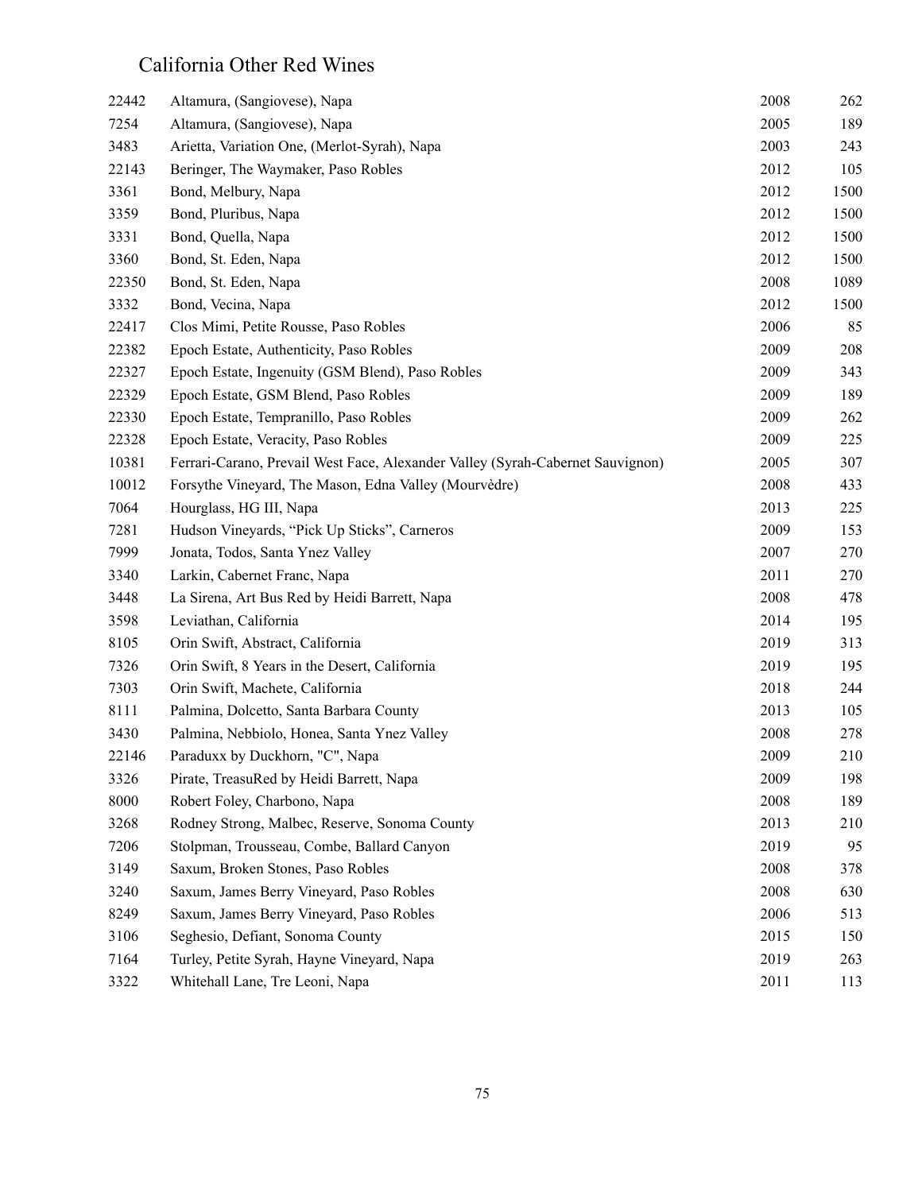# California Other Red Wines

| | | | |
|---|---|---|---|
| 22442 | Altamura, (Sangiovese), Napa | 2008 | 262 |
| 7254 | Altamura, (Sangiovese), Napa | 2005 | 189 |
| 3483 | Arietta, Variation One, (Merlot-Syrah), Napa | 2003 | 243 |
| 22143 | Beringer, The Waymaker, Paso Robles | 2012 | 105 |
| 3361 | Bond, Melbury, Napa | 2012 | 1500 |
| 3359 | Bond, Pluribus, Napa | 2012 | 1500 |
| 3331 | Bond, Quella, Napa | 2012 | 1500 |
| 3360 | Bond, St. Eden, Napa | 2012 | 1500 |
| 22350 | Bond, St. Eden, Napa | 2008 | 1089 |
| 3332 | Bond, Vecina, Napa | 2012 | 1500 |
| 22417 | Clos Mimi, Petite Rousse, Paso Robles | 2006 | 85 |
| 22382 | Epoch Estate, Authenticity, Paso Robles | 2009 | 208 |
| 22327 | Epoch Estate, Ingenuity (GSM Blend), Paso Robles | 2009 | 343 |
| 22329 | Epoch Estate, GSM Blend, Paso Robles | 2009 | 189 |
| 22330 | Epoch Estate, Tempranillo, Paso Robles | 2009 | 262 |
| 22328 | Epoch Estate, Veracity, Paso Robles | 2009 | 225 |
| 10381 | Ferrari-Carano, Prevail West Face, Alexander Valley (Syrah-Cabernet Sauvignon) | 2005 | 307 |
| 10012 | Forsythe Vineyard, The Mason, Edna Valley (Mourvèdre) | 2008 | 433 |
| 7064 | Hourglass, HG III, Napa | 2013 | 225 |
| 7281 | Hudson Vineyards, "Pick Up Sticks", Carneros | 2009 | 153 |
| 7999 | Jonata, Todos, Santa Ynez Valley | 2007 | 270 |
| 3340 | Larkin, Cabernet Franc, Napa | 2011 | 270 |
| 3448 | La Sirena, Art Bus Red by Heidi Barrett, Napa | 2008 | 478 |
| 3598 | Leviathan, California | 2014 | 195 |
| 8105 | Orin Swift, Abstract, California | 2019 | 313 |
| 7326 | Orin Swift, 8 Years in the Desert, California | 2019 | 195 |
| 7303 | Orin Swift, Machete, California | 2018 | 244 |
| 8111 | Palmina, Dolcetto, Santa Barbara County | 2013 | 105 |
| 3430 | Palmina, Nebbiolo, Honea, Santa Ynez Valley | 2008 | 278 |
| 22146 | Paraduxx by Duckhorn, "C", Napa | 2009 | 210 |
| 3326 | Pirate, TreasuRed by Heidi Barrett, Napa | 2009 | 198 |
| 8000 | Robert Foley, Charbono, Napa | 2008 | 189 |
| 3268 | Rodney Strong, Malbec, Reserve, Sonoma County | 2013 | 210 |
| 7206 | Stolpman, Trousseau, Combe, Ballard Canyon | 2019 | 95 |
| 3149 | Saxum, Broken Stones, Paso Robles | 2008 | 378 |
| 3240 | Saxum, James Berry Vineyard, Paso Robles | 2008 | 630 |
| 8249 | Saxum, James Berry Vineyard, Paso Robles | 2006 | 513 |
| 3106 | Seghesio, Defiant, Sonoma County | 2015 | 150 |
| 7164 | Turley, Petite Syrah, Hayne Vineyard, Napa | 2019 | 263 |
| 3322 | Whitehall Lane, Tre Leoni, Napa | 2011 | 113 |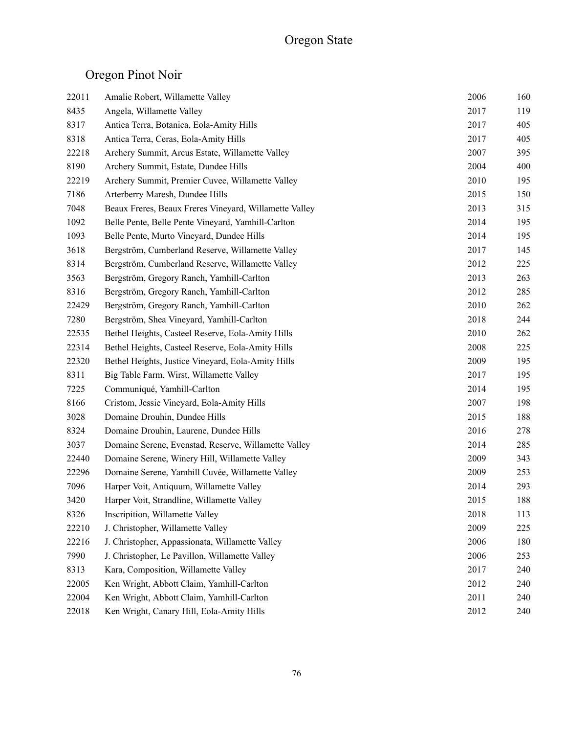# Oregon State

## Oregon Pinot Noir

| | | | |
|---|---|---|---|
| 22011 | Amalie Robert, Willamette Valley | 2006 | 160 |
| 8435 | Angela, Willamette Valley | 2017 | 119 |
| 8317 | Antica Terra, Botanica, Eola-Amity Hills | 2017 | 405 |
| 8318 | Antica Terra, Ceras, Eola-Amity Hills | 2017 | 405 |
| 22218 | Archery Summit, Arcus Estate, Willamette Valley | 2007 | 395 |
| 8190 | Archery Summit, Estate, Dundee Hills | 2004 | 400 |
| 22219 | Archery Summit, Premier Cuvee, Willamette Valley | 2010 | 195 |
| 7186 | Arterberry Maresh, Dundee Hills | 2015 | 150 |
| 7048 | Beaux Freres, Beaux Freres Vineyard, Willamette Valley | 2013 | 315 |
| 1092 | Belle Pente, Belle Pente Vineyard, Yamhill-Carlton | 2014 | 195 |
| 1093 | Belle Pente, Murto Vineyard, Dundee Hills | 2014 | 195 |
| 3618 | Bergström, Cumberland Reserve, Willamette Valley | 2017 | 145 |
| 8314 | Bergström, Cumberland Reserve, Willamette Valley | 2012 | 225 |
| 3563 | Bergström, Gregory Ranch, Yamhill-Carlton | 2013 | 263 |
| 8316 | Bergström, Gregory Ranch, Yamhill-Carlton | 2012 | 285 |
| 22429 | Bergström, Gregory Ranch, Yamhill-Carlton | 2010 | 262 |
| 7280 | Bergström, Shea Vineyard, Yamhill-Carlton | 2018 | 244 |
| 22535 | Bethel Heights, Casteel Reserve, Eola-Amity Hills | 2010 | 262 |
| 22314 | Bethel Heights, Casteel Reserve, Eola-Amity Hills | 2008 | 225 |
| 22320 | Bethel Heights, Justice Vineyard, Eola-Amity Hills | 2009 | 195 |
| 8311 | Big Table Farm, Wirst, Willamette Valley | 2017 | 195 |
| 7225 | Communiqué, Yamhill-Carlton | 2014 | 195 |
| 8166 | Cristom, Jessie Vineyard, Eola-Amity Hills | 2007 | 198 |
| 3028 | Domaine Drouhin, Dundee Hills | 2015 | 188 |
| 8324 | Domaine Drouhin, Laurene, Dundee Hills | 2016 | 278 |
| 3037 | Domaine Serene, Evenstad, Reserve, Willamette Valley | 2014 | 285 |
| 22440 | Domaine Serene, Winery Hill, Willamette Valley | 2009 | 343 |
| 22296 | Domaine Serene, Yamhill Cuvée, Willamette Valley | 2009 | 253 |
| 7096 | Harper Voit, Antiquum, Willamette Valley | 2014 | 293 |
| 3420 | Harper Voit, Strandline, Willamette Valley | 2015 | 188 |
| 8326 | Inscripition, Willamette Valley | 2018 | 113 |
| 22210 | J. Christopher, Willamette Valley | 2009 | 225 |
| 22216 | J. Christopher, Appassionata, Willamette Valley | 2006 | 180 |
| 7990 | J. Christopher, Le Pavillon, Willamette Valley | 2006 | 253 |
| 8313 | Kara, Composition, Willamette Valley | 2017 | 240 |
| 22005 | Ken Wright, Abbott Claim, Yamhill-Carlton | 2012 | 240 |
| 22004 | Ken Wright, Abbott Claim, Yamhill-Carlton | 2011 | 240 |
| 22018 | Ken Wright, Canary Hill, Eola-Amity Hills | 2012 | 240 |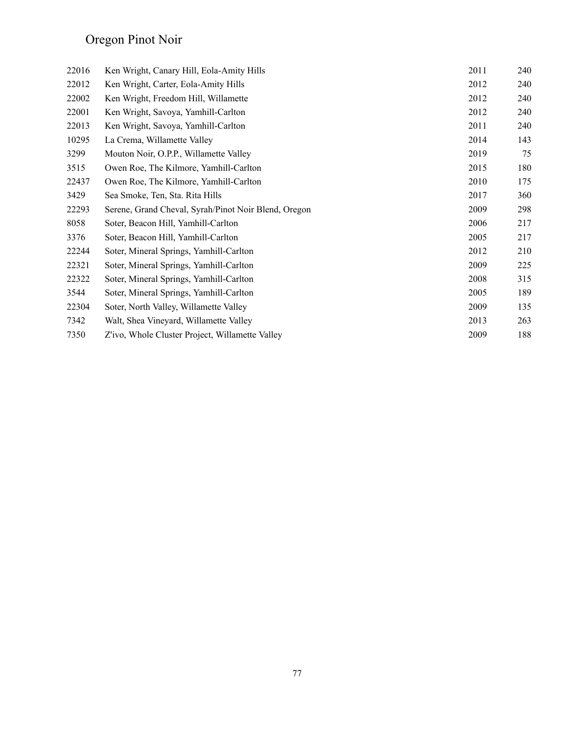# Oregon Pinot Noir

| | | | |
|---|---|---|---|
| 22016 | Ken Wright, Canary Hill, Eola-Amity Hills | 2011 | 240 |
| 22012 | Ken Wright, Carter, Eola-Amity Hills | 2012 | 240 |
| 22002 | Ken Wright, Freedom Hill, Willamette | 2012 | 240 |
| 22001 | Ken Wright, Savoya, Yamhill-Carlton | 2012 | 240 |
| 22013 | Ken Wright, Savoya, Yamhill-Carlton | 2011 | 240 |
| 10295 | La Crema, Willamette Valley | 2014 | 143 |
| 3299 | Mouton Noir, O.P.P., Willamette Valley | 2019 | 75 |
| 3515 | Owen Roe, The Kilmore, Yamhill-Carlton | 2015 | 180 |
| 22437 | Owen Roe, The Kilmore, Yamhill-Carlton | 2010 | 175 |
| 3429 | Sea Smoke, Ten, Sta. Rita Hills | 2017 | 360 |
| 22293 | Serene, Grand Cheval, Syrah/Pinot Noir Blend, Oregon | 2009 | 298 |
| 8058 | Soter, Beacon Hill, Yamhill-Carlton | 2006 | 217 |
| 3376 | Soter, Beacon Hill, Yamhill-Carlton | 2005 | 217 |
| 22244 | Soter, Mineral Springs, Yamhill-Carlton | 2012 | 210 |
| 22321 | Soter, Mineral Springs, Yamhill-Carlton | 2009 | 225 |
| 22322 | Soter, Mineral Springs, Yamhill-Carlton | 2008 | 315 |
| 3544 | Soter, Mineral Springs, Yamhill-Carlton | 2005 | 189 |
| 22304 | Soter, North Valley, Willamette Valley | 2009 | 135 |
| 7342 | Walt, Shea Vineyard, Willamette Valley | 2013 | 263 |
| 7350 | Z'ivo, Whole Cluster Project, Willamette Valley | 2009 | 188 |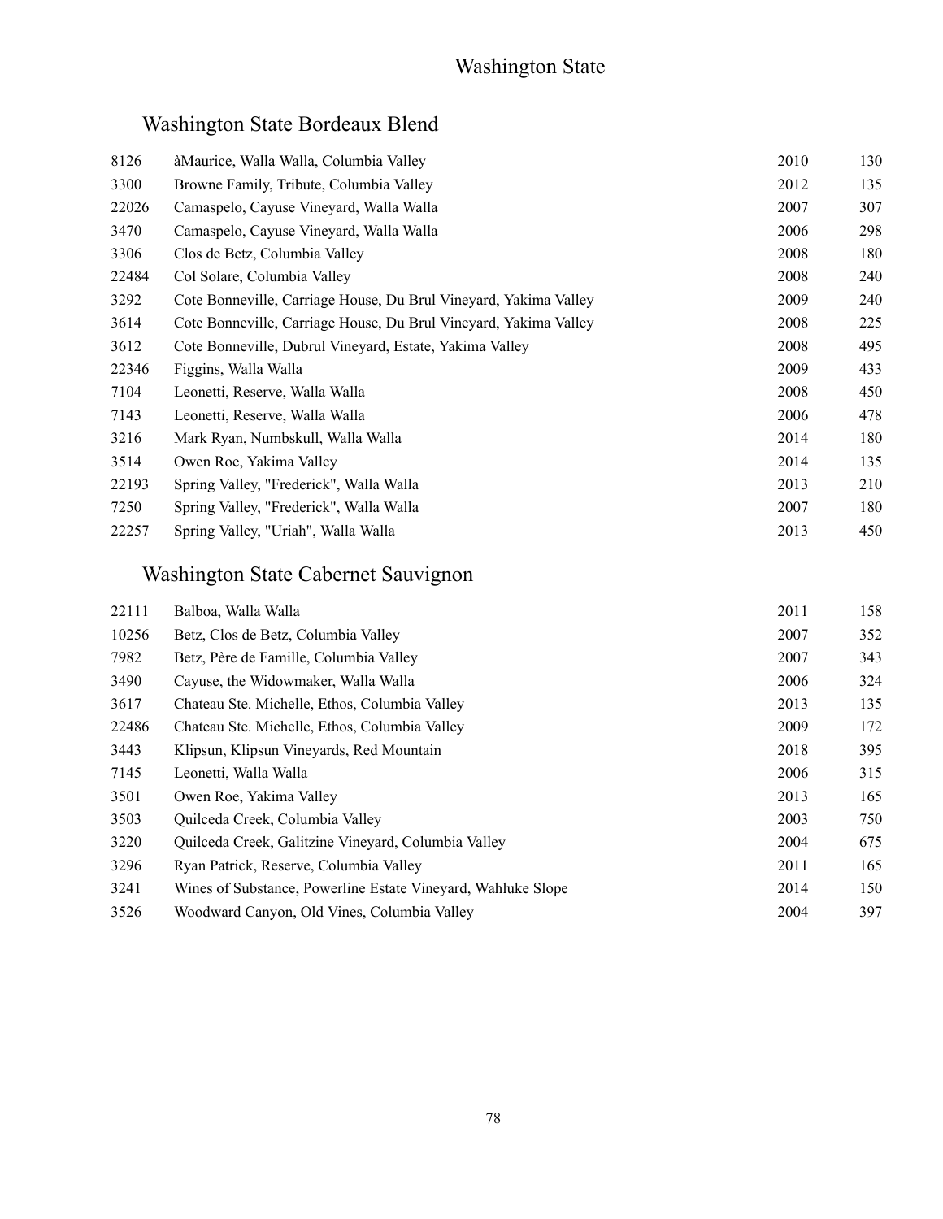# Washington State

## Washington State Bordeaux Blend

| | | | |
|---|---|---|---|
| 8126 | àMaurice, Walla Walla, Columbia Valley | 2010 | 130 |
| 3300 | Browne Family, Tribute, Columbia Valley | 2012 | 135 |
| 22026 | Camaspelo, Cayuse Vineyard, Walla Walla | 2007 | 307 |
| 3470 | Camaspelo, Cayuse Vineyard, Walla Walla | 2006 | 298 |
| 3306 | Clos de Betz, Columbia Valley | 2008 | 180 |
| 22484 | Col Solare, Columbia Valley | 2008 | 240 |
| 3292 | Cote Bonneville, Carriage House, Du Brul Vineyard, Yakima Valley | 2009 | 240 |
| 3614 | Cote Bonneville, Carriage House, Du Brul Vineyard, Yakima Valley | 2008 | 225 |
| 3612 | Cote Bonneville, Dubrul Vineyard, Estate, Yakima Valley | 2008 | 495 |
| 22346 | Figgins, Walla Walla | 2009 | 433 |
| 7104 | Leonetti, Reserve, Walla Walla | 2008 | 450 |
| 7143 | Leonetti, Reserve, Walla Walla | 2006 | 478 |
| 3216 | Mark Ryan, Numbskull, Walla Walla | 2014 | 180 |
| 3514 | Owen Roe, Yakima Valley | 2014 | 135 |
| 22193 | Spring Valley, "Frederick", Walla Walla | 2013 | 210 |
| 7250 | Spring Valley, "Frederick", Walla Walla | 2007 | 180 |
| 22257 | Spring Valley, "Uriah", Walla Walla | 2013 | 450 |

## Washington State Cabernet Sauvignon

| | | | |
|---|---|---|---|
| 22111 | Balboa, Walla Walla | 2011 | 158 |
| 10256 | Betz, Clos de Betz, Columbia Valley | 2007 | 352 |
| 7982 | Betz, Père de Famille, Columbia Valley | 2007 | 343 |
| 3490 | Cayuse, the Widowmaker, Walla Walla | 2006 | 324 |
| 3617 | Chateau Ste. Michelle, Ethos, Columbia Valley | 2013 | 135 |
| 22486 | Chateau Ste. Michelle, Ethos, Columbia Valley | 2009 | 172 |
| 3443 | Klipsun, Klipsun Vineyards, Red Mountain | 2018 | 395 |
| 7145 | Leonetti, Walla Walla | 2006 | 315 |
| 3501 | Owen Roe, Yakima Valley | 2013 | 165 |
| 3503 | Quilceda Creek, Columbia Valley | 2003 | 750 |
| 3220 | Quilceda Creek, Galitzine Vineyard, Columbia Valley | 2004 | 675 |
| 3296 | Ryan Patrick, Reserve, Columbia Valley | 2011 | 165 |
| 3241 | Wines of Substance, Powerline Estate Vineyard, Wahluke Slope | 2014 | 150 |
| 3526 | Woodward Canyon, Old Vines, Columbia Valley | 2004 | 397 |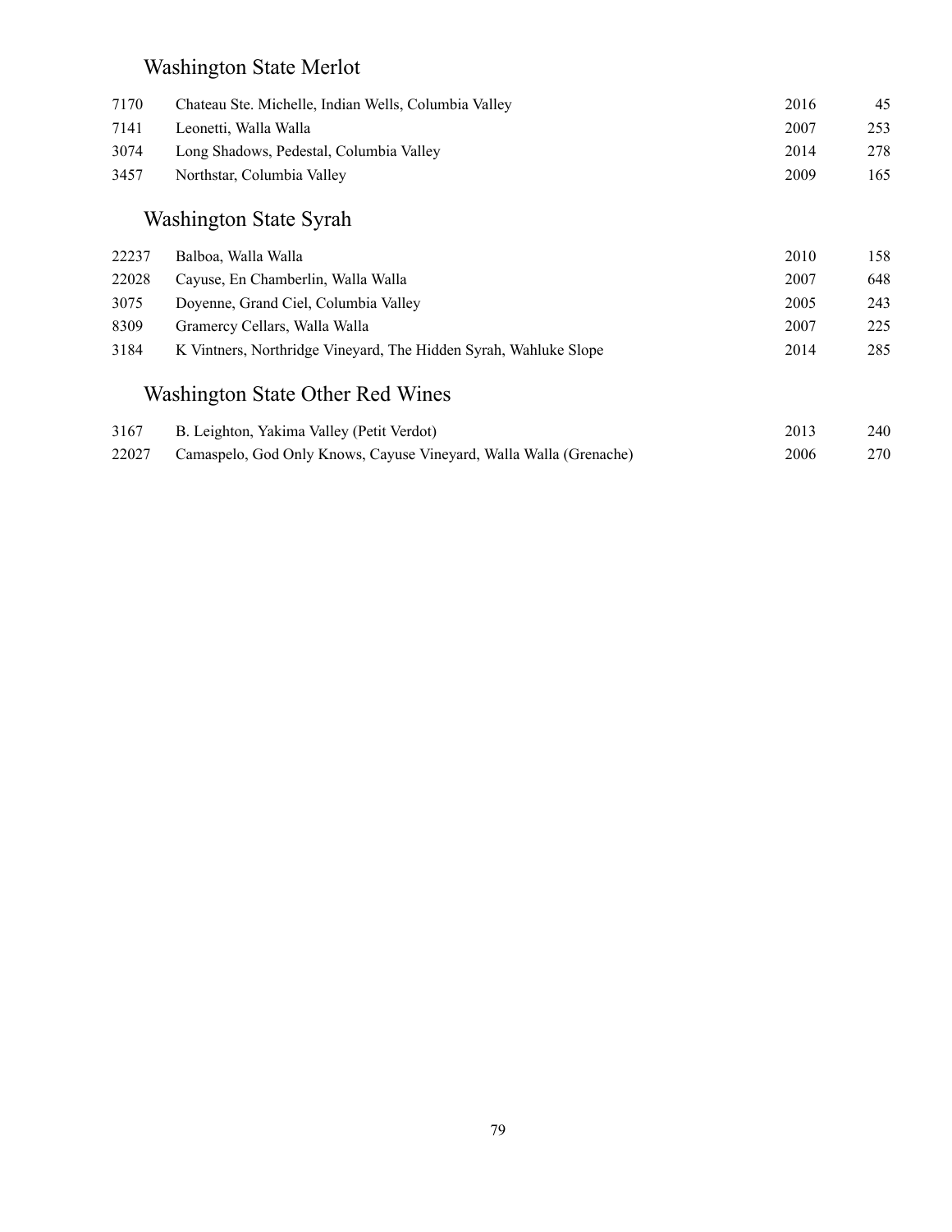## Washington State Merlot

| | | | |
|---|---|---|---|
| 7170 | Chateau Ste. Michelle, Indian Wells, Columbia Valley | 2016 | 45 |
| 7141 | Leonetti, Walla Walla | 2007 | 253 |
| 3074 | Long Shadows, Pedestal, Columbia Valley | 2014 | 278 |
| 3457 | Northstar, Columbia Valley | 2009 | 165 |

## Washington State Syrah

| | | | |
|---|---|---|---|
| 22237 | Balboa, Walla Walla | 2010 | 158 |
| 22028 | Cayuse, En Chamberlin, Walla Walla | 2007 | 648 |
| 3075 | Doyenne, Grand Ciel, Columbia Valley | 2005 | 243 |
| 8309 | Gramercy Cellars, Walla Walla | 2007 | 225 |
| 3184 | K Vintners, Northridge Vineyard, The Hidden Syrah, Wahluke Slope | 2014 | 285 |

## Washington State Other Red Wines

| | | | |
|---|---|---|---|
| 3167 | B. Leighton, Yakima Valley (Petit Verdot) | 2013 | 240 |
| 22027 | Camaspelo, God Only Knows, Cayuse Vineyard, Walla Walla (Grenache) | 2006 | 270 |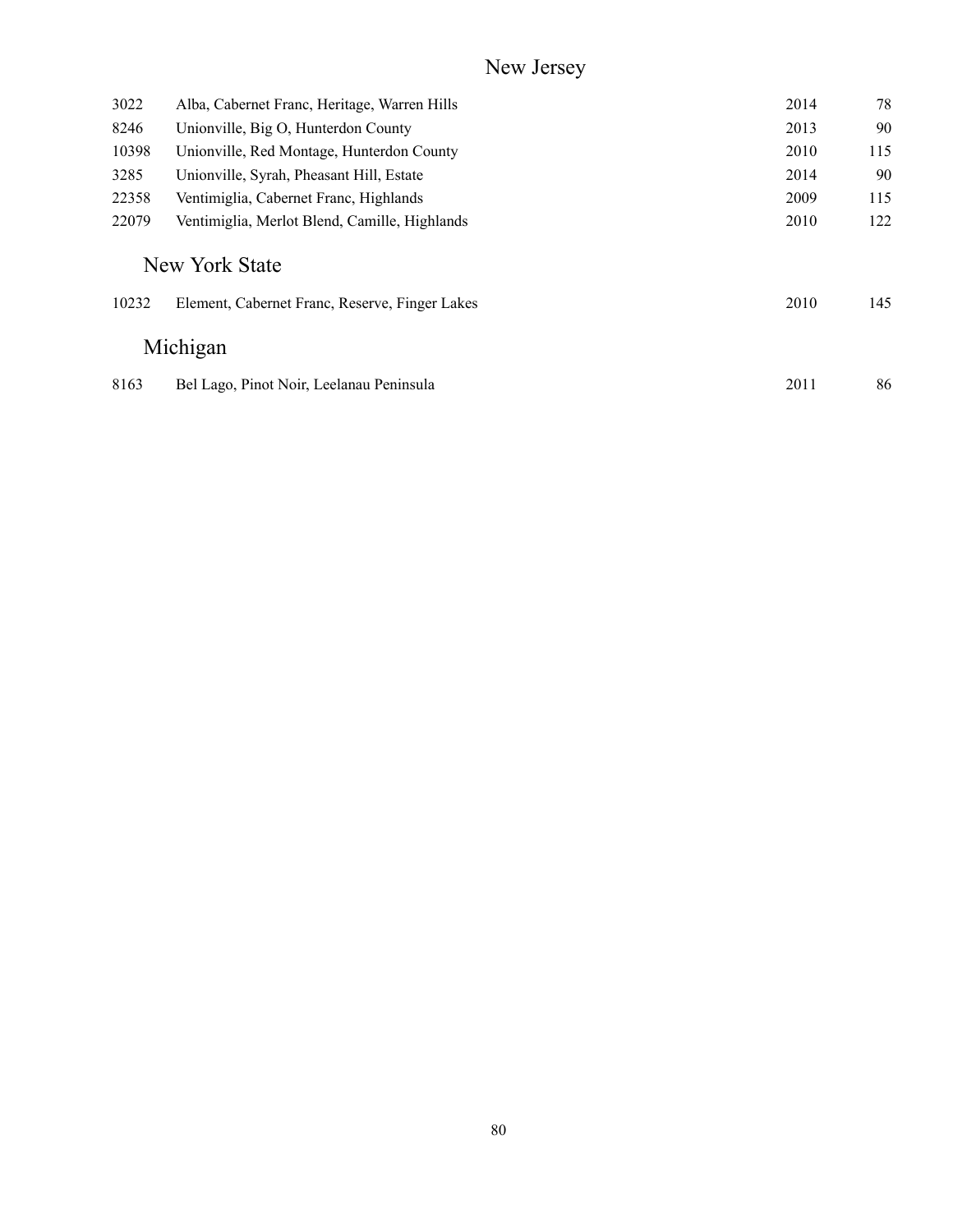# New Jersey

| | | | |
|---|---|---|---|
| 3022 | Alba, Cabernet Franc, Heritage, Warren Hills | 2014 | 78 |
| 8246 | Unionville, Big O, Hunterdon County | 2013 | 90 |
| 10398 | Unionville, Red Montage, Hunterdon County | 2010 | 115 |
| 3285 | Unionville, Syrah, Pheasant Hill, Estate | 2014 | 90 |
| 22358 | Ventimiglia, Cabernet Franc, Highlands | 2009 | 115 |
| 22079 | Ventimiglia, Merlot Blend, Camille, Highlands | 2010 | 122 |

## New York State

| | | | |
|---|---|---|---|
| 10232 | Element, Cabernet Franc, Reserve, Finger Lakes | 2010 | 145 |

## Michigan

| | | | |
|---|---|---|---|
| 8163 | Bel Lago, Pinot Noir, Leelanau Peninsula | 2011 | 86 |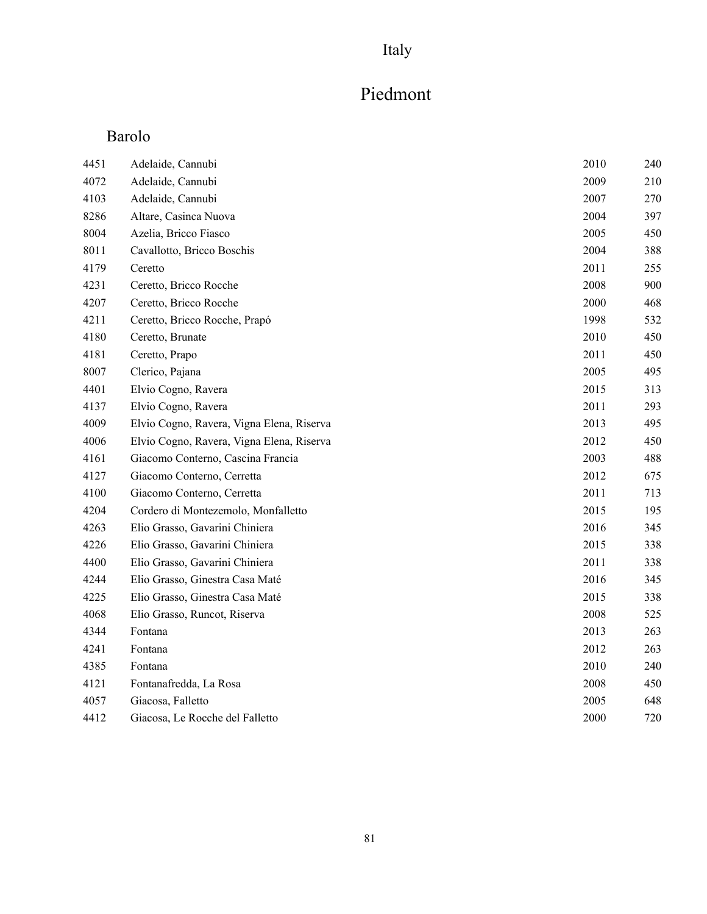# Italy

## Piedmont

### Barolo

| | | | |
|---|---|---|---|
| 4451 | Adelaide, Cannubi | 2010 | 240 |
| 4072 | Adelaide, Cannubi | 2009 | 210 |
| 4103 | Adelaide, Cannubi | 2007 | 270 |
| 8286 | Altare, Casinca Nuova | 2004 | 397 |
| 8004 | Azelia, Bricco Fiasco | 2005 | 450 |
| 8011 | Cavallotto, Bricco Boschis | 2004 | 388 |
| 4179 | Ceretto | 2011 | 255 |
| 4231 | Ceretto, Bricco Rocche | 2008 | 900 |
| 4207 | Ceretto, Bricco Rocche | 2000 | 468 |
| 4211 | Ceretto, Bricco Rocche, Prapó | 1998 | 532 |
| 4180 | Ceretto, Brunate | 2010 | 450 |
| 4181 | Ceretto, Prapo | 2011 | 450 |
| 8007 | Clerico, Pajana | 2005 | 495 |
| 4401 | Elvio Cogno, Ravera | 2015 | 313 |
| 4137 | Elvio Cogno, Ravera | 2011 | 293 |
| 4009 | Elvio Cogno, Ravera, Vigna Elena, Riserva | 2013 | 495 |
| 4006 | Elvio Cogno, Ravera, Vigna Elena, Riserva | 2012 | 450 |
| 4161 | Giacomo Conterno, Cascina Francia | 2003 | 488 |
| 4127 | Giacomo Conterno, Cerretta | 2012 | 675 |
| 4100 | Giacomo Conterno, Cerretta | 2011 | 713 |
| 4204 | Cordero di Montezemolo, Monfalletto | 2015 | 195 |
| 4263 | Elio Grasso, Gavarini Chiniera | 2016 | 345 |
| 4226 | Elio Grasso, Gavarini Chiniera | 2015 | 338 |
| 4400 | Elio Grasso, Gavarini Chiniera | 2011 | 338 |
| 4244 | Elio Grasso, Ginestra Casa Maté | 2016 | 345 |
| 4225 | Elio Grasso, Ginestra Casa Maté | 2015 | 338 |
| 4068 | Elio Grasso, Runcot, Riserva | 2008 | 525 |
| 4344 | Fontana | 2013 | 263 |
| 4241 | Fontana | 2012 | 263 |
| 4385 | Fontana | 2010 | 240 |
| 4121 | Fontanafredda, La Rosa | 2008 | 450 |
| 4057 | Giacosa, Falletto | 2005 | 648 |
| 4412 | Giacosa, Le Rocche del Falletto | 2000 | 720 |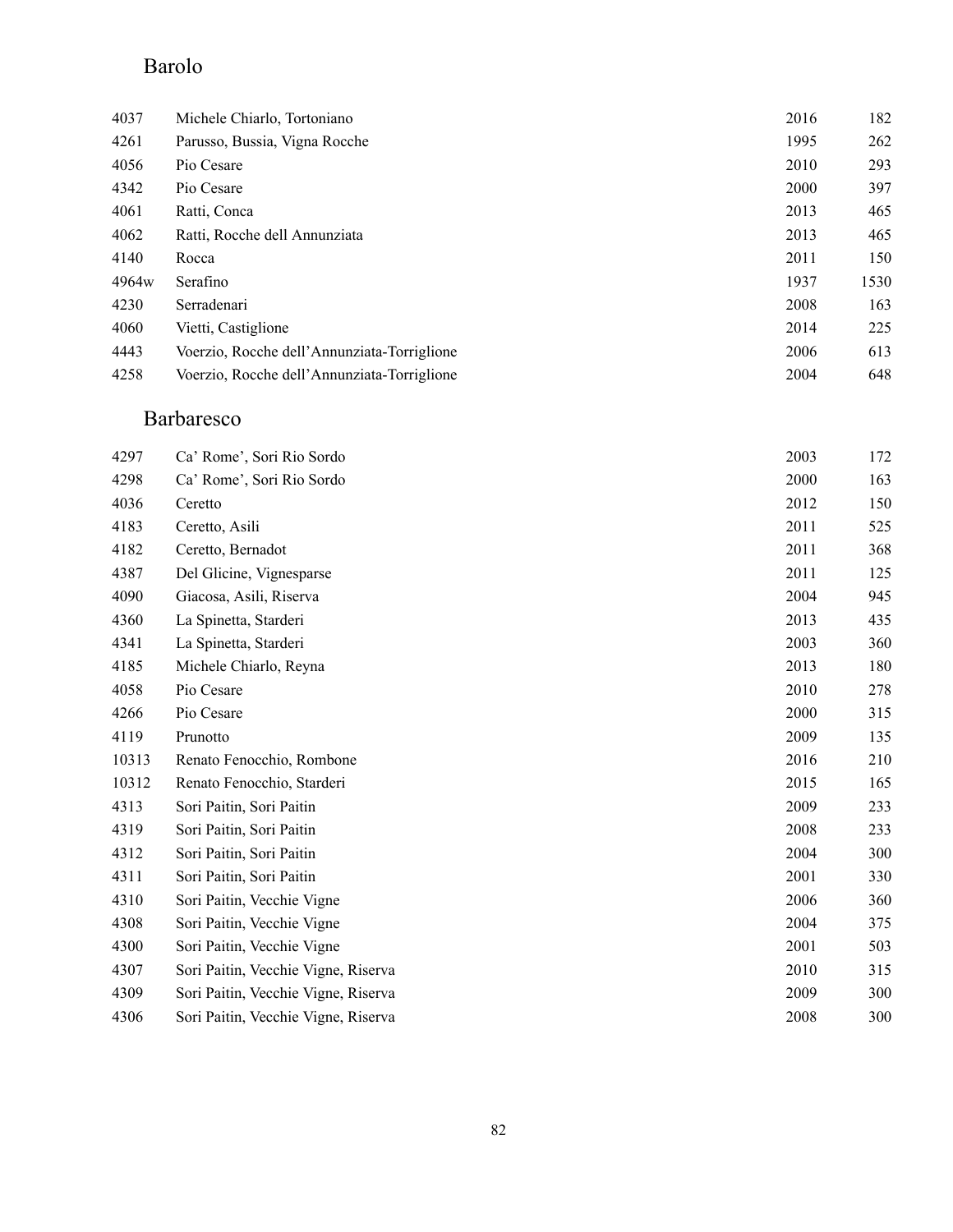## Barolo

| | | | |
|---|---|---|---|
| 4037 | Michele Chiarlo, Tortoniano | 2016 | 182 |
| 4261 | Parusso, Bussia, Vigna Rocche | 1995 | 262 |
| 4056 | Pio Cesare | 2010 | 293 |
| 4342 | Pio Cesare | 2000 | 397 |
| 4061 | Ratti, Conca | 2013 | 465 |
| 4062 | Ratti, Rocche dell Annunziata | 2013 | 465 |
| 4140 | Rocca | 2011 | 150 |
| 4964w | Serafino | 1937 | 1530 |
| 4230 | Serradenari | 2008 | 163 |
| 4060 | Vietti, Castiglione | 2014 | 225 |
| 4443 | Voerzio, Rocche dell'Annunziata-Torriglione | 2006 | 613 |
| 4258 | Voerzio, Rocche dell'Annunziata-Torriglione | 2004 | 648 |

## Barbaresco

| | | | |
|---|---|---|---|
| 4297 | Ca' Rome', Sori Rio Sordo | 2003 | 172 |
| 4298 | Ca' Rome', Sori Rio Sordo | 2000 | 163 |
| 4036 | Ceretto | 2012 | 150 |
| 4183 | Ceretto, Asili | 2011 | 525 |
| 4182 | Ceretto, Bernadot | 2011 | 368 |
| 4387 | Del Glicine, Vignesparse | 2011 | 125 |
| 4090 | Giacosa, Asili, Riserva | 2004 | 945 |
| 4360 | La Spinetta, Starderi | 2013 | 435 |
| 4341 | La Spinetta, Starderi | 2003 | 360 |
| 4185 | Michele Chiarlo, Reyna | 2013 | 180 |
| 4058 | Pio Cesare | 2010 | 278 |
| 4266 | Pio Cesare | 2000 | 315 |
| 4119 | Prunotto | 2009 | 135 |
| 10313 | Renato Fenocchio, Rombone | 2016 | 210 |
| 10312 | Renato Fenocchio, Starderi | 2015 | 165 |
| 4313 | Sori Paitin, Sori Paitin | 2009 | 233 |
| 4319 | Sori Paitin, Sori Paitin | 2008 | 233 |
| 4312 | Sori Paitin, Sori Paitin | 2004 | 300 |
| 4311 | Sori Paitin, Sori Paitin | 2001 | 330 |
| 4310 | Sori Paitin, Vecchie Vigne | 2006 | 360 |
| 4308 | Sori Paitin, Vecchie Vigne | 2004 | 375 |
| 4300 | Sori Paitin, Vecchie Vigne | 2001 | 503 |
| 4307 | Sori Paitin, Vecchie Vigne, Riserva | 2010 | 315 |
| 4309 | Sori Paitin, Vecchie Vigne, Riserva | 2009 | 300 |
| 4306 | Sori Paitin, Vecchie Vigne, Riserva | 2008 | 300 |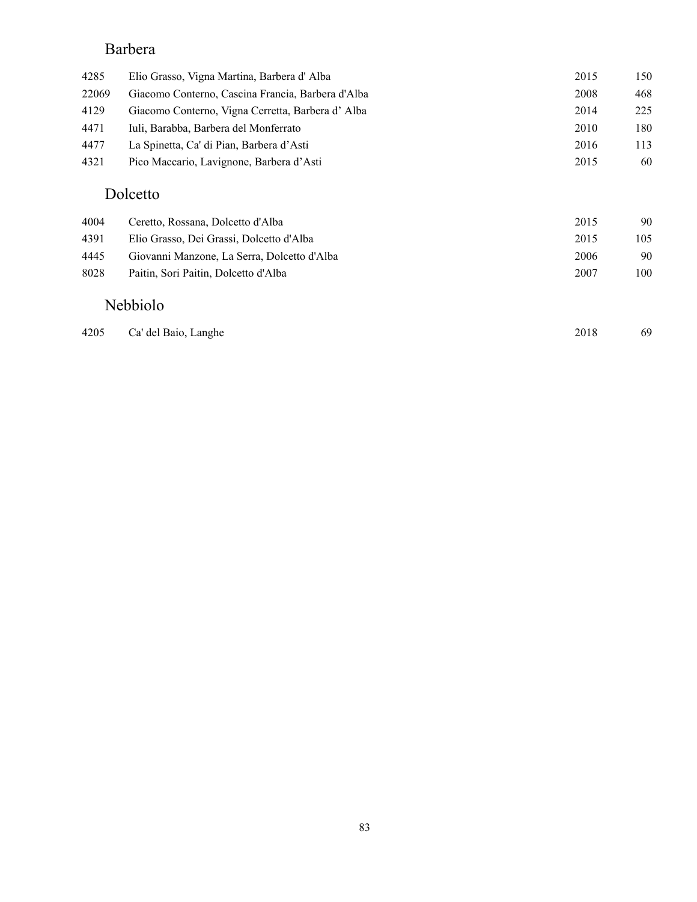## Barbera

| | | | |
|---|---|---|---|
| 4285 | Elio Grasso, Vigna Martina, Barbera d' Alba | 2015 | 150 |
| 22069 | Giacomo Conterno, Cascina Francia, Barbera d'Alba | 2008 | 468 |
| 4129 | Giacomo Conterno, Vigna Cerretta, Barbera d' Alba | 2014 | 225 |
| 4471 | Iuli, Barabba, Barbera del Monferrato | 2010 | 180 |
| 4477 | La Spinetta, Ca' di Pian, Barbera d'Asti | 2016 | 113 |
| 4321 | Pico Maccario, Lavignone, Barbera d'Asti | 2015 | 60 |

## Dolcetto

| | | | |
|---|---|---|---|
| 4004 | Ceretto, Rossana, Dolcetto d'Alba | 2015 | 90 |
| 4391 | Elio Grasso, Dei Grassi, Dolcetto d'Alba | 2015 | 105 |
| 4445 | Giovanni Manzone, La Serra, Dolcetto d'Alba | 2006 | 90 |
| 8028 | Paitin, Sori Paitin, Dolcetto d'Alba | 2007 | 100 |

## Nebbiolo

| | | | |
|---|---|---|---|
| 4205 | Ca' del Baio, Langhe | 2018 | 69 |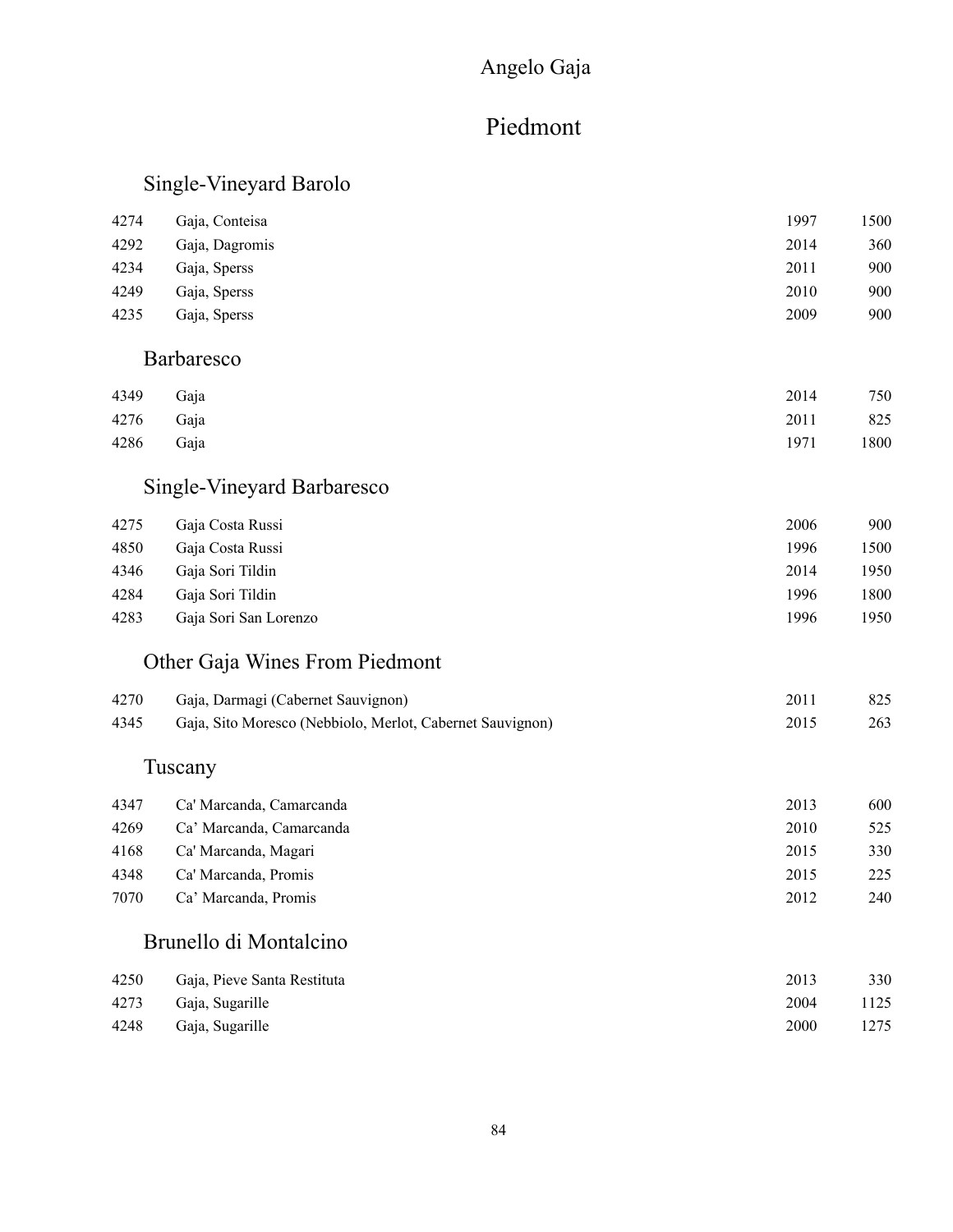# Angelo Gaja

## Piedmont

### Single-Vineyard Barolo

| | | | |
|---|---|---|---|
| 4274 | Gaja, Conteisa | 1997 | 1500 |
| 4292 | Gaja, Dagromis | 2014 | 360 |
| 4234 | Gaja, Sperss | 2011 | 900 |
| 4249 | Gaja, Sperss | 2010 | 900 |
| 4235 | Gaja, Sperss | 2009 | 900 |

### Barbaresco

| | | | |
|---|---|---|---|
| 4349 | Gaja | 2014 | 750 |
| 4276 | Gaja | 2011 | 825 |
| 4286 | Gaja | 1971 | 1800 |

### Single-Vineyard Barbaresco

| | | | |
|---|---|---|---|
| 4275 | Gaja Costa Russi | 2006 | 900 |
| 4850 | Gaja Costa Russi | 1996 | 1500 |
| 4346 | Gaja Sori Tildin | 2014 | 1950 |
| 4284 | Gaja Sori Tildin | 1996 | 1800 |
| 4283 | Gaja Sori San Lorenzo | 1996 | 1950 |

### Other Gaja Wines From Piedmont

| | | | |
|---|---|---|---|
| 4270 | Gaja, Darmagi (Cabernet Sauvignon) | 2011 | 825 |
| 4345 | Gaja, Sito Moresco (Nebbiolo, Merlot, Cabernet Sauvignon) | 2015 | 263 |

### Tuscany

| | | | |
|---|---|---|---|
| 4347 | Ca' Marcanda, Camarcanda | 2013 | 600 |
| 4269 | Ca' Marcanda, Camarcanda | 2010 | 525 |
| 4168 | Ca' Marcanda, Magari | 2015 | 330 |
| 4348 | Ca' Marcanda, Promis | 2015 | 225 |
| 7070 | Ca' Marcanda, Promis | 2012 | 240 |

### Brunello di Montalcino

| | | | |
|---|---|---|---|
| 4250 | Gaja, Pieve Santa Restituta | 2013 | 330 |
| 4273 | Gaja, Sugarille | 2004 | 1125 |
| 4248 | Gaja, Sugarille | 2000 | 1275 |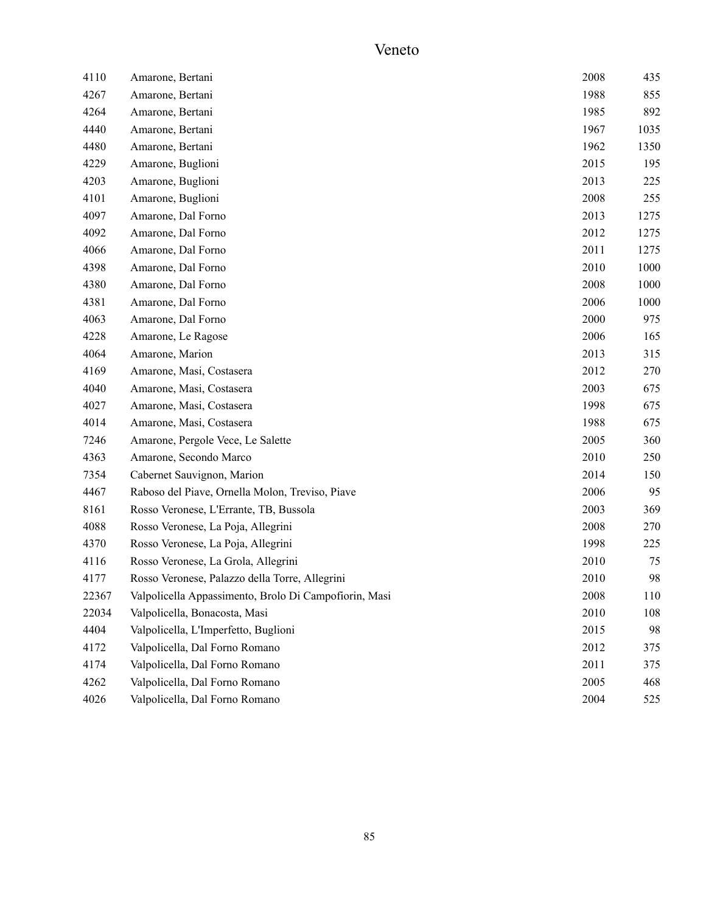# Veneto

| | | | |
|---|---|---|---|
| 4110 | Amarone, Bertani | 2008 | 435 |
| 4267 | Amarone, Bertani | 1988 | 855 |
| 4264 | Amarone, Bertani | 1985 | 892 |
| 4440 | Amarone, Bertani | 1967 | 1035 |
| 4480 | Amarone, Bertani | 1962 | 1350 |
| 4229 | Amarone, Buglioni | 2015 | 195 |
| 4203 | Amarone, Buglioni | 2013 | 225 |
| 4101 | Amarone, Buglioni | 2008 | 255 |
| 4097 | Amarone, Dal Forno | 2013 | 1275 |
| 4092 | Amarone, Dal Forno | 2012 | 1275 |
| 4066 | Amarone, Dal Forno | 2011 | 1275 |
| 4398 | Amarone, Dal Forno | 2010 | 1000 |
| 4380 | Amarone, Dal Forno | 2008 | 1000 |
| 4381 | Amarone, Dal Forno | 2006 | 1000 |
| 4063 | Amarone, Dal Forno | 2000 | 975 |
| 4228 | Amarone, Le Ragose | 2006 | 165 |
| 4064 | Amarone, Marion | 2013 | 315 |
| 4169 | Amarone, Masi, Costasera | 2012 | 270 |
| 4040 | Amarone, Masi, Costasera | 2003 | 675 |
| 4027 | Amarone, Masi, Costasera | 1998 | 675 |
| 4014 | Amarone, Masi, Costasera | 1988 | 675 |
| 7246 | Amarone, Pergole Vece, Le Salette | 2005 | 360 |
| 4363 | Amarone, Secondo Marco | 2010 | 250 |
| 7354 | Cabernet Sauvignon, Marion | 2014 | 150 |
| 4467 | Raboso del Piave, Ornella Molon, Treviso, Piave | 2006 | 95 |
| 8161 | Rosso Veronese, L'Errante, TB, Bussola | 2003 | 369 |
| 4088 | Rosso Veronese, La Poja, Allegrini | 2008 | 270 |
| 4370 | Rosso Veronese, La Poja, Allegrini | 1998 | 225 |
| 4116 | Rosso Veronese, La Grola, Allegrini | 2010 | 75 |
| 4177 | Rosso Veronese, Palazzo della Torre, Allegrini | 2010 | 98 |
| 22367 | Valpolicella Appassimento, Brolo Di Campofiorin, Masi | 2008 | 110 |
| 22034 | Valpolicella, Bonacosta, Masi | 2010 | 108 |
| 4404 | Valpolicella, L'Imperfetto, Buglioni | 2015 | 98 |
| 4172 | Valpolicella, Dal Forno Romano | 2012 | 375 |
| 4174 | Valpolicella, Dal Forno Romano | 2011 | 375 |
| 4262 | Valpolicella, Dal Forno Romano | 2005 | 468 |
| 4026 | Valpolicella, Dal Forno Romano | 2004 | 525 |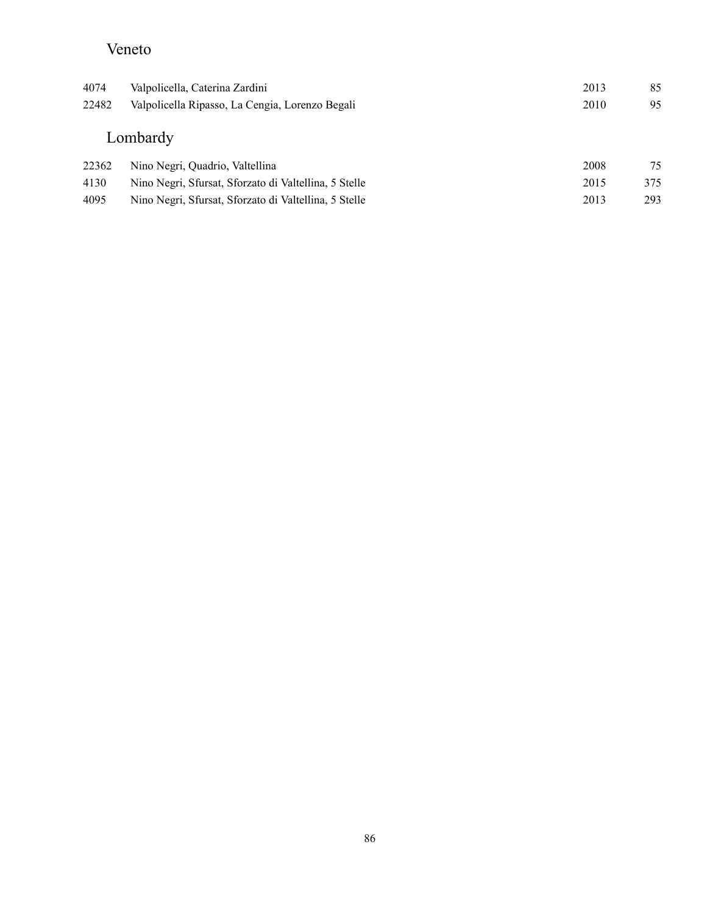## Veneto

| | | | |
|---|---|---|---|
| 4074 | Valpolicella, Caterina Zardini | 2013 | 85 |
| 22482 | Valpolicella Ripasso, La Cengia, Lorenzo Begali | 2010 | 95 |

## Lombardy

| | | | |
|---|---|---|---|
| 22362 | Nino Negri, Quadrio, Valtellina | 2008 | 75 |
| 4130 | Nino Negri, Sfursat, Sforzato di Valtellina, 5 Stelle | 2015 | 375 |
| 4095 | Nino Negri, Sfursat, Sforzato di Valtellina, 5 Stelle | 2013 | 293 |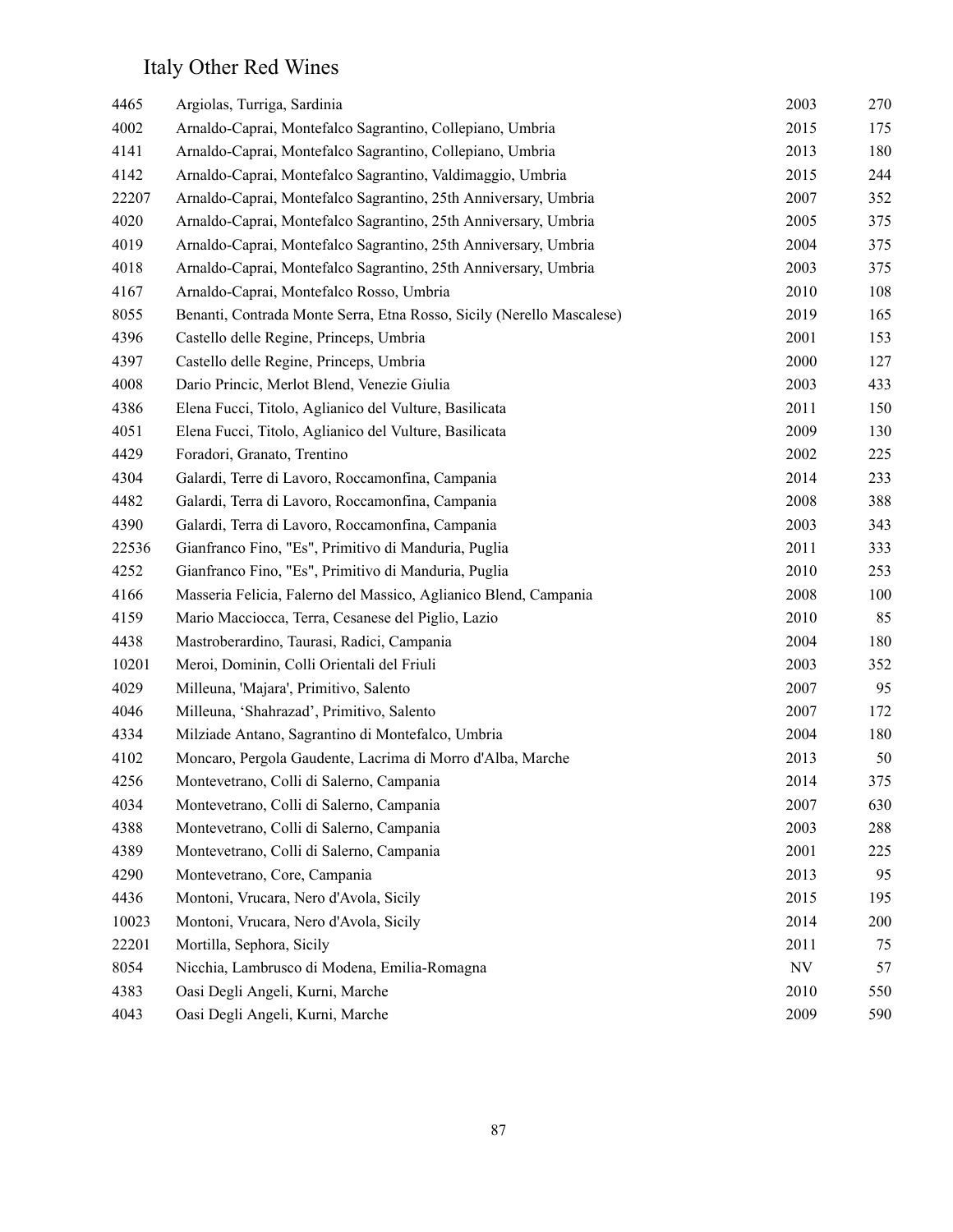# Italy Other Red Wines

| | | | |
|---|---|---|---|
| 4465 | Argiolas, Turriga, Sardinia | 2003 | 270 |
| 4002 | Arnaldo-Caprai, Montefalco Sagrantino, Collepiano, Umbria | 2015 | 175 |
| 4141 | Arnaldo-Caprai, Montefalco Sagrantino, Collepiano, Umbria | 2013 | 180 |
| 4142 | Arnaldo-Caprai, Montefalco Sagrantino, Valdimaggio, Umbria | 2015 | 244 |
| 22207 | Arnaldo-Caprai, Montefalco Sagrantino, 25th Anniversary, Umbria | 2007 | 352 |
| 4020 | Arnaldo-Caprai, Montefalco Sagrantino, 25th Anniversary, Umbria | 2005 | 375 |
| 4019 | Arnaldo-Caprai, Montefalco Sagrantino, 25th Anniversary, Umbria | 2004 | 375 |
| 4018 | Arnaldo-Caprai, Montefalco Sagrantino, 25th Anniversary, Umbria | 2003 | 375 |
| 4167 | Arnaldo-Caprai, Montefalco Rosso, Umbria | 2010 | 108 |
| 8055 | Benanti, Contrada Monte Serra, Etna Rosso, Sicily (Nerello Mascalese) | 2019 | 165 |
| 4396 | Castello delle Regine, Princeps, Umbria | 2001 | 153 |
| 4397 | Castello delle Regine, Princeps, Umbria | 2000 | 127 |
| 4008 | Dario Princic, Merlot Blend, Venezie Giulia | 2003 | 433 |
| 4386 | Elena Fucci, Titolo, Aglianico del Vulture, Basilicata | 2011 | 150 |
| 4051 | Elena Fucci, Titolo, Aglianico del Vulture, Basilicata | 2009 | 130 |
| 4429 | Foradori, Granato, Trentino | 2002 | 225 |
| 4304 | Galardi, Terre di Lavoro, Roccamonfina, Campania | 2014 | 233 |
| 4482 | Galardi, Terra di Lavoro, Roccamonfina, Campania | 2008 | 388 |
| 4390 | Galardi, Terra di Lavoro, Roccamonfina, Campania | 2003 | 343 |
| 22536 | Gianfranco Fino, "Es", Primitivo di Manduria, Puglia | 2011 | 333 |
| 4252 | Gianfranco Fino, "Es", Primitivo di Manduria, Puglia | 2010 | 253 |
| 4166 | Masseria Felicia, Falerno del Massico, Aglianico Blend, Campania | 2008 | 100 |
| 4159 | Mario Macciocca, Terra, Cesanese del Piglio, Lazio | 2010 | 85 |
| 4438 | Mastroberardino, Taurasi, Radici, Campania | 2004 | 180 |
| 10201 | Meroi, Dominin, Colli Orientali del Friuli | 2003 | 352 |
| 4029 | Milleuna, 'Majara', Primitivo, Salento | 2007 | 95 |
| 4046 | Milleuna, 'Shahrazad', Primitivo, Salento | 2007 | 172 |
| 4334 | Milziade Antano, Sagrantino di Montefalco, Umbria | 2004 | 180 |
| 4102 | Moncaro, Pergola Gaudente, Lacrima di Morro d'Alba, Marche | 2013 | 50 |
| 4256 | Montevetrano, Colli di Salerno, Campania | 2014 | 375 |
| 4034 | Montevetrano, Colli di Salerno, Campania | 2007 | 630 |
| 4388 | Montevetrano, Colli di Salerno, Campania | 2003 | 288 |
| 4389 | Montevetrano, Colli di Salerno, Campania | 2001 | 225 |
| 4290 | Montevetrano, Core, Campania | 2013 | 95 |
| 4436 | Montoni, Vrucara, Nero d'Avola, Sicily | 2015 | 195 |
| 10023 | Montoni, Vrucara, Nero d'Avola, Sicily | 2014 | 200 |
| 22201 | Mortilla, Sephora, Sicily | 2011 | 75 |
| 8054 | Nicchia, Lambrusco di Modena, Emilia-Romagna | NV | 57 |
| 4383 | Oasi Degli Angeli, Kurni, Marche | 2010 | 550 |
| 4043 | Oasi Degli Angeli, Kurni, Marche | 2009 | 590 |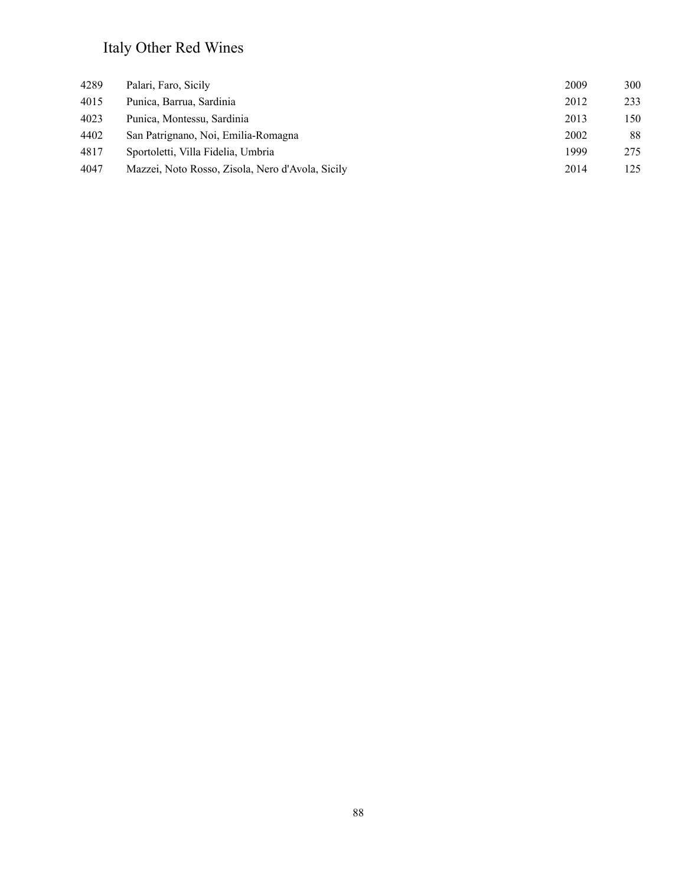# Italy Other Red Wines

| | | | |
|---|---|---|---|
| 4289 | Palari, Faro, Sicily | 2009 | 300 |
| 4015 | Punica, Barrua, Sardinia | 2012 | 233 |
| 4023 | Punica, Montessu, Sardinia | 2013 | 150 |
| 4402 | San Patrignano, Noi, Emilia-Romagna | 2002 | 88 |
| 4817 | Sportoletti, Villa Fidelia, Umbria | 1999 | 275 |
| 4047 | Mazzei, Noto Rosso, Zisola, Nero d'Avola, Sicily | 2014 | 125 |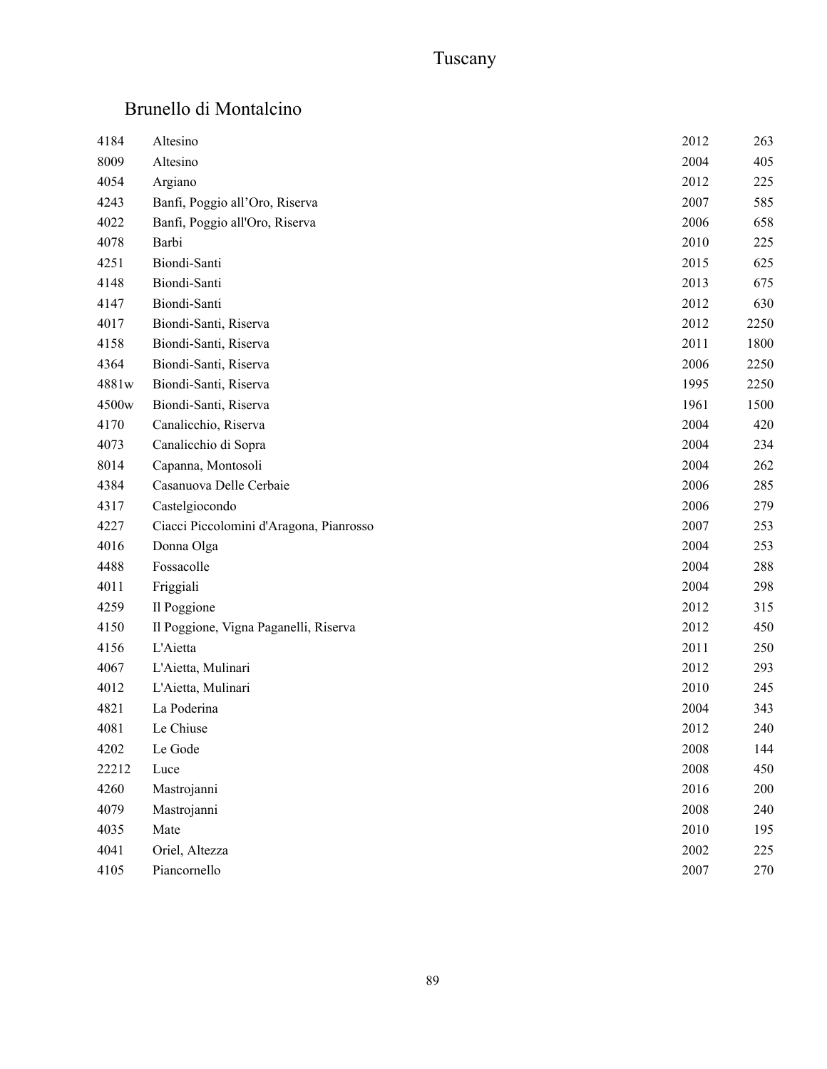# Tuscany

## Brunello di Montalcino

| | | | |
|---|---|---|---|
| 4184 | Altesino | 2012 | 263 |
| 8009 | Altesino | 2004 | 405 |
| 4054 | Argiano | 2012 | 225 |
| 4243 | Banfi, Poggio all'Oro, Riserva | 2007 | 585 |
| 4022 | Banfi, Poggio all'Oro, Riserva | 2006 | 658 |
| 4078 | Barbi | 2010 | 225 |
| 4251 | Biondi-Santi | 2015 | 625 |
| 4148 | Biondi-Santi | 2013 | 675 |
| 4147 | Biondi-Santi | 2012 | 630 |
| 4017 | Biondi-Santi, Riserva | 2012 | 2250 |
| 4158 | Biondi-Santi, Riserva | 2011 | 1800 |
| 4364 | Biondi-Santi, Riserva | 2006 | 2250 |
| 4881w | Biondi-Santi, Riserva | 1995 | 2250 |
| 4500w | Biondi-Santi, Riserva | 1961 | 1500 |
| 4170 | Canalicchio, Riserva | 2004 | 420 |
| 4073 | Canalicchio di Sopra | 2004 | 234 |
| 8014 | Capanna, Montosoli | 2004 | 262 |
| 4384 | Casanuova Delle Cerbaie | 2006 | 285 |
| 4317 | Castelgiocondo | 2006 | 279 |
| 4227 | Ciacci Piccolomini d'Aragona, Pianrosso | 2007 | 253 |
| 4016 | Donna Olga | 2004 | 253 |
| 4488 | Fossacolle | 2004 | 288 |
| 4011 | Friggiali | 2004 | 298 |
| 4259 | Il Poggione | 2012 | 315 |
| 4150 | Il Poggione, Vigna Paganelli, Riserva | 2012 | 450 |
| 4156 | L'Aietta | 2011 | 250 |
| 4067 | L'Aietta, Mulinari | 2012 | 293 |
| 4012 | L'Aietta, Mulinari | 2010 | 245 |
| 4821 | La Poderina | 2004 | 343 |
| 4081 | Le Chiuse | 2012 | 240 |
| 4202 | Le Gode | 2008 | 144 |
| 22212 | Luce | 2008 | 450 |
| 4260 | Mastrojanni | 2016 | 200 |
| 4079 | Mastrojanni | 2008 | 240 |
| 4035 | Mate | 2010 | 195 |
| 4041 | Oriel, Altezza | 2002 | 225 |
| 4105 | Piancornello | 2007 | 270 |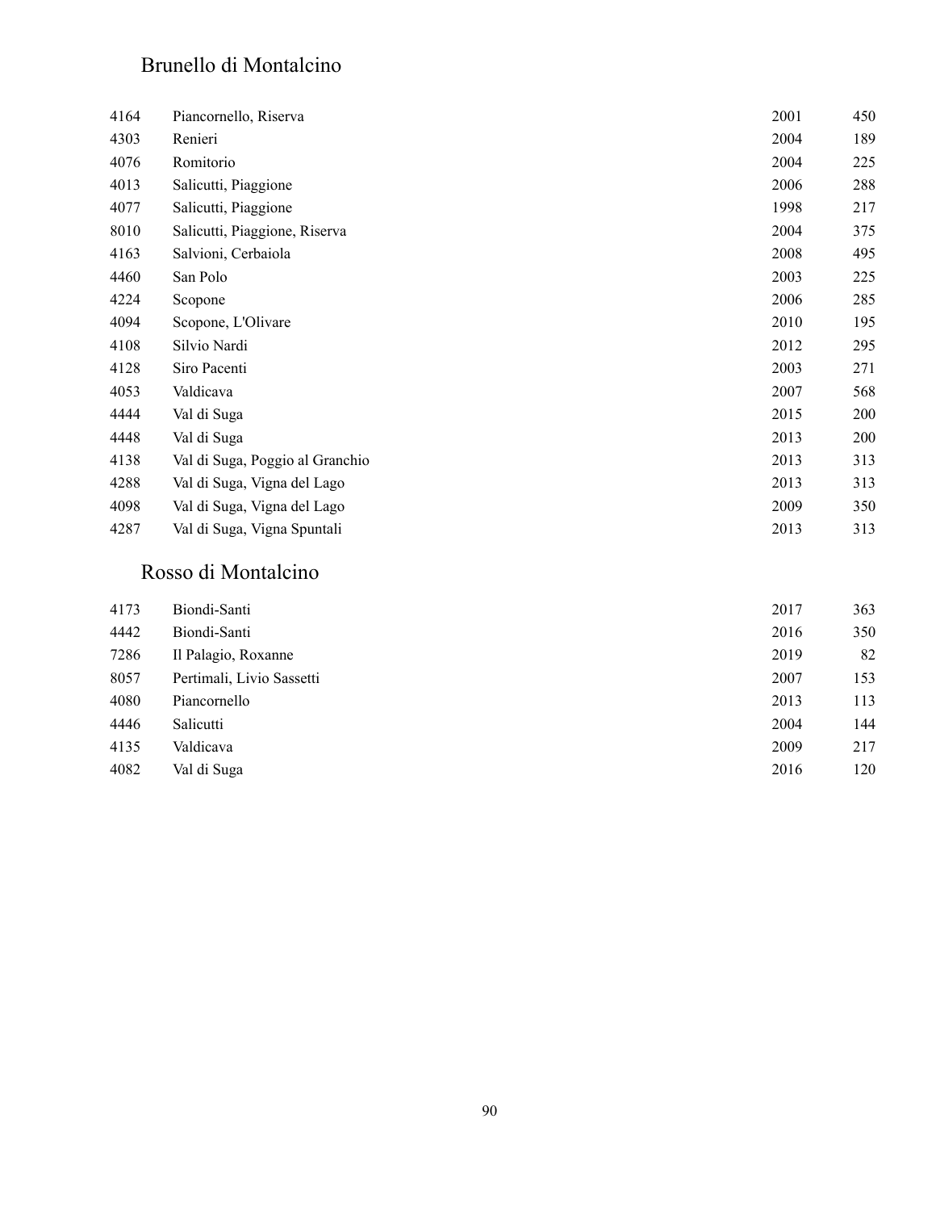## Brunello di Montalcino

| | | | |
|---|---|---|---|
| 4164 | Piancornello, Riserva | 2001 | 450 |
| 4303 | Renieri | 2004 | 189 |
| 4076 | Romitorio | 2004 | 225 |
| 4013 | Salicutti, Piaggione | 2006 | 288 |
| 4077 | Salicutti, Piaggione | 1998 | 217 |
| 8010 | Salicutti, Piaggione, Riserva | 2004 | 375 |
| 4163 | Salvioni, Cerbaiola | 2008 | 495 |
| 4460 | San Polo | 2003 | 225 |
| 4224 | Scopone | 2006 | 285 |
| 4094 | Scopone, L'Olivare | 2010 | 195 |
| 4108 | Silvio Nardi | 2012 | 295 |
| 4128 | Siro Pacenti | 2003 | 271 |
| 4053 | Valdicava | 2007 | 568 |
| 4444 | Val di Suga | 2015 | 200 |
| 4448 | Val di Suga | 2013 | 200 |
| 4138 | Val di Suga, Poggio al Granchio | 2013 | 313 |
| 4288 | Val di Suga, Vigna del Lago | 2013 | 313 |
| 4098 | Val di Suga, Vigna del Lago | 2009 | 350 |
| 4287 | Val di Suga, Vigna Spuntali | 2013 | 313 |

## Rosso di Montalcino

| | | | |
|---|---|---|---|
| 4173 | Biondi-Santi | 2017 | 363 |
| 4442 | Biondi-Santi | 2016 | 350 |
| 7286 | Il Palagio, Roxanne | 2019 | 82 |
| 8057 | Pertimali, Livio Sassetti | 2007 | 153 |
| 4080 | Piancornello | 2013 | 113 |
| 4446 | Salicutti | 2004 | 144 |
| 4135 | Valdicava | 2009 | 217 |
| 4082 | Val di Suga | 2016 | 120 |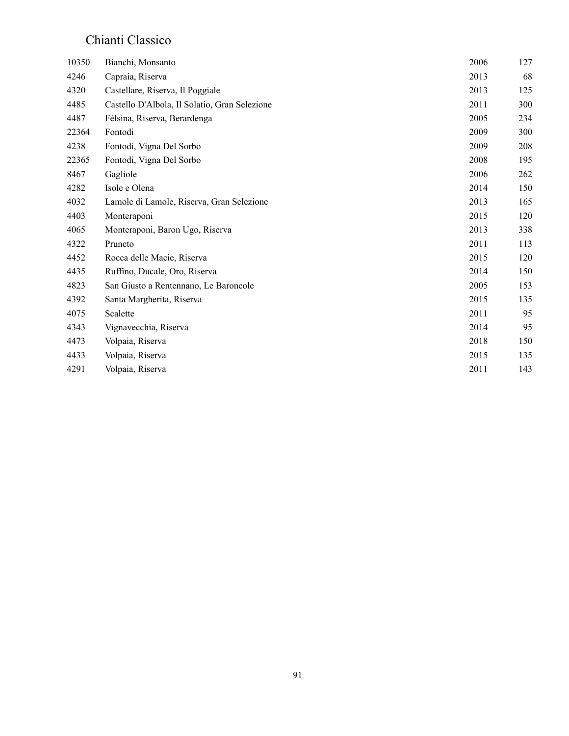# Chianti Classico

| | | | |
|---|---|---|---|
| 10350 | Bianchi, Monsanto | 2006 | 127 |
| 4246 | Capraia, Riserva | 2013 | 68 |
| 4320 | Castellare, Riserva, Il Poggiale | 2013 | 125 |
| 4485 | Castello D'Albola, Il Solatio, Gran Selezione | 2011 | 300 |
| 4487 | Fèlsina, Riserva, Berardenga | 2005 | 234 |
| 22364 | Fontodi | 2009 | 300 |
| 4238 | Fontodi, Vigna Del Sorbo | 2009 | 208 |
| 22365 | Fontodi, Vigna Del Sorbo | 2008 | 195 |
| 8467 | Gagliole | 2006 | 262 |
| 4282 | Isole e Olena | 2014 | 150 |
| 4032 | Lamole di Lamole, Riserva, Gran Selezione | 2013 | 165 |
| 4403 | Monteraponi | 2015 | 120 |
| 4065 | Monteraponi, Baron Ugo, Riserva | 2013 | 338 |
| 4322 | Pruneto | 2011 | 113 |
| 4452 | Rocca delle Macie, Riserva | 2015 | 120 |
| 4435 | Ruffino, Ducale, Oro, Riserva | 2014 | 150 |
| 4823 | San Giusto a Rentennano, Le Baroncole | 2005 | 153 |
| 4392 | Santa Margherita, Riserva | 2015 | 135 |
| 4075 | Scalette | 2011 | 95 |
| 4343 | Vignavecchia, Riserva | 2014 | 95 |
| 4473 | Volpaia, Riserva | 2018 | 150 |
| 4433 | Volpaia, Riserva | 2015 | 135 |
| 4291 | Volpaia, Riserva | 2011 | 143 |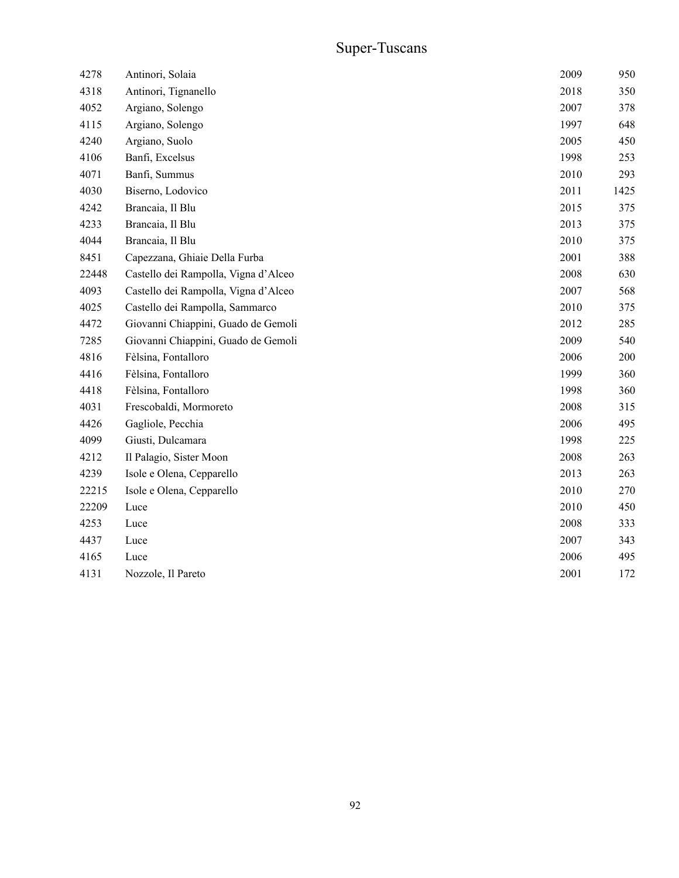# Super-Tuscans

| | | | |
|---|---|---|---|
| 4278 | Antinori, Solaia | 2009 | 950 |
| 4318 | Antinori, Tignanello | 2018 | 350 |
| 4052 | Argiano, Solengo | 2007 | 378 |
| 4115 | Argiano, Solengo | 1997 | 648 |
| 4240 | Argiano, Suolo | 2005 | 450 |
| 4106 | Banfi, Excelsus | 1998 | 253 |
| 4071 | Banfi, Summus | 2010 | 293 |
| 4030 | Biserno, Lodovico | 2011 | 1425 |
| 4242 | Brancaia, Il Blu | 2015 | 375 |
| 4233 | Brancaia, Il Blu | 2013 | 375 |
| 4044 | Brancaia, Il Blu | 2010 | 375 |
| 8451 | Capezzana, Ghiaie Della Furba | 2001 | 388 |
| 22448 | Castello dei Rampolla, Vigna d'Alceo | 2008 | 630 |
| 4093 | Castello dei Rampolla, Vigna d'Alceo | 2007 | 568 |
| 4025 | Castello dei Rampolla, Sammarco | 2010 | 375 |
| 4472 | Giovanni Chiappini, Guado de Gemoli | 2012 | 285 |
| 7285 | Giovanni Chiappini, Guado de Gemoli | 2009 | 540 |
| 4816 | Fèlsina, Fontalloro | 2006 | 200 |
| 4416 | Fèlsina, Fontalloro | 1999 | 360 |
| 4418 | Fèlsina, Fontalloro | 1998 | 360 |
| 4031 | Frescobaldi, Mormoreto | 2008 | 315 |
| 4426 | Gagliole, Pecchia | 2006 | 495 |
| 4099 | Giusti, Dulcamara | 1998 | 225 |
| 4212 | Il Palagio, Sister Moon | 2008 | 263 |
| 4239 | Isole e Olena, Cepparello | 2013 | 263 |
| 22215 | Isole e Olena, Cepparello | 2010 | 270 |
| 22209 | Luce | 2010 | 450 |
| 4253 | Luce | 2008 | 333 |
| 4437 | Luce | 2007 | 343 |
| 4165 | Luce | 2006 | 495 |
| 4131 | Nozzole, Il Pareto | 2001 | 172 |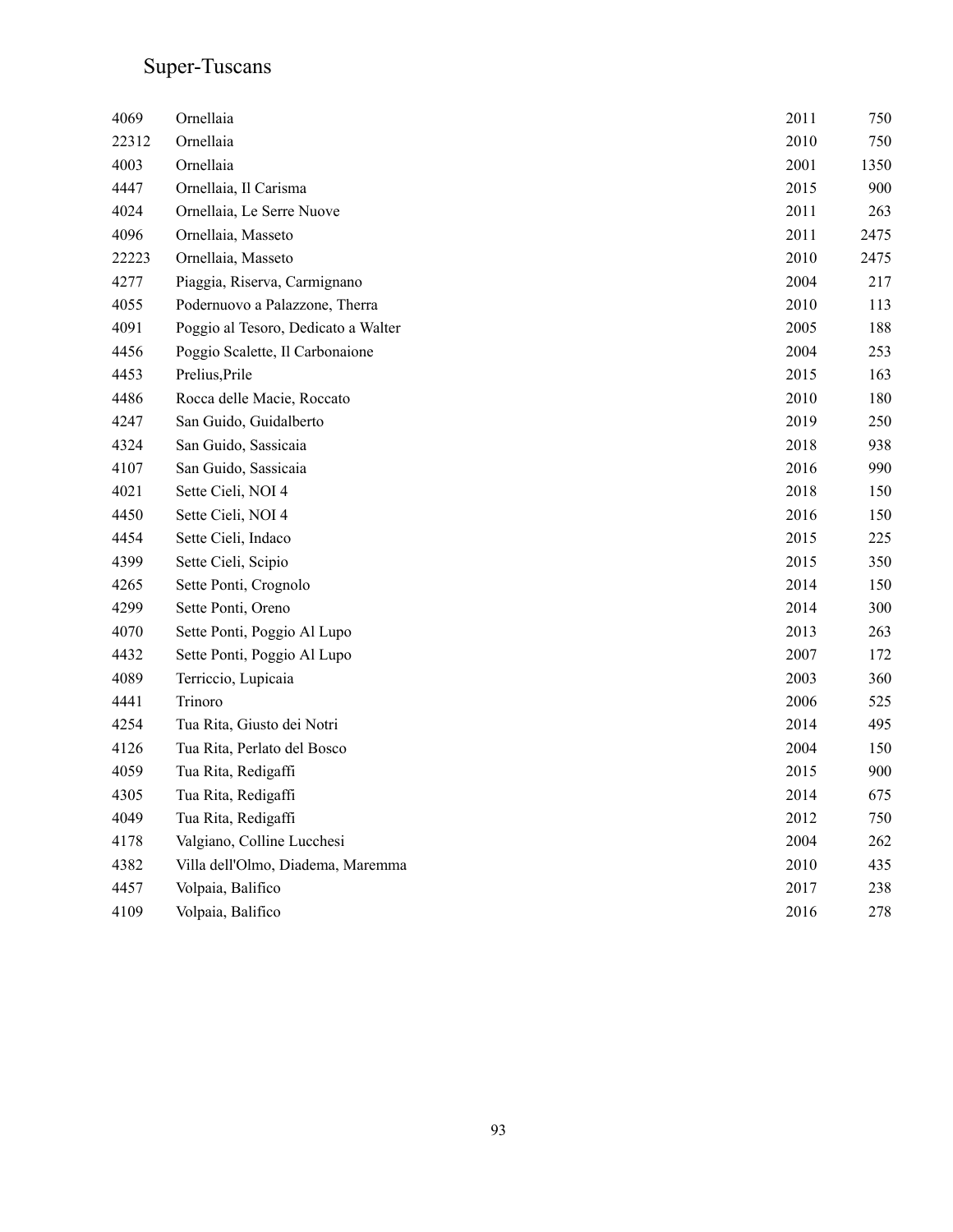# Super-Tuscans

| | | | |
|---|---|---|---|
| 4069 | Ornellaia | 2011 | 750 |
| 22312 | Ornellaia | 2010 | 750 |
| 4003 | Ornellaia | 2001 | 1350 |
| 4447 | Ornellaia, Il Carisma | 2015 | 900 |
| 4024 | Ornellaia, Le Serre Nuove | 2011 | 263 |
| 4096 | Ornellaia, Masseto | 2011 | 2475 |
| 22223 | Ornellaia, Masseto | 2010 | 2475 |
| 4277 | Piaggia, Riserva, Carmignano | 2004 | 217 |
| 4055 | Podernuovo a Palazzone, Therra | 2010 | 113 |
| 4091 | Poggio al Tesoro, Dedicato a Walter | 2005 | 188 |
| 4456 | Poggio Scalette, Il Carbonaione | 2004 | 253 |
| 4453 | Prelius,Prile | 2015 | 163 |
| 4486 | Rocca delle Macie, Roccato | 2010 | 180 |
| 4247 | San Guido, Guidalberto | 2019 | 250 |
| 4324 | San Guido, Sassicaia | 2018 | 938 |
| 4107 | San Guido, Sassicaia | 2016 | 990 |
| 4021 | Sette Cieli, NOI 4 | 2018 | 150 |
| 4450 | Sette Cieli, NOI 4 | 2016 | 150 |
| 4454 | Sette Cieli, Indaco | 2015 | 225 |
| 4399 | Sette Cieli, Scipio | 2015 | 350 |
| 4265 | Sette Ponti, Crognolo | 2014 | 150 |
| 4299 | Sette Ponti, Oreno | 2014 | 300 |
| 4070 | Sette Ponti, Poggio Al Lupo | 2013 | 263 |
| 4432 | Sette Ponti, Poggio Al Lupo | 2007 | 172 |
| 4089 | Terriccio, Lupicaia | 2003 | 360 |
| 4441 | Trinoro | 2006 | 525 |
| 4254 | Tua Rita, Giusto dei Notri | 2014 | 495 |
| 4126 | Tua Rita, Perlato del Bosco | 2004 | 150 |
| 4059 | Tua Rita, Redigaffi | 2015 | 900 |
| 4305 | Tua Rita, Redigaffi | 2014 | 675 |
| 4049 | Tua Rita, Redigaffi | 2012 | 750 |
| 4178 | Valgiano, Colline Lucchesi | 2004 | 262 |
| 4382 | Villa dell'Olmo, Diadema, Maremma | 2010 | 435 |
| 4457 | Volpaia, Balifico | 2017 | 238 |
| 4109 | Volpaia, Balifico | 2016 | 278 |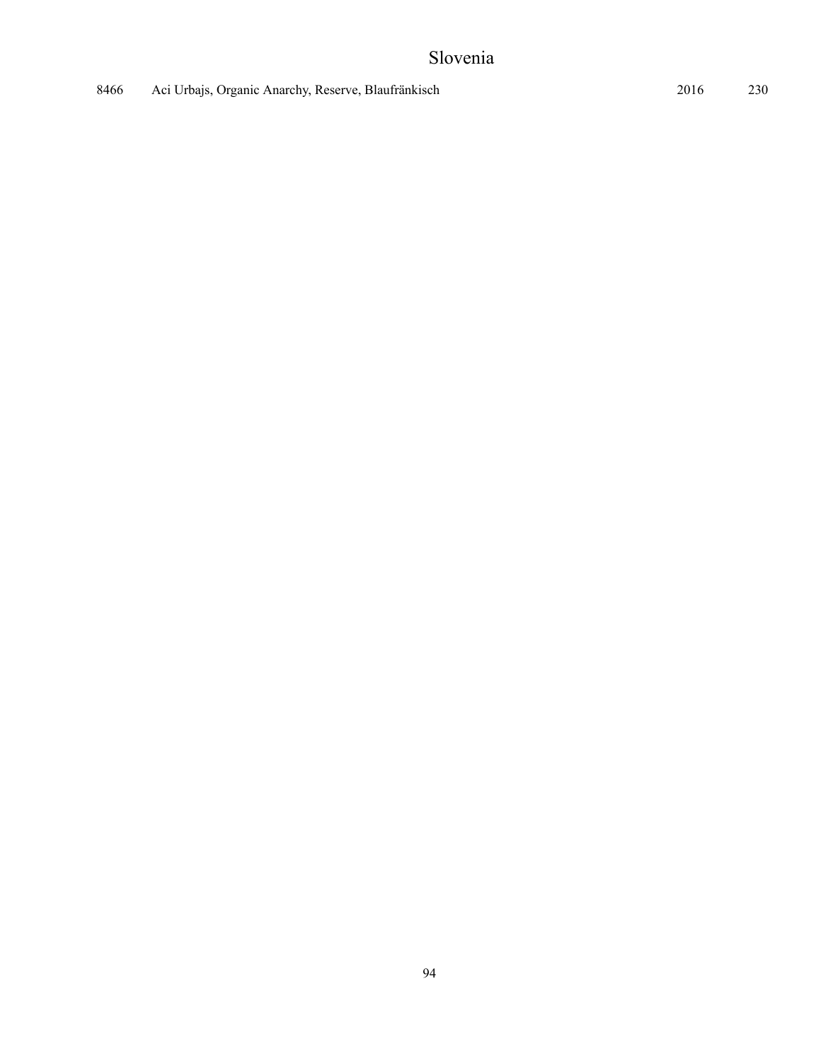# Slovenia

| | | | |
|---|---|---|---|
| 8466 | Aci Urbajs, Organic Anarchy, Reserve, Blaufränkisch | 2016 | 230 |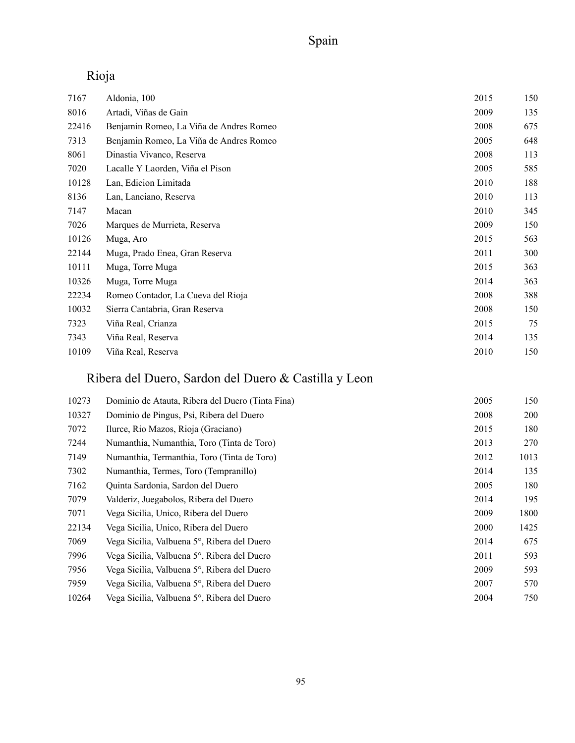# Spain

## Rioja

| | | | |
|---|---|---|---|
| 7167 | Aldonia, 100 | 2015 | 150 |
| 8016 | Artadi, Viñas de Gain | 2009 | 135 |
| 22416 | Benjamin Romeo, La Viña de Andres Romeo | 2008 | 675 |
| 7313 | Benjamin Romeo, La Viña de Andres Romeo | 2005 | 648 |
| 8061 | Dinastia Vivanco, Reserva | 2008 | 113 |
| 7020 | Lacalle Y Laorden, Viña el Pison | 2005 | 585 |
| 10128 | Lan, Edicion Limitada | 2010 | 188 |
| 8136 | Lan, Lanciano, Reserva | 2010 | 113 |
| 7147 | Macan | 2010 | 345 |
| 7026 | Marques de Murrieta, Reserva | 2009 | 150 |
| 10126 | Muga, Aro | 2015 | 563 |
| 22144 | Muga, Prado Enea, Gran Reserva | 2011 | 300 |
| 10111 | Muga, Torre Muga | 2015 | 363 |
| 10326 | Muga, Torre Muga | 2014 | 363 |
| 22234 | Romeo Contador, La Cueva del Rioja | 2008 | 388 |
| 10032 | Sierra Cantabria, Gran Reserva | 2008 | 150 |
| 7323 | Viña Real, Crianza | 2015 | 75 |
| 7343 | Viña Real, Reserva | 2014 | 135 |
| 10109 | Viña Real, Reserva | 2010 | 150 |

## Ribera del Duero, Sardon del Duero & Castilla y Leon

| | | | |
|---|---|---|---|
| 10273 | Dominio de Atauta, Ribera del Duero (Tinta Fina) | 2005 | 150 |
| 10327 | Dominio de Pingus, Psi, Ribera del Duero | 2008 | 200 |
| 7072 | Ilurce, Rio Mazos, Rioja (Graciano) | 2015 | 180 |
| 7244 | Numanthia, Numanthia, Toro (Tinta de Toro) | 2013 | 270 |
| 7149 | Numanthia, Termanthia, Toro (Tinta de Toro) | 2012 | 1013 |
| 7302 | Numanthia, Termes, Toro (Tempranillo) | 2014 | 135 |
| 7162 | Quinta Sardonia, Sardon del Duero | 2005 | 180 |
| 7079 | Valderiz, Juegabolos, Ribera del Duero | 2014 | 195 |
| 7071 | Vega Sicilia, Unico, Ribera del Duero | 2009 | 1800 |
| 22134 | Vega Sicilia, Unico, Ribera del Duero | 2000 | 1425 |
| 7069 | Vega Sicilia, Valbuena 5°, Ribera del Duero | 2014 | 675 |
| 7996 | Vega Sicilia, Valbuena 5°, Ribera del Duero | 2011 | 593 |
| 7956 | Vega Sicilia, Valbuena 5°, Ribera del Duero | 2009 | 593 |
| 7959 | Vega Sicilia, Valbuena 5°, Ribera del Duero | 2007 | 570 |
| 10264 | Vega Sicilia, Valbuena 5°, Ribera del Duero | 2004 | 750 |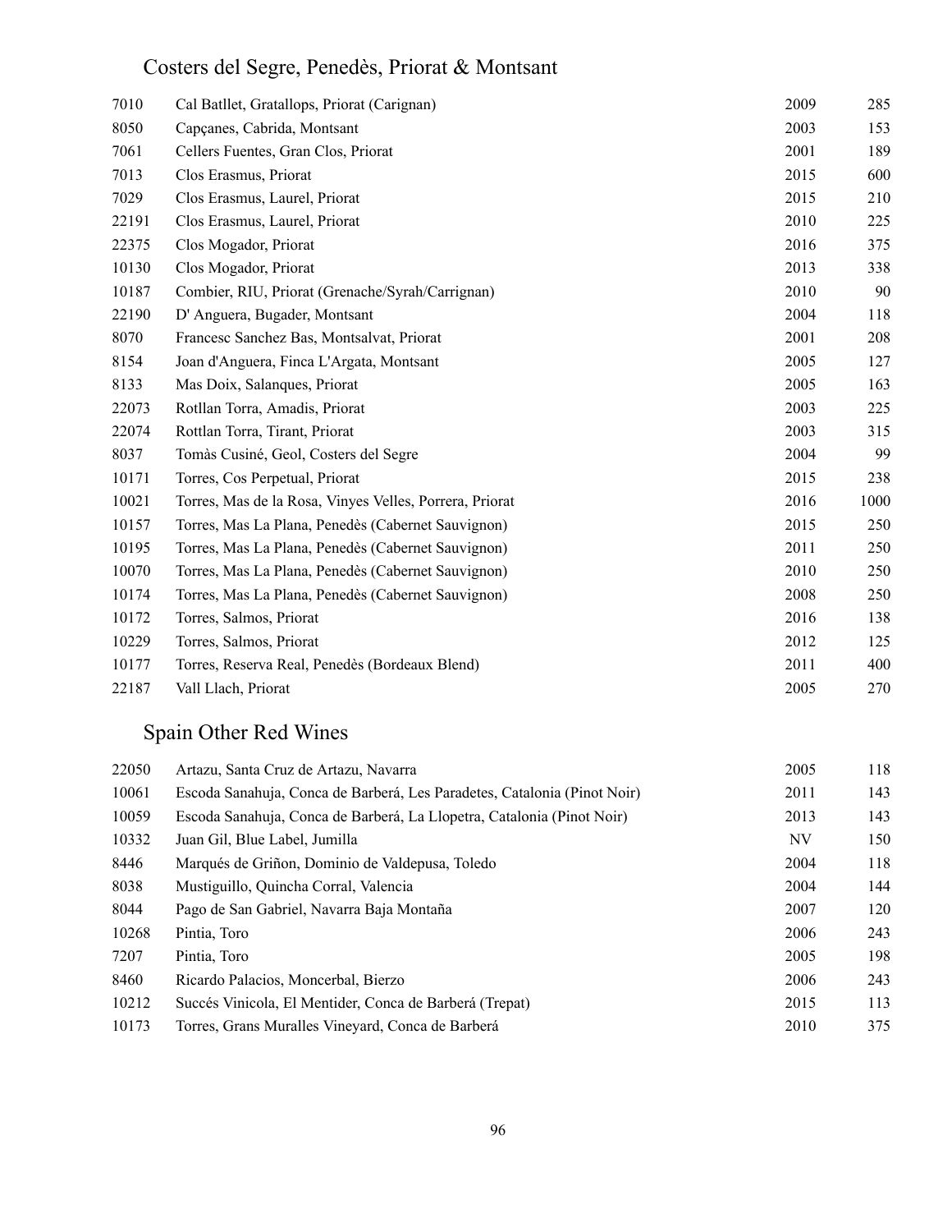## Costers del Segre, Penedès, Priorat & Montsant

| | | | |
|---|---|---|---|
| 7010 | Cal Batllet, Gratallops, Priorat (Carignan) | 2009 | 285 |
| 8050 | Capçanes, Cabrida, Montsant | 2003 | 153 |
| 7061 | Cellers Fuentes, Gran Clos, Priorat | 2001 | 189 |
| 7013 | Clos Erasmus, Priorat | 2015 | 600 |
| 7029 | Clos Erasmus, Laurel, Priorat | 2015 | 210 |
| 22191 | Clos Erasmus, Laurel, Priorat | 2010 | 225 |
| 22375 | Clos Mogador, Priorat | 2016 | 375 |
| 10130 | Clos Mogador, Priorat | 2013 | 338 |
| 10187 | Combier, RIU, Priorat (Grenache/Syrah/Carrignan) | 2010 | 90 |
| 22190 | D' Anguera, Bugader, Montsant | 2004 | 118 |
| 8070 | Francesc Sanchez Bas, Montsalvat, Priorat | 2001 | 208 |
| 8154 | Joan d'Anguera, Finca L'Argata, Montsant | 2005 | 127 |
| 8133 | Mas Doix, Salanques, Priorat | 2005 | 163 |
| 22073 | Rotllan Torra, Amadis, Priorat | 2003 | 225 |
| 22074 | Rottlan Torra, Tirant, Priorat | 2003 | 315 |
| 8037 | Tomàs Cusiné, Geol, Costers del Segre | 2004 | 99 |
| 10171 | Torres, Cos Perpetual, Priorat | 2015 | 238 |
| 10021 | Torres, Mas de la Rosa, Vinyes Velles, Porrera, Priorat | 2016 | 1000 |
| 10157 | Torres, Mas La Plana, Penedès (Cabernet Sauvignon) | 2015 | 250 |
| 10195 | Torres, Mas La Plana, Penedès (Cabernet Sauvignon) | 2011 | 250 |
| 10070 | Torres, Mas La Plana, Penedès (Cabernet Sauvignon) | 2010 | 250 |
| 10174 | Torres, Mas La Plana, Penedès (Cabernet Sauvignon) | 2008 | 250 |
| 10172 | Torres, Salmos, Priorat | 2016 | 138 |
| 10229 | Torres, Salmos, Priorat | 2012 | 125 |
| 10177 | Torres, Reserva Real, Penedès (Bordeaux Blend) | 2011 | 400 |
| 22187 | Vall Llach, Priorat | 2005 | 270 |

## Spain Other Red Wines

| | | | |
|---|---|---|---|
| 22050 | Artazu, Santa Cruz de Artazu, Navarra | 2005 | 118 |
| 10061 | Escoda Sanahuja, Conca de Barberá, Les Paradetes, Catalonia (Pinot Noir) | 2011 | 143 |
| 10059 | Escoda Sanahuja, Conca de Barberá, La Llopetra, Catalonia (Pinot Noir) | 2013 | 143 |
| 10332 | Juan Gil, Blue Label, Jumilla | NV | 150 |
| 8446 | Marqués de Griñon, Dominio de Valdepusa, Toledo | 2004 | 118 |
| 8038 | Mustiguillo, Quincha Corral, Valencia | 2004 | 144 |
| 8044 | Pago de San Gabriel, Navarra Baja Montaña | 2007 | 120 |
| 10268 | Pintia, Toro | 2006 | 243 |
| 7207 | Pintia, Toro | 2005 | 198 |
| 8460 | Ricardo Palacios, Moncerbal, Bierzo | 2006 | 243 |
| 10212 | Succés Vinicola, El Mentider, Conca de Barberá (Trepat) | 2015 | 113 |
| 10173 | Torres, Grans Muralles Vineyard, Conca de Barberá | 2010 | 375 |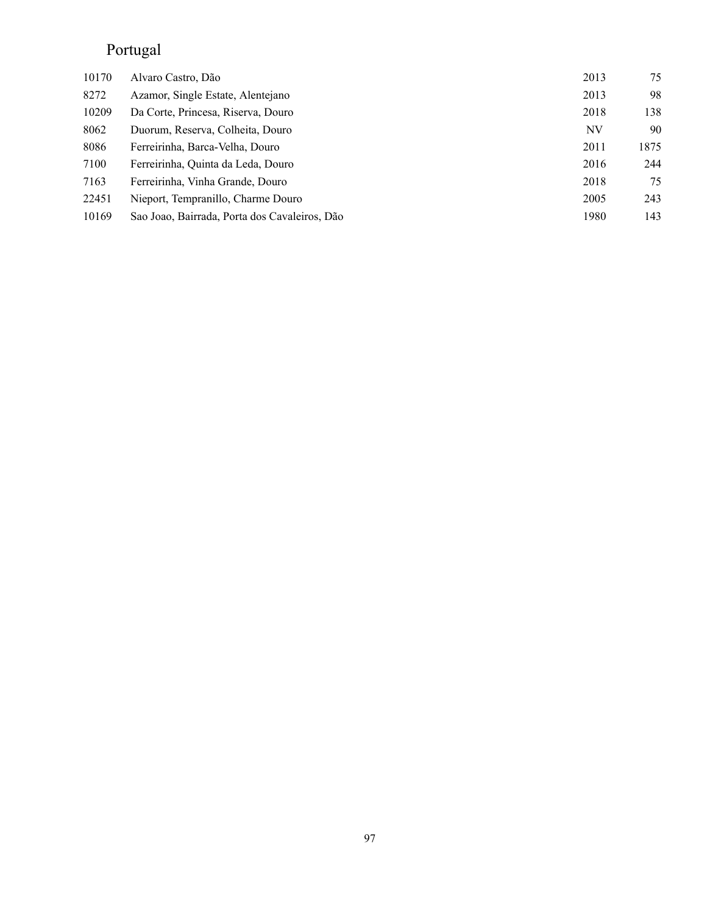# Portugal

| | | | |
|---|---|---|---|
| 10170 | Alvaro Castro, Dão | 2013 | 75 |
| 8272 | Azamor, Single Estate, Alentejano | 2013 | 98 |
| 10209 | Da Corte, Princesa, Riserva, Douro | 2018 | 138 |
| 8062 | Duorum, Reserva, Colheita, Douro | NV | 90 |
| 8086 | Ferreirinha, Barca-Velha, Douro | 2011 | 1875 |
| 7100 | Ferreirinha, Quinta da Leda, Douro | 2016 | 244 |
| 7163 | Ferreirinha, Vinha Grande, Douro | 2018 | 75 |
| 22451 | Nieport, Tempranillo, Charme Douro | 2005 | 243 |
| 10169 | Sao Joao, Bairrada, Porta dos Cavaleiros, Dão | 1980 | 143 |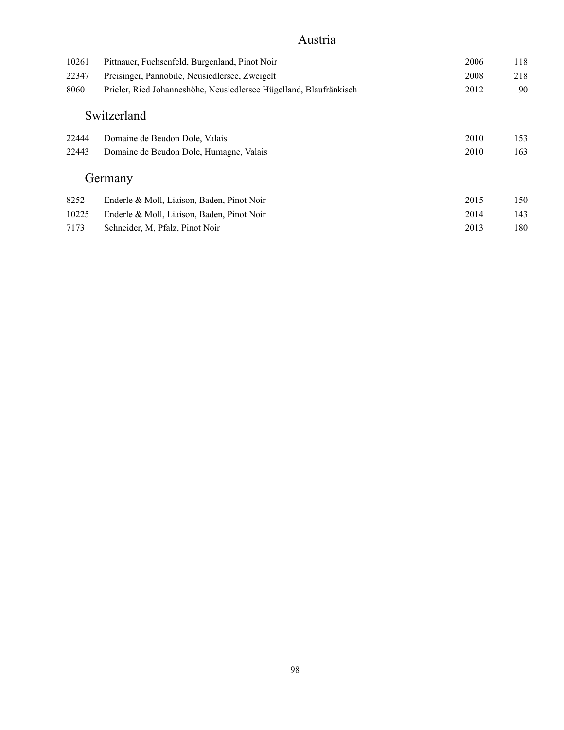## Austria

| | | | |
|---|---|---|---|
| 10261 | Pittnauer, Fuchsenfeld, Burgenland, Pinot Noir | 2006 | 118 |
| 22347 | Preisinger, Pannobile, Neusiedlersee, Zweigelt | 2008 | 218 |
| 8060 | Prieler, Ried Johanneshöhe, Neusiedlersee Hügelland, Blaufränkisch | 2012 | 90 |

## Switzerland

| | | | |
|---|---|---|---|
| 22444 | Domaine de Beudon Dole, Valais | 2010 | 153 |
| 22443 | Domaine de Beudon Dole, Humagne, Valais | 2010 | 163 |

## Germany

| | | | |
|---|---|---|---|
| 8252 | Enderle & Moll, Liaison, Baden, Pinot Noir | 2015 | 150 |
| 10225 | Enderle & Moll, Liaison, Baden, Pinot Noir | 2014 | 143 |
| 7173 | Schneider, M, Pfalz, Pinot Noir | 2013 | 180 |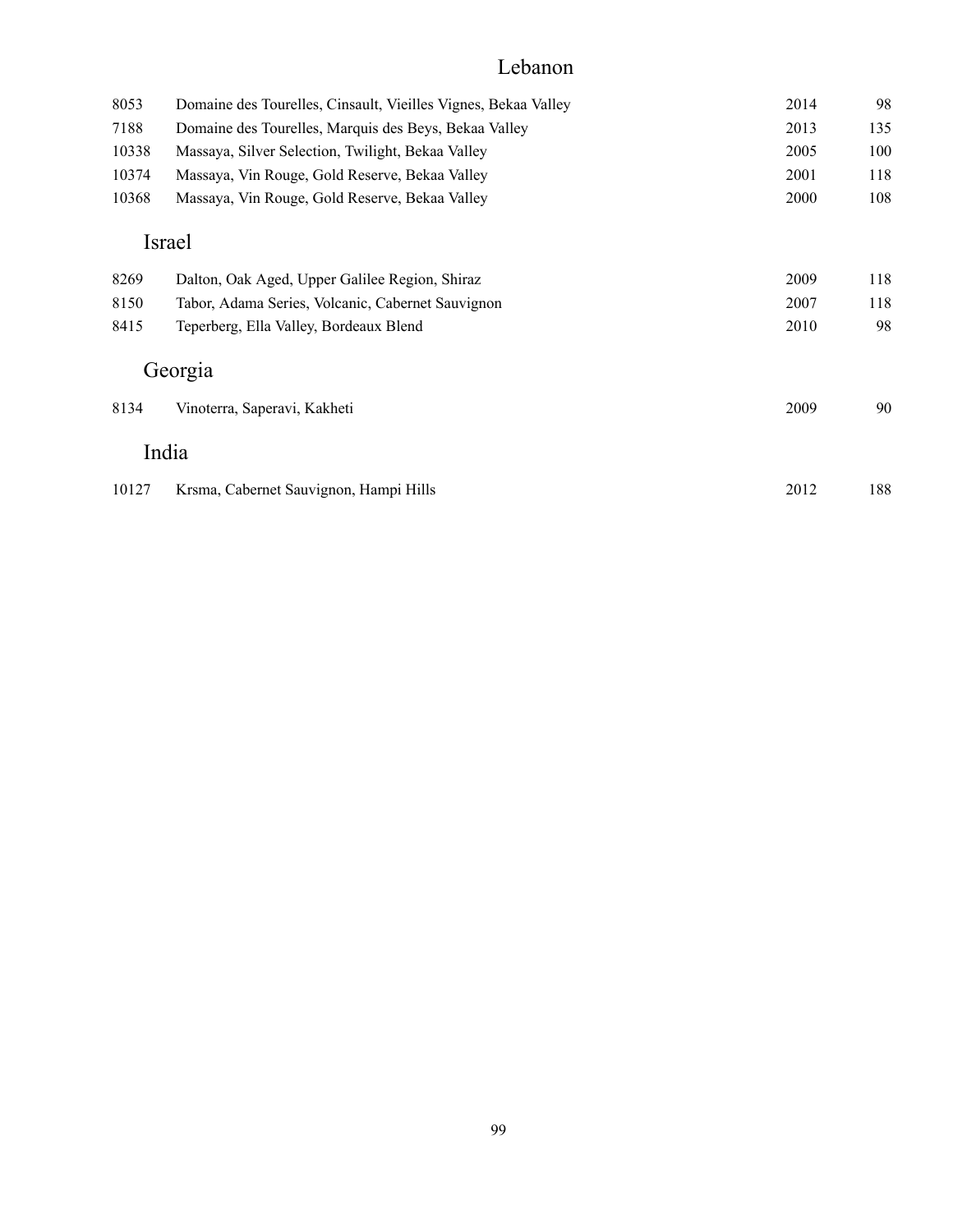## Lebanon

| | | | |
|---|---|---|---|
| 8053 | Domaine des Tourelles, Cinsault, Vieilles Vignes, Bekaa Valley | 2014 | 98 |
| 7188 | Domaine des Tourelles, Marquis des Beys, Bekaa Valley | 2013 | 135 |
| 10338 | Massaya, Silver Selection, Twilight, Bekaa Valley | 2005 | 100 |
| 10374 | Massaya, Vin Rouge, Gold Reserve, Bekaa Valley | 2001 | 118 |
| 10368 | Massaya, Vin Rouge, Gold Reserve, Bekaa Valley | 2000 | 108 |

## Israel

| | | | |
|---|---|---|---|
| 8269 | Dalton, Oak Aged, Upper Galilee Region, Shiraz | 2009 | 118 |
| 8150 | Tabor, Adama Series, Volcanic, Cabernet Sauvignon | 2007 | 118 |
| 8415 | Teperberg, Ella Valley, Bordeaux Blend | 2010 | 98 |

## Georgia

| | | | |
|---|---|---|---|
| 8134 | Vinoterra, Saperavi, Kakheti | 2009 | 90 |

## India

| | | | |
|---|---|---|---|
| 10127 | Krsma, Cabernet Sauvignon, Hampi Hills | 2012 | 188 |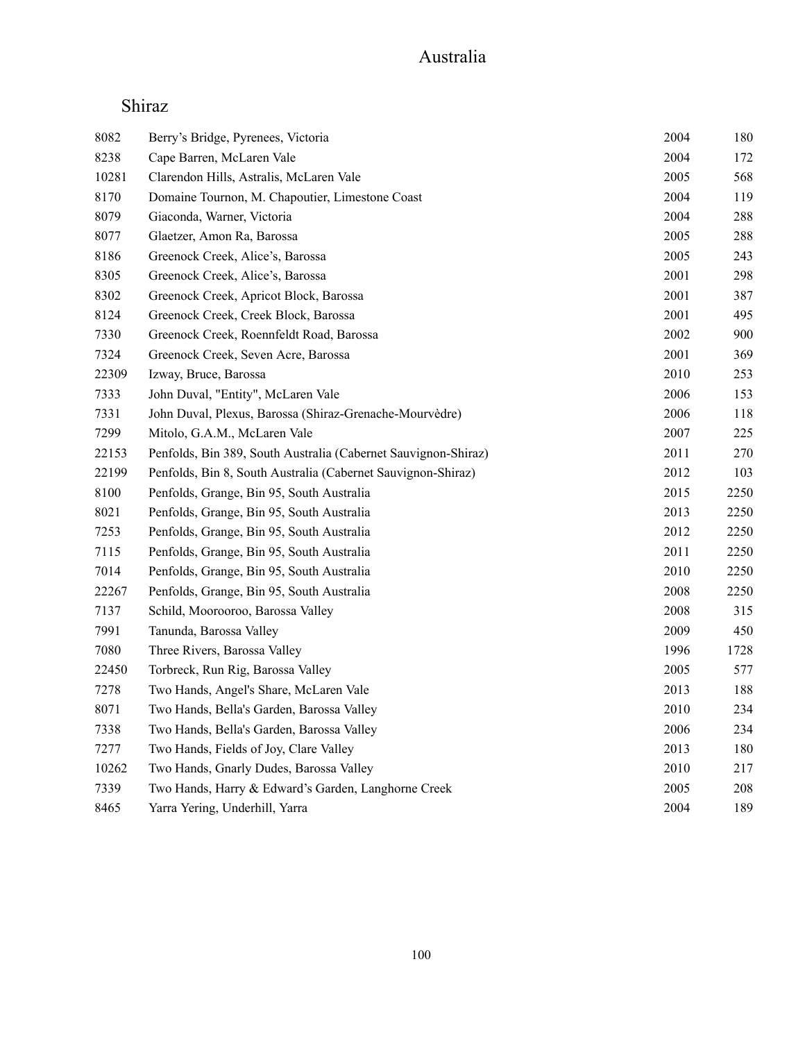# Australia

## Shiraz

| | | | |
|---|---|---|---|
| 8082 | Berry's Bridge, Pyrenees, Victoria | 2004 | 180 |
| 8238 | Cape Barren, McLaren Vale | 2004 | 172 |
| 10281 | Clarendon Hills, Astralis, McLaren Vale | 2005 | 568 |
| 8170 | Domaine Tournon, M. Chapoutier, Limestone Coast | 2004 | 119 |
| 8079 | Giaconda, Warner, Victoria | 2004 | 288 |
| 8077 | Glaetzer, Amon Ra, Barossa | 2005 | 288 |
| 8186 | Greenock Creek, Alice's, Barossa | 2005 | 243 |
| 8305 | Greenock Creek, Alice's, Barossa | 2001 | 298 |
| 8302 | Greenock Creek, Apricot Block, Barossa | 2001 | 387 |
| 8124 | Greenock Creek, Creek Block, Barossa | 2001 | 495 |
| 7330 | Greenock Creek, Roennfeldt Road, Barossa | 2002 | 900 |
| 7324 | Greenock Creek, Seven Acre, Barossa | 2001 | 369 |
| 22309 | Izway, Bruce, Barossa | 2010 | 253 |
| 7333 | John Duval, "Entity", McLaren Vale | 2006 | 153 |
| 7331 | John Duval, Plexus, Barossa (Shiraz-Grenache-Mourvèdre) | 2006 | 118 |
| 7299 | Mitolo, G.A.M., McLaren Vale | 2007 | 225 |
| 22153 | Penfolds, Bin 389, South Australia (Cabernet Sauvignon-Shiraz) | 2011 | 270 |
| 22199 | Penfolds, Bin 8, South Australia (Cabernet Sauvignon-Shiraz) | 2012 | 103 |
| 8100 | Penfolds, Grange, Bin 95, South Australia | 2015 | 2250 |
| 8021 | Penfolds, Grange, Bin 95, South Australia | 2013 | 2250 |
| 7253 | Penfolds, Grange, Bin 95, South Australia | 2012 | 2250 |
| 7115 | Penfolds, Grange, Bin 95, South Australia | 2011 | 2250 |
| 7014 | Penfolds, Grange, Bin 95, South Australia | 2010 | 2250 |
| 22267 | Penfolds, Grange, Bin 95, South Australia | 2008 | 2250 |
| 7137 | Schild, Moorooroo, Barossa Valley | 2008 | 315 |
| 7991 | Tanunda, Barossa Valley | 2009 | 450 |
| 7080 | Three Rivers, Barossa Valley | 1996 | 1728 |
| 22450 | Torbreck, Run Rig, Barossa Valley | 2005 | 577 |
| 7278 | Two Hands, Angel's Share, McLaren Vale | 2013 | 188 |
| 8071 | Two Hands, Bella's Garden, Barossa Valley | 2010 | 234 |
| 7338 | Two Hands, Bella's Garden, Barossa Valley | 2006 | 234 |
| 7277 | Two Hands, Fields of Joy, Clare Valley | 2013 | 180 |
| 10262 | Two Hands, Gnarly Dudes, Barossa Valley | 2010 | 217 |
| 7339 | Two Hands, Harry & Edward's Garden, Langhorne Creek | 2005 | 208 |
| 8465 | Yarra Yering, Underhill, Yarra | 2004 | 189 |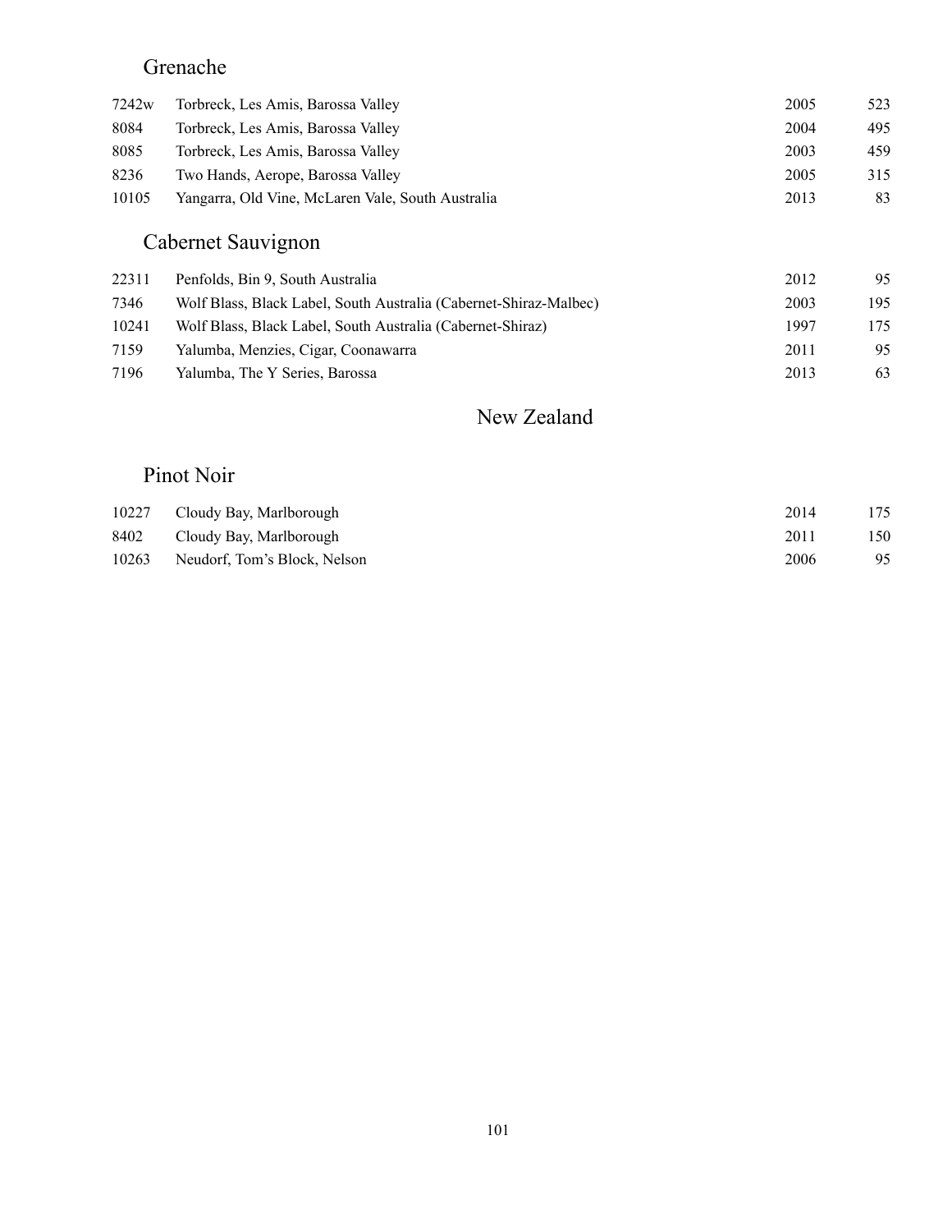### Grenache

| | | | |
|---|---|---|---|
| 7242w | Torbreck, Les Amis, Barossa Valley | 2005 | 523 |
| 8084 | Torbreck, Les Amis, Barossa Valley | 2004 | 495 |
| 8085 | Torbreck, Les Amis, Barossa Valley | 2003 | 459 |
| 8236 | Two Hands, Aerope, Barossa Valley | 2005 | 315 |
| 10105 | Yangarra, Old Vine, McLaren Vale, South Australia | 2013 | 83 |

### Cabernet Sauvignon

| | | | |
|---|---|---|---|
| 22311 | Penfolds, Bin 9, South Australia | 2012 | 95 |
| 7346 | Wolf Blass, Black Label, South Australia (Cabernet-Shiraz-Malbec) | 2003 | 195 |
| 10241 | Wolf Blass, Black Label, South Australia (Cabernet-Shiraz) | 1997 | 175 |
| 7159 | Yalumba, Menzies, Cigar, Coonawarra | 2011 | 95 |
| 7196 | Yalumba, The Y Series, Barossa | 2013 | 63 |

## New Zealand

### Pinot Noir

| | | | |
|---|---|---|---|
| 10227 | Cloudy Bay, Marlborough | 2014 | 175 |
| 8402 | Cloudy Bay, Marlborough | 2011 | 150 |
| 10263 | Neudorf, Tom's Block, Nelson | 2006 | 95 |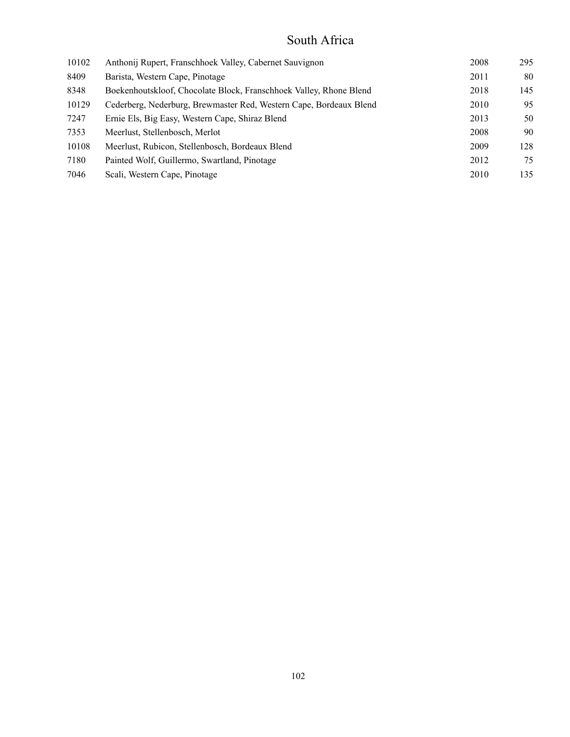# South Africa

| | | | |
|---|---|---|---|
| 10102 | Anthonij Rupert, Franschhoek Valley, Cabernet Sauvignon | 2008 | 295 |
| 8409 | Barista, Western Cape, Pinotage | 2011 | 80 |
| 8348 | Boekenhoutskloof, Chocolate Block, Franschhoek Valley, Rhone Blend | 2018 | 145 |
| 10129 | Cederberg, Nederburg, Brewmaster Red, Western Cape, Bordeaux Blend | 2010 | 95 |
| 7247 | Ernie Els, Big Easy, Western Cape, Shiraz Blend | 2013 | 50 |
| 7353 | Meerlust, Stellenbosch, Merlot | 2008 | 90 |
| 10108 | Meerlust, Rubicon, Stellenbosch, Bordeaux Blend | 2009 | 128 |
| 7180 | Painted Wolf, Guillermo, Swartland, Pinotage | 2012 | 75 |
| 7046 | Scali, Western Cape, Pinotage | 2010 | 135 |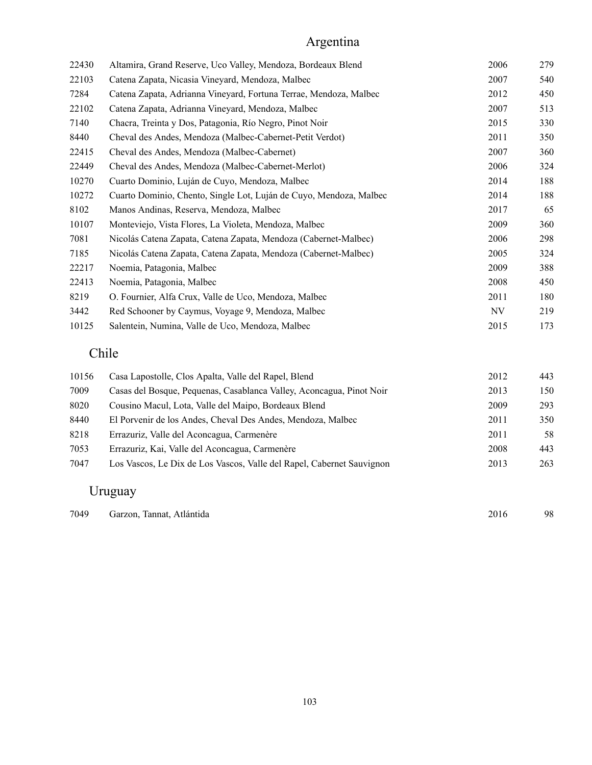# Argentina

| | | | |
|---|---|---|---|
| 22430 | Altamira, Grand Reserve, Uco Valley, Mendoza, Bordeaux Blend | 2006 | 279 |
| 22103 | Catena Zapata, Nicasia Vineyard, Mendoza, Malbec | 2007 | 540 |
| 7284 | Catena Zapata, Adrianna Vineyard, Fortuna Terrae, Mendoza, Malbec | 2012 | 450 |
| 22102 | Catena Zapata, Adrianna Vineyard, Mendoza, Malbec | 2007 | 513 |
| 7140 | Chacra, Treinta y Dos, Patagonia, Río Negro, Pinot Noir | 2015 | 330 |
| 8440 | Cheval des Andes, Mendoza (Malbec-Cabernet-Petit Verdot) | 2011 | 350 |
| 22415 | Cheval des Andes, Mendoza (Malbec-Cabernet) | 2007 | 360 |
| 22449 | Cheval des Andes, Mendoza (Malbec-Cabernet-Merlot) | 2006 | 324 |
| 10270 | Cuarto Dominio, Luján de Cuyo, Mendoza, Malbec | 2014 | 188 |
| 10272 | Cuarto Dominio, Chento, Single Lot, Luján de Cuyo, Mendoza, Malbec | 2014 | 188 |
| 8102 | Manos Andinas, Reserva, Mendoza, Malbec | 2017 | 65 |
| 10107 | Monteviejo, Vista Flores, La Violeta, Mendoza, Malbec | 2009 | 360 |
| 7081 | Nicolás Catena Zapata, Catena Zapata, Mendoza (Cabernet-Malbec) | 2006 | 298 |
| 7185 | Nicolás Catena Zapata, Catena Zapata, Mendoza (Cabernet-Malbec) | 2005 | 324 |
| 22217 | Noemia, Patagonia, Malbec | 2009 | 388 |
| 22413 | Noemia, Patagonia, Malbec | 2008 | 450 |
| 8219 | O. Fournier, Alfa Crux, Valle de Uco, Mendoza, Malbec | 2011 | 180 |
| 3442 | Red Schooner by Caymus, Voyage 9, Mendoza, Malbec | NV | 219 |
| 10125 | Salentein, Numina, Valle de Uco, Mendoza, Malbec | 2015 | 173 |

## Chile

| | | | |
|---|---|---|---|
| 10156 | Casa Lapostolle, Clos Apalta, Valle del Rapel, Blend | 2012 | 443 |
| 7009 | Casas del Bosque, Pequenas, Casablanca Valley, Aconcagua, Pinot Noir | 2013 | 150 |
| 8020 | Cousino Macul, Lota, Valle del Maipo, Bordeaux Blend | 2009 | 293 |
| 8440 | El Porvenir de los Andes, Cheval Des Andes, Mendoza, Malbec | 2011 | 350 |
| 8218 | Errazuriz, Valle del Aconcagua, Carmenère | 2011 | 58 |
| 7053 | Errazuriz, Kai, Valle del Aconcagua, Carmenère | 2008 | 443 |
| 7047 | Los Vascos, Le Dix de Los Vascos, Valle del Rapel, Cabernet Sauvignon | 2013 | 263 |

## Uruguay

| | | | |
|---|---|---|---|
| 7049 | Garzon, Tannat, Atlántida | 2016 | 98 |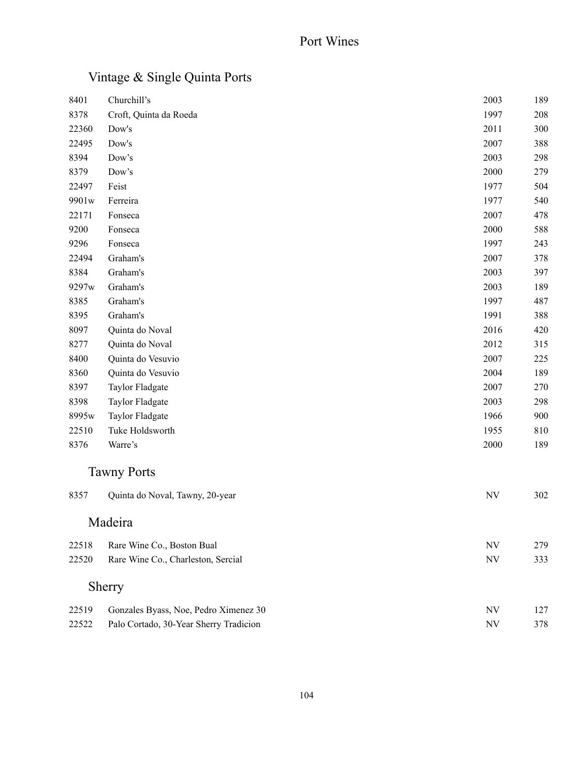# Port Wines

## Vintage & Single Quinta Ports

| | | | |
|---|---|---|---|
| 8401 | Churchill's | 2003 | 189 |
| 8378 | Croft, Quinta da Roeda | 1997 | 208 |
| 22360 | Dow's | 2011 | 300 |
| 22495 | Dow's | 2007 | 388 |
| 8394 | Dow's | 2003 | 298 |
| 8379 | Dow's | 2000 | 279 |
| 22497 | Feist | 1977 | 504 |
| 9901w | Ferreira | 1977 | 540 |
| 22171 | Fonseca | 2007 | 478 |
| 9200 | Fonseca | 2000 | 588 |
| 9296 | Fonseca | 1997 | 243 |
| 22494 | Graham's | 2007 | 378 |
| 8384 | Graham's | 2003 | 397 |
| 9297w | Graham's | 2003 | 189 |
| 8385 | Graham's | 1997 | 487 |
| 8395 | Graham's | 1991 | 388 |
| 8097 | Quinta do Noval | 2016 | 420 |
| 8277 | Quinta do Noval | 2012 | 315 |
| 8400 | Quinta do Vesuvio | 2007 | 225 |
| 8360 | Quinta do Vesuvio | 2004 | 189 |
| 8397 | Taylor Fladgate | 2007 | 270 |
| 8398 | Taylor Fladgate | 2003 | 298 |
| 8995w | Taylor Fladgate | 1966 | 900 |
| 22510 | Tuke Holdsworth | 1955 | 810 |
| 8376 | Warre's | 2000 | 189 |

## Tawny Ports

| | | | |
|---|---|---|---|
| 8357 | Quinta do Noval, Tawny, 20-year | NV | 302 |

## Madeira

| | | | |
|---|---|---|---|
| 22518 | Rare Wine Co., Boston Bual | NV | 279 |
| 22520 | Rare Wine Co., Charleston, Sercial | NV | 333 |

## Sherry

| | | | |
|---|---|---|---|
| 22519 | Gonzales Byass, Noe, Pedro Ximenez 30 | NV | 127 |
| 22522 | Palo Cortado, 30-Year Sherry Tradicion | NV | 378 |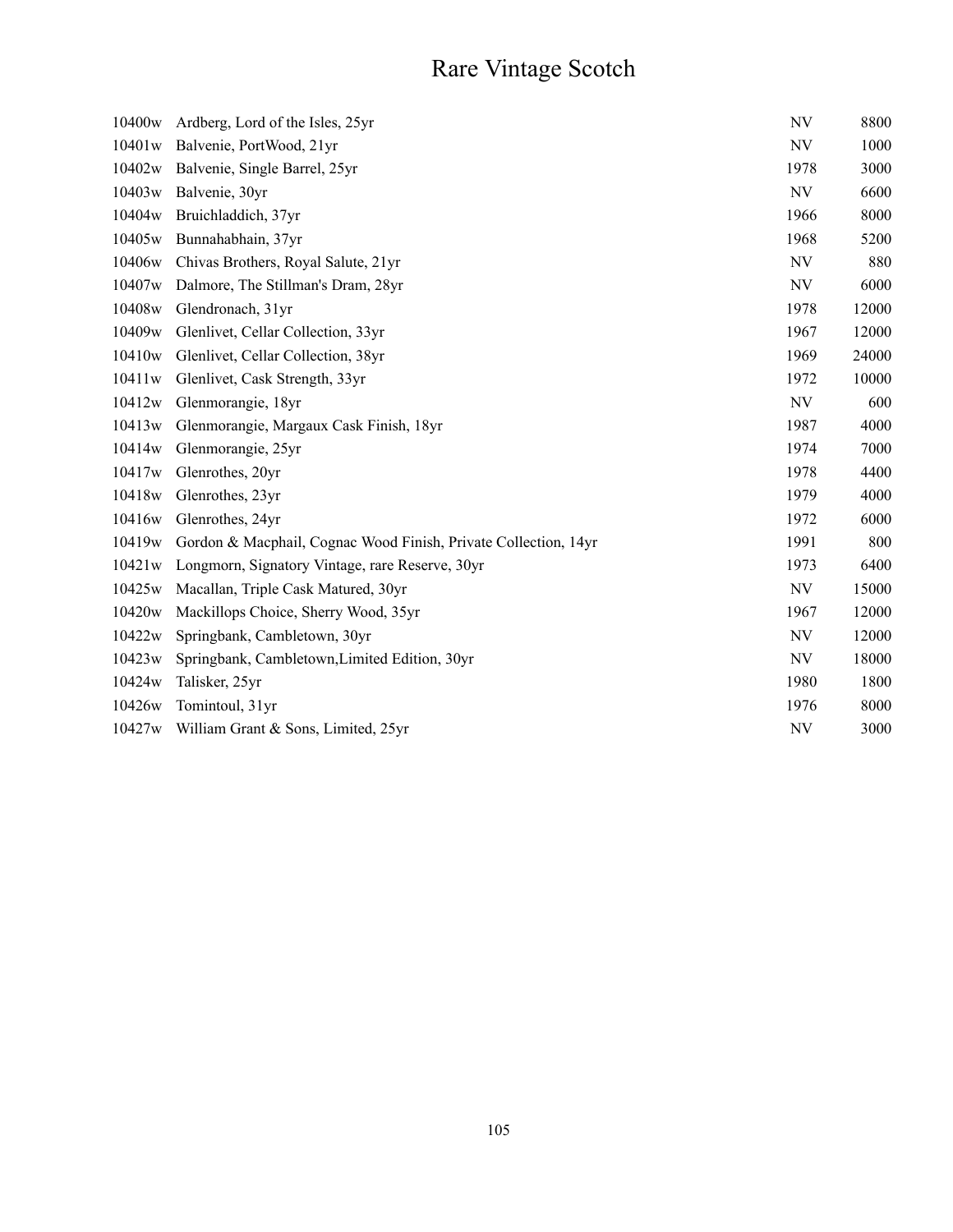# Rare Vintage Scotch

| | | | |
|---|---|---|---|
| 10400w | Ardberg, Lord of the Isles, 25yr | NV | 8800 |
| 10401w | Balvenie, PortWood, 21yr | NV | 1000 |
| 10402w | Balvenie, Single Barrel, 25yr | 1978 | 3000 |
| 10403w | Balvenie, 30yr | NV | 6600 |
| 10404w | Bruichladdich, 37yr | 1966 | 8000 |
| 10405w | Bunnahabhain, 37yr | 1968 | 5200 |
| 10406w | Chivas Brothers, Royal Salute, 21yr | NV | 880 |
| 10407w | Dalmore, The Stillman's Dram, 28yr | NV | 6000 |
| 10408w | Glendronach, 31yr | 1978 | 12000 |
| 10409w | Glenlivet, Cellar Collection, 33yr | 1967 | 12000 |
| 10410w | Glenlivet, Cellar Collection, 38yr | 1969 | 24000 |
| 10411w | Glenlivet, Cask Strength, 33yr | 1972 | 10000 |
| 10412w | Glenmorangie, 18yr | NV | 600 |
| 10413w | Glenmorangie, Margaux Cask Finish, 18yr | 1987 | 4000 |
| 10414w | Glenmorangie, 25yr | 1974 | 7000 |
| 10417w | Glenrothes, 20yr | 1978 | 4400 |
| 10418w | Glenrothes, 23yr | 1979 | 4000 |
| 10416w | Glenrothes, 24yr | 1972 | 6000 |
| 10419w | Gordon & Macphail, Cognac Wood Finish, Private Collection, 14yr | 1991 | 800 |
| 10421w | Longmorn, Signatory Vintage, rare Reserve, 30yr | 1973 | 6400 |
| 10425w | Macallan, Triple Cask Matured, 30yr | NV | 15000 |
| 10420w | Mackillops Choice, Sherry Wood, 35yr | 1967 | 12000 |
| 10422w | Springbank, Cambletown, 30yr | NV | 12000 |
| 10423w | Springbank, Cambletown,Limited Edition, 30yr | NV | 18000 |
| 10424w | Talisker, 25yr | 1980 | 1800 |
| 10426w | Tomintoul, 31yr | 1976 | 8000 |
| 10427w | William Grant & Sons, Limited, 25yr | NV | 3000 |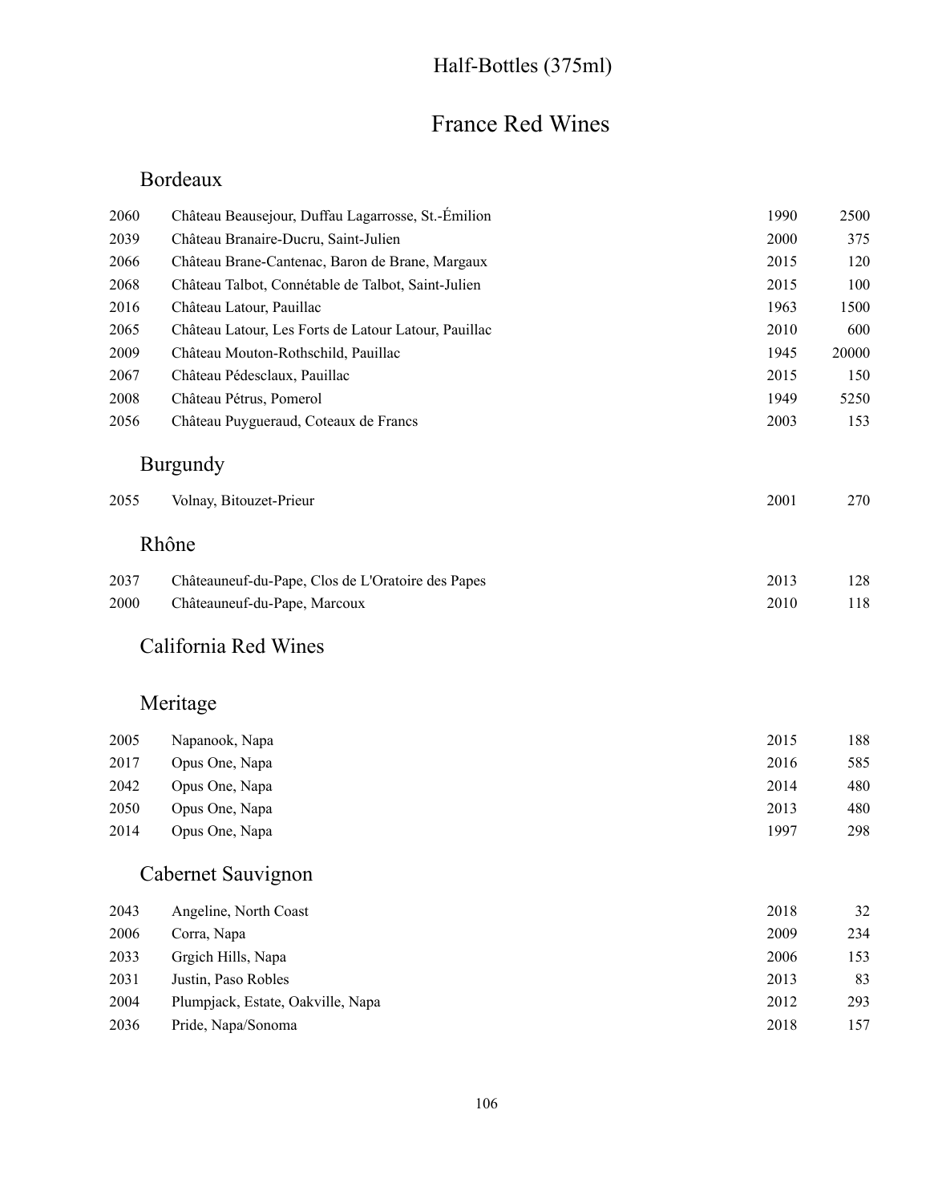# Half-Bottles (375ml)

## France Red Wines

### Bordeaux

| | | | |
|---|---|---|---|
| 2060 | Château Beausejour, Duffau Lagarrosse, St.-Émilion | 1990 | 2500 |
| 2039 | Château Branaire-Ducru, Saint-Julien | 2000 | 375 |
| 2066 | Château Brane-Cantenac, Baron de Brane, Margaux | 2015 | 120 |
| 2068 | Château Talbot, Connétable de Talbot, Saint-Julien | 2015 | 100 |
| 2016 | Château Latour, Pauillac | 1963 | 1500 |
| 2065 | Château Latour, Les Forts de Latour Latour, Pauillac | 2010 | 600 |
| 2009 | Château Mouton-Rothschild, Pauillac | 1945 | 20000 |
| 2067 | Château Pédesclaux, Pauillac | 2015 | 150 |
| 2008 | Château Pétrus, Pomerol | 1949 | 5250 |
| 2056 | Château Puygueraud, Coteaux de Francs | 2003 | 153 |

### Burgundy

| | | | |
|---|---|---|---|
| 2055 | Volnay, Bitouzet-Prieur | 2001 | 270 |

### Rhône

| | | | |
|---|---|---|---|
| 2037 | Châteauneuf-du-Pape, Clos de L'Oratoire des Papes | 2013 | 128 |
| 2000 | Châteauneuf-du-Pape, Marcoux | 2010 | 118 |

## California Red Wines

### Meritage

| | | | |
|---|---|---|---|
| 2005 | Napanook, Napa | 2015 | 188 |
| 2017 | Opus One, Napa | 2016 | 585 |
| 2042 | Opus One, Napa | 2014 | 480 |
| 2050 | Opus One, Napa | 2013 | 480 |
| 2014 | Opus One, Napa | 1997 | 298 |

### Cabernet Sauvignon

| | | | |
|---|---|---|---|
| 2043 | Angeline, North Coast | 2018 | 32 |
| 2006 | Corra, Napa | 2009 | 234 |
| 2033 | Grgich Hills, Napa | 2006 | 153 |
| 2031 | Justin, Paso Robles | 2013 | 83 |
| 2004 | Plumpjack, Estate, Oakville, Napa | 2012 | 293 |
| 2036 | Pride, Napa/Sonoma | 2018 | 157 |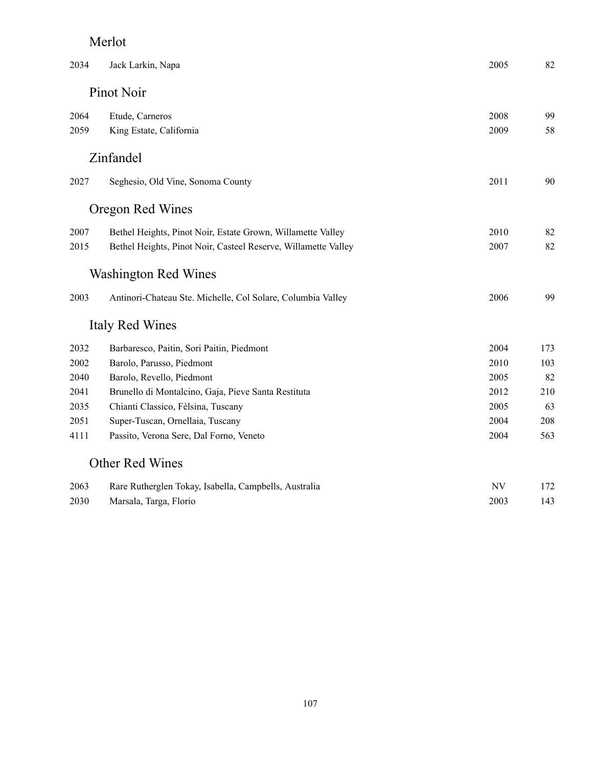## Merlot

| | | | |
|---|---|---|---|
| 2034 | Jack Larkin, Napa | 2005 | 82 |

## Pinot Noir

| | | | |
|---|---|---|---|
| 2064 | Etude, Carneros | 2008 | 99 |
| 2059 | King Estate, California | 2009 | 58 |

## Zinfandel

| | | | |
|---|---|---|---|
| 2027 | Seghesio, Old Vine, Sonoma County | 2011 | 90 |

## Oregon Red Wines

| | | | |
|---|---|---|---|
| 2007 | Bethel Heights, Pinot Noir, Estate Grown, Willamette Valley | 2010 | 82 |
| 2015 | Bethel Heights, Pinot Noir, Casteel Reserve, Willamette Valley | 2007 | 82 |

## Washington Red Wines

| | | | |
|---|---|---|---|
| 2003 | Antinori-Chateau Ste. Michelle, Col Solare, Columbia Valley | 2006 | 99 |

## Italy Red Wines

| | | | |
|---|---|---|---|
| 2032 | Barbaresco, Paitin, Sori Paitin, Piedmont | 2004 | 173 |
| 2002 | Barolo, Parusso, Piedmont | 2010 | 103 |
| 2040 | Barolo, Revello, Piedmont | 2005 | 82 |
| 2041 | Brunello di Montalcino, Gaja, Pieve Santa Restituta | 2012 | 210 |
| 2035 | Chianti Classico, Fèlsina, Tuscany | 2005 | 63 |
| 2051 | Super-Tuscan, Ornellaia, Tuscany | 2004 | 208 |
| 4111 | Passito, Verona Sere, Dal Forno, Veneto | 2004 | 563 |

## Other Red Wines

| | | | |
|---|---|---|---|
| 2063 | Rare Rutherglen Tokay, Isabella, Campbells, Australia | NV | 172 |
| 2030 | Marsala, Targa, Florio | 2003 | 143 |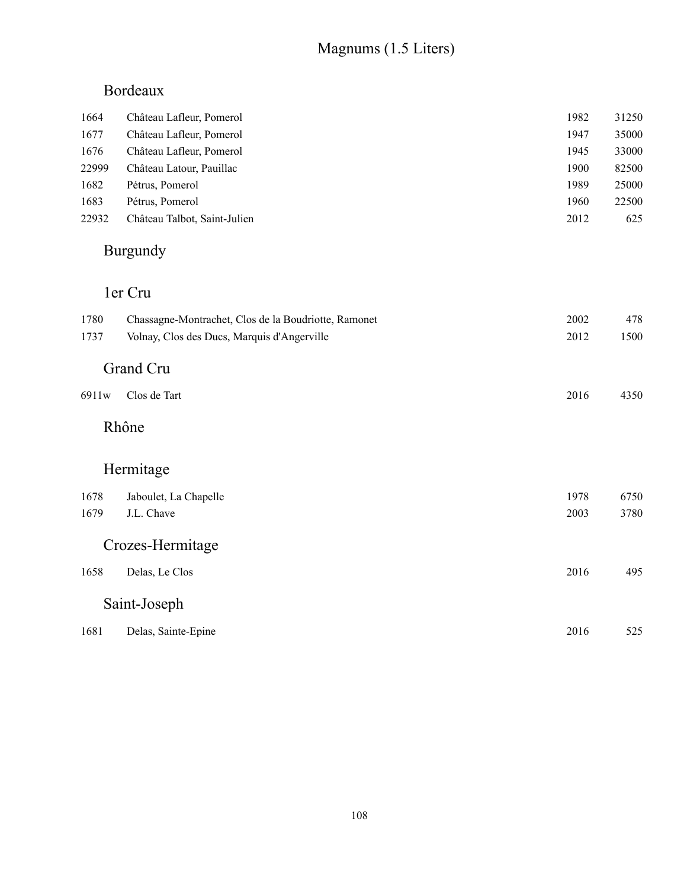# Magnums (1.5 Liters)

## Bordeaux

| | | | |
|---|---|---|---|
| 1664 | Château Lafleur, Pomerol | 1982 | 31250 |
| 1677 | Château Lafleur, Pomerol | 1947 | 35000 |
| 1676 | Château Lafleur, Pomerol | 1945 | 33000 |
| 22999 | Château Latour, Pauillac | 1900 | 82500 |
| 1682 | Pétrus, Pomerol | 1989 | 25000 |
| 1683 | Pétrus, Pomerol | 1960 | 22500 |
| 22932 | Château Talbot, Saint-Julien | 2012 | 625 |

## Burgundy

### 1er Cru

| | | | |
|---|---|---|---|
| 1780 | Chassagne-Montrachet, Clos de la Boudriotte, Ramonet | 2002 | 478 |
| 1737 | Volnay, Clos des Ducs, Marquis d'Angerville | 2012 | 1500 |

### Grand Cru

| | | | |
|---|---|---|---|
| 6911w | Clos de Tart | 2016 | 4350 |

## Rhône

### Hermitage

| | | | |
|---|---|---|---|
| 1678 | Jaboulet, La Chapelle | 1978 | 6750 |
| 1679 | J.L. Chave | 2003 | 3780 |

### Crozes-Hermitage

| | | | |
|---|---|---|---|
| 1658 | Delas, Le Clos | 2016 | 495 |

### Saint-Joseph

| | | | |
|---|---|---|---|
| 1681 | Delas, Sainte-Epine | 2016 | 525 |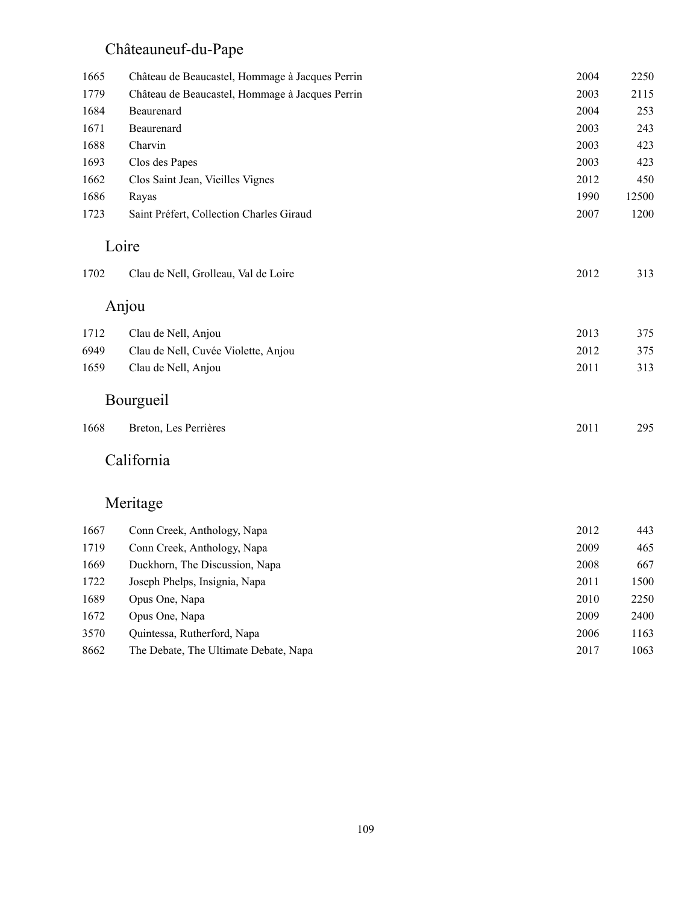## Châteauneuf-du-Pape

| | | | |
|---|---|---|---|
| 1665 | Château de Beaucastel, Hommage à Jacques Perrin | 2004 | 2250 |
| 1779 | Château de Beaucastel, Hommage à Jacques Perrin | 2003 | 2115 |
| 1684 | Beaurenard | 2004 | 253 |
| 1671 | Beaurenard | 2003 | 243 |
| 1688 | Charvin | 2003 | 423 |
| 1693 | Clos des Papes | 2003 | 423 |
| 1662 | Clos Saint Jean, Vieilles Vignes | 2012 | 450 |
| 1686 | Rayas | 1990 | 12500 |
| 1723 | Saint Préfert, Collection Charles Giraud | 2007 | 1200 |

## Loire

| | | | |
|---|---|---|---|
| 1702 | Clau de Nell, Grolleau, Val de Loire | 2012 | 313 |

## Anjou

| | | | |
|---|---|---|---|
| 1712 | Clau de Nell, Anjou | 2013 | 375 |
| 6949 | Clau de Nell, Cuvée Violette, Anjou | 2012 | 375 |
| 1659 | Clau de Nell, Anjou | 2011 | 313 |

## Bourgueil

| | | | |
|---|---|---|---|
| 1668 | Breton, Les Perrières | 2011 | 295 |

## California

## Meritage

| | | | |
|---|---|---|---|
| 1667 | Conn Creek, Anthology, Napa | 2012 | 443 |
| 1719 | Conn Creek, Anthology, Napa | 2009 | 465 |
| 1669 | Duckhorn, The Discussion, Napa | 2008 | 667 |
| 1722 | Joseph Phelps, Insignia, Napa | 2011 | 1500 |
| 1689 | Opus One, Napa | 2010 | 2250 |
| 1672 | Opus One, Napa | 2009 | 2400 |
| 3570 | Quintessa, Rutherford, Napa | 2006 | 1163 |
| 8662 | The Debate, The Ultimate Debate, Napa | 2017 | 1063 |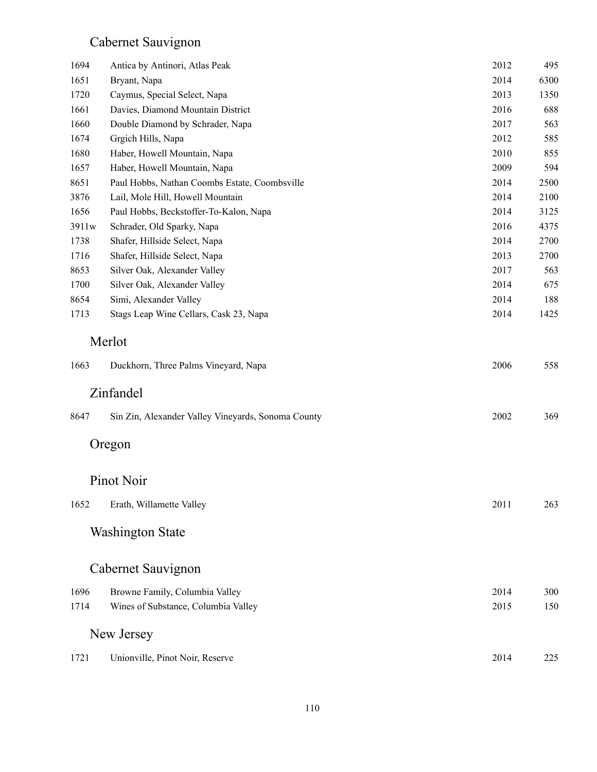## Cabernet Sauvignon

| | | | |
|---|---|---|---|
| 1694 | Antica by Antinori, Atlas Peak | 2012 | 495 |
| 1651 | Bryant, Napa | 2014 | 6300 |
| 1720 | Caymus, Special Select, Napa | 2013 | 1350 |
| 1661 | Davies, Diamond Mountain District | 2016 | 688 |
| 1660 | Double Diamond by Schrader, Napa | 2017 | 563 |
| 1674 | Grgich Hills, Napa | 2012 | 585 |
| 1680 | Haber, Howell Mountain, Napa | 2010 | 855 |
| 1657 | Haber, Howell Mountain, Napa | 2009 | 594 |
| 8651 | Paul Hobbs, Nathan Coombs Estate, Coombsville | 2014 | 2500 |
| 3876 | Lail, Mole Hill, Howell Mountain | 2014 | 2100 |
| 1656 | Paul Hobbs, Beckstoffer-To-Kalon, Napa | 2014 | 3125 |
| 3911w | Schrader, Old Sparky, Napa | 2016 | 4375 |
| 1738 | Shafer, Hillside Select, Napa | 2014 | 2700 |
| 1716 | Shafer, Hillside Select, Napa | 2013 | 2700 |
| 8653 | Silver Oak, Alexander Valley | 2017 | 563 |
| 1700 | Silver Oak, Alexander Valley | 2014 | 675 |
| 8654 | Simi, Alexander Valley | 2014 | 188 |
| 1713 | Stags Leap Wine Cellars, Cask 23, Napa | 2014 | 1425 |

## Merlot

| | | | |
|---|---|---|---|
| 1663 | Duckhorn, Three Palms Vineyard, Napa | 2006 | 558 |

## Zinfandel

| | | | |
|---|---|---|---|
| 8647 | Sin Zin, Alexander Valley Vineyards, Sonoma County | 2002 | 369 |

## Oregon

## Pinot Noir

| | | | |
|---|---|---|---|
| 1652 | Erath, Willamette Valley | 2011 | 263 |

## Washington State

## Cabernet Sauvignon

| | | | |
|---|---|---|---|
| 1696 | Browne Family, Columbia Valley | 2014 | 300 |
| 1714 | Wines of Substance, Columbia Valley | 2015 | 150 |

## New Jersey

| | | | |
|---|---|---|---|
| 1721 | Unionville, Pinot Noir, Reserve | 2014 | 225 |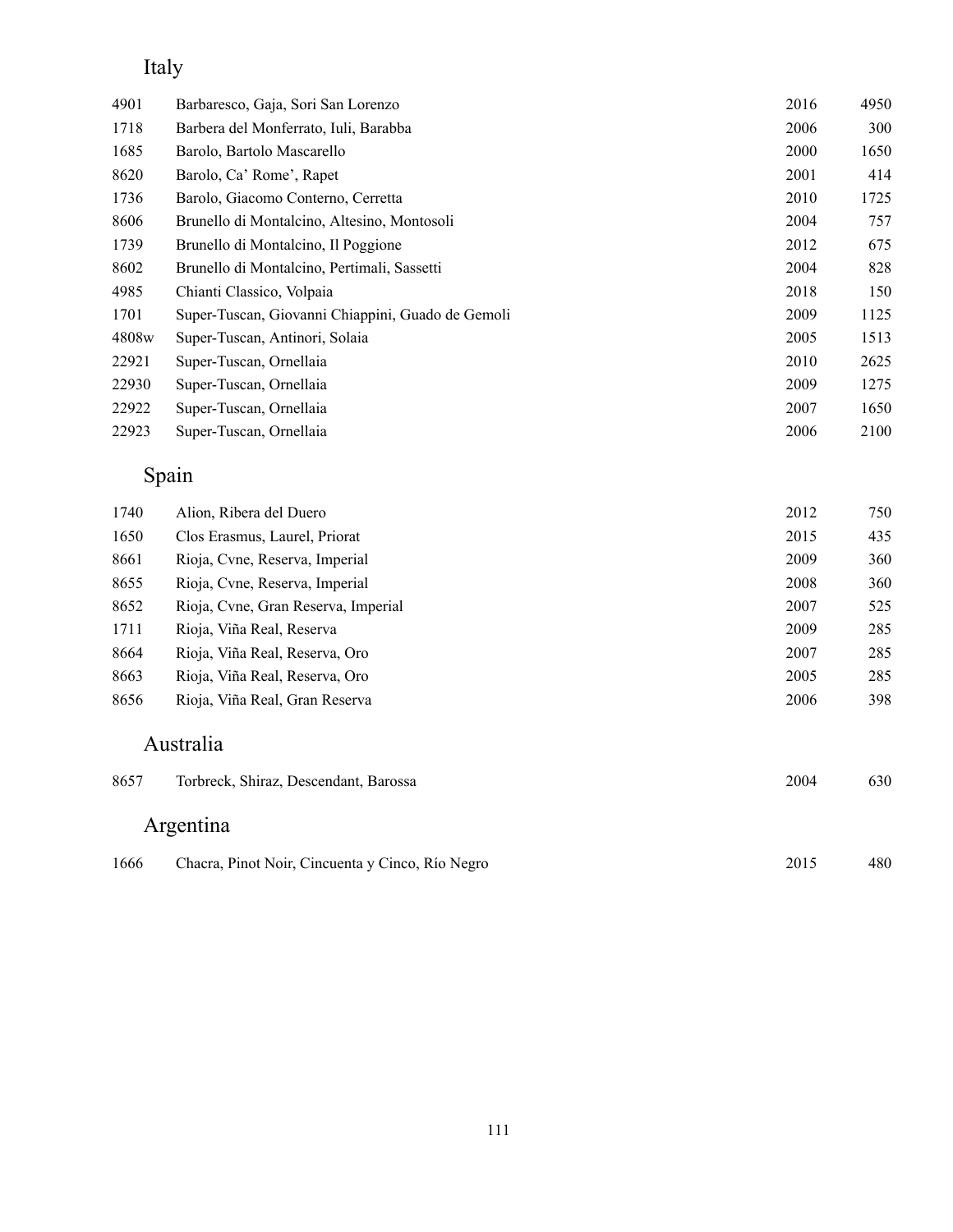## Italy

| | | | |
|---|---|---|---|
| 4901 | Barbaresco, Gaja, Sori San Lorenzo | 2016 | 4950 |
| 1718 | Barbera del Monferrato, Iuli, Barabba | 2006 | 300 |
| 1685 | Barolo, Bartolo Mascarello | 2000 | 1650 |
| 8620 | Barolo, Ca' Rome', Rapet | 2001 | 414 |
| 1736 | Barolo, Giacomo Conterno, Cerretta | 2010 | 1725 |
| 8606 | Brunello di Montalcino, Altesino, Montosoli | 2004 | 757 |
| 1739 | Brunello di Montalcino, Il Poggione | 2012 | 675 |
| 8602 | Brunello di Montalcino, Pertimali, Sassetti | 2004 | 828 |
| 4985 | Chianti Classico, Volpaia | 2018 | 150 |
| 1701 | Super-Tuscan, Giovanni Chiappini, Guado de Gemoli | 2009 | 1125 |
| 4808w | Super-Tuscan, Antinori, Solaia | 2005 | 1513 |
| 22921 | Super-Tuscan, Ornellaia | 2010 | 2625 |
| 22930 | Super-Tuscan, Ornellaia | 2009 | 1275 |
| 22922 | Super-Tuscan, Ornellaia | 2007 | 1650 |
| 22923 | Super-Tuscan, Ornellaia | 2006 | 2100 |

## Spain

| | | | |
|---|---|---|---|
| 1740 | Alion, Ribera del Duero | 2012 | 750 |
| 1650 | Clos Erasmus, Laurel, Priorat | 2015 | 435 |
| 8661 | Rioja, Cvne, Reserva, Imperial | 2009 | 360 |
| 8655 | Rioja, Cvne, Reserva, Imperial | 2008 | 360 |
| 8652 | Rioja, Cvne, Gran Reserva, Imperial | 2007 | 525 |
| 1711 | Rioja, Viña Real, Reserva | 2009 | 285 |
| 8664 | Rioja, Viña Real, Reserva, Oro | 2007 | 285 |
| 8663 | Rioja, Viña Real, Reserva, Oro | 2005 | 285 |
| 8656 | Rioja, Viña Real, Gran Reserva | 2006 | 398 |

## Australia

| | | | |
|---|---|---|---|
| 8657 | Torbreck, Shiraz, Descendant, Barossa | 2004 | 630 |

## Argentina

| | | | |
|---|---|---|---|
| 1666 | Chacra, Pinot Noir, Cincuenta y Cinco, Río Negro | 2015 | 480 |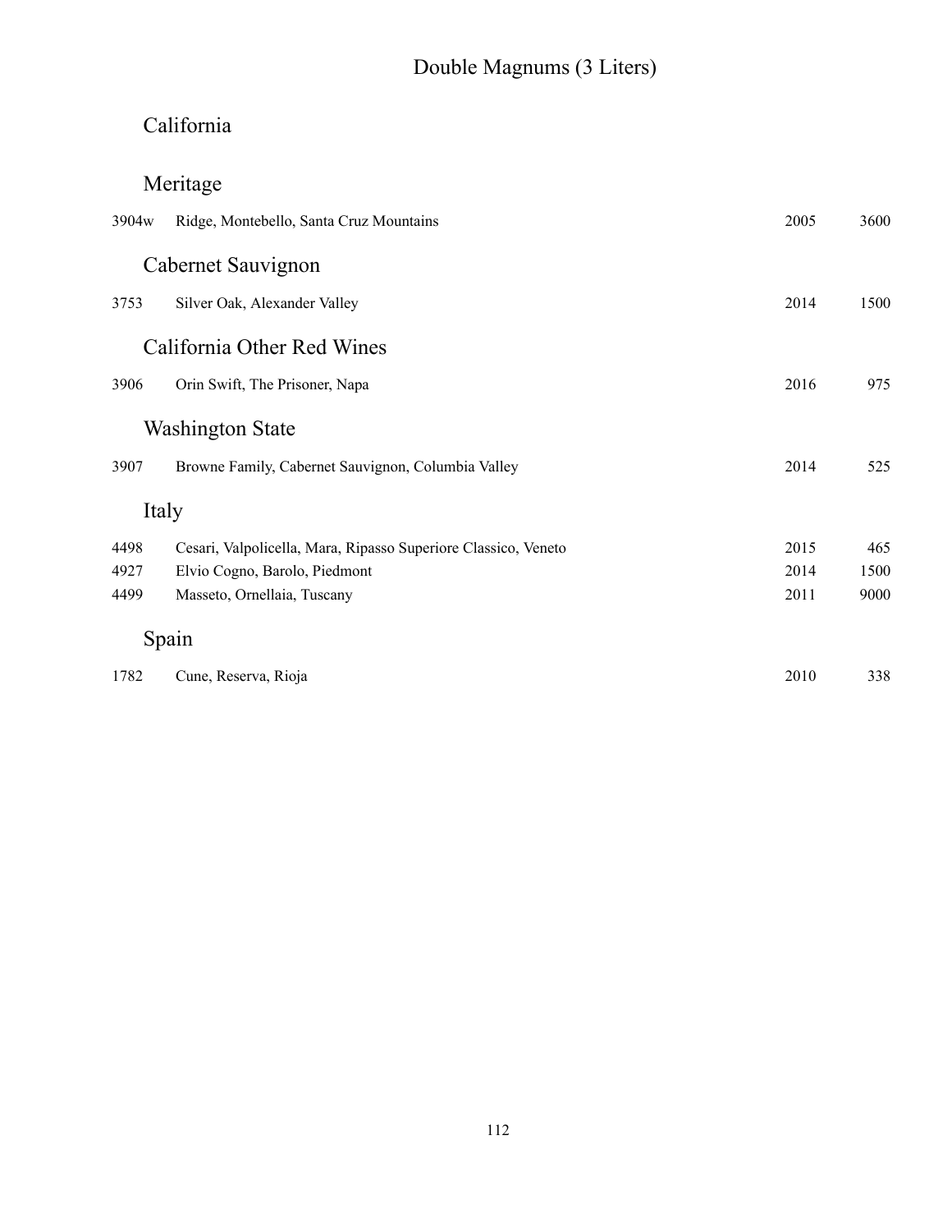# Double Magnums (3 Liters)

## California

### Meritage

| | | | |
|---|---|---|---|
| 3904w | Ridge, Montebello, Santa Cruz Mountains | 2005 | 3600 |

### Cabernet Sauvignon

| | | | |
|---|---|---|---|
| 3753 | Silver Oak, Alexander Valley | 2014 | 1500 |

### California Other Red Wines

| | | | |
|---|---|---|---|
| 3906 | Orin Swift, The Prisoner, Napa | 2016 | 975 |

### Washington State

| | | | |
|---|---|---|---|
| 3907 | Browne Family, Cabernet Sauvignon, Columbia Valley | 2014 | 525 |

### Italy

| | | | |
|---|---|---|---|
| 4498 | Cesari, Valpolicella, Mara, Ripasso Superiore Classico, Veneto | 2015 | 465 |
| 4927 | Elvio Cogno, Barolo, Piedmont | 2014 | 1500 |
| 4499 | Masseto, Ornellaia, Tuscany | 2011 | 9000 |

### Spain

| | | | |
|---|---|---|---|
| 1782 | Cune, Reserva, Rioja | 2010 | 338 |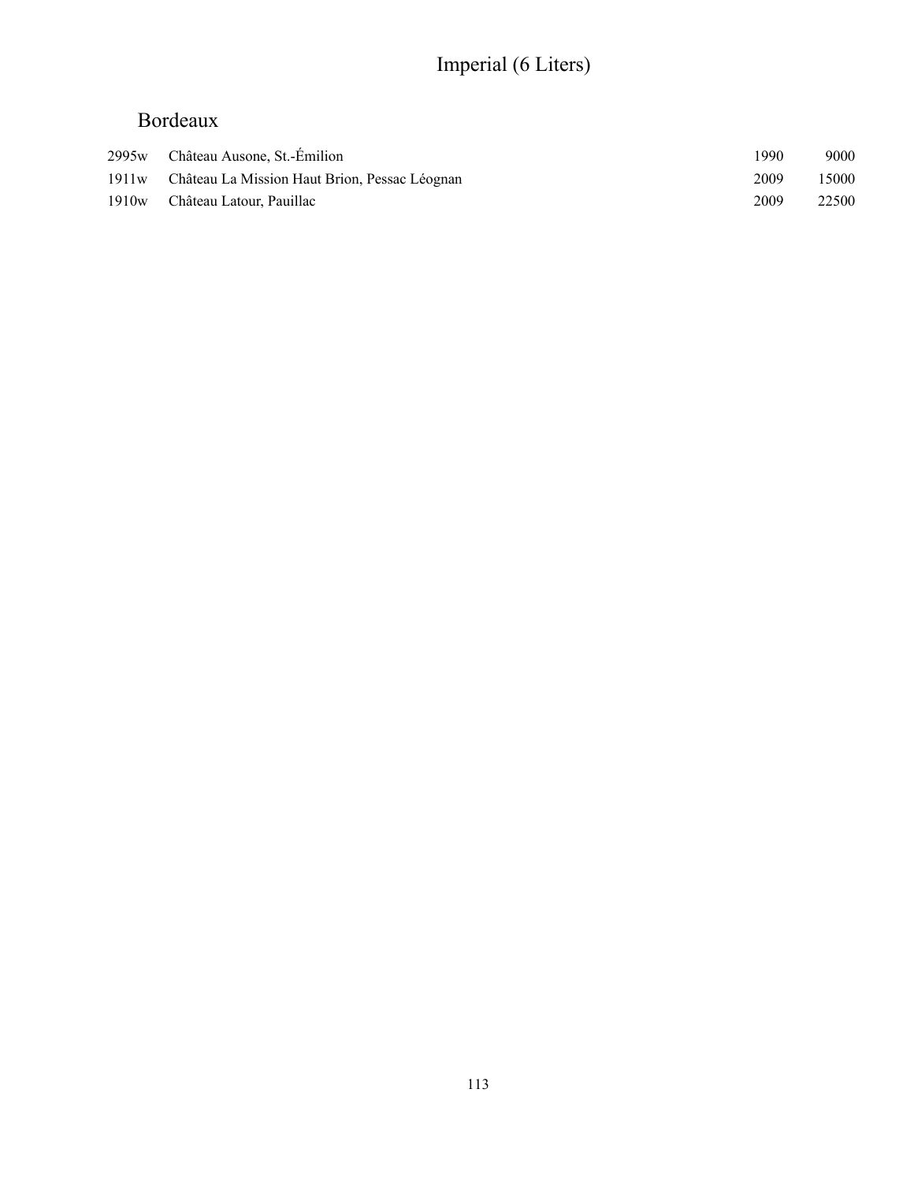# Imperial (6 Liters)

## Bordeaux

| | | | |
|---|---|---|---|
| 2995w | Château Ausone, St.-Émilion | 1990 | 9000 |
| 1911w | Château La Mission Haut Brion, Pessac Léognan | 2009 | 15000 |
| 1910w | Château Latour, Pauillac | 2009 | 22500 |